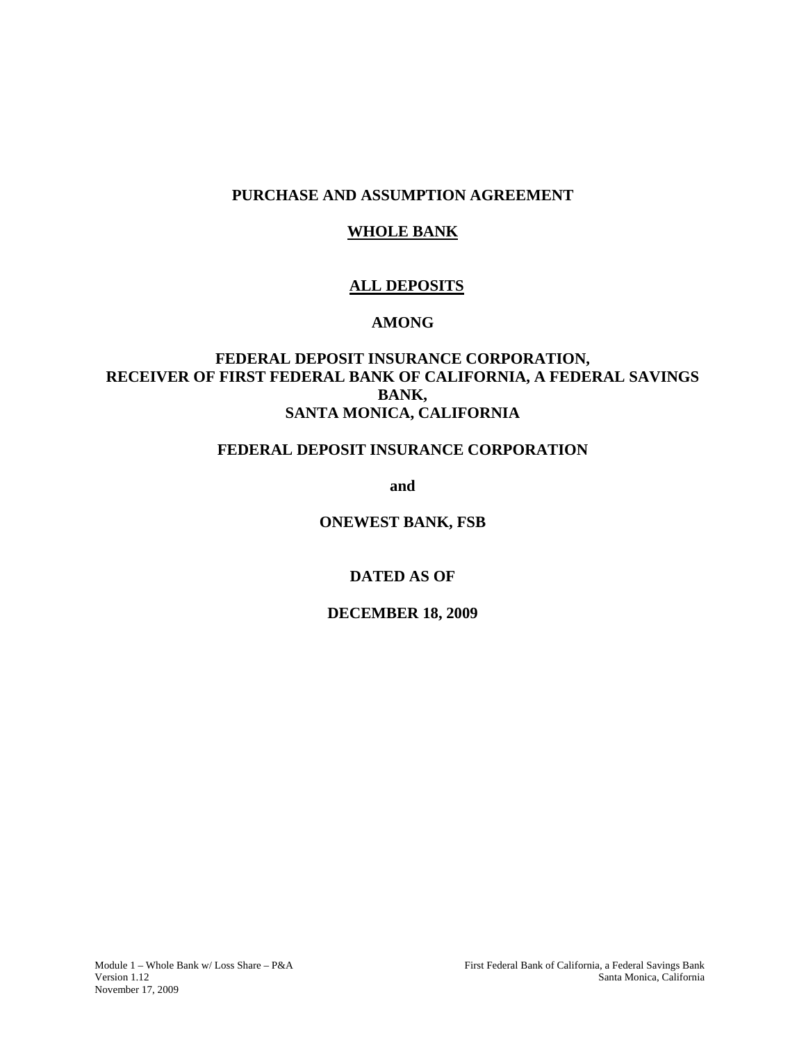**PURCHASE AND ASSUMPTION AGREEMENT**

**WHOLE BANK**

**ALL DEPOSITS**

**AMONG**

**FEDERAL DEPOSIT INSURANCE CORPORATION,
RECEIVER OF FIRST FEDERAL BANK OF CALIFORNIA, A FEDERAL SAVINGS BANK,
SANTA MONICA, CALIFORNIA**

**FEDERAL DEPOSIT INSURANCE CORPORATION**

**and**

**ONEWEST BANK, FSB**

**DATED AS OF**

**DECEMBER 18, 2009**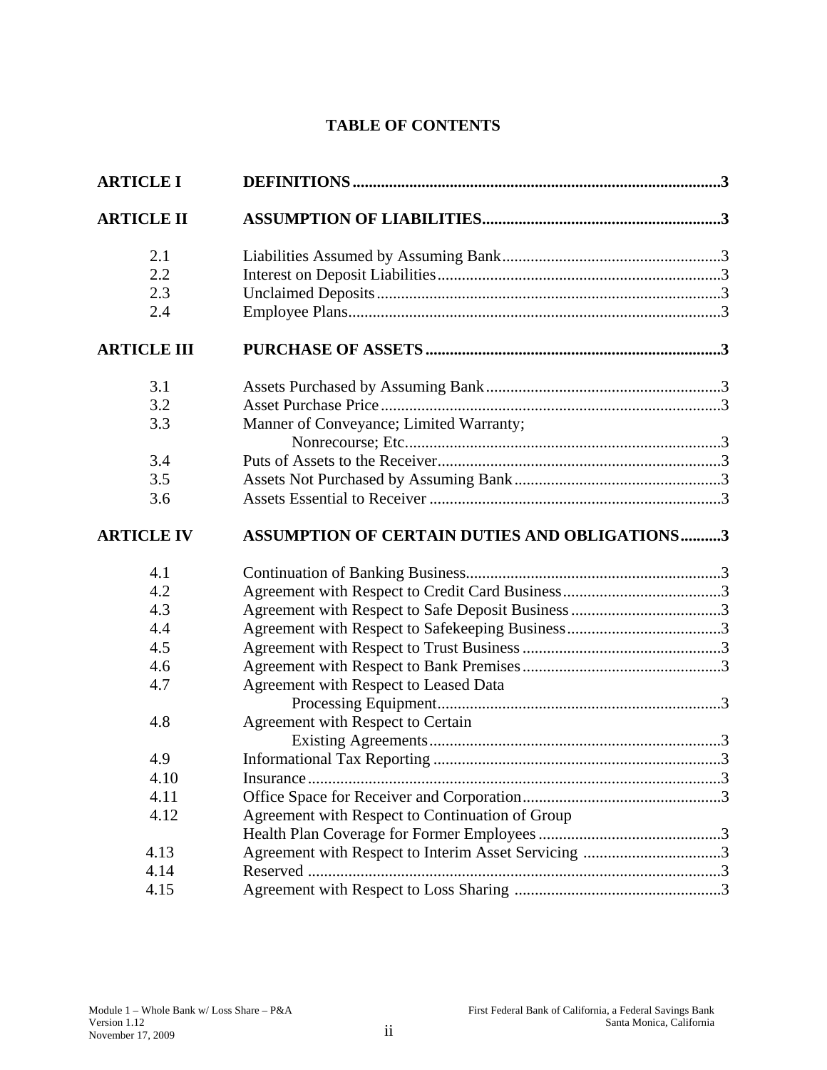# TABLE OF CONTENTS

| | | |
|---|---|---|
| **ARTICLE I** | **DEFINITIONS** | **3** |
| **ARTICLE II** | **ASSUMPTION OF LIABILITIES** | **3** |
| 2.1 | Liabilities Assumed by Assuming Bank | 3 |
| 2.2 | Interest on Deposit Liabilities | 3 |
| 2.3 | Unclaimed Deposits | 3 |
| 2.4 | Employee Plans | 3 |
| **ARTICLE III** | **PURCHASE OF ASSETS** | **3** |
| 3.1 | Assets Purchased by Assuming Bank | 3 |
| 3.2 | Asset Purchase Price | 3 |
| 3.3 | Manner of Conveyance; Limited Warranty; Nonrecourse; Etc. | 3 |
| 3.4 | Puts of Assets to the Receiver | 3 |
| 3.5 | Assets Not Purchased by Assuming Bank | 3 |
| 3.6 | Assets Essential to Receiver | 3 |
| **ARTICLE IV** | **ASSUMPTION OF CERTAIN DUTIES AND OBLIGATIONS** | **3** |
| 4.1 | Continuation of Banking Business | 3 |
| 4.2 | Agreement with Respect to Credit Card Business | 3 |
| 4.3 | Agreement with Respect to Safe Deposit Business | 3 |
| 4.4 | Agreement with Respect to Safekeeping Business | 3 |
| 4.5 | Agreement with Respect to Trust Business | 3 |
| 4.6 | Agreement with Respect to Bank Premises | 3 |
| 4.7 | Agreement with Respect to Leased Data Processing Equipment | 3 |
| 4.8 | Agreement with Respect to Certain Existing Agreements | 3 |
| 4.9 | Informational Tax Reporting | 3 |
| 4.10 | Insurance | 3 |
| 4.11 | Office Space for Receiver and Corporation | 3 |
| 4.12 | Agreement with Respect to Continuation of Group Health Plan Coverage for Former Employees | 3 |
| 4.13 | Agreement with Respect to Interim Asset Servicing | 3 |
| 4.14 | Reserved | 3 |
| 4.15 | Agreement with Respect to Loss Sharing | 3 |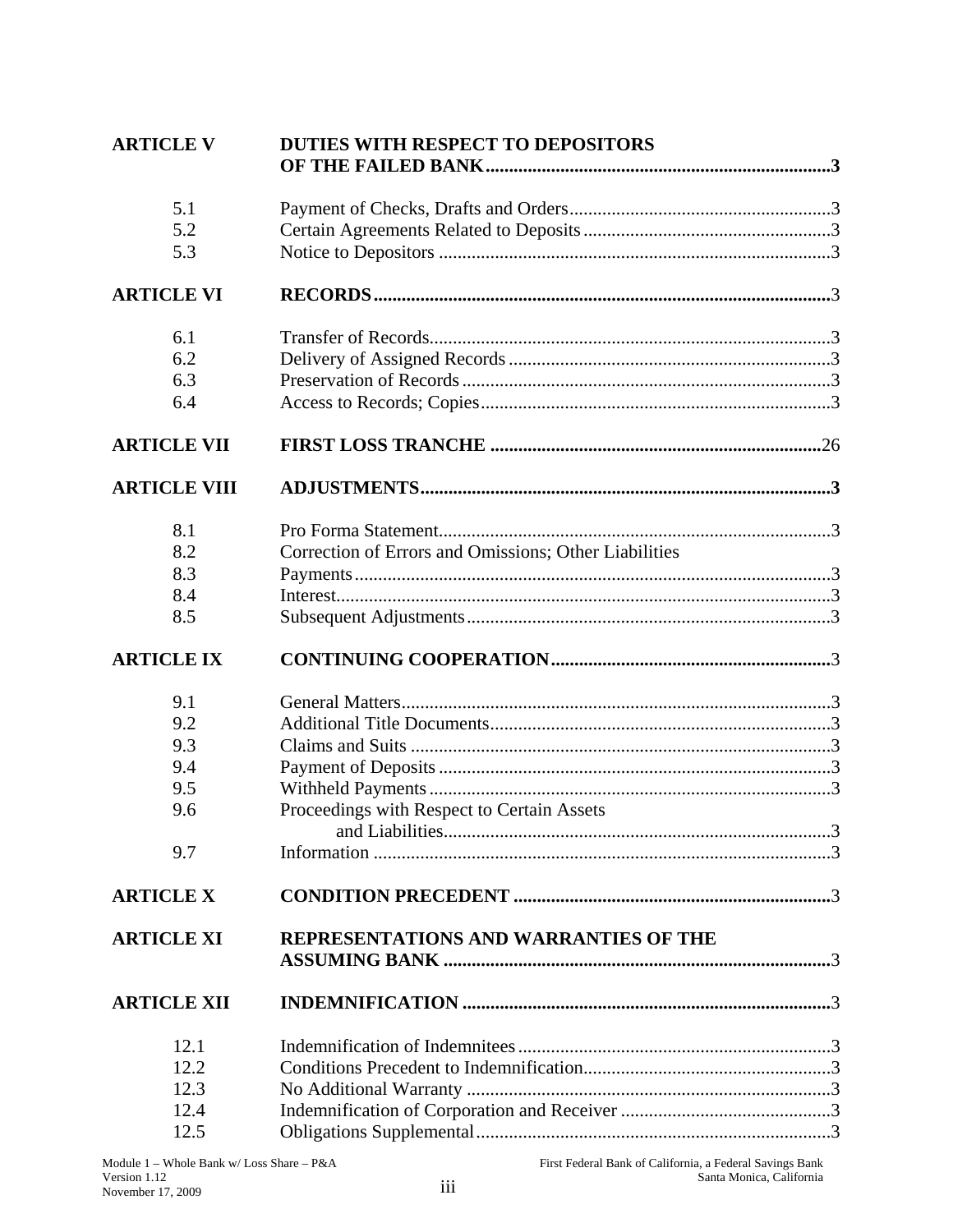| | | |
|---|---|---|
| **ARTICLE V** | **DUTIES WITH RESPECT TO DEPOSITORS OF THE FAILED BANK** | **3** |
| 5.1 | Payment of Checks, Drafts and Orders | 3 |
| 5.2 | Certain Agreements Related to Deposits | 3 |
| 5.3 | Notice to Depositors | 3 |
| **ARTICLE VI** | **RECORDS** | 3 |
| 6.1 | Transfer of Records | 3 |
| 6.2 | Delivery of Assigned Records | 3 |
| 6.3 | Preservation of Records | 3 |
| 6.4 | Access to Records; Copies | 3 |
| **ARTICLE VII** | **FIRST LOSS TRANCHE** | 26 |
| **ARTICLE VIII** | **ADJUSTMENTS** | **3** |
| 8.1 | Pro Forma Statement | 3 |
| 8.2 | Correction of Errors and Omissions; Other Liabilities | |
| 8.3 | Payments | 3 |
| 8.4 | Interest | 3 |
| 8.5 | Subsequent Adjustments | 3 |
| **ARTICLE IX** | **CONTINUING COOPERATION** | 3 |
| 9.1 | General Matters | 3 |
| 9.2 | Additional Title Documents | 3 |
| 9.3 | Claims and Suits | 3 |
| 9.4 | Payment of Deposits | 3 |
| 9.5 | Withheld Payments | 3 |
| 9.6 | Proceedings with Respect to Certain Assets and Liabilities | 3 |
| 9.7 | Information | 3 |
| **ARTICLE X** | **CONDITION PRECEDENT** | 3 |
| **ARTICLE XI** | **REPRESENTATIONS AND WARRANTIES OF THE ASSUMING BANK** | 3 |
| **ARTICLE XII** | **INDEMNIFICATION** | 3 |
| 12.1 | Indemnification of Indemnitees | 3 |
| 12.2 | Conditions Precedent to Indemnification | 3 |
| 12.3 | No Additional Warranty | 3 |
| 12.4 | Indemnification of Corporation and Receiver | 3 |
| 12.5 | Obligations Supplemental | 3 |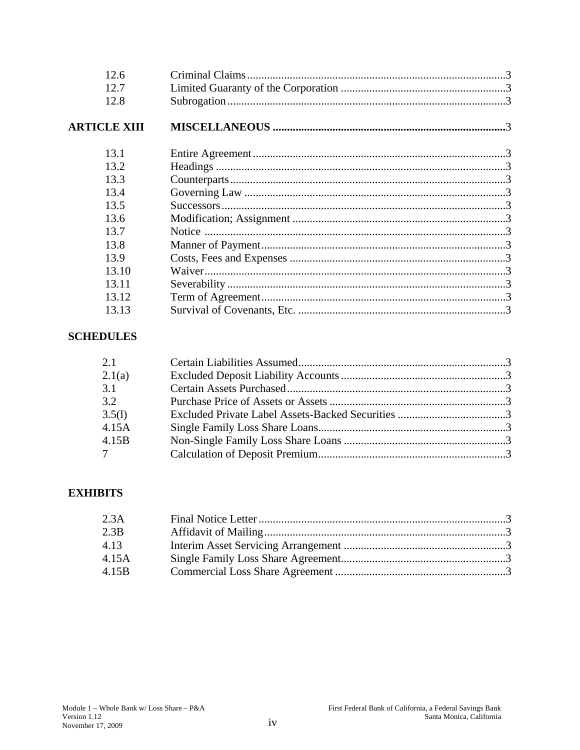| | | |
|---|---|---|
| 12.6 | Criminal Claims | 3 |
| 12.7 | Limited Guaranty of the Corporation | 3 |
| 12.8 | Subrogation | 3 |
| **ARTICLE XIII** | **MISCELLANEOUS** | 3 |
| 13.1 | Entire Agreement | 3 |
| 13.2 | Headings | 3 |
| 13.3 | Counterparts | 3 |
| 13.4 | Governing Law | 3 |
| 13.5 | Successors | 3 |
| 13.6 | Modification; Assignment | 3 |
| 13.7 | Notice | 3 |
| 13.8 | Manner of Payment | 3 |
| 13.9 | Costs, Fees and Expenses | 3 |
| 13.10 | Waiver | 3 |
| 13.11 | Severability | 3 |
| 13.12 | Term of Agreement | 3 |
| 13.13 | Survival of Covenants, Etc. | 3 |

**SCHEDULES**

| | | |
|---|---|---|
| 2.1 | Certain Liabilities Assumed | 3 |
| 2.1(a) | Excluded Deposit Liability Accounts | 3 |
| 3.1 | Certain Assets Purchased | 3 |
| 3.2 | Purchase Price of Assets or Assets | 3 |
| 3.5(l) | Excluded Private Label Assets-Backed Securities | 3 |
| 4.15A | Single Family Loss Share Loans | 3 |
| 4.15B | Non-Single Family Loss Share Loans | 3 |
| 7 | Calculation of Deposit Premium | 3 |

**EXHIBITS**

| | | |
|---|---|---|
| 2.3A | Final Notice Letter | 3 |
| 2.3B | Affidavit of Mailing | 3 |
| 4.13 | Interim Asset Servicing Arrangement | 3 |
| 4.15A | Single Family Loss Share Agreement | 3 |
| 4.15B | Commercial Loss Share Agreement | 3 |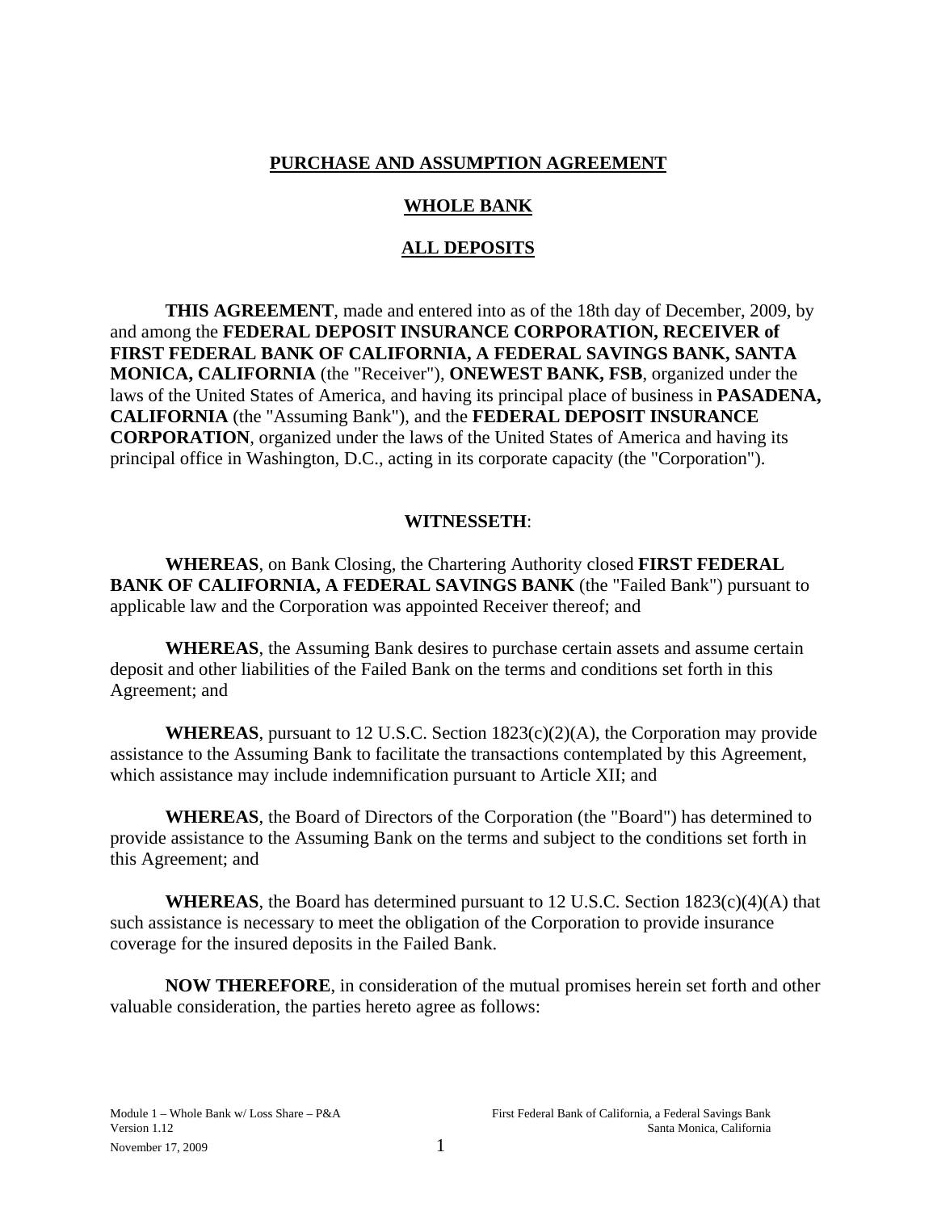**PURCHASE AND ASSUMPTION AGREEMENT**

**WHOLE BANK**

**ALL DEPOSITS**

**THIS AGREEMENT**, made and entered into as of the 18th day of December, 2009, by and among the **FEDERAL DEPOSIT INSURANCE CORPORATION, RECEIVER of FIRST FEDERAL BANK OF CALIFORNIA, A FEDERAL SAVINGS BANK, SANTA MONICA, CALIFORNIA** (the "Receiver"), **ONEWEST BANK, FSB**, organized under the laws of the United States of America, and having its principal place of business in **PASADENA, CALIFORNIA** (the "Assuming Bank"), and the **FEDERAL DEPOSIT INSURANCE CORPORATION**, organized under the laws of the United States of America and having its principal office in Washington, D.C., acting in its corporate capacity (the "Corporation").

**WITNESSETH**:

**WHEREAS**, on Bank Closing, the Chartering Authority closed **FIRST FEDERAL BANK OF CALIFORNIA, A FEDERAL SAVINGS BANK** (the "Failed Bank") pursuant to applicable law and the Corporation was appointed Receiver thereof; and

**WHEREAS**, the Assuming Bank desires to purchase certain assets and assume certain deposit and other liabilities of the Failed Bank on the terms and conditions set forth in this Agreement; and

**WHEREAS**, pursuant to 12 U.S.C. Section 1823(c)(2)(A), the Corporation may provide assistance to the Assuming Bank to facilitate the transactions contemplated by this Agreement, which assistance may include indemnification pursuant to Article XII; and

**WHEREAS**, the Board of Directors of the Corporation (the "Board") has determined to provide assistance to the Assuming Bank on the terms and subject to the conditions set forth in this Agreement; and

**WHEREAS**, the Board has determined pursuant to 12 U.S.C. Section 1823(c)(4)(A) that such assistance is necessary to meet the obligation of the Corporation to provide insurance coverage for the insured deposits in the Failed Bank.

**NOW THEREFORE**, in consideration of the mutual promises herein set forth and other valuable consideration, the parties hereto agree as follows: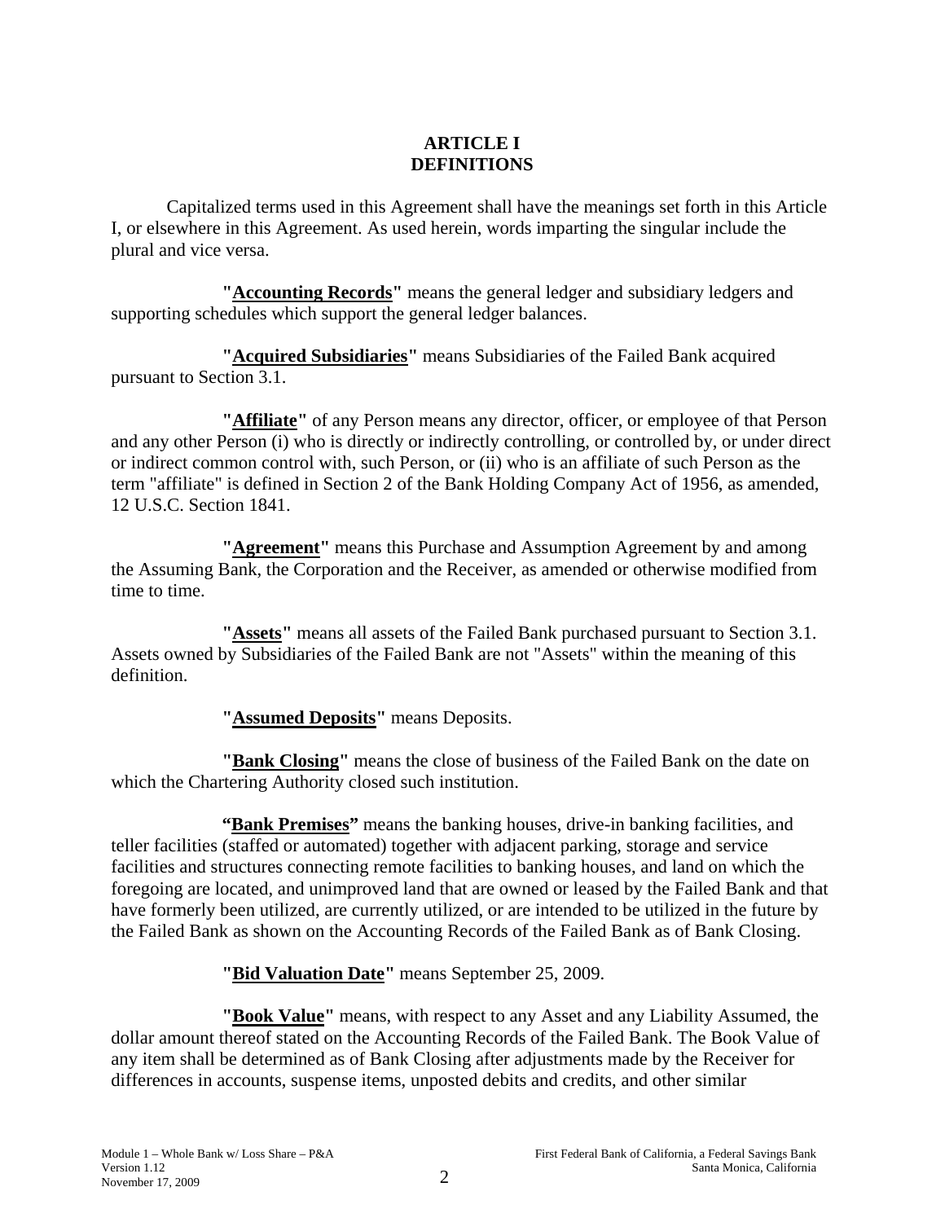# ARTICLE I
# DEFINITIONS

Capitalized terms used in this Agreement shall have the meanings set forth in this Article I, or elsewhere in this Agreement. As used herein, words imparting the singular include the plural and vice versa.

**"Accounting Records"** means the general ledger and subsidiary ledgers and supporting schedules which support the general ledger balances.

**"Acquired Subsidiaries"** means Subsidiaries of the Failed Bank acquired pursuant to Section 3.1.

**"Affiliate"** of any Person means any director, officer, or employee of that Person and any other Person (i) who is directly or indirectly controlling, or controlled by, or under direct or indirect common control with, such Person, or (ii) who is an affiliate of such Person as the term "affiliate" is defined in Section 2 of the Bank Holding Company Act of 1956, as amended, 12 U.S.C. Section 1841.

**"Agreement"** means this Purchase and Assumption Agreement by and among the Assuming Bank, the Corporation and the Receiver, as amended or otherwise modified from time to time.

**"Assets"** means all assets of the Failed Bank purchased pursuant to Section 3.1. Assets owned by Subsidiaries of the Failed Bank are not "Assets" within the meaning of this definition.

**"Assumed Deposits"** means Deposits.

**"Bank Closing"** means the close of business of the Failed Bank on the date on which the Chartering Authority closed such institution.

**"Bank Premises"** means the banking houses, drive-in banking facilities, and teller facilities (staffed or automated) together with adjacent parking, storage and service facilities and structures connecting remote facilities to banking houses, and land on which the foregoing are located, and unimproved land that are owned or leased by the Failed Bank and that have formerly been utilized, are currently utilized, or are intended to be utilized in the future by the Failed Bank as shown on the Accounting Records of the Failed Bank as of Bank Closing.

**"Bid Valuation Date"** means September 25, 2009.

**"Book Value"** means, with respect to any Asset and any Liability Assumed, the dollar amount thereof stated on the Accounting Records of the Failed Bank. The Book Value of any item shall be determined as of Bank Closing after adjustments made by the Receiver for differences in accounts, suspense items, unposted debits and credits, and other similar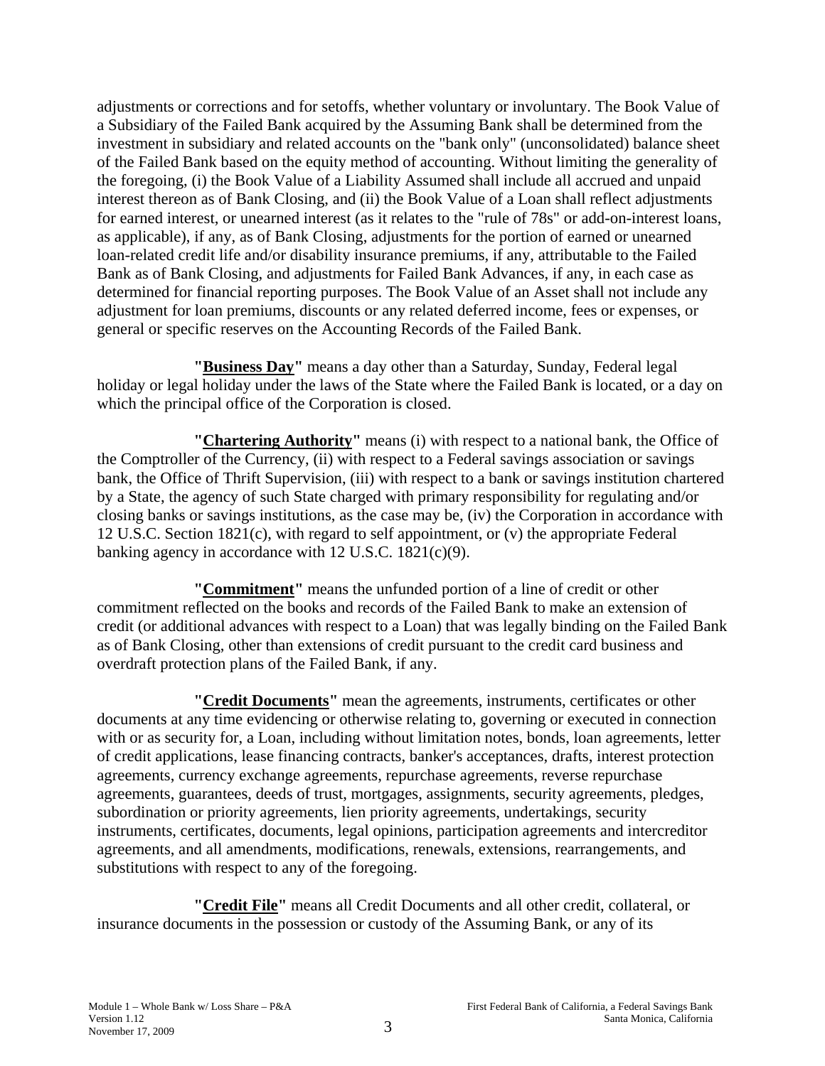adjustments or corrections and for setoffs, whether voluntary or involuntary. The Book Value of a Subsidiary of the Failed Bank acquired by the Assuming Bank shall be determined from the investment in subsidiary and related accounts on the "bank only" (unconsolidated) balance sheet of the Failed Bank based on the equity method of accounting. Without limiting the generality of the foregoing, (i) the Book Value of a Liability Assumed shall include all accrued and unpaid interest thereon as of Bank Closing, and (ii) the Book Value of a Loan shall reflect adjustments for earned interest, or unearned interest (as it relates to the "rule of 78s" or add-on-interest loans, as applicable), if any, as of Bank Closing, adjustments for the portion of earned or unearned loan-related credit life and/or disability insurance premiums, if any, attributable to the Failed Bank as of Bank Closing, and adjustments for Failed Bank Advances, if any, in each case as determined for financial reporting purposes. The Book Value of an Asset shall not include any adjustment for loan premiums, discounts or any related deferred income, fees or expenses, or general or specific reserves on the Accounting Records of the Failed Bank.

**"Business Day"** means a day other than a Saturday, Sunday, Federal legal holiday or legal holiday under the laws of the State where the Failed Bank is located, or a day on which the principal office of the Corporation is closed.

**"Chartering Authority"** means (i) with respect to a national bank, the Office of the Comptroller of the Currency, (ii) with respect to a Federal savings association or savings bank, the Office of Thrift Supervision, (iii) with respect to a bank or savings institution chartered by a State, the agency of such State charged with primary responsibility for regulating and/or closing banks or savings institutions, as the case may be, (iv) the Corporation in accordance with 12 U.S.C. Section 1821(c), with regard to self appointment, or (v) the appropriate Federal banking agency in accordance with 12 U.S.C. 1821(c)(9).

**"Commitment"** means the unfunded portion of a line of credit or other commitment reflected on the books and records of the Failed Bank to make an extension of credit (or additional advances with respect to a Loan) that was legally binding on the Failed Bank as of Bank Closing, other than extensions of credit pursuant to the credit card business and overdraft protection plans of the Failed Bank, if any.

**"Credit Documents"** mean the agreements, instruments, certificates or other documents at any time evidencing or otherwise relating to, governing or executed in connection with or as security for, a Loan, including without limitation notes, bonds, loan agreements, letter of credit applications, lease financing contracts, banker's acceptances, drafts, interest protection agreements, currency exchange agreements, repurchase agreements, reverse repurchase agreements, guarantees, deeds of trust, mortgages, assignments, security agreements, pledges, subordination or priority agreements, lien priority agreements, undertakings, security instruments, certificates, documents, legal opinions, participation agreements and intercreditor agreements, and all amendments, modifications, renewals, extensions, rearrangements, and substitutions with respect to any of the foregoing.

**"Credit File"** means all Credit Documents and all other credit, collateral, or insurance documents in the possession or custody of the Assuming Bank, or any of its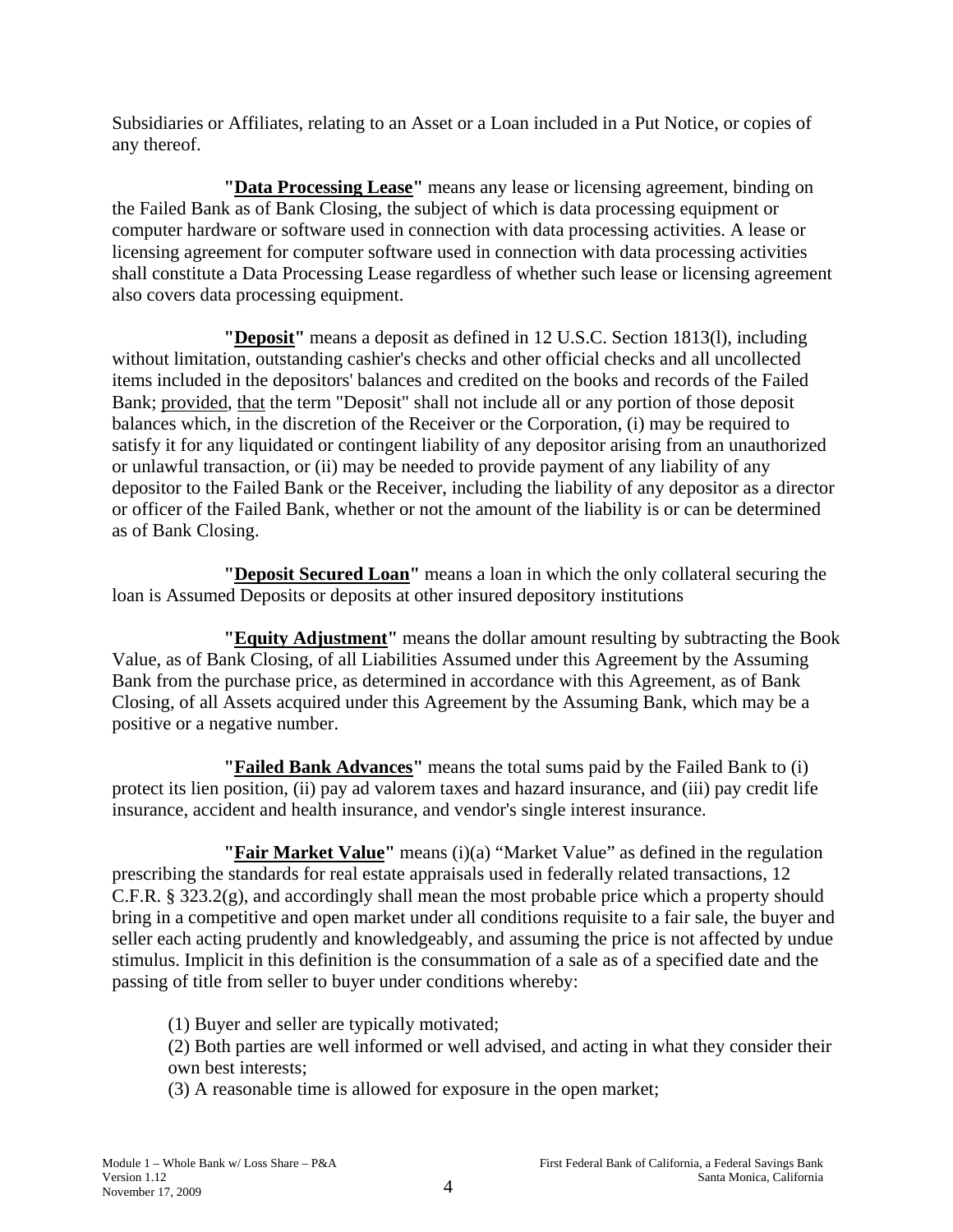Subsidiaries or Affiliates, relating to an Asset or a Loan included in a Put Notice, or copies of any thereof.

**"<u>Data Processing Lease</u>"** means any lease or licensing agreement, binding on the Failed Bank as of Bank Closing, the subject of which is data processing equipment or computer hardware or software used in connection with data processing activities. A lease or licensing agreement for computer software used in connection with data processing activities shall constitute a Data Processing Lease regardless of whether such lease or licensing agreement also covers data processing equipment.

**"<u>Deposit</u>"** means a deposit as defined in 12 U.S.C. Section 1813(l), including without limitation, outstanding cashier's checks and other official checks and all uncollected items included in the depositors' balances and credited on the books and records of the Failed Bank; <u>provided</u>, <u>that</u> the term "Deposit" shall not include all or any portion of those deposit balances which, in the discretion of the Receiver or the Corporation, (i) may be required to satisfy it for any liquidated or contingent liability of any depositor arising from an unauthorized or unlawful transaction, or (ii) may be needed to provide payment of any liability of any depositor to the Failed Bank or the Receiver, including the liability of any depositor as a director or officer of the Failed Bank, whether or not the amount of the liability is or can be determined as of Bank Closing.

**"<u>Deposit Secured Loan</u>"** means a loan in which the only collateral securing the loan is Assumed Deposits or deposits at other insured depository institutions

**"<u>Equity Adjustment</u>"** means the dollar amount resulting by subtracting the Book Value, as of Bank Closing, of all Liabilities Assumed under this Agreement by the Assuming Bank from the purchase price, as determined in accordance with this Agreement, as of Bank Closing, of all Assets acquired under this Agreement by the Assuming Bank, which may be a positive or a negative number.

**"<u>Failed Bank Advances</u>"** means the total sums paid by the Failed Bank to (i) protect its lien position, (ii) pay ad valorem taxes and hazard insurance, and (iii) pay credit life insurance, accident and health insurance, and vendor's single interest insurance.

**"<u>Fair Market Value</u>"** means (i)(a) "Market Value" as defined in the regulation prescribing the standards for real estate appraisals used in federally related transactions, 12 C.F.R. § 323.2(g), and accordingly shall mean the most probable price which a property should bring in a competitive and open market under all conditions requisite to a fair sale, the buyer and seller each acting prudently and knowledgeably, and assuming the price is not affected by undue stimulus. Implicit in this definition is the consummation of a sale as of a specified date and the passing of title from seller to buyer under conditions whereby:

(1) Buyer and seller are typically motivated;
(2) Both parties are well informed or well advised, and acting in what they consider their own best interests;
(3) A reasonable time is allowed for exposure in the open market;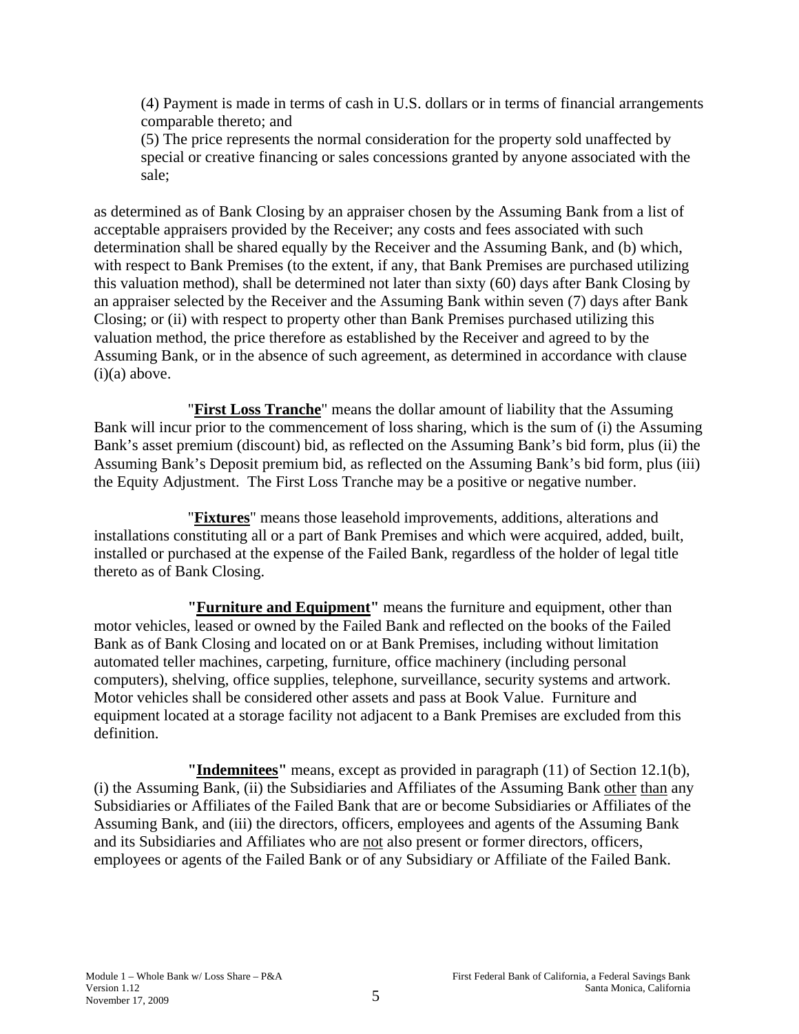(4) Payment is made in terms of cash in U.S. dollars or in terms of financial arrangements comparable thereto; and

(5) The price represents the normal consideration for the property sold unaffected by special or creative financing or sales concessions granted by anyone associated with the sale;

as determined as of Bank Closing by an appraiser chosen by the Assuming Bank from a list of acceptable appraisers provided by the Receiver; any costs and fees associated with such determination shall be shared equally by the Receiver and the Assuming Bank, and (b) which, with respect to Bank Premises (to the extent, if any, that Bank Premises are purchased utilizing this valuation method), shall be determined not later than sixty (60) days after Bank Closing by an appraiser selected by the Receiver and the Assuming Bank within seven (7) days after Bank Closing; or (ii) with respect to property other than Bank Premises purchased utilizing this valuation method, the price therefore as established by the Receiver and agreed to by the Assuming Bank, or in the absence of such agreement, as determined in accordance with clause (i)(a) above.

"**<u>First Loss Tranche</u>**" means the dollar amount of liability that the Assuming Bank will incur prior to the commencement of loss sharing, which is the sum of (i) the Assuming Bank's asset premium (discount) bid, as reflected on the Assuming Bank's bid form, plus (ii) the Assuming Bank's Deposit premium bid, as reflected on the Assuming Bank's bid form, plus (iii) the Equity Adjustment. The First Loss Tranche may be a positive or negative number.

"**<u>Fixtures</u>**" means those leasehold improvements, additions, alterations and installations constituting all or a part of Bank Premises and which were acquired, added, built, installed or purchased at the expense of the Failed Bank, regardless of the holder of legal title thereto as of Bank Closing.

**"<u>Furniture and Equipment</u>"** means the furniture and equipment, other than motor vehicles, leased or owned by the Failed Bank and reflected on the books of the Failed Bank as of Bank Closing and located on or at Bank Premises, including without limitation automated teller machines, carpeting, furniture, office machinery (including personal computers), shelving, office supplies, telephone, surveillance, security systems and artwork. Motor vehicles shall be considered other assets and pass at Book Value. Furniture and equipment located at a storage facility not adjacent to a Bank Premises are excluded from this definition.

**"<u>Indemnitees</u>"** means, except as provided in paragraph (11) of Section 12.1(b), (i) the Assuming Bank, (ii) the Subsidiaries and Affiliates of the Assuming Bank <u>other than</u> any Subsidiaries or Affiliates of the Failed Bank that are or become Subsidiaries or Affiliates of the Assuming Bank, and (iii) the directors, officers, employees and agents of the Assuming Bank and its Subsidiaries and Affiliates who are <u>not</u> also present or former directors, officers, employees or agents of the Failed Bank or of any Subsidiary or Affiliate of the Failed Bank.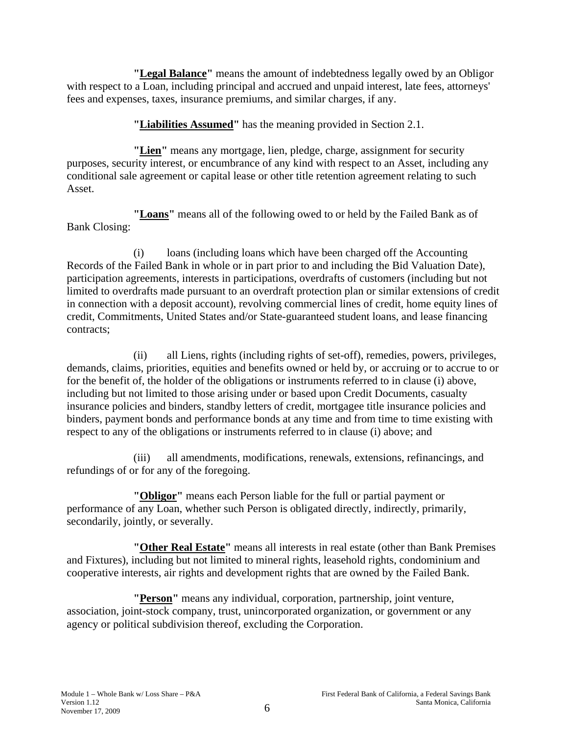**"Legal Balance"** means the amount of indebtedness legally owed by an Obligor with respect to a Loan, including principal and accrued and unpaid interest, late fees, attorneys' fees and expenses, taxes, insurance premiums, and similar charges, if any.

**"Liabilities Assumed"** has the meaning provided in Section 2.1.

**"Lien"** means any mortgage, lien, pledge, charge, assignment for security purposes, security interest, or encumbrance of any kind with respect to an Asset, including any conditional sale agreement or capital lease or other title retention agreement relating to such Asset.

**"Loans"** means all of the following owed to or held by the Failed Bank as of Bank Closing:

(i) loans (including loans which have been charged off the Accounting Records of the Failed Bank in whole or in part prior to and including the Bid Valuation Date), participation agreements, interests in participations, overdrafts of customers (including but not limited to overdrafts made pursuant to an overdraft protection plan or similar extensions of credit in connection with a deposit account), revolving commercial lines of credit, home equity lines of credit, Commitments, United States and/or State-guaranteed student loans, and lease financing contracts;

(ii) all Liens, rights (including rights of set-off), remedies, powers, privileges, demands, claims, priorities, equities and benefits owned or held by, or accruing or to accrue to or for the benefit of, the holder of the obligations or instruments referred to in clause (i) above, including but not limited to those arising under or based upon Credit Documents, casualty insurance policies and binders, standby letters of credit, mortgagee title insurance policies and binders, payment bonds and performance bonds at any time and from time to time existing with respect to any of the obligations or instruments referred to in clause (i) above; and

(iii) all amendments, modifications, renewals, extensions, refinancings, and refundings of or for any of the foregoing.

**"Obligor"** means each Person liable for the full or partial payment or performance of any Loan, whether such Person is obligated directly, indirectly, primarily, secondarily, jointly, or severally.

**"Other Real Estate"** means all interests in real estate (other than Bank Premises and Fixtures), including but not limited to mineral rights, leasehold rights, condominium and cooperative interests, air rights and development rights that are owned by the Failed Bank.

**"Person"** means any individual, corporation, partnership, joint venture, association, joint-stock company, trust, unincorporated organization, or government or any agency or political subdivision thereof, excluding the Corporation.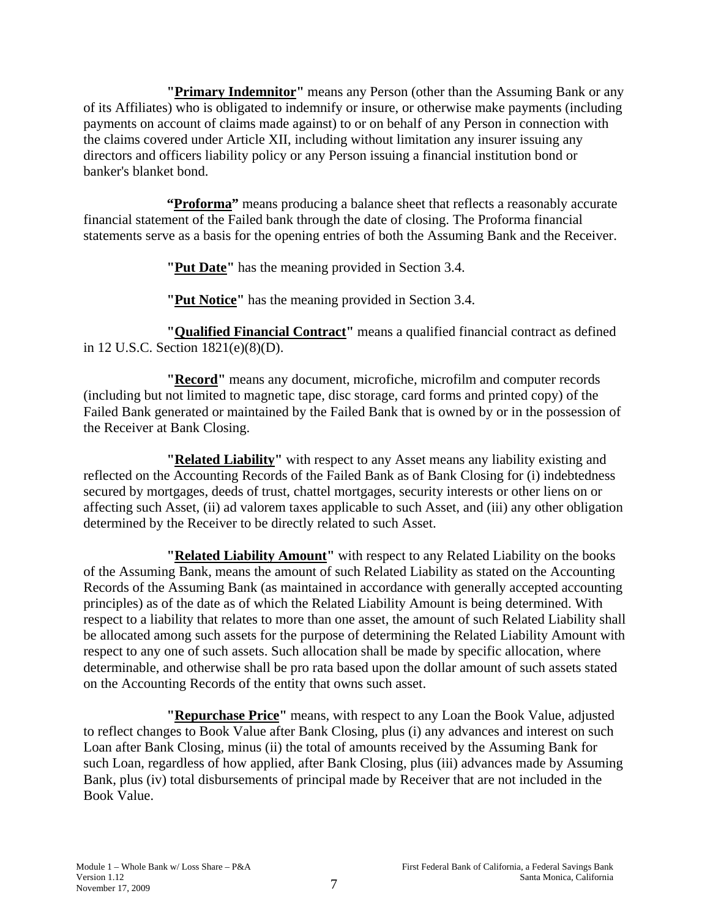**"<u>Primary Indemnitor</u>"** means any Person (other than the Assuming Bank or any of its Affiliates) who is obligated to indemnify or insure, or otherwise make payments (including payments on account of claims made against) to or on behalf of any Person in connection with the claims covered under Article XII, including without limitation any insurer issuing any directors and officers liability policy or any Person issuing a financial institution bond or banker's blanket bond.

**"<u>Proforma</u>"** means producing a balance sheet that reflects a reasonably accurate financial statement of the Failed bank through the date of closing. The Proforma financial statements serve as a basis for the opening entries of both the Assuming Bank and the Receiver.

**"<u>Put Date</u>"** has the meaning provided in Section 3.4.

**"<u>Put Notice</u>"** has the meaning provided in Section 3.4.

**"<u>Qualified Financial Contract</u>"** means a qualified financial contract as defined in 12 U.S.C. Section 1821(e)(8)(D).

**"<u>Record</u>"** means any document, microfiche, microfilm and computer records (including but not limited to magnetic tape, disc storage, card forms and printed copy) of the Failed Bank generated or maintained by the Failed Bank that is owned by or in the possession of the Receiver at Bank Closing.

**"<u>Related Liability</u>"** with respect to any Asset means any liability existing and reflected on the Accounting Records of the Failed Bank as of Bank Closing for (i) indebtedness secured by mortgages, deeds of trust, chattel mortgages, security interests or other liens on or affecting such Asset, (ii) ad valorem taxes applicable to such Asset, and (iii) any other obligation determined by the Receiver to be directly related to such Asset.

**"<u>Related Liability Amount</u>"** with respect to any Related Liability on the books of the Assuming Bank, means the amount of such Related Liability as stated on the Accounting Records of the Assuming Bank (as maintained in accordance with generally accepted accounting principles) as of the date as of which the Related Liability Amount is being determined. With respect to a liability that relates to more than one asset, the amount of such Related Liability shall be allocated among such assets for the purpose of determining the Related Liability Amount with respect to any one of such assets. Such allocation shall be made by specific allocation, where determinable, and otherwise shall be pro rata based upon the dollar amount of such assets stated on the Accounting Records of the entity that owns such asset.

**"<u>Repurchase Price</u>"** means, with respect to any Loan the Book Value, adjusted to reflect changes to Book Value after Bank Closing, plus (i) any advances and interest on such Loan after Bank Closing, minus (ii) the total of amounts received by the Assuming Bank for such Loan, regardless of how applied, after Bank Closing, plus (iii) advances made by Assuming Bank, plus (iv) total disbursements of principal made by Receiver that are not included in the Book Value.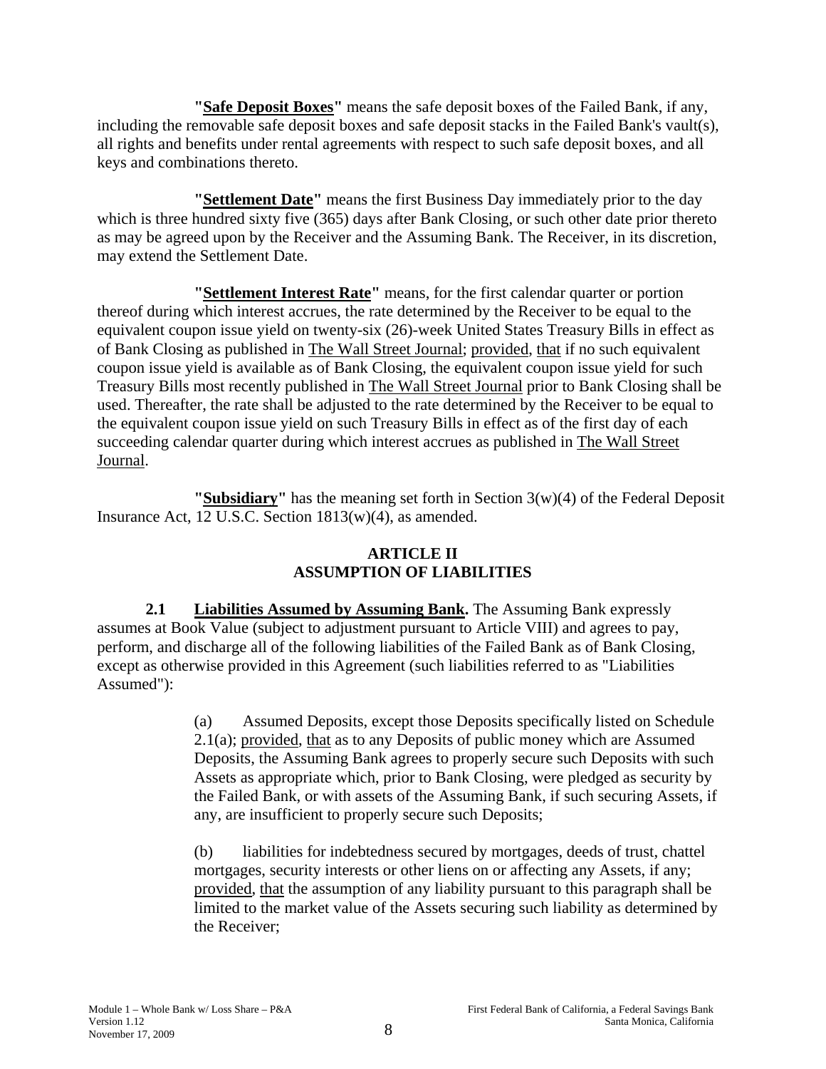**"<u>Safe Deposit Boxes</u>"** means the safe deposit boxes of the Failed Bank, if any, including the removable safe deposit boxes and safe deposit stacks in the Failed Bank's vault(s), all rights and benefits under rental agreements with respect to such safe deposit boxes, and all keys and combinations thereto.

**"<u>Settlement Date</u>"** means the first Business Day immediately prior to the day which is three hundred sixty five (365) days after Bank Closing, or such other date prior thereto as may be agreed upon by the Receiver and the Assuming Bank. The Receiver, in its discretion, may extend the Settlement Date.

**"<u>Settlement Interest Rate</u>"** means, for the first calendar quarter or portion thereof during which interest accrues, the rate determined by the Receiver to be equal to the equivalent coupon issue yield on twenty-six (26)-week United States Treasury Bills in effect as of Bank Closing as published in <u>The Wall Street Journal</u>; <u>provided</u>, <u>that</u> if no such equivalent coupon issue yield is available as of Bank Closing, the equivalent coupon issue yield for such Treasury Bills most recently published in <u>The Wall Street Journal</u> prior to Bank Closing shall be used. Thereafter, the rate shall be adjusted to the rate determined by the Receiver to be equal to the equivalent coupon issue yield on such Treasury Bills in effect as of the first day of each succeeding calendar quarter during which interest accrues as published in <u>The Wall Street Journal</u>.

**"<u>Subsidiary</u>"** has the meaning set forth in Section 3(w)(4) of the Federal Deposit Insurance Act, 12 U.S.C. Section 1813(w)(4), as amended.

## ARTICLE II
## ASSUMPTION OF LIABILITIES

**2.1 <u>Liabilities Assumed by Assuming Bank</u>.** The Assuming Bank expressly assumes at Book Value (subject to adjustment pursuant to Article VIII) and agrees to pay, perform, and discharge all of the following liabilities of the Failed Bank as of Bank Closing, except as otherwise provided in this Agreement (such liabilities referred to as "Liabilities Assumed"):

(a) Assumed Deposits, except those Deposits specifically listed on Schedule 2.1(a); <u>provided</u>, <u>that</u> as to any Deposits of public money which are Assumed Deposits, the Assuming Bank agrees to properly secure such Deposits with such Assets as appropriate which, prior to Bank Closing, were pledged as security by the Failed Bank, or with assets of the Assuming Bank, if such securing Assets, if any, are insufficient to properly secure such Deposits;

(b) liabilities for indebtedness secured by mortgages, deeds of trust, chattel mortgages, security interests or other liens on or affecting any Assets, if any; <u>provided</u>, <u>that</u> the assumption of any liability pursuant to this paragraph shall be limited to the market value of the Assets securing such liability as determined by the Receiver;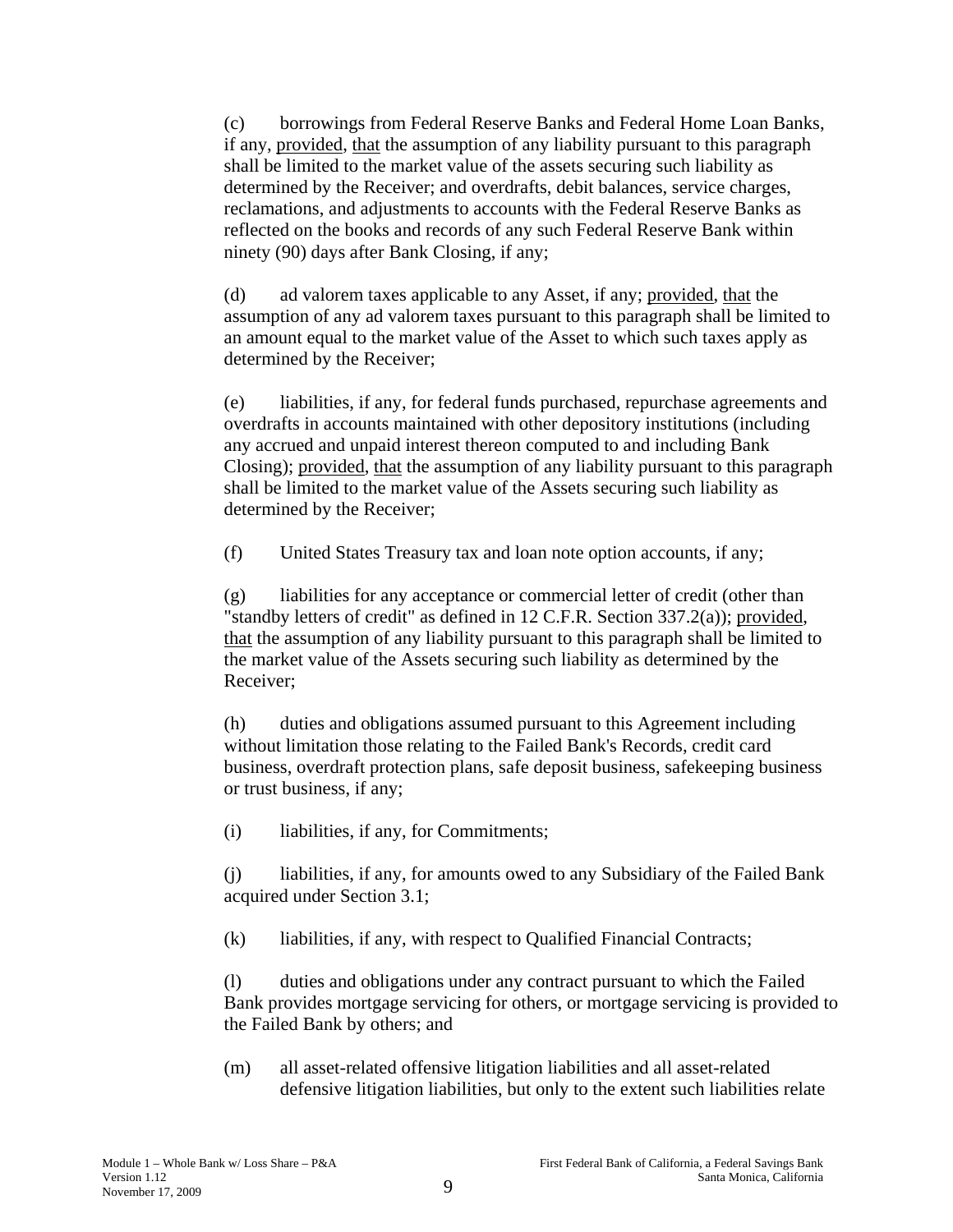(c) borrowings from Federal Reserve Banks and Federal Home Loan Banks, if any, provided, that the assumption of any liability pursuant to this paragraph shall be limited to the market value of the assets securing such liability as determined by the Receiver; and overdrafts, debit balances, service charges, reclamations, and adjustments to accounts with the Federal Reserve Banks as reflected on the books and records of any such Federal Reserve Bank within ninety (90) days after Bank Closing, if any;

(d) ad valorem taxes applicable to any Asset, if any; provided, that the assumption of any ad valorem taxes pursuant to this paragraph shall be limited to an amount equal to the market value of the Asset to which such taxes apply as determined by the Receiver;

(e) liabilities, if any, for federal funds purchased, repurchase agreements and overdrafts in accounts maintained with other depository institutions (including any accrued and unpaid interest thereon computed to and including Bank Closing); provided, that the assumption of any liability pursuant to this paragraph shall be limited to the market value of the Assets securing such liability as determined by the Receiver;

(f) United States Treasury tax and loan note option accounts, if any;

(g) liabilities for any acceptance or commercial letter of credit (other than "standby letters of credit" as defined in 12 C.F.R. Section 337.2(a)); provided, that the assumption of any liability pursuant to this paragraph shall be limited to the market value of the Assets securing such liability as determined by the Receiver;

(h) duties and obligations assumed pursuant to this Agreement including without limitation those relating to the Failed Bank's Records, credit card business, overdraft protection plans, safe deposit business, safekeeping business or trust business, if any;

(i) liabilities, if any, for Commitments;

(j) liabilities, if any, for amounts owed to any Subsidiary of the Failed Bank acquired under Section 3.1;

(k) liabilities, if any, with respect to Qualified Financial Contracts;

(l) duties and obligations under any contract pursuant to which the Failed Bank provides mortgage servicing for others, or mortgage servicing is provided to the Failed Bank by others; and

(m) all asset-related offensive litigation liabilities and all asset-related defensive litigation liabilities, but only to the extent such liabilities relate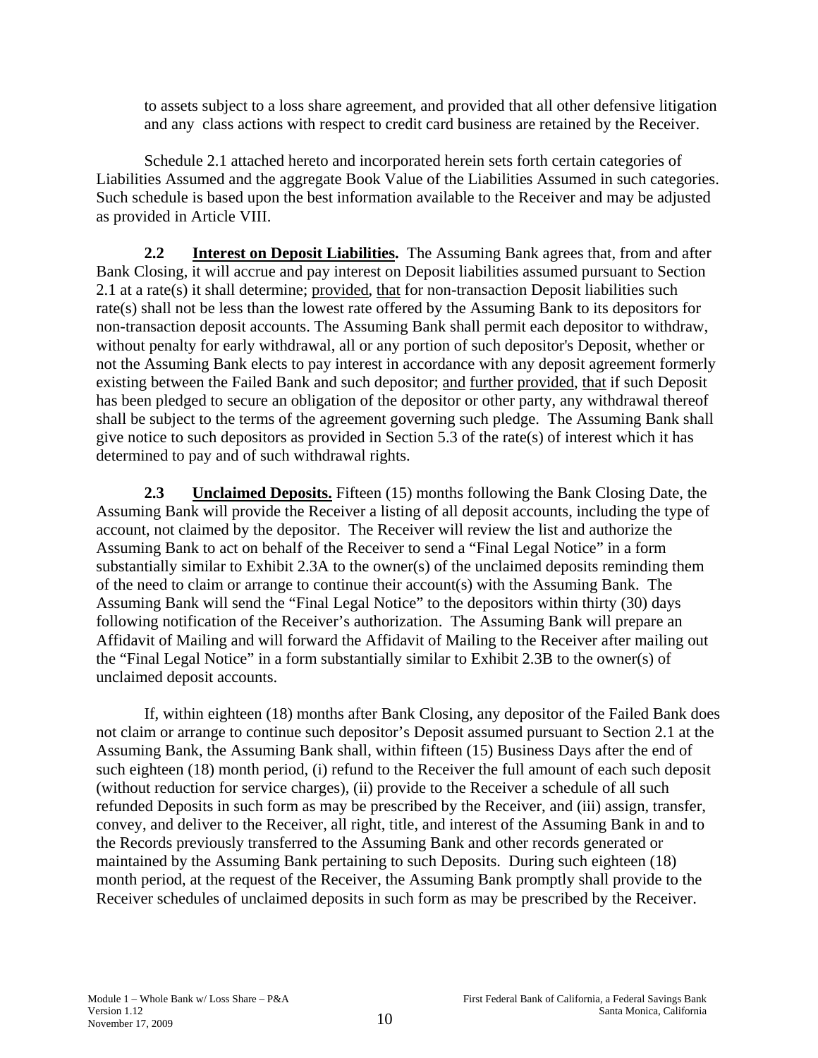to assets subject to a loss share agreement, and provided that all other defensive litigation and any class actions with respect to credit card business are retained by the Receiver.

Schedule 2.1 attached hereto and incorporated herein sets forth certain categories of Liabilities Assumed and the aggregate Book Value of the Liabilities Assumed in such categories. Such schedule is based upon the best information available to the Receiver and may be adjusted as provided in Article VIII.

**2.2 Interest on Deposit Liabilities.** The Assuming Bank agrees that, from and after Bank Closing, it will accrue and pay interest on Deposit liabilities assumed pursuant to Section 2.1 at a rate(s) it shall determine; provided, that for non-transaction Deposit liabilities such rate(s) shall not be less than the lowest rate offered by the Assuming Bank to its depositors for non-transaction deposit accounts. The Assuming Bank shall permit each depositor to withdraw, without penalty for early withdrawal, all or any portion of such depositor's Deposit, whether or not the Assuming Bank elects to pay interest in accordance with any deposit agreement formerly existing between the Failed Bank and such depositor; and further provided, that if such Deposit has been pledged to secure an obligation of the depositor or other party, any withdrawal thereof shall be subject to the terms of the agreement governing such pledge. The Assuming Bank shall give notice to such depositors as provided in Section 5.3 of the rate(s) of interest which it has determined to pay and of such withdrawal rights.

**2.3 Unclaimed Deposits.** Fifteen (15) months following the Bank Closing Date, the Assuming Bank will provide the Receiver a listing of all deposit accounts, including the type of account, not claimed by the depositor. The Receiver will review the list and authorize the Assuming Bank to act on behalf of the Receiver to send a "Final Legal Notice" in a form substantially similar to Exhibit 2.3A to the owner(s) of the unclaimed deposits reminding them of the need to claim or arrange to continue their account(s) with the Assuming Bank. The Assuming Bank will send the "Final Legal Notice" to the depositors within thirty (30) days following notification of the Receiver's authorization. The Assuming Bank will prepare an Affidavit of Mailing and will forward the Affidavit of Mailing to the Receiver after mailing out the "Final Legal Notice" in a form substantially similar to Exhibit 2.3B to the owner(s) of unclaimed deposit accounts.

If, within eighteen (18) months after Bank Closing, any depositor of the Failed Bank does not claim or arrange to continue such depositor's Deposit assumed pursuant to Section 2.1 at the Assuming Bank, the Assuming Bank shall, within fifteen (15) Business Days after the end of such eighteen (18) month period, (i) refund to the Receiver the full amount of each such deposit (without reduction for service charges), (ii) provide to the Receiver a schedule of all such refunded Deposits in such form as may be prescribed by the Receiver, and (iii) assign, transfer, convey, and deliver to the Receiver, all right, title, and interest of the Assuming Bank in and to the Records previously transferred to the Assuming Bank and other records generated or maintained by the Assuming Bank pertaining to such Deposits. During such eighteen (18) month period, at the request of the Receiver, the Assuming Bank promptly shall provide to the Receiver schedules of unclaimed deposits in such form as may be prescribed by the Receiver.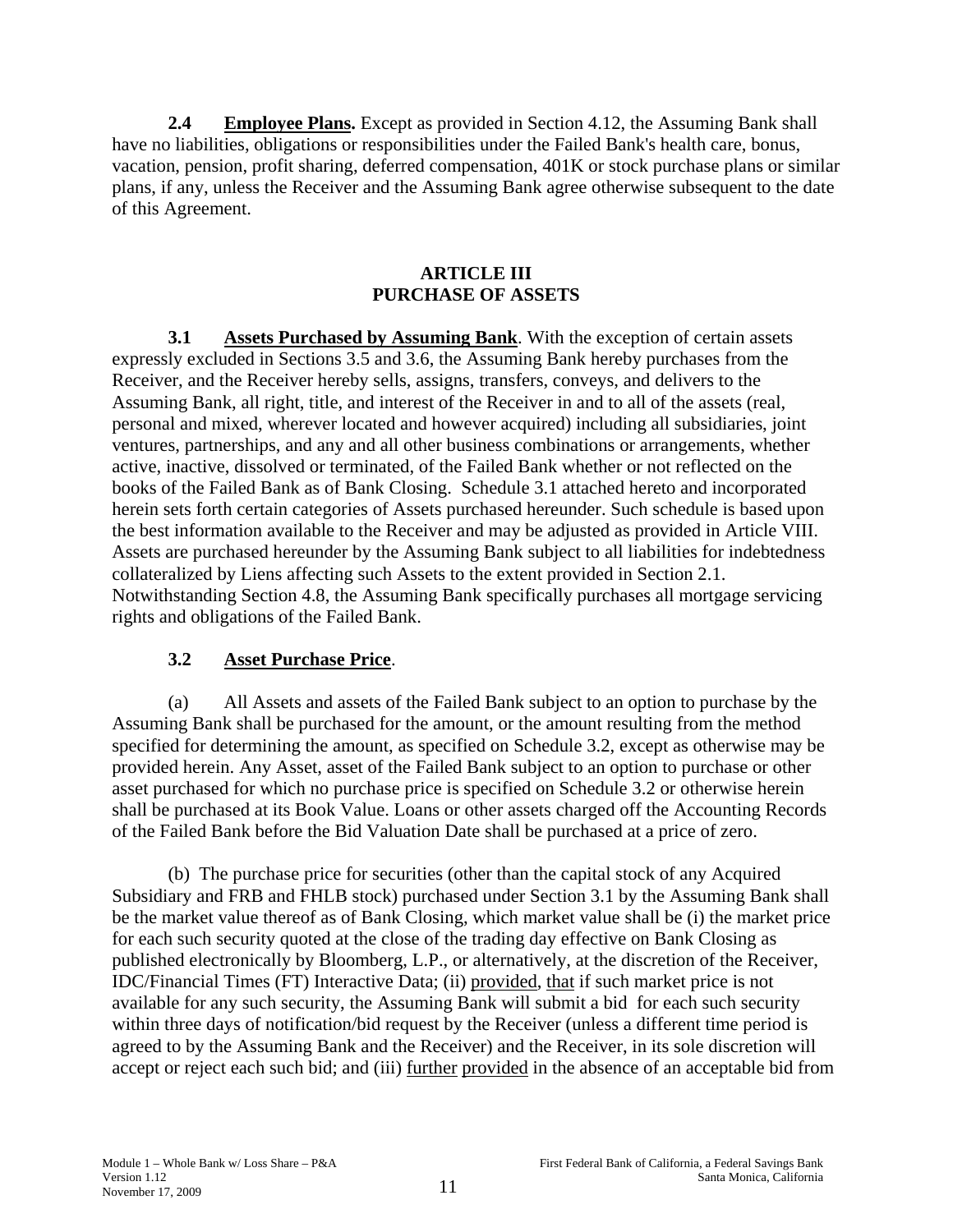**2.4 Employee Plans.** Except as provided in Section 4.12, the Assuming Bank shall have no liabilities, obligations or responsibilities under the Failed Bank's health care, bonus, vacation, pension, profit sharing, deferred compensation, 401K or stock purchase plans or similar plans, if any, unless the Receiver and the Assuming Bank agree otherwise subsequent to the date of this Agreement.

## ARTICLE III
## PURCHASE OF ASSETS

**3.1 Assets Purchased by Assuming Bank**. With the exception of certain assets expressly excluded in Sections 3.5 and 3.6, the Assuming Bank hereby purchases from the Receiver, and the Receiver hereby sells, assigns, transfers, conveys, and delivers to the Assuming Bank, all right, title, and interest of the Receiver in and to all of the assets (real, personal and mixed, wherever located and however acquired) including all subsidiaries, joint ventures, partnerships, and any and all other business combinations or arrangements, whether active, inactive, dissolved or terminated, of the Failed Bank whether or not reflected on the books of the Failed Bank as of Bank Closing. Schedule 3.1 attached hereto and incorporated herein sets forth certain categories of Assets purchased hereunder. Such schedule is based upon the best information available to the Receiver and may be adjusted as provided in Article VIII. Assets are purchased hereunder by the Assuming Bank subject to all liabilities for indebtedness collateralized by Liens affecting such Assets to the extent provided in Section 2.1. Notwithstanding Section 4.8, the Assuming Bank specifically purchases all mortgage servicing rights and obligations of the Failed Bank.

**3.2 Asset Purchase Price**.

(a) All Assets and assets of the Failed Bank subject to an option to purchase by the Assuming Bank shall be purchased for the amount, or the amount resulting from the method specified for determining the amount, as specified on Schedule 3.2, except as otherwise may be provided herein. Any Asset, asset of the Failed Bank subject to an option to purchase or other asset purchased for which no purchase price is specified on Schedule 3.2 or otherwise herein shall be purchased at its Book Value. Loans or other assets charged off the Accounting Records of the Failed Bank before the Bid Valuation Date shall be purchased at a price of zero.

(b) The purchase price for securities (other than the capital stock of any Acquired Subsidiary and FRB and FHLB stock) purchased under Section 3.1 by the Assuming Bank shall be the market value thereof as of Bank Closing, which market value shall be (i) the market price for each such security quoted at the close of the trading day effective on Bank Closing as published electronically by Bloomberg, L.P., or alternatively, at the discretion of the Receiver, IDC/Financial Times (FT) Interactive Data; (ii) provided, that if such market price is not available for any such security, the Assuming Bank will submit a bid for each such security within three days of notification/bid request by the Receiver (unless a different time period is agreed to by the Assuming Bank and the Receiver) and the Receiver, in its sole discretion will accept or reject each such bid; and (iii) further provided in the absence of an acceptable bid from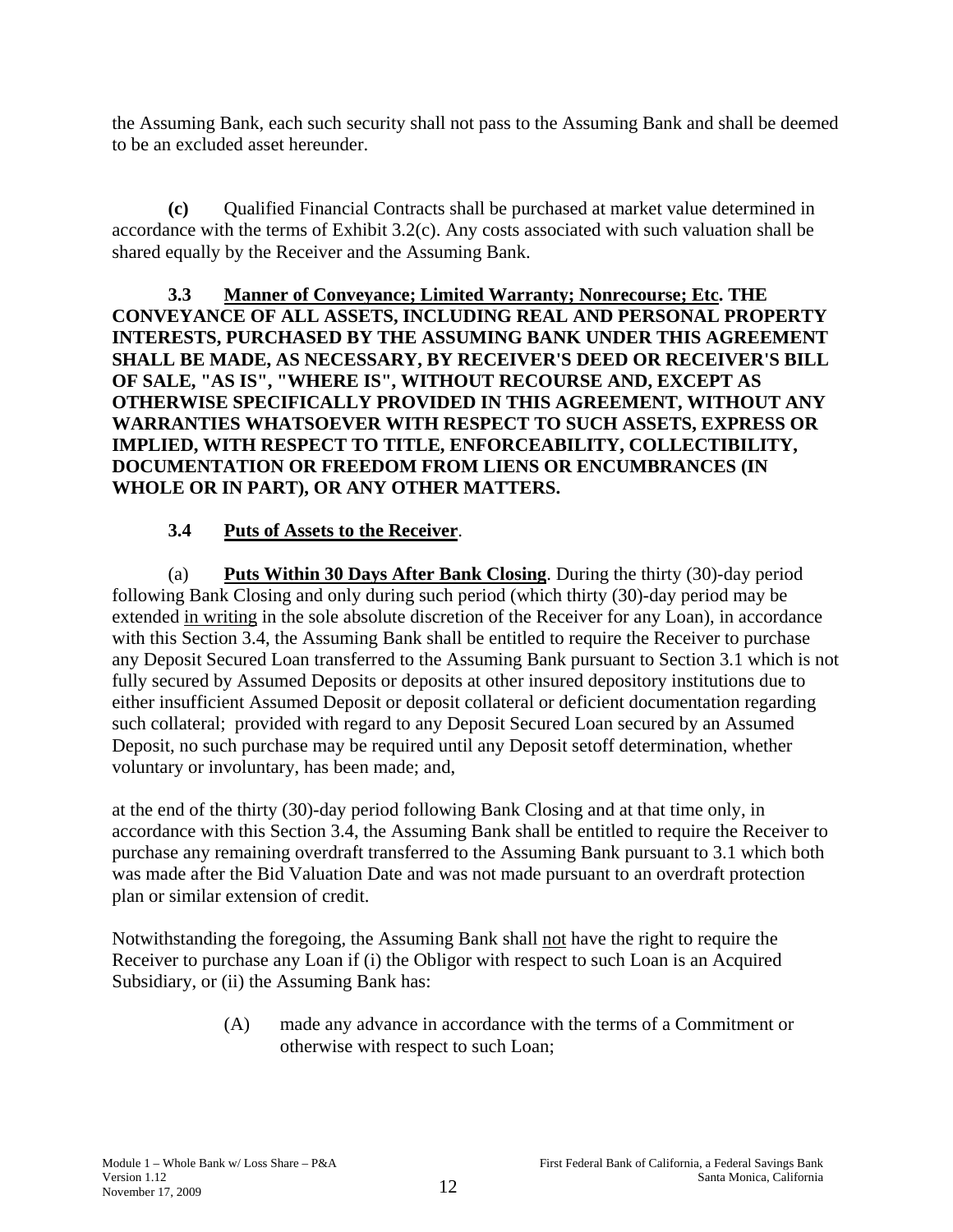the Assuming Bank, each such security shall not pass to the Assuming Bank and shall be deemed to be an excluded asset hereunder.

**(c)** Qualified Financial Contracts shall be purchased at market value determined in accordance with the terms of Exhibit 3.2(c). Any costs associated with such valuation shall be shared equally by the Receiver and the Assuming Bank.

**3.3 Manner of Conveyance; Limited Warranty; Nonrecourse; Etc. THE CONVEYANCE OF ALL ASSETS, INCLUDING REAL AND PERSONAL PROPERTY INTERESTS, PURCHASED BY THE ASSUMING BANK UNDER THIS AGREEMENT SHALL BE MADE, AS NECESSARY, BY RECEIVER'S DEED OR RECEIVER'S BILL OF SALE, "AS IS", "WHERE IS", WITHOUT RECOURSE AND, EXCEPT AS OTHERWISE SPECIFICALLY PROVIDED IN THIS AGREEMENT, WITHOUT ANY WARRANTIES WHATSOEVER WITH RESPECT TO SUCH ASSETS, EXPRESS OR IMPLIED, WITH RESPECT TO TITLE, ENFORCEABILITY, COLLECTIBILITY, DOCUMENTATION OR FREEDOM FROM LIENS OR ENCUMBRANCES (IN WHOLE OR IN PART), OR ANY OTHER MATTERS.**

**3.4 Puts of Assets to the Receiver**.

(a) **Puts Within 30 Days After Bank Closing**. During the thirty (30)-day period following Bank Closing and only during such period (which thirty (30)-day period may be extended in writing in the sole absolute discretion of the Receiver for any Loan), in accordance with this Section 3.4, the Assuming Bank shall be entitled to require the Receiver to purchase any Deposit Secured Loan transferred to the Assuming Bank pursuant to Section 3.1 which is not fully secured by Assumed Deposits or deposits at other insured depository institutions due to either insufficient Assumed Deposit or deposit collateral or deficient documentation regarding such collateral; provided with regard to any Deposit Secured Loan secured by an Assumed Deposit, no such purchase may be required until any Deposit setoff determination, whether voluntary or involuntary, has been made; and,

at the end of the thirty (30)-day period following Bank Closing and at that time only, in accordance with this Section 3.4, the Assuming Bank shall be entitled to require the Receiver to purchase any remaining overdraft transferred to the Assuming Bank pursuant to 3.1 which both was made after the Bid Valuation Date and was not made pursuant to an overdraft protection plan or similar extension of credit.

Notwithstanding the foregoing, the Assuming Bank shall not have the right to require the Receiver to purchase any Loan if (i) the Obligor with respect to such Loan is an Acquired Subsidiary, or (ii) the Assuming Bank has:

(A) made any advance in accordance with the terms of a Commitment or otherwise with respect to such Loan;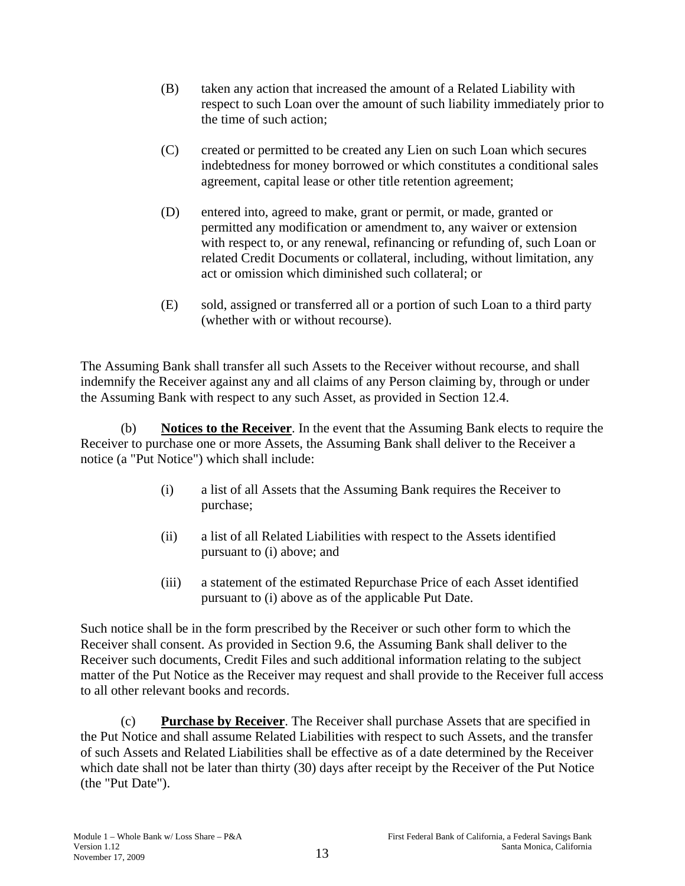(B) taken any action that increased the amount of a Related Liability with respect to such Loan over the amount of such liability immediately prior to the time of such action;

(C) created or permitted to be created any Lien on such Loan which secures indebtedness for money borrowed or which constitutes a conditional sales agreement, capital lease or other title retention agreement;

(D) entered into, agreed to make, grant or permit, or made, granted or permitted any modification or amendment to, any waiver or extension with respect to, or any renewal, refinancing or refunding of, such Loan or related Credit Documents or collateral, including, without limitation, any act or omission which diminished such collateral; or

(E) sold, assigned or transferred all or a portion of such Loan to a third party (whether with or without recourse).

The Assuming Bank shall transfer all such Assets to the Receiver without recourse, and shall indemnify the Receiver against any and all claims of any Person claiming by, through or under the Assuming Bank with respect to any such Asset, as provided in Section 12.4.

(b) **Notices to the Receiver**. In the event that the Assuming Bank elects to require the Receiver to purchase one or more Assets, the Assuming Bank shall deliver to the Receiver a notice (a "Put Notice") which shall include:

(i) a list of all Assets that the Assuming Bank requires the Receiver to purchase;

(ii) a list of all Related Liabilities with respect to the Assets identified pursuant to (i) above; and

(iii) a statement of the estimated Repurchase Price of each Asset identified pursuant to (i) above as of the applicable Put Date.

Such notice shall be in the form prescribed by the Receiver or such other form to which the Receiver shall consent. As provided in Section 9.6, the Assuming Bank shall deliver to the Receiver such documents, Credit Files and such additional information relating to the subject matter of the Put Notice as the Receiver may request and shall provide to the Receiver full access to all other relevant books and records.

(c) **Purchase by Receiver**. The Receiver shall purchase Assets that are specified in the Put Notice and shall assume Related Liabilities with respect to such Assets, and the transfer of such Assets and Related Liabilities shall be effective as of a date determined by the Receiver which date shall not be later than thirty (30) days after receipt by the Receiver of the Put Notice (the "Put Date").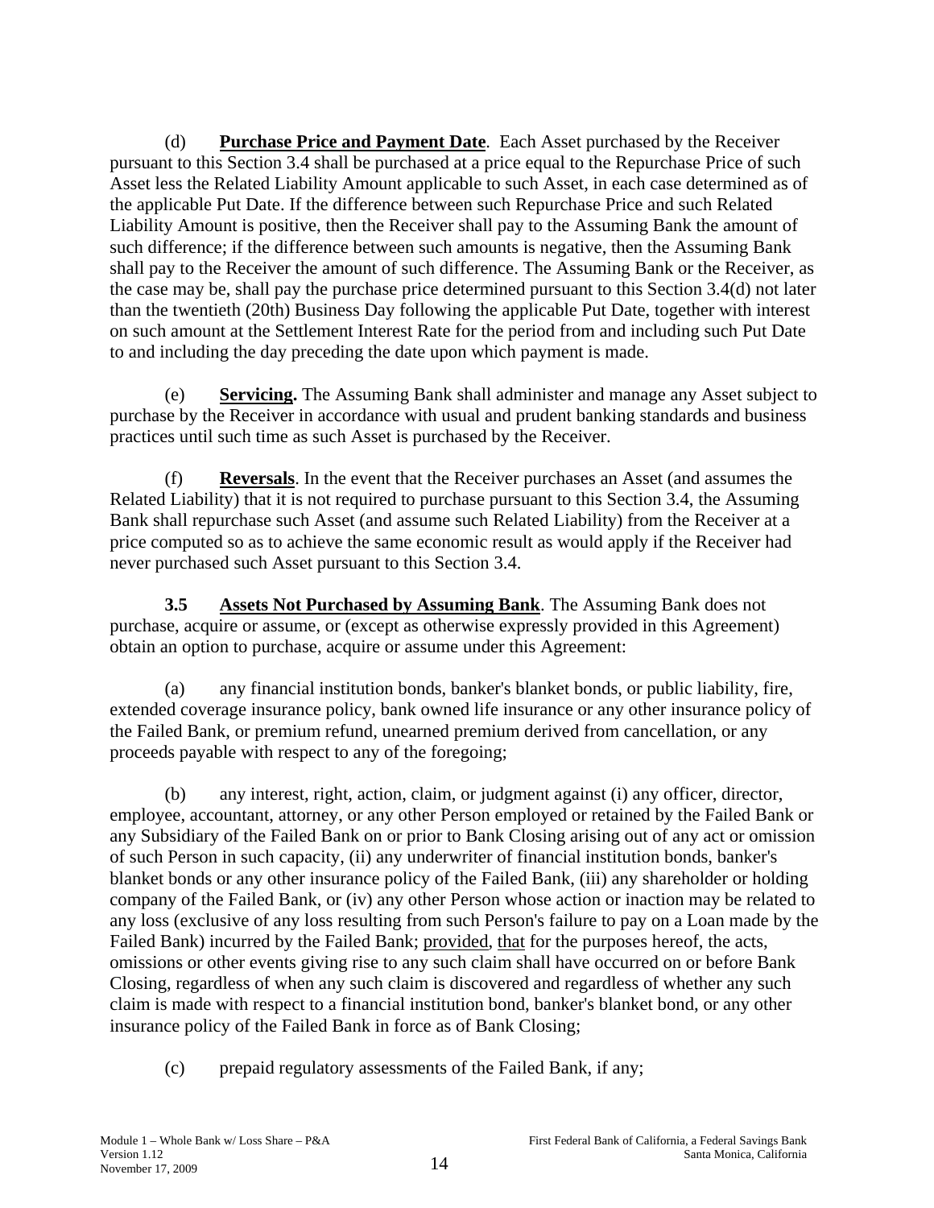(d) **Purchase Price and Payment Date**. Each Asset purchased by the Receiver pursuant to this Section 3.4 shall be purchased at a price equal to the Repurchase Price of such Asset less the Related Liability Amount applicable to such Asset, in each case determined as of the applicable Put Date. If the difference between such Repurchase Price and such Related Liability Amount is positive, then the Receiver shall pay to the Assuming Bank the amount of such difference; if the difference between such amounts is negative, then the Assuming Bank shall pay to the Receiver the amount of such difference. The Assuming Bank or the Receiver, as the case may be, shall pay the purchase price determined pursuant to this Section 3.4(d) not later than the twentieth (20th) Business Day following the applicable Put Date, together with interest on such amount at the Settlement Interest Rate for the period from and including such Put Date to and including the day preceding the date upon which payment is made.

(e) **Servicing.** The Assuming Bank shall administer and manage any Asset subject to purchase by the Receiver in accordance with usual and prudent banking standards and business practices until such time as such Asset is purchased by the Receiver.

(f) **Reversals**. In the event that the Receiver purchases an Asset (and assumes the Related Liability) that it is not required to purchase pursuant to this Section 3.4, the Assuming Bank shall repurchase such Asset (and assume such Related Liability) from the Receiver at a price computed so as to achieve the same economic result as would apply if the Receiver had never purchased such Asset pursuant to this Section 3.4.

**3.5 Assets Not Purchased by Assuming Bank**. The Assuming Bank does not purchase, acquire or assume, or (except as otherwise expressly provided in this Agreement) obtain an option to purchase, acquire or assume under this Agreement:

(a) any financial institution bonds, banker's blanket bonds, or public liability, fire, extended coverage insurance policy, bank owned life insurance or any other insurance policy of the Failed Bank, or premium refund, unearned premium derived from cancellation, or any proceeds payable with respect to any of the foregoing;

(b) any interest, right, action, claim, or judgment against (i) any officer, director, employee, accountant, attorney, or any other Person employed or retained by the Failed Bank or any Subsidiary of the Failed Bank on or prior to Bank Closing arising out of any act or omission of such Person in such capacity, (ii) any underwriter of financial institution bonds, banker's blanket bonds or any other insurance policy of the Failed Bank, (iii) any shareholder or holding company of the Failed Bank, or (iv) any other Person whose action or inaction may be related to any loss (exclusive of any loss resulting from such Person's failure to pay on a Loan made by the Failed Bank) incurred by the Failed Bank; provided, that for the purposes hereof, the acts, omissions or other events giving rise to any such claim shall have occurred on or before Bank Closing, regardless of when any such claim is discovered and regardless of whether any such claim is made with respect to a financial institution bond, banker's blanket bond, or any other insurance policy of the Failed Bank in force as of Bank Closing;

(c) prepaid regulatory assessments of the Failed Bank, if any;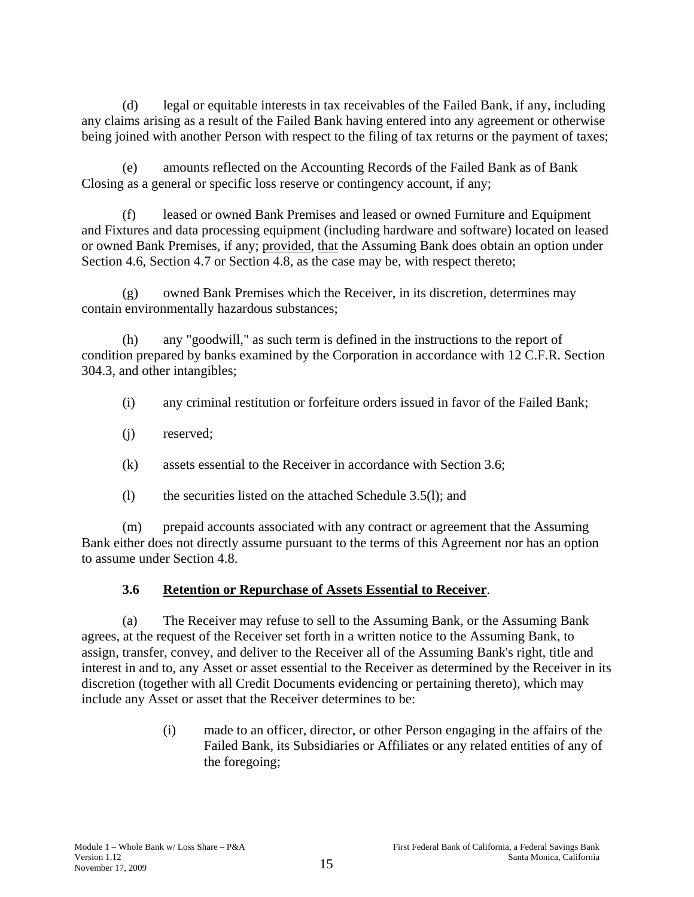(d) legal or equitable interests in tax receivables of the Failed Bank, if any, including any claims arising as a result of the Failed Bank having entered into any agreement or otherwise being joined with another Person with respect to the filing of tax returns or the payment of taxes;

(e) amounts reflected on the Accounting Records of the Failed Bank as of Bank Closing as a general or specific loss reserve or contingency account, if any;

(f) leased or owned Bank Premises and leased or owned Furniture and Equipment and Fixtures and data processing equipment (including hardware and software) located on leased or owned Bank Premises, if any; provided, that the Assuming Bank does obtain an option under Section 4.6, Section 4.7 or Section 4.8, as the case may be, with respect thereto;

(g) owned Bank Premises which the Receiver, in its discretion, determines may contain environmentally hazardous substances;

(h) any "goodwill," as such term is defined in the instructions to the report of condition prepared by banks examined by the Corporation in accordance with 12 C.F.R. Section 304.3, and other intangibles;

(i) any criminal restitution or forfeiture orders issued in favor of the Failed Bank;

(j) reserved;

(k) assets essential to the Receiver in accordance with Section 3.6;

(l) the securities listed on the attached Schedule 3.5(l); and

(m) prepaid accounts associated with any contract or agreement that the Assuming Bank either does not directly assume pursuant to the terms of this Agreement nor has an option to assume under Section 4.8.

### 3.6 Retention or Repurchase of Assets Essential to Receiver.

(a) The Receiver may refuse to sell to the Assuming Bank, or the Assuming Bank agrees, at the request of the Receiver set forth in a written notice to the Assuming Bank, to assign, transfer, convey, and deliver to the Receiver all of the Assuming Bank's right, title and interest in and to, any Asset or asset essential to the Receiver as determined by the Receiver in its discretion (together with all Credit Documents evidencing or pertaining thereto), which may include any Asset or asset that the Receiver determines to be:

(i) made to an officer, director, or other Person engaging in the affairs of the Failed Bank, its Subsidiaries or Affiliates or any related entities of any of the foregoing;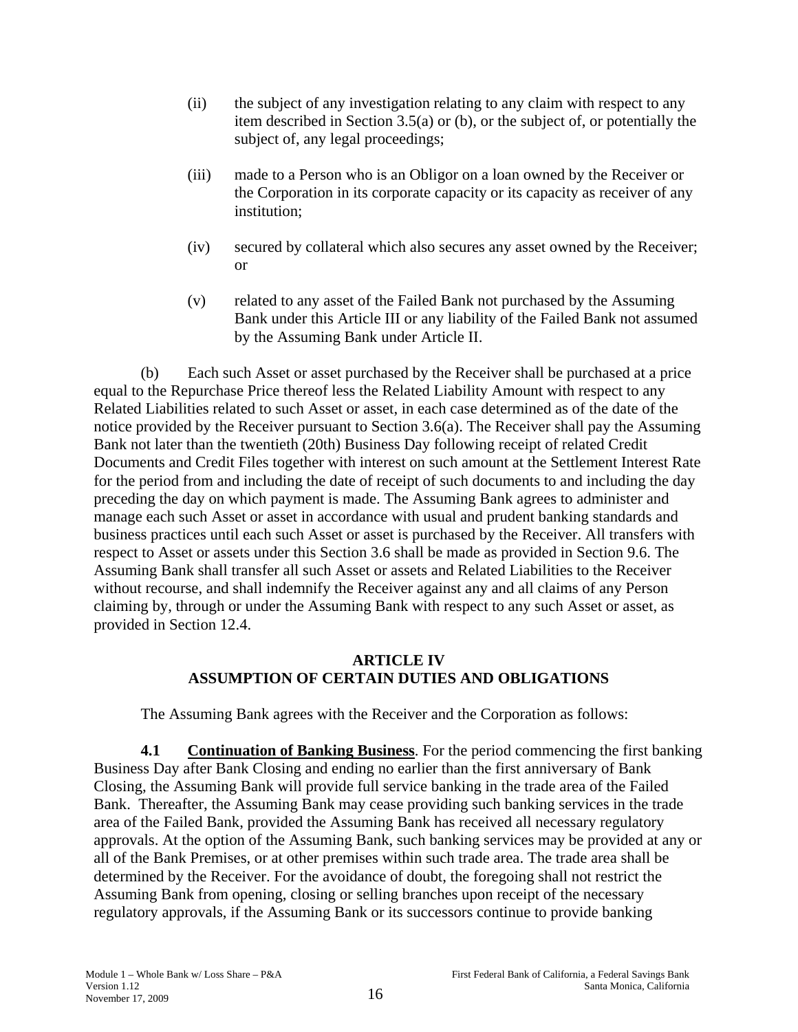(ii) the subject of any investigation relating to any claim with respect to any item described in Section 3.5(a) or (b), or the subject of, or potentially the subject of, any legal proceedings;

(iii) made to a Person who is an Obligor on a loan owned by the Receiver or the Corporation in its corporate capacity or its capacity as receiver of any institution;

(iv) secured by collateral which also secures any asset owned by the Receiver; or

(v) related to any asset of the Failed Bank not purchased by the Assuming Bank under this Article III or any liability of the Failed Bank not assumed by the Assuming Bank under Article II.

(b) Each such Asset or asset purchased by the Receiver shall be purchased at a price equal to the Repurchase Price thereof less the Related Liability Amount with respect to any Related Liabilities related to such Asset or asset, in each case determined as of the date of the notice provided by the Receiver pursuant to Section 3.6(a). The Receiver shall pay the Assuming Bank not later than the twentieth (20th) Business Day following receipt of related Credit Documents and Credit Files together with interest on such amount at the Settlement Interest Rate for the period from and including the date of receipt of such documents to and including the day preceding the day on which payment is made. The Assuming Bank agrees to administer and manage each such Asset or asset in accordance with usual and prudent banking standards and business practices until each such Asset or asset is purchased by the Receiver. All transfers with respect to Asset or assets under this Section 3.6 shall be made as provided in Section 9.6. The Assuming Bank shall transfer all such Asset or assets and Related Liabilities to the Receiver without recourse, and shall indemnify the Receiver against any and all claims of any Person claiming by, through or under the Assuming Bank with respect to any such Asset or asset, as provided in Section 12.4.

## ARTICLE IV
## ASSUMPTION OF CERTAIN DUTIES AND OBLIGATIONS

The Assuming Bank agrees with the Receiver and the Corporation as follows:

**4.1 Continuation of Banking Business**. For the period commencing the first banking Business Day after Bank Closing and ending no earlier than the first anniversary of Bank Closing, the Assuming Bank will provide full service banking in the trade area of the Failed Bank. Thereafter, the Assuming Bank may cease providing such banking services in the trade area of the Failed Bank, provided the Assuming Bank has received all necessary regulatory approvals. At the option of the Assuming Bank, such banking services may be provided at any or all of the Bank Premises, or at other premises within such trade area. The trade area shall be determined by the Receiver. For the avoidance of doubt, the foregoing shall not restrict the Assuming Bank from opening, closing or selling branches upon receipt of the necessary regulatory approvals, if the Assuming Bank or its successors continue to provide banking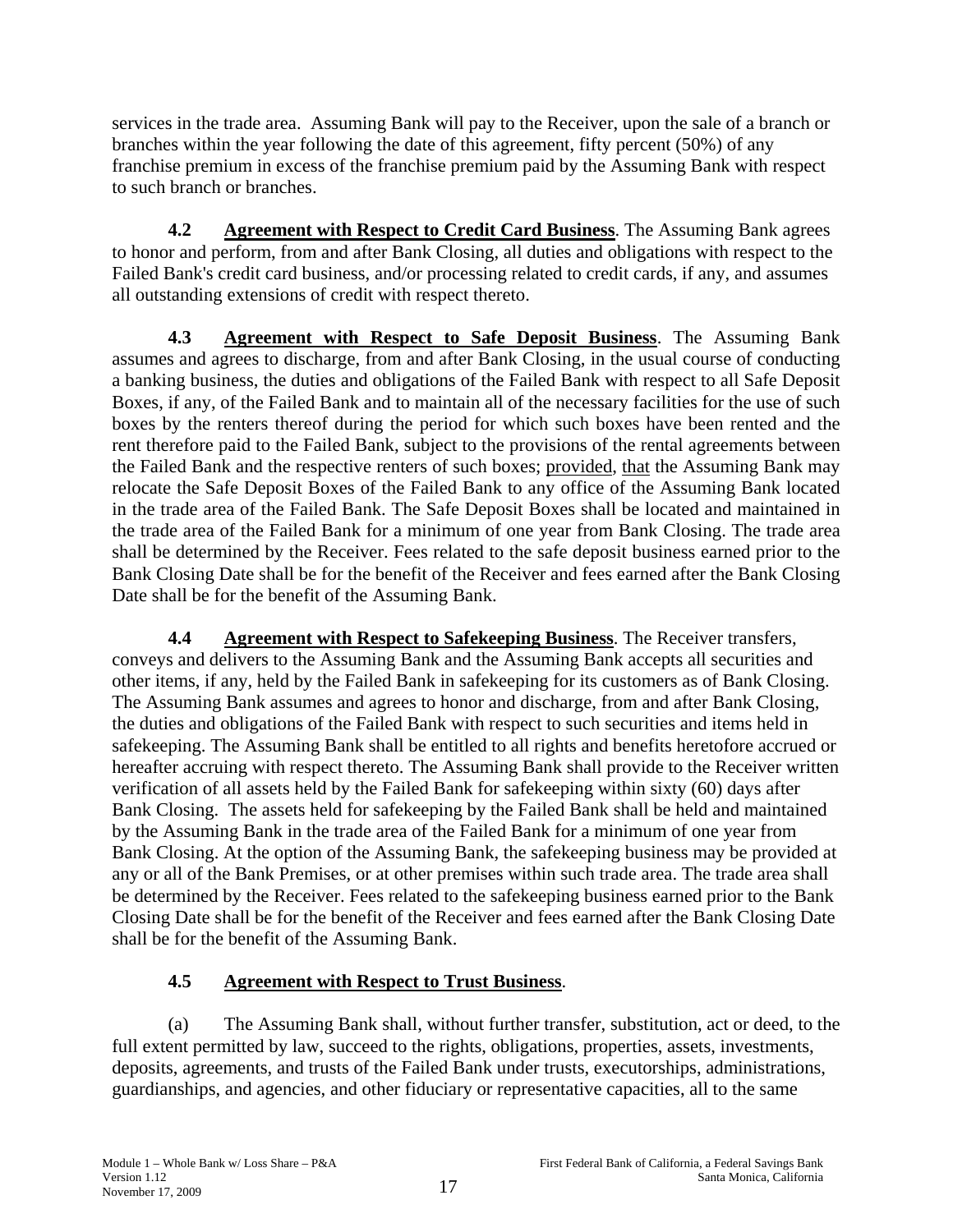services in the trade area. Assuming Bank will pay to the Receiver, upon the sale of a branch or branches within the year following the date of this agreement, fifty percent (50%) of any franchise premium in excess of the franchise premium paid by the Assuming Bank with respect to such branch or branches.

**4.2 Agreement with Respect to Credit Card Business**. The Assuming Bank agrees to honor and perform, from and after Bank Closing, all duties and obligations with respect to the Failed Bank's credit card business, and/or processing related to credit cards, if any, and assumes all outstanding extensions of credit with respect thereto.

**4.3 Agreement with Respect to Safe Deposit Business**. The Assuming Bank assumes and agrees to discharge, from and after Bank Closing, in the usual course of conducting a banking business, the duties and obligations of the Failed Bank with respect to all Safe Deposit Boxes, if any, of the Failed Bank and to maintain all of the necessary facilities for the use of such boxes by the renters thereof during the period for which such boxes have been rented and the rent therefore paid to the Failed Bank, subject to the provisions of the rental agreements between the Failed Bank and the respective renters of such boxes; provided, that the Assuming Bank may relocate the Safe Deposit Boxes of the Failed Bank to any office of the Assuming Bank located in the trade area of the Failed Bank. The Safe Deposit Boxes shall be located and maintained in the trade area of the Failed Bank for a minimum of one year from Bank Closing. The trade area shall be determined by the Receiver. Fees related to the safe deposit business earned prior to the Bank Closing Date shall be for the benefit of the Receiver and fees earned after the Bank Closing Date shall be for the benefit of the Assuming Bank.

**4.4 Agreement with Respect to Safekeeping Business**. The Receiver transfers, conveys and delivers to the Assuming Bank and the Assuming Bank accepts all securities and other items, if any, held by the Failed Bank in safekeeping for its customers as of Bank Closing. The Assuming Bank assumes and agrees to honor and discharge, from and after Bank Closing, the duties and obligations of the Failed Bank with respect to such securities and items held in safekeeping. The Assuming Bank shall be entitled to all rights and benefits heretofore accrued or hereafter accruing with respect thereto. The Assuming Bank shall provide to the Receiver written verification of all assets held by the Failed Bank for safekeeping within sixty (60) days after Bank Closing. The assets held for safekeeping by the Failed Bank shall be held and maintained by the Assuming Bank in the trade area of the Failed Bank for a minimum of one year from Bank Closing. At the option of the Assuming Bank, the safekeeping business may be provided at any or all of the Bank Premises, or at other premises within such trade area. The trade area shall be determined by the Receiver. Fees related to the safekeeping business earned prior to the Bank Closing Date shall be for the benefit of the Receiver and fees earned after the Bank Closing Date shall be for the benefit of the Assuming Bank.

**4.5 Agreement with Respect to Trust Business**.

(a) The Assuming Bank shall, without further transfer, substitution, act or deed, to the full extent permitted by law, succeed to the rights, obligations, properties, assets, investments, deposits, agreements, and trusts of the Failed Bank under trusts, executorships, administrations, guardianships, and agencies, and other fiduciary or representative capacities, all to the same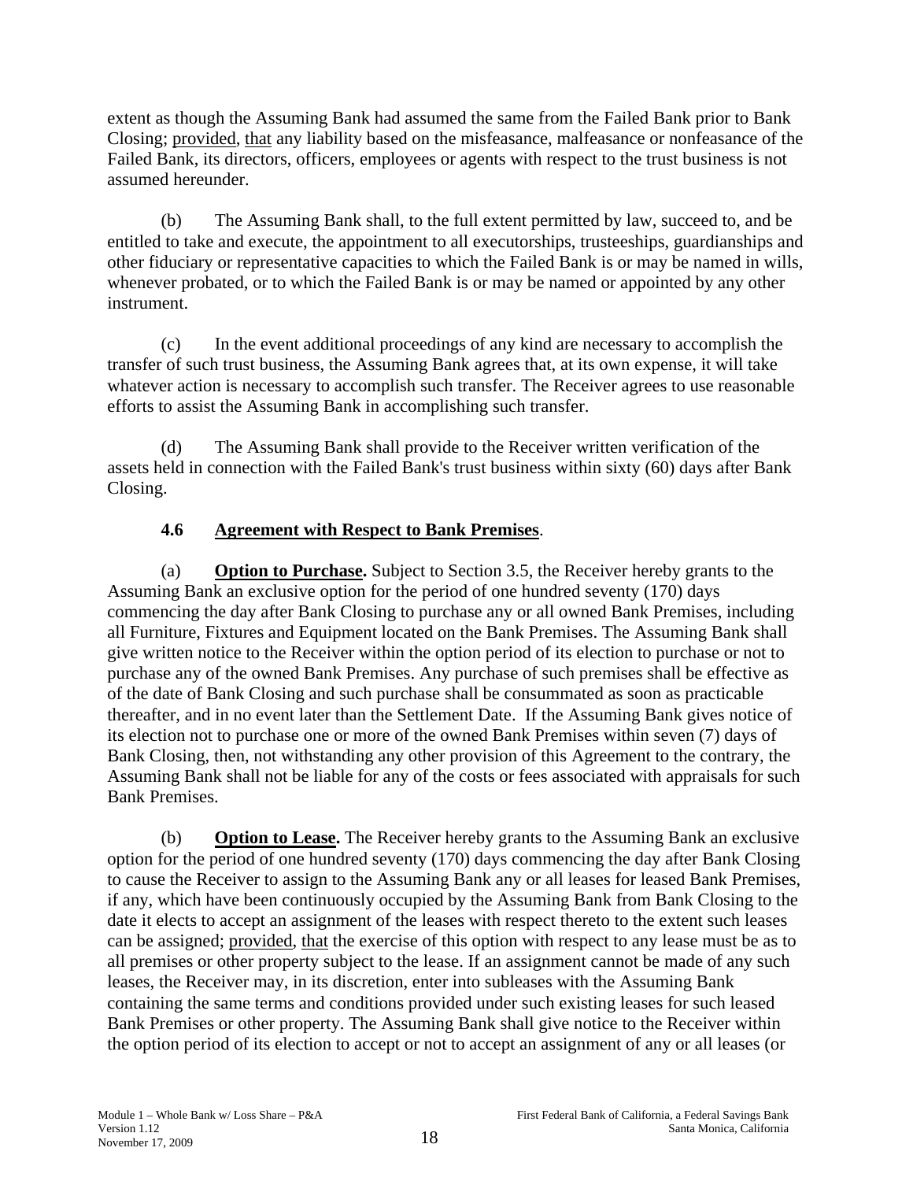extent as though the Assuming Bank had assumed the same from the Failed Bank prior to Bank Closing; provided, that any liability based on the misfeasance, malfeasance or nonfeasance of the Failed Bank, its directors, officers, employees or agents with respect to the trust business is not assumed hereunder.

(b) The Assuming Bank shall, to the full extent permitted by law, succeed to, and be entitled to take and execute, the appointment to all executorships, trusteeships, guardianships and other fiduciary or representative capacities to which the Failed Bank is or may be named in wills, whenever probated, or to which the Failed Bank is or may be named or appointed by any other instrument.

(c) In the event additional proceedings of any kind are necessary to accomplish the transfer of such trust business, the Assuming Bank agrees that, at its own expense, it will take whatever action is necessary to accomplish such transfer. The Receiver agrees to use reasonable efforts to assist the Assuming Bank in accomplishing such transfer.

(d) The Assuming Bank shall provide to the Receiver written verification of the assets held in connection with the Failed Bank's trust business within sixty (60) days after Bank Closing.

**4.6 Agreement with Respect to Bank Premises**.

(a) **Option to Purchase.** Subject to Section 3.5, the Receiver hereby grants to the Assuming Bank an exclusive option for the period of one hundred seventy (170) days commencing the day after Bank Closing to purchase any or all owned Bank Premises, including all Furniture, Fixtures and Equipment located on the Bank Premises. The Assuming Bank shall give written notice to the Receiver within the option period of its election to purchase or not to purchase any of the owned Bank Premises. Any purchase of such premises shall be effective as of the date of Bank Closing and such purchase shall be consummated as soon as practicable thereafter, and in no event later than the Settlement Date. If the Assuming Bank gives notice of its election not to purchase one or more of the owned Bank Premises within seven (7) days of Bank Closing, then, not withstanding any other provision of this Agreement to the contrary, the Assuming Bank shall not be liable for any of the costs or fees associated with appraisals for such Bank Premises.

(b) **Option to Lease.** The Receiver hereby grants to the Assuming Bank an exclusive option for the period of one hundred seventy (170) days commencing the day after Bank Closing to cause the Receiver to assign to the Assuming Bank any or all leases for leased Bank Premises, if any, which have been continuously occupied by the Assuming Bank from Bank Closing to the date it elects to accept an assignment of the leases with respect thereto to the extent such leases can be assigned; provided, that the exercise of this option with respect to any lease must be as to all premises or other property subject to the lease. If an assignment cannot be made of any such leases, the Receiver may, in its discretion, enter into subleases with the Assuming Bank containing the same terms and conditions provided under such existing leases for such leased Bank Premises or other property. The Assuming Bank shall give notice to the Receiver within the option period of its election to accept or not to accept an assignment of any or all leases (or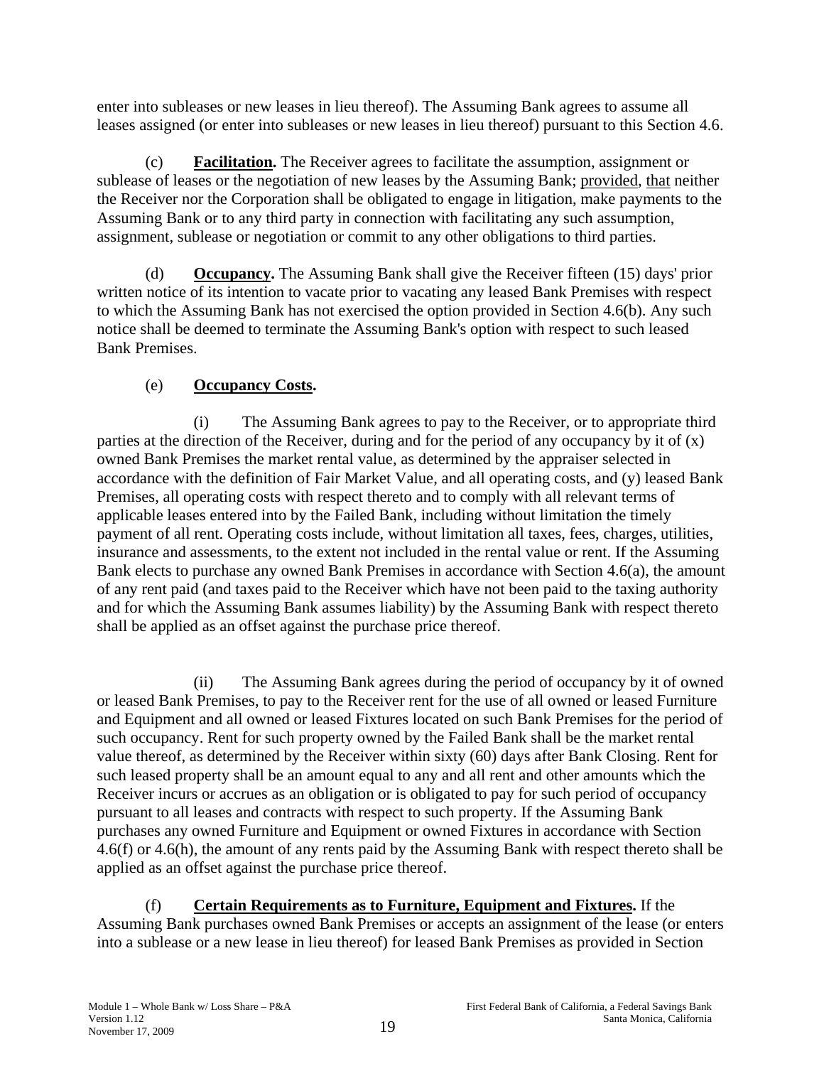enter into subleases or new leases in lieu thereof). The Assuming Bank agrees to assume all leases assigned (or enter into subleases or new leases in lieu thereof) pursuant to this Section 4.6.

(c) **Facilitation.** The Receiver agrees to facilitate the assumption, assignment or sublease of leases or the negotiation of new leases by the Assuming Bank; provided, that neither the Receiver nor the Corporation shall be obligated to engage in litigation, make payments to the Assuming Bank or to any third party in connection with facilitating any such assumption, assignment, sublease or negotiation or commit to any other obligations to third parties.

(d) **Occupancy.** The Assuming Bank shall give the Receiver fifteen (15) days' prior written notice of its intention to vacate prior to vacating any leased Bank Premises with respect to which the Assuming Bank has not exercised the option provided in Section 4.6(b). Any such notice shall be deemed to terminate the Assuming Bank's option with respect to such leased Bank Premises.

(e) **Occupancy Costs.**

(i) The Assuming Bank agrees to pay to the Receiver, or to appropriate third parties at the direction of the Receiver, during and for the period of any occupancy by it of (x) owned Bank Premises the market rental value, as determined by the appraiser selected in accordance with the definition of Fair Market Value, and all operating costs, and (y) leased Bank Premises, all operating costs with respect thereto and to comply with all relevant terms of applicable leases entered into by the Failed Bank, including without limitation the timely payment of all rent. Operating costs include, without limitation all taxes, fees, charges, utilities, insurance and assessments, to the extent not included in the rental value or rent. If the Assuming Bank elects to purchase any owned Bank Premises in accordance with Section 4.6(a), the amount of any rent paid (and taxes paid to the Receiver which have not been paid to the taxing authority and for which the Assuming Bank assumes liability) by the Assuming Bank with respect thereto shall be applied as an offset against the purchase price thereof.

(ii) The Assuming Bank agrees during the period of occupancy by it of owned or leased Bank Premises, to pay to the Receiver rent for the use of all owned or leased Furniture and Equipment and all owned or leased Fixtures located on such Bank Premises for the period of such occupancy. Rent for such property owned by the Failed Bank shall be the market rental value thereof, as determined by the Receiver within sixty (60) days after Bank Closing. Rent for such leased property shall be an amount equal to any and all rent and other amounts which the Receiver incurs or accrues as an obligation or is obligated to pay for such period of occupancy pursuant to all leases and contracts with respect to such property. If the Assuming Bank purchases any owned Furniture and Equipment or owned Fixtures in accordance with Section 4.6(f) or 4.6(h), the amount of any rents paid by the Assuming Bank with respect thereto shall be applied as an offset against the purchase price thereof.

(f) **Certain Requirements as to Furniture, Equipment and Fixtures.** If the Assuming Bank purchases owned Bank Premises or accepts an assignment of the lease (or enters into a sublease or a new lease in lieu thereof) for leased Bank Premises as provided in Section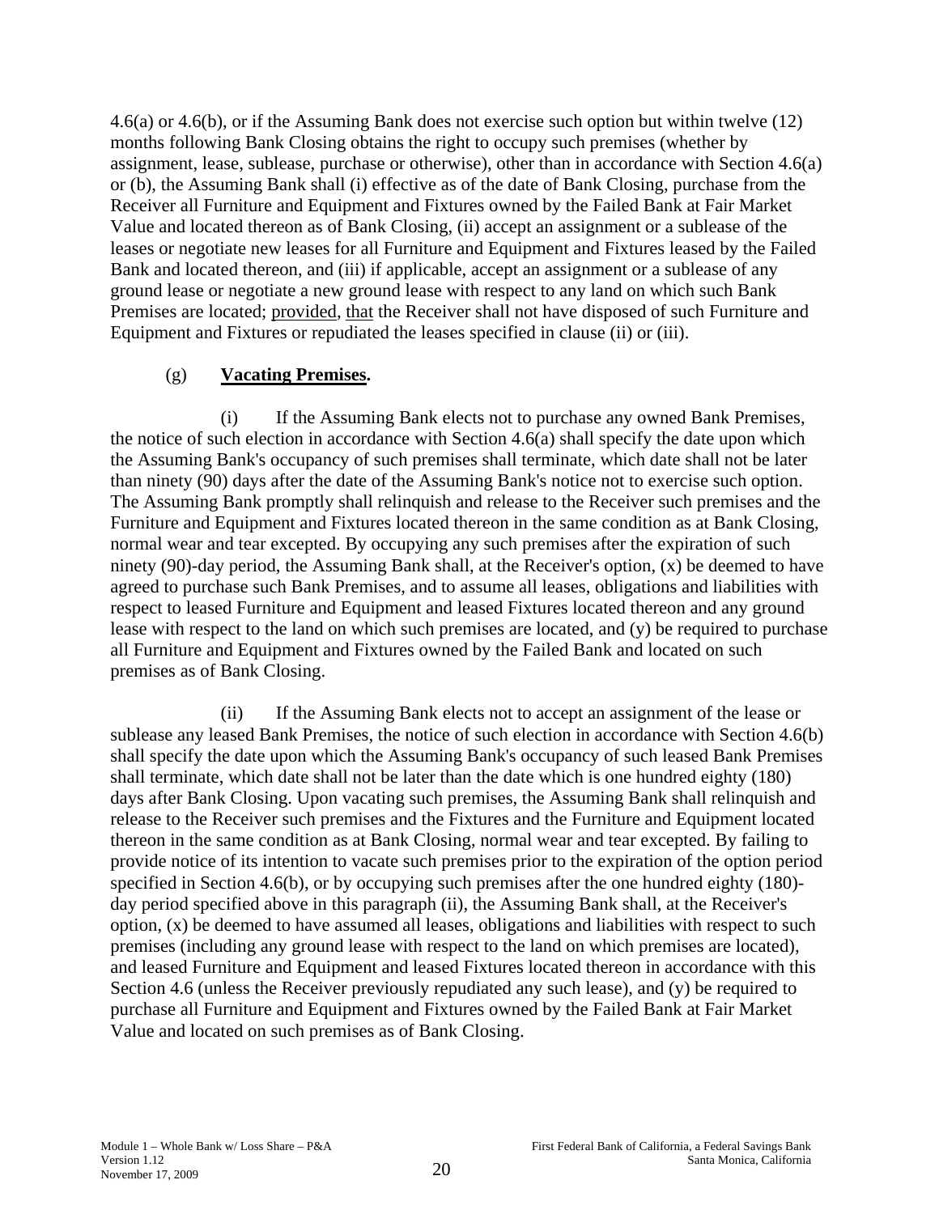4.6(a) or 4.6(b), or if the Assuming Bank does not exercise such option but within twelve (12) months following Bank Closing obtains the right to occupy such premises (whether by assignment, lease, sublease, purchase or otherwise), other than in accordance with Section 4.6(a) or (b), the Assuming Bank shall (i) effective as of the date of Bank Closing, purchase from the Receiver all Furniture and Equipment and Fixtures owned by the Failed Bank at Fair Market Value and located thereon as of Bank Closing, (ii) accept an assignment or a sublease of the leases or negotiate new leases for all Furniture and Equipment and Fixtures leased by the Failed Bank and located thereon, and (iii) if applicable, accept an assignment or a sublease of any ground lease or negotiate a new ground lease with respect to any land on which such Bank Premises are located; provided, that the Receiver shall not have disposed of such Furniture and Equipment and Fixtures or repudiated the leases specified in clause (ii) or (iii).

(g) **Vacating Premises.**

(i) If the Assuming Bank elects not to purchase any owned Bank Premises, the notice of such election in accordance with Section 4.6(a) shall specify the date upon which the Assuming Bank's occupancy of such premises shall terminate, which date shall not be later than ninety (90) days after the date of the Assuming Bank's notice not to exercise such option. The Assuming Bank promptly shall relinquish and release to the Receiver such premises and the Furniture and Equipment and Fixtures located thereon in the same condition as at Bank Closing, normal wear and tear excepted. By occupying any such premises after the expiration of such ninety (90)-day period, the Assuming Bank shall, at the Receiver's option, (x) be deemed to have agreed to purchase such Bank Premises, and to assume all leases, obligations and liabilities with respect to leased Furniture and Equipment and leased Fixtures located thereon and any ground lease with respect to the land on which such premises are located, and (y) be required to purchase all Furniture and Equipment and Fixtures owned by the Failed Bank and located on such premises as of Bank Closing.

(ii) If the Assuming Bank elects not to accept an assignment of the lease or sublease any leased Bank Premises, the notice of such election in accordance with Section 4.6(b) shall specify the date upon which the Assuming Bank's occupancy of such leased Bank Premises shall terminate, which date shall not be later than the date which is one hundred eighty (180) days after Bank Closing. Upon vacating such premises, the Assuming Bank shall relinquish and release to the Receiver such premises and the Fixtures and the Furniture and Equipment located thereon in the same condition as at Bank Closing, normal wear and tear excepted. By failing to provide notice of its intention to vacate such premises prior to the expiration of the option period specified in Section 4.6(b), or by occupying such premises after the one hundred eighty (180)-day period specified above in this paragraph (ii), the Assuming Bank shall, at the Receiver's option, (x) be deemed to have assumed all leases, obligations and liabilities with respect to such premises (including any ground lease with respect to the land on which premises are located), and leased Furniture and Equipment and leased Fixtures located thereon in accordance with this Section 4.6 (unless the Receiver previously repudiated any such lease), and (y) be required to purchase all Furniture and Equipment and Fixtures owned by the Failed Bank at Fair Market Value and located on such premises as of Bank Closing.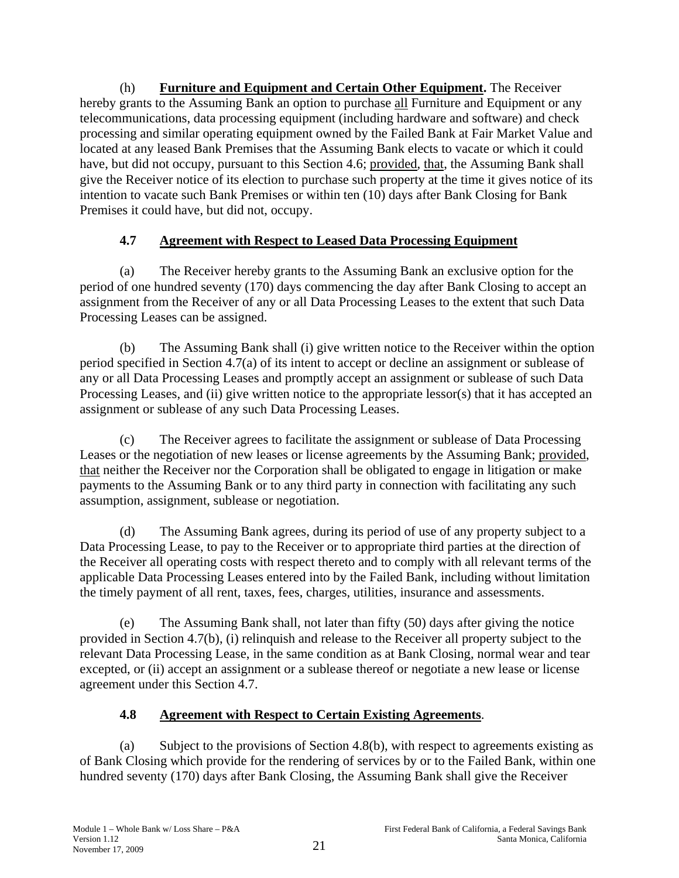(h) **Furniture and Equipment and Certain Other Equipment.** The Receiver hereby grants to the Assuming Bank an option to purchase all Furniture and Equipment or any telecommunications, data processing equipment (including hardware and software) and check processing and similar operating equipment owned by the Failed Bank at Fair Market Value and located at any leased Bank Premises that the Assuming Bank elects to vacate or which it could have, but did not occupy, pursuant to this Section 4.6; provided, that, the Assuming Bank shall give the Receiver notice of its election to purchase such property at the time it gives notice of its intention to vacate such Bank Premises or within ten (10) days after Bank Closing for Bank Premises it could have, but did not, occupy.

## 4.7 Agreement with Respect to Leased Data Processing Equipment

(a) The Receiver hereby grants to the Assuming Bank an exclusive option for the period of one hundred seventy (170) days commencing the day after Bank Closing to accept an assignment from the Receiver of any or all Data Processing Leases to the extent that such Data Processing Leases can be assigned.

(b) The Assuming Bank shall (i) give written notice to the Receiver within the option period specified in Section 4.7(a) of its intent to accept or decline an assignment or sublease of any or all Data Processing Leases and promptly accept an assignment or sublease of such Data Processing Leases, and (ii) give written notice to the appropriate lessor(s) that it has accepted an assignment or sublease of any such Data Processing Leases.

(c) The Receiver agrees to facilitate the assignment or sublease of Data Processing Leases or the negotiation of new leases or license agreements by the Assuming Bank; provided, that neither the Receiver nor the Corporation shall be obligated to engage in litigation or make payments to the Assuming Bank or to any third party in connection with facilitating any such assumption, assignment, sublease or negotiation.

(d) The Assuming Bank agrees, during its period of use of any property subject to a Data Processing Lease, to pay to the Receiver or to appropriate third parties at the direction of the Receiver all operating costs with respect thereto and to comply with all relevant terms of the applicable Data Processing Leases entered into by the Failed Bank, including without limitation the timely payment of all rent, taxes, fees, charges, utilities, insurance and assessments.

(e) The Assuming Bank shall, not later than fifty (50) days after giving the notice provided in Section 4.7(b), (i) relinquish and release to the Receiver all property subject to the relevant Data Processing Lease, in the same condition as at Bank Closing, normal wear and tear excepted, or (ii) accept an assignment or a sublease thereof or negotiate a new lease or license agreement under this Section 4.7.

## 4.8 Agreement with Respect to Certain Existing Agreements.

(a) Subject to the provisions of Section 4.8(b), with respect to agreements existing as of Bank Closing which provide for the rendering of services by or to the Failed Bank, within one hundred seventy (170) days after Bank Closing, the Assuming Bank shall give the Receiver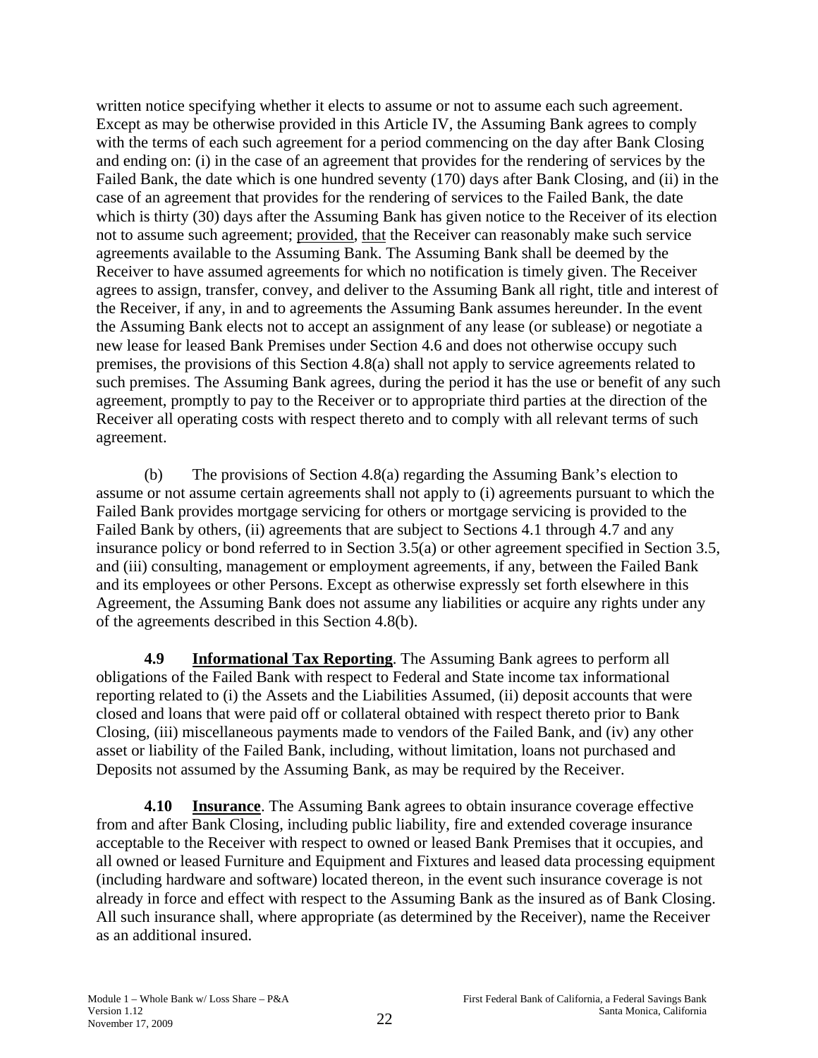written notice specifying whether it elects to assume or not to assume each such agreement. Except as may be otherwise provided in this Article IV, the Assuming Bank agrees to comply with the terms of each such agreement for a period commencing on the day after Bank Closing and ending on: (i) in the case of an agreement that provides for the rendering of services by the Failed Bank, the date which is one hundred seventy (170) days after Bank Closing, and (ii) in the case of an agreement that provides for the rendering of services to the Failed Bank, the date which is thirty (30) days after the Assuming Bank has given notice to the Receiver of its election not to assume such agreement; provided, that the Receiver can reasonably make such service agreements available to the Assuming Bank. The Assuming Bank shall be deemed by the Receiver to have assumed agreements for which no notification is timely given. The Receiver agrees to assign, transfer, convey, and deliver to the Assuming Bank all right, title and interest of the Receiver, if any, in and to agreements the Assuming Bank assumes hereunder. In the event the Assuming Bank elects not to accept an assignment of any lease (or sublease) or negotiate a new lease for leased Bank Premises under Section 4.6 and does not otherwise occupy such premises, the provisions of this Section 4.8(a) shall not apply to service agreements related to such premises. The Assuming Bank agrees, during the period it has the use or benefit of any such agreement, promptly to pay to the Receiver or to appropriate third parties at the direction of the Receiver all operating costs with respect thereto and to comply with all relevant terms of such agreement.

(b) The provisions of Section 4.8(a) regarding the Assuming Bank's election to assume or not assume certain agreements shall not apply to (i) agreements pursuant to which the Failed Bank provides mortgage servicing for others or mortgage servicing is provided to the Failed Bank by others, (ii) agreements that are subject to Sections 4.1 through 4.7 and any insurance policy or bond referred to in Section 3.5(a) or other agreement specified in Section 3.5, and (iii) consulting, management or employment agreements, if any, between the Failed Bank and its employees or other Persons. Except as otherwise expressly set forth elsewhere in this Agreement, the Assuming Bank does not assume any liabilities or acquire any rights under any of the agreements described in this Section 4.8(b).

**4.9 Informational Tax Reporting**. The Assuming Bank agrees to perform all obligations of the Failed Bank with respect to Federal and State income tax informational reporting related to (i) the Assets and the Liabilities Assumed, (ii) deposit accounts that were closed and loans that were paid off or collateral obtained with respect thereto prior to Bank Closing, (iii) miscellaneous payments made to vendors of the Failed Bank, and (iv) any other asset or liability of the Failed Bank, including, without limitation, loans not purchased and Deposits not assumed by the Assuming Bank, as may be required by the Receiver.

**4.10 Insurance**. The Assuming Bank agrees to obtain insurance coverage effective from and after Bank Closing, including public liability, fire and extended coverage insurance acceptable to the Receiver with respect to owned or leased Bank Premises that it occupies, and all owned or leased Furniture and Equipment and Fixtures and leased data processing equipment (including hardware and software) located thereon, in the event such insurance coverage is not already in force and effect with respect to the Assuming Bank as the insured as of Bank Closing. All such insurance shall, where appropriate (as determined by the Receiver), name the Receiver as an additional insured.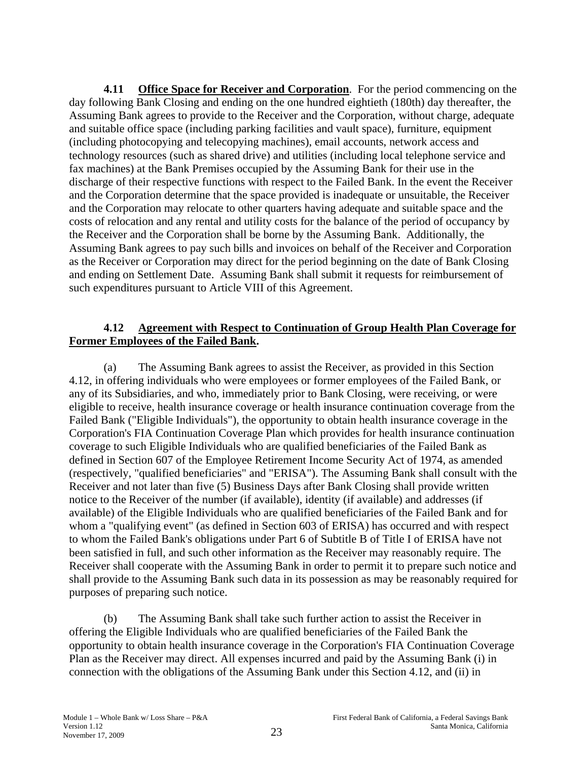**4.11 Office Space for Receiver and Corporation**. For the period commencing on the day following Bank Closing and ending on the one hundred eightieth (180th) day thereafter, the Assuming Bank agrees to provide to the Receiver and the Corporation, without charge, adequate and suitable office space (including parking facilities and vault space), furniture, equipment (including photocopying and telecopying machines), email accounts, network access and technology resources (such as shared drive) and utilities (including local telephone service and fax machines) at the Bank Premises occupied by the Assuming Bank for their use in the discharge of their respective functions with respect to the Failed Bank. In the event the Receiver and the Corporation determine that the space provided is inadequate or unsuitable, the Receiver and the Corporation may relocate to other quarters having adequate and suitable space and the costs of relocation and any rental and utility costs for the balance of the period of occupancy by the Receiver and the Corporation shall be borne by the Assuming Bank. Additionally, the Assuming Bank agrees to pay such bills and invoices on behalf of the Receiver and Corporation as the Receiver or Corporation may direct for the period beginning on the date of Bank Closing and ending on Settlement Date. Assuming Bank shall submit it requests for reimbursement of such expenditures pursuant to Article VIII of this Agreement.

**4.12 Agreement with Respect to Continuation of Group Health Plan Coverage for Former Employees of the Failed Bank.**

(a) The Assuming Bank agrees to assist the Receiver, as provided in this Section 4.12, in offering individuals who were employees or former employees of the Failed Bank, or any of its Subsidiaries, and who, immediately prior to Bank Closing, were receiving, or were eligible to receive, health insurance coverage or health insurance continuation coverage from the Failed Bank ("Eligible Individuals"), the opportunity to obtain health insurance coverage in the Corporation's FIA Continuation Coverage Plan which provides for health insurance continuation coverage to such Eligible Individuals who are qualified beneficiaries of the Failed Bank as defined in Section 607 of the Employee Retirement Income Security Act of 1974, as amended (respectively, "qualified beneficiaries" and "ERISA"). The Assuming Bank shall consult with the Receiver and not later than five (5) Business Days after Bank Closing shall provide written notice to the Receiver of the number (if available), identity (if available) and addresses (if available) of the Eligible Individuals who are qualified beneficiaries of the Failed Bank and for whom a "qualifying event" (as defined in Section 603 of ERISA) has occurred and with respect to whom the Failed Bank's obligations under Part 6 of Subtitle B of Title I of ERISA have not been satisfied in full, and such other information as the Receiver may reasonably require. The Receiver shall cooperate with the Assuming Bank in order to permit it to prepare such notice and shall provide to the Assuming Bank such data in its possession as may be reasonably required for purposes of preparing such notice.

(b) The Assuming Bank shall take such further action to assist the Receiver in offering the Eligible Individuals who are qualified beneficiaries of the Failed Bank the opportunity to obtain health insurance coverage in the Corporation's FIA Continuation Coverage Plan as the Receiver may direct. All expenses incurred and paid by the Assuming Bank (i) in connection with the obligations of the Assuming Bank under this Section 4.12, and (ii) in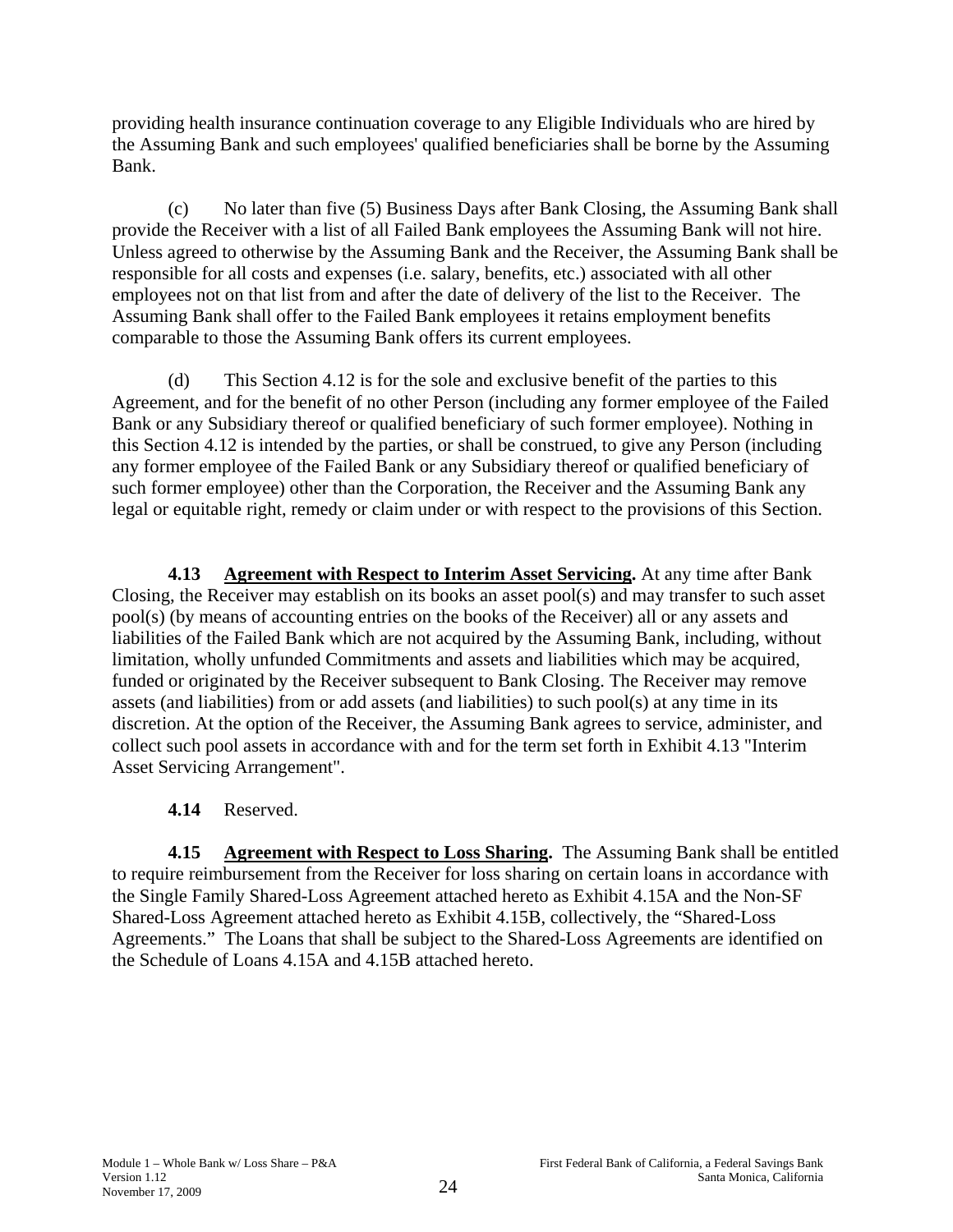providing health insurance continuation coverage to any Eligible Individuals who are hired by the Assuming Bank and such employees' qualified beneficiaries shall be borne by the Assuming Bank.

(c) No later than five (5) Business Days after Bank Closing, the Assuming Bank shall provide the Receiver with a list of all Failed Bank employees the Assuming Bank will not hire. Unless agreed to otherwise by the Assuming Bank and the Receiver, the Assuming Bank shall be responsible for all costs and expenses (i.e. salary, benefits, etc.) associated with all other employees not on that list from and after the date of delivery of the list to the Receiver. The Assuming Bank shall offer to the Failed Bank employees it retains employment benefits comparable to those the Assuming Bank offers its current employees.

(d) This Section 4.12 is for the sole and exclusive benefit of the parties to this Agreement, and for the benefit of no other Person (including any former employee of the Failed Bank or any Subsidiary thereof or qualified beneficiary of such former employee). Nothing in this Section 4.12 is intended by the parties, or shall be construed, to give any Person (including any former employee of the Failed Bank or any Subsidiary thereof or qualified beneficiary of such former employee) other than the Corporation, the Receiver and the Assuming Bank any legal or equitable right, remedy or claim under or with respect to the provisions of this Section.

**4.13 Agreement with Respect to Interim Asset Servicing.** At any time after Bank Closing, the Receiver may establish on its books an asset pool(s) and may transfer to such asset pool(s) (by means of accounting entries on the books of the Receiver) all or any assets and liabilities of the Failed Bank which are not acquired by the Assuming Bank, including, without limitation, wholly unfunded Commitments and assets and liabilities which may be acquired, funded or originated by the Receiver subsequent to Bank Closing. The Receiver may remove assets (and liabilities) from or add assets (and liabilities) to such pool(s) at any time in its discretion. At the option of the Receiver, the Assuming Bank agrees to service, administer, and collect such pool assets in accordance with and for the term set forth in Exhibit 4.13 "Interim Asset Servicing Arrangement".

**4.14** Reserved.

**4.15 Agreement with Respect to Loss Sharing.** The Assuming Bank shall be entitled to require reimbursement from the Receiver for loss sharing on certain loans in accordance with the Single Family Shared-Loss Agreement attached hereto as Exhibit 4.15A and the Non-SF Shared-Loss Agreement attached hereto as Exhibit 4.15B, collectively, the "Shared-Loss Agreements." The Loans that shall be subject to the Shared-Loss Agreements are identified on the Schedule of Loans 4.15A and 4.15B attached hereto.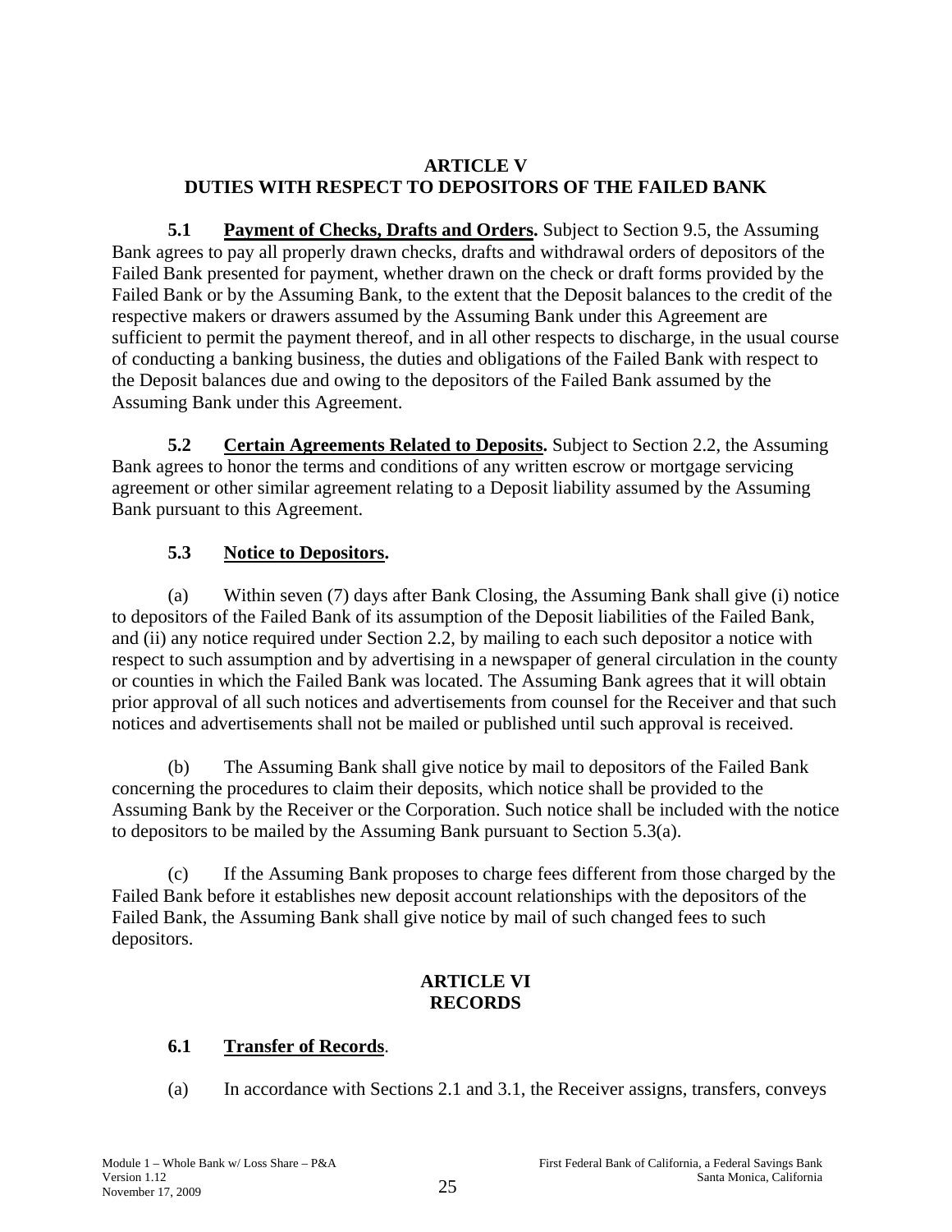## ARTICLE V
## DUTIES WITH RESPECT TO DEPOSITORS OF THE FAILED BANK

**5.1 Payment of Checks, Drafts and Orders.** Subject to Section 9.5, the Assuming Bank agrees to pay all properly drawn checks, drafts and withdrawal orders of depositors of the Failed Bank presented for payment, whether drawn on the check or draft forms provided by the Failed Bank or by the Assuming Bank, to the extent that the Deposit balances to the credit of the respective makers or drawers assumed by the Assuming Bank under this Agreement are sufficient to permit the payment thereof, and in all other respects to discharge, in the usual course of conducting a banking business, the duties and obligations of the Failed Bank with respect to the Deposit balances due and owing to the depositors of the Failed Bank assumed by the Assuming Bank under this Agreement.

**5.2 Certain Agreements Related to Deposits.** Subject to Section 2.2, the Assuming Bank agrees to honor the terms and conditions of any written escrow or mortgage servicing agreement or other similar agreement relating to a Deposit liability assumed by the Assuming Bank pursuant to this Agreement.

**5.3 Notice to Depositors.**

(a) Within seven (7) days after Bank Closing, the Assuming Bank shall give (i) notice to depositors of the Failed Bank of its assumption of the Deposit liabilities of the Failed Bank, and (ii) any notice required under Section 2.2, by mailing to each such depositor a notice with respect to such assumption and by advertising in a newspaper of general circulation in the county or counties in which the Failed Bank was located. The Assuming Bank agrees that it will obtain prior approval of all such notices and advertisements from counsel for the Receiver and that such notices and advertisements shall not be mailed or published until such approval is received.

(b) The Assuming Bank shall give notice by mail to depositors of the Failed Bank concerning the procedures to claim their deposits, which notice shall be provided to the Assuming Bank by the Receiver or the Corporation. Such notice shall be included with the notice to depositors to be mailed by the Assuming Bank pursuant to Section 5.3(a).

(c) If the Assuming Bank proposes to charge fees different from those charged by the Failed Bank before it establishes new deposit account relationships with the depositors of the Failed Bank, the Assuming Bank shall give notice by mail of such changed fees to such depositors.

## ARTICLE VI
## RECORDS

**6.1 Transfer of Records**.

(a) In accordance with Sections 2.1 and 3.1, the Receiver assigns, transfers, conveys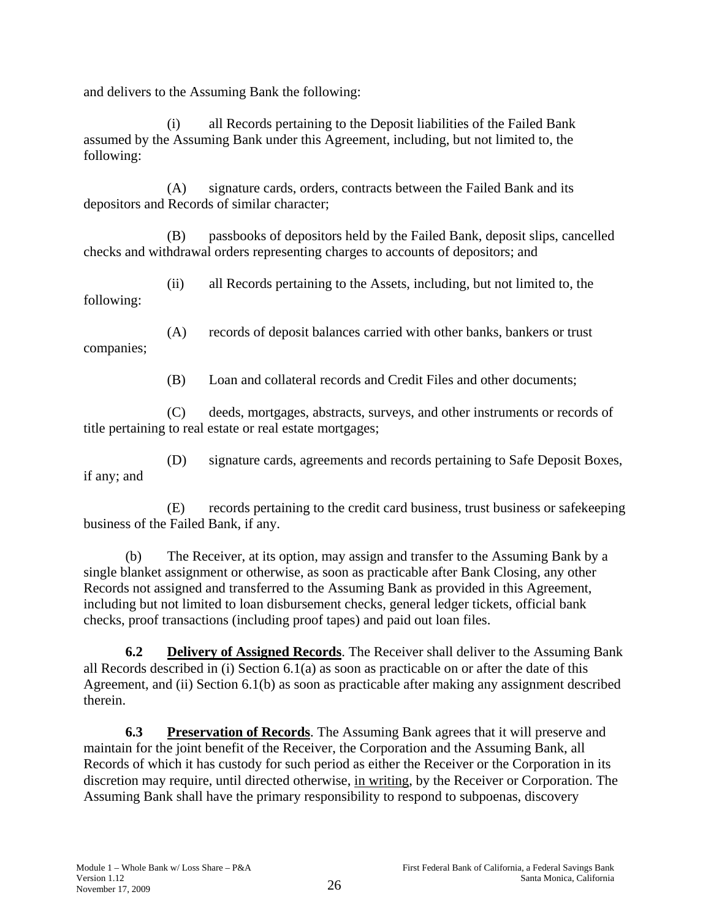and delivers to the Assuming Bank the following:

(i) all Records pertaining to the Deposit liabilities of the Failed Bank assumed by the Assuming Bank under this Agreement, including, but not limited to, the following:

(A) signature cards, orders, contracts between the Failed Bank and its depositors and Records of similar character;

(B) passbooks of depositors held by the Failed Bank, deposit slips, cancelled checks and withdrawal orders representing charges to accounts of depositors; and

(ii) all Records pertaining to the Assets, including, but not limited to, the following:

(A) records of deposit balances carried with other banks, bankers or trust companies;

(B) Loan and collateral records and Credit Files and other documents;

(C) deeds, mortgages, abstracts, surveys, and other instruments or records of title pertaining to real estate or real estate mortgages;

(D) signature cards, agreements and records pertaining to Safe Deposit Boxes, if any; and

(E) records pertaining to the credit card business, trust business or safekeeping business of the Failed Bank, if any.

(b) The Receiver, at its option, may assign and transfer to the Assuming Bank by a single blanket assignment or otherwise, as soon as practicable after Bank Closing, any other Records not assigned and transferred to the Assuming Bank as provided in this Agreement, including but not limited to loan disbursement checks, general ledger tickets, official bank checks, proof transactions (including proof tapes) and paid out loan files.

**6.2 Delivery of Assigned Records**. The Receiver shall deliver to the Assuming Bank all Records described in (i) Section 6.1(a) as soon as practicable on or after the date of this Agreement, and (ii) Section 6.1(b) as soon as practicable after making any assignment described therein.

**6.3 Preservation of Records**. The Assuming Bank agrees that it will preserve and maintain for the joint benefit of the Receiver, the Corporation and the Assuming Bank, all Records of which it has custody for such period as either the Receiver or the Corporation in its discretion may require, until directed otherwise, in writing, by the Receiver or Corporation. The Assuming Bank shall have the primary responsibility to respond to subpoenas, discovery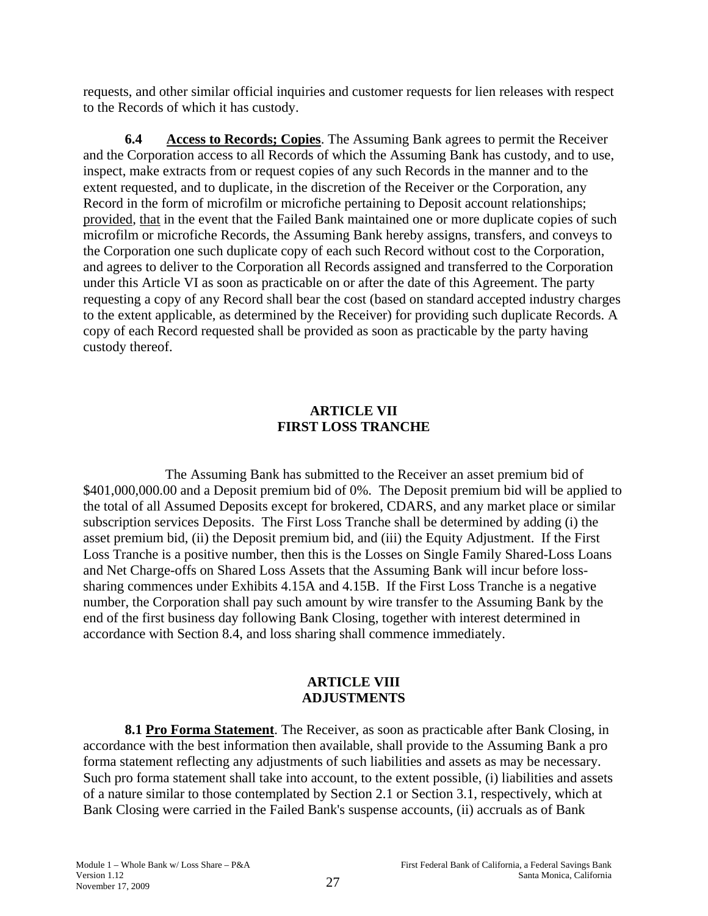requests, and other similar official inquiries and customer requests for lien releases with respect to the Records of which it has custody.

**6.4 Access to Records; Copies**. The Assuming Bank agrees to permit the Receiver and the Corporation access to all Records of which the Assuming Bank has custody, and to use, inspect, make extracts from or request copies of any such Records in the manner and to the extent requested, and to duplicate, in the discretion of the Receiver or the Corporation, any Record in the form of microfilm or microfiche pertaining to Deposit account relationships; provided, that in the event that the Failed Bank maintained one or more duplicate copies of such microfilm or microfiche Records, the Assuming Bank hereby assigns, transfers, and conveys to the Corporation one such duplicate copy of each such Record without cost to the Corporation, and agrees to deliver to the Corporation all Records assigned and transferred to the Corporation under this Article VI as soon as practicable on or after the date of this Agreement. The party requesting a copy of any Record shall bear the cost (based on standard accepted industry charges to the extent applicable, as determined by the Receiver) for providing such duplicate Records. A copy of each Record requested shall be provided as soon as practicable by the party having custody thereof.

## ARTICLE VII
## FIRST LOSS TRANCHE

The Assuming Bank has submitted to the Receiver an asset premium bid of $401,000,000.00 and a Deposit premium bid of 0%. The Deposit premium bid will be applied to the total of all Assumed Deposits except for brokered, CDARS, and any market place or similar subscription services Deposits. The First Loss Tranche shall be determined by adding (i) the asset premium bid, (ii) the Deposit premium bid, and (iii) the Equity Adjustment. If the First Loss Tranche is a positive number, then this is the Losses on Single Family Shared-Loss Loans and Net Charge-offs on Shared Loss Assets that the Assuming Bank will incur before loss-sharing commences under Exhibits 4.15A and 4.15B. If the First Loss Tranche is a negative number, the Corporation shall pay such amount by wire transfer to the Assuming Bank by the end of the first business day following Bank Closing, together with interest determined in accordance with Section 8.4, and loss sharing shall commence immediately.

## ARTICLE VIII
## ADJUSTMENTS

**8.1 Pro Forma Statement**. The Receiver, as soon as practicable after Bank Closing, in accordance with the best information then available, shall provide to the Assuming Bank a pro forma statement reflecting any adjustments of such liabilities and assets as may be necessary. Such pro forma statement shall take into account, to the extent possible, (i) liabilities and assets of a nature similar to those contemplated by Section 2.1 or Section 3.1, respectively, which at Bank Closing were carried in the Failed Bank's suspense accounts, (ii) accruals as of Bank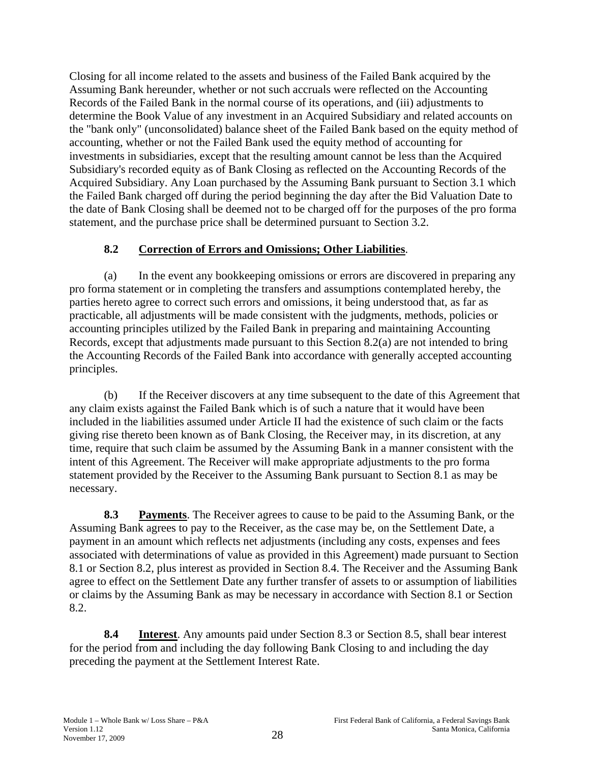Closing for all income related to the assets and business of the Failed Bank acquired by the Assuming Bank hereunder, whether or not such accruals were reflected on the Accounting Records of the Failed Bank in the normal course of its operations, and (iii) adjustments to determine the Book Value of any investment in an Acquired Subsidiary and related accounts on the "bank only" (unconsolidated) balance sheet of the Failed Bank based on the equity method of accounting, whether or not the Failed Bank used the equity method of accounting for investments in subsidiaries, except that the resulting amount cannot be less than the Acquired Subsidiary's recorded equity as of Bank Closing as reflected on the Accounting Records of the Acquired Subsidiary. Any Loan purchased by the Assuming Bank pursuant to Section 3.1 which the Failed Bank charged off during the period beginning the day after the Bid Valuation Date to the date of Bank Closing shall be deemed not to be charged off for the purposes of the pro forma statement, and the purchase price shall be determined pursuant to Section 3.2.

### 8.2 Correction of Errors and Omissions; Other Liabilities.

(a) In the event any bookkeeping omissions or errors are discovered in preparing any pro forma statement or in completing the transfers and assumptions contemplated hereby, the parties hereto agree to correct such errors and omissions, it being understood that, as far as practicable, all adjustments will be made consistent with the judgments, methods, policies or accounting principles utilized by the Failed Bank in preparing and maintaining Accounting Records, except that adjustments made pursuant to this Section 8.2(a) are not intended to bring the Accounting Records of the Failed Bank into accordance with generally accepted accounting principles.

(b) If the Receiver discovers at any time subsequent to the date of this Agreement that any claim exists against the Failed Bank which is of such a nature that it would have been included in the liabilities assumed under Article II had the existence of such claim or the facts giving rise thereto been known as of Bank Closing, the Receiver may, in its discretion, at any time, require that such claim be assumed by the Assuming Bank in a manner consistent with the intent of this Agreement. The Receiver will make appropriate adjustments to the pro forma statement provided by the Receiver to the Assuming Bank pursuant to Section 8.1 as may be necessary.

**8.3 Payments**. The Receiver agrees to cause to be paid to the Assuming Bank, or the Assuming Bank agrees to pay to the Receiver, as the case may be, on the Settlement Date, a payment in an amount which reflects net adjustments (including any costs, expenses and fees associated with determinations of value as provided in this Agreement) made pursuant to Section 8.1 or Section 8.2, plus interest as provided in Section 8.4. The Receiver and the Assuming Bank agree to effect on the Settlement Date any further transfer of assets to or assumption of liabilities or claims by the Assuming Bank as may be necessary in accordance with Section 8.1 or Section 8.2.

**8.4 Interest**. Any amounts paid under Section 8.3 or Section 8.5, shall bear interest for the period from and including the day following Bank Closing to and including the day preceding the payment at the Settlement Interest Rate.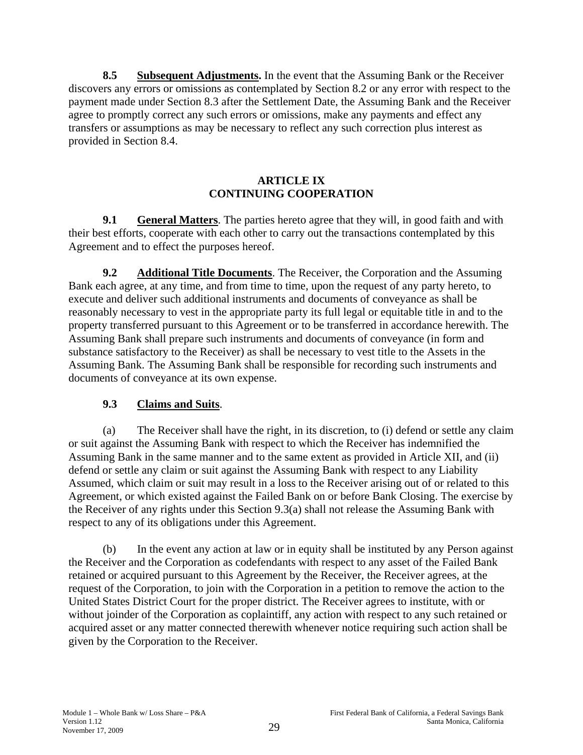**8.5 Subsequent Adjustments.** In the event that the Assuming Bank or the Receiver discovers any errors or omissions as contemplated by Section 8.2 or any error with respect to the payment made under Section 8.3 after the Settlement Date, the Assuming Bank and the Receiver agree to promptly correct any such errors or omissions, make any payments and effect any transfers or assumptions as may be necessary to reflect any such correction plus interest as provided in Section 8.4.

## ARTICLE IX
## CONTINUING COOPERATION

**9.1 General Matters**. The parties hereto agree that they will, in good faith and with their best efforts, cooperate with each other to carry out the transactions contemplated by this Agreement and to effect the purposes hereof.

**9.2 Additional Title Documents**. The Receiver, the Corporation and the Assuming Bank each agree, at any time, and from time to time, upon the request of any party hereto, to execute and deliver such additional instruments and documents of conveyance as shall be reasonably necessary to vest in the appropriate party its full legal or equitable title in and to the property transferred pursuant to this Agreement or to be transferred in accordance herewith. The Assuming Bank shall prepare such instruments and documents of conveyance (in form and substance satisfactory to the Receiver) as shall be necessary to vest title to the Assets in the Assuming Bank. The Assuming Bank shall be responsible for recording such instruments and documents of conveyance at its own expense.

**9.3 Claims and Suits**.

(a) The Receiver shall have the right, in its discretion, to (i) defend or settle any claim or suit against the Assuming Bank with respect to which the Receiver has indemnified the Assuming Bank in the same manner and to the same extent as provided in Article XII, and (ii) defend or settle any claim or suit against the Assuming Bank with respect to any Liability Assumed, which claim or suit may result in a loss to the Receiver arising out of or related to this Agreement, or which existed against the Failed Bank on or before Bank Closing. The exercise by the Receiver of any rights under this Section 9.3(a) shall not release the Assuming Bank with respect to any of its obligations under this Agreement.

(b) In the event any action at law or in equity shall be instituted by any Person against the Receiver and the Corporation as codefendants with respect to any asset of the Failed Bank retained or acquired pursuant to this Agreement by the Receiver, the Receiver agrees, at the request of the Corporation, to join with the Corporation in a petition to remove the action to the United States District Court for the proper district. The Receiver agrees to institute, with or without joinder of the Corporation as coplaintiff, any action with respect to any such retained or acquired asset or any matter connected therewith whenever notice requiring such action shall be given by the Corporation to the Receiver.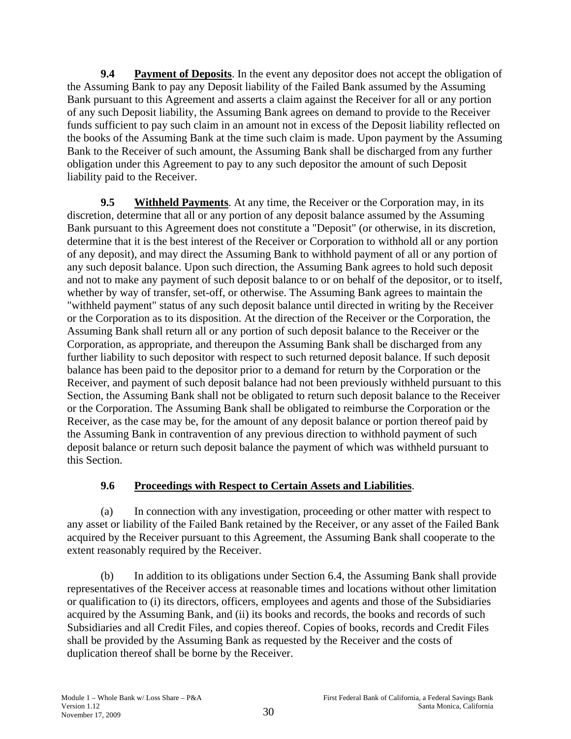**9.4 Payment of Deposits**. In the event any depositor does not accept the obligation of the Assuming Bank to pay any Deposit liability of the Failed Bank assumed by the Assuming Bank pursuant to this Agreement and asserts a claim against the Receiver for all or any portion of any such Deposit liability, the Assuming Bank agrees on demand to provide to the Receiver funds sufficient to pay such claim in an amount not in excess of the Deposit liability reflected on the books of the Assuming Bank at the time such claim is made. Upon payment by the Assuming Bank to the Receiver of such amount, the Assuming Bank shall be discharged from any further obligation under this Agreement to pay to any such depositor the amount of such Deposit liability paid to the Receiver.

**9.5 Withheld Payments**. At any time, the Receiver or the Corporation may, in its discretion, determine that all or any portion of any deposit balance assumed by the Assuming Bank pursuant to this Agreement does not constitute a "Deposit" (or otherwise, in its discretion, determine that it is the best interest of the Receiver or Corporation to withhold all or any portion of any deposit), and may direct the Assuming Bank to withhold payment of all or any portion of any such deposit balance. Upon such direction, the Assuming Bank agrees to hold such deposit and not to make any payment of such deposit balance to or on behalf of the depositor, or to itself, whether by way of transfer, set-off, or otherwise. The Assuming Bank agrees to maintain the "withheld payment" status of any such deposit balance until directed in writing by the Receiver or the Corporation as to its disposition. At the direction of the Receiver or the Corporation, the Assuming Bank shall return all or any portion of such deposit balance to the Receiver or the Corporation, as appropriate, and thereupon the Assuming Bank shall be discharged from any further liability to such depositor with respect to such returned deposit balance. If such deposit balance has been paid to the depositor prior to a demand for return by the Corporation or the Receiver, and payment of such deposit balance had not been previously withheld pursuant to this Section, the Assuming Bank shall not be obligated to return such deposit balance to the Receiver or the Corporation. The Assuming Bank shall be obligated to reimburse the Corporation or the Receiver, as the case may be, for the amount of any deposit balance or portion thereof paid by the Assuming Bank in contravention of any previous direction to withhold payment of such deposit balance or return such deposit balance the payment of which was withheld pursuant to this Section.

**9.6 Proceedings with Respect to Certain Assets and Liabilities**.

(a) In connection with any investigation, proceeding or other matter with respect to any asset or liability of the Failed Bank retained by the Receiver, or any asset of the Failed Bank acquired by the Receiver pursuant to this Agreement, the Assuming Bank shall cooperate to the extent reasonably required by the Receiver.

(b) In addition to its obligations under Section 6.4, the Assuming Bank shall provide representatives of the Receiver access at reasonable times and locations without other limitation or qualification to (i) its directors, officers, employees and agents and those of the Subsidiaries acquired by the Assuming Bank, and (ii) its books and records, the books and records of such Subsidiaries and all Credit Files, and copies thereof. Copies of books, records and Credit Files shall be provided by the Assuming Bank as requested by the Receiver and the costs of duplication thereof shall be borne by the Receiver.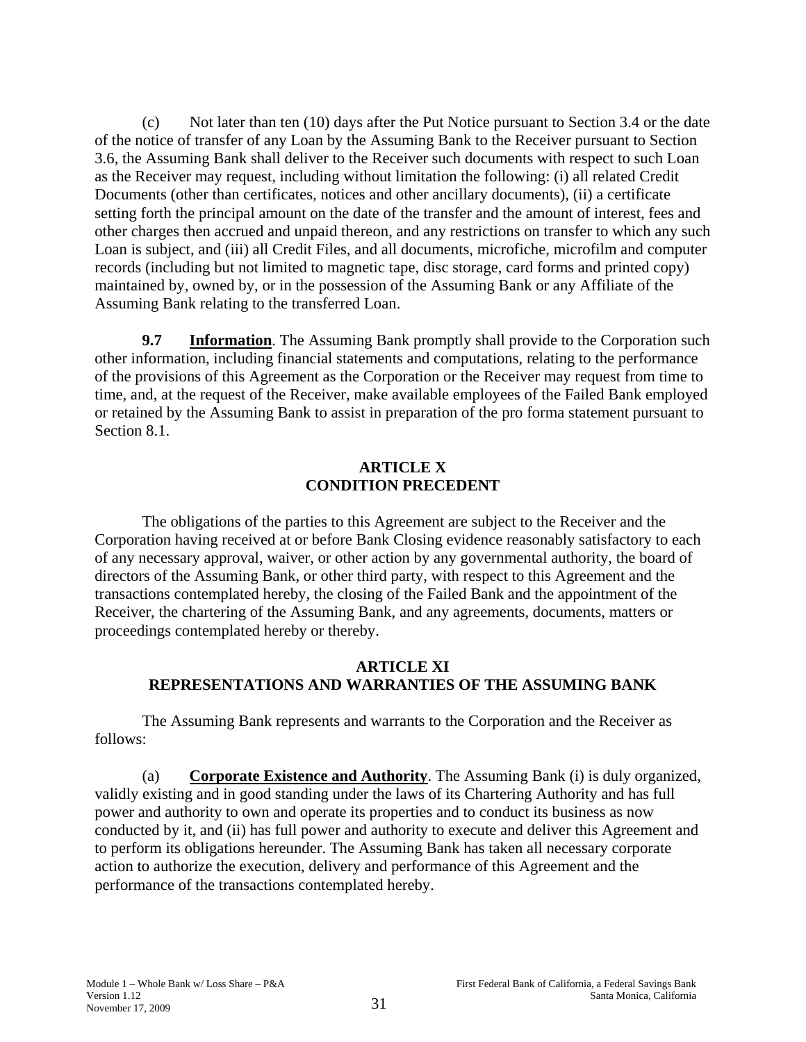(c) Not later than ten (10) days after the Put Notice pursuant to Section 3.4 or the date of the notice of transfer of any Loan by the Assuming Bank to the Receiver pursuant to Section 3.6, the Assuming Bank shall deliver to the Receiver such documents with respect to such Loan as the Receiver may request, including without limitation the following: (i) all related Credit Documents (other than certificates, notices and other ancillary documents), (ii) a certificate setting forth the principal amount on the date of the transfer and the amount of interest, fees and other charges then accrued and unpaid thereon, and any restrictions on transfer to which any such Loan is subject, and (iii) all Credit Files, and all documents, microfiche, microfilm and computer records (including but not limited to magnetic tape, disc storage, card forms and printed copy) maintained by, owned by, or in the possession of the Assuming Bank or any Affiliate of the Assuming Bank relating to the transferred Loan.

**9.7 Information**. The Assuming Bank promptly shall provide to the Corporation such other information, including financial statements and computations, relating to the performance of the provisions of this Agreement as the Corporation or the Receiver may request from time to time, and, at the request of the Receiver, make available employees of the Failed Bank employed or retained by the Assuming Bank to assist in preparation of the pro forma statement pursuant to Section 8.1.

## ARTICLE X
## CONDITION PRECEDENT

The obligations of the parties to this Agreement are subject to the Receiver and the Corporation having received at or before Bank Closing evidence reasonably satisfactory to each of any necessary approval, waiver, or other action by any governmental authority, the board of directors of the Assuming Bank, or other third party, with respect to this Agreement and the transactions contemplated hereby, the closing of the Failed Bank and the appointment of the Receiver, the chartering of the Assuming Bank, and any agreements, documents, matters or proceedings contemplated hereby or thereby.

## ARTICLE XI
## REPRESENTATIONS AND WARRANTIES OF THE ASSUMING BANK

The Assuming Bank represents and warrants to the Corporation and the Receiver as follows:

(a) **Corporate Existence and Authority**. The Assuming Bank (i) is duly organized, validly existing and in good standing under the laws of its Chartering Authority and has full power and authority to own and operate its properties and to conduct its business as now conducted by it, and (ii) has full power and authority to execute and deliver this Agreement and to perform its obligations hereunder. The Assuming Bank has taken all necessary corporate action to authorize the execution, delivery and performance of this Agreement and the performance of the transactions contemplated hereby.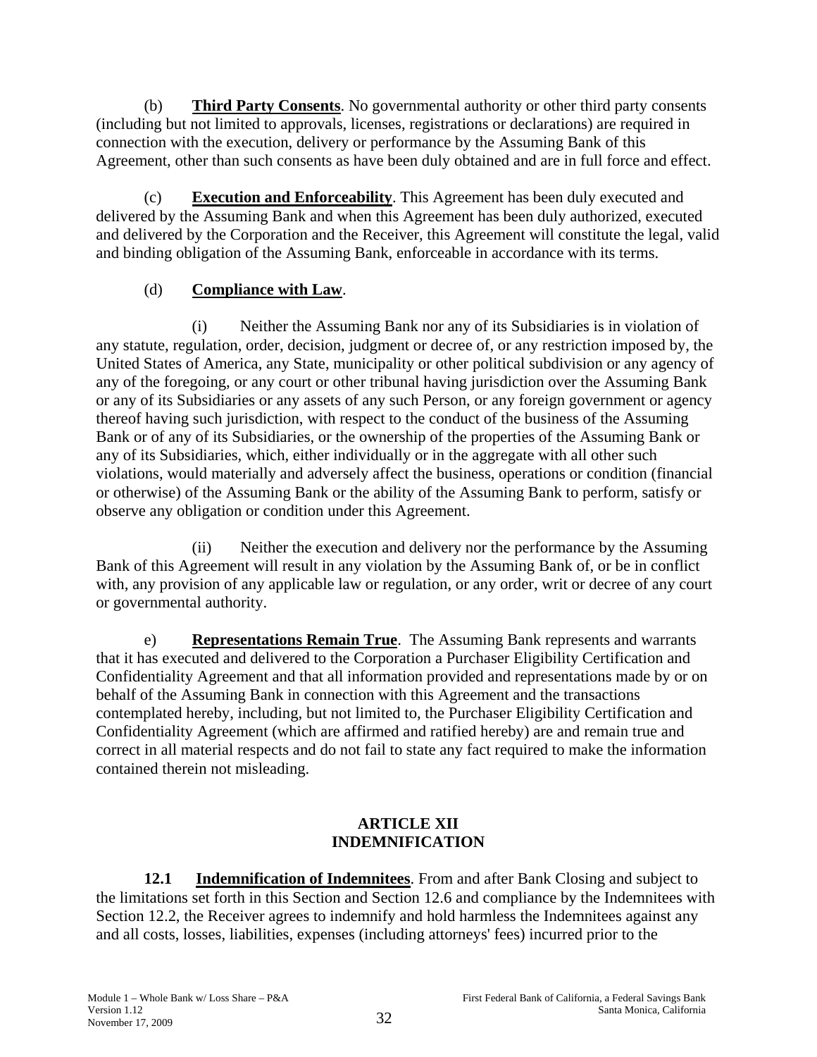(b) **Third Party Consents**. No governmental authority or other third party consents (including but not limited to approvals, licenses, registrations or declarations) are required in connection with the execution, delivery or performance by the Assuming Bank of this Agreement, other than such consents as have been duly obtained and are in full force and effect.

(c) **Execution and Enforceability**. This Agreement has been duly executed and delivered by the Assuming Bank and when this Agreement has been duly authorized, executed and delivered by the Corporation and the Receiver, this Agreement will constitute the legal, valid and binding obligation of the Assuming Bank, enforceable in accordance with its terms.

(d) **Compliance with Law**.

(i) Neither the Assuming Bank nor any of its Subsidiaries is in violation of any statute, regulation, order, decision, judgment or decree of, or any restriction imposed by, the United States of America, any State, municipality or other political subdivision or any agency of any of the foregoing, or any court or other tribunal having jurisdiction over the Assuming Bank or any of its Subsidiaries or any assets of any such Person, or any foreign government or agency thereof having such jurisdiction, with respect to the conduct of the business of the Assuming Bank or of any of its Subsidiaries, or the ownership of the properties of the Assuming Bank or any of its Subsidiaries, which, either individually or in the aggregate with all other such violations, would materially and adversely affect the business, operations or condition (financial or otherwise) of the Assuming Bank or the ability of the Assuming Bank to perform, satisfy or observe any obligation or condition under this Agreement.

(ii) Neither the execution and delivery nor the performance by the Assuming Bank of this Agreement will result in any violation by the Assuming Bank of, or be in conflict with, any provision of any applicable law or regulation, or any order, writ or decree of any court or governmental authority.

e) **Representations Remain True**. The Assuming Bank represents and warrants that it has executed and delivered to the Corporation a Purchaser Eligibility Certification and Confidentiality Agreement and that all information provided and representations made by or on behalf of the Assuming Bank in connection with this Agreement and the transactions contemplated hereby, including, but not limited to, the Purchaser Eligibility Certification and Confidentiality Agreement (which are affirmed and ratified hereby) are and remain true and correct in all material respects and do not fail to state any fact required to make the information contained therein not misleading.

## ARTICLE XII
## INDEMNIFICATION

**12.1 Indemnification of Indemnitees**. From and after Bank Closing and subject to the limitations set forth in this Section and Section 12.6 and compliance by the Indemnitees with Section 12.2, the Receiver agrees to indemnify and hold harmless the Indemnitees against any and all costs, losses, liabilities, expenses (including attorneys' fees) incurred prior to the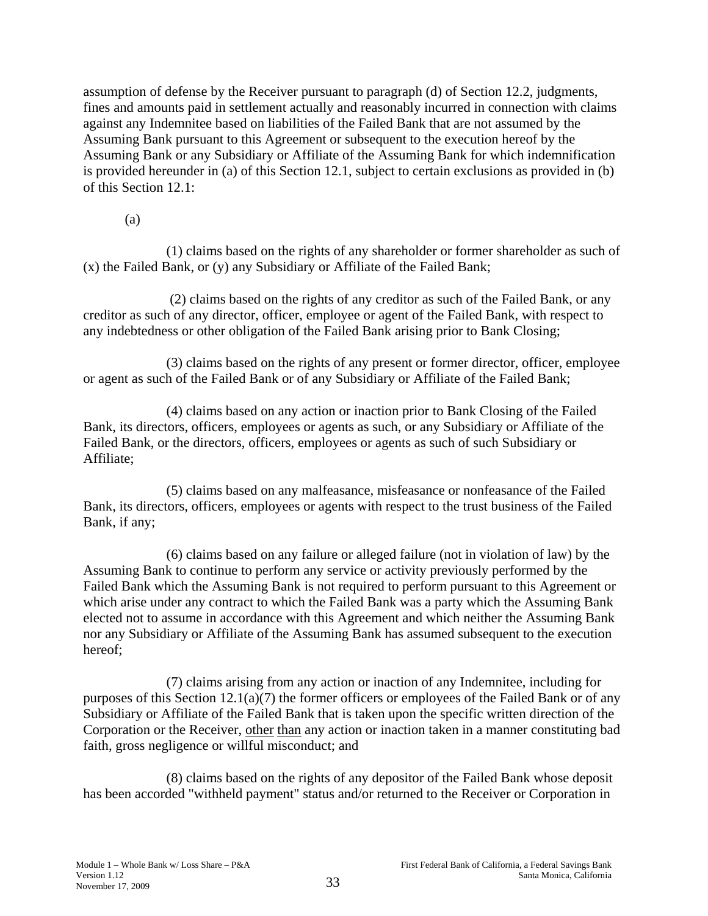assumption of defense by the Receiver pursuant to paragraph (d) of Section 12.2, judgments, fines and amounts paid in settlement actually and reasonably incurred in connection with claims against any Indemnitee based on liabilities of the Failed Bank that are not assumed by the Assuming Bank pursuant to this Agreement or subsequent to the execution hereof by the Assuming Bank or any Subsidiary or Affiliate of the Assuming Bank for which indemnification is provided hereunder in (a) of this Section 12.1, subject to certain exclusions as provided in (b) of this Section 12.1:

(a)

(1) claims based on the rights of any shareholder or former shareholder as such of (x) the Failed Bank, or (y) any Subsidiary or Affiliate of the Failed Bank;

(2) claims based on the rights of any creditor as such of the Failed Bank, or any creditor as such of any director, officer, employee or agent of the Failed Bank, with respect to any indebtedness or other obligation of the Failed Bank arising prior to Bank Closing;

(3) claims based on the rights of any present or former director, officer, employee or agent as such of the Failed Bank or of any Subsidiary or Affiliate of the Failed Bank;

(4) claims based on any action or inaction prior to Bank Closing of the Failed Bank, its directors, officers, employees or agents as such, or any Subsidiary or Affiliate of the Failed Bank, or the directors, officers, employees or agents as such of such Subsidiary or Affiliate;

(5) claims based on any malfeasance, misfeasance or nonfeasance of the Failed Bank, its directors, officers, employees or agents with respect to the trust business of the Failed Bank, if any;

(6) claims based on any failure or alleged failure (not in violation of law) by the Assuming Bank to continue to perform any service or activity previously performed by the Failed Bank which the Assuming Bank is not required to perform pursuant to this Agreement or which arise under any contract to which the Failed Bank was a party which the Assuming Bank elected not to assume in accordance with this Agreement and which neither the Assuming Bank nor any Subsidiary or Affiliate of the Assuming Bank has assumed subsequent to the execution hereof;

(7) claims arising from any action or inaction of any Indemnitee, including for purposes of this Section 12.1(a)(7) the former officers or employees of the Failed Bank or of any Subsidiary or Affiliate of the Failed Bank that is taken upon the specific written direction of the Corporation or the Receiver, <u>other than</u> any action or inaction taken in a manner constituting bad faith, gross negligence or willful misconduct; and

(8) claims based on the rights of any depositor of the Failed Bank whose deposit has been accorded "withheld payment" status and/or returned to the Receiver or Corporation in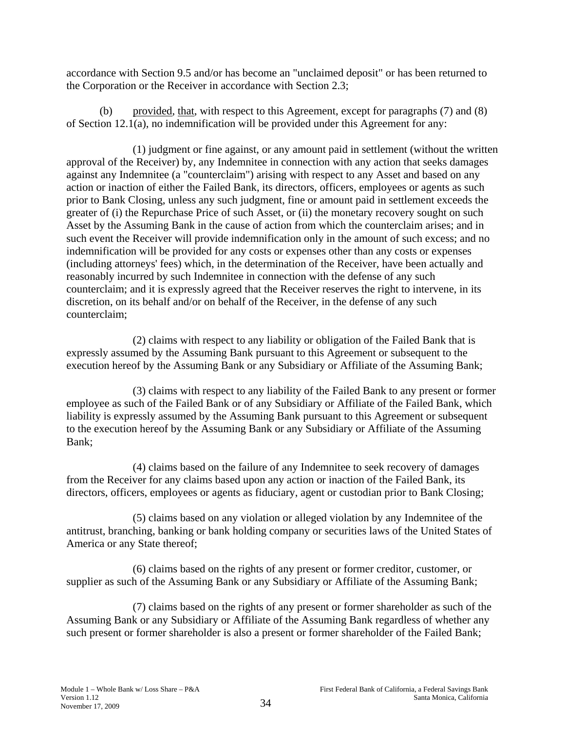accordance with Section 9.5 and/or has become an "unclaimed deposit" or has been returned to the Corporation or the Receiver in accordance with Section 2.3;

(b) provided, that, with respect to this Agreement, except for paragraphs (7) and (8) of Section 12.1(a), no indemnification will be provided under this Agreement for any:

(1) judgment or fine against, or any amount paid in settlement (without the written approval of the Receiver) by, any Indemnitee in connection with any action that seeks damages against any Indemnitee (a "counterclaim") arising with respect to any Asset and based on any action or inaction of either the Failed Bank, its directors, officers, employees or agents as such prior to Bank Closing, unless any such judgment, fine or amount paid in settlement exceeds the greater of (i) the Repurchase Price of such Asset, or (ii) the monetary recovery sought on such Asset by the Assuming Bank in the cause of action from which the counterclaim arises; and in such event the Receiver will provide indemnification only in the amount of such excess; and no indemnification will be provided for any costs or expenses other than any costs or expenses (including attorneys' fees) which, in the determination of the Receiver, have been actually and reasonably incurred by such Indemnitee in connection with the defense of any such counterclaim; and it is expressly agreed that the Receiver reserves the right to intervene, in its discretion, on its behalf and/or on behalf of the Receiver, in the defense of any such counterclaim;

(2) claims with respect to any liability or obligation of the Failed Bank that is expressly assumed by the Assuming Bank pursuant to this Agreement or subsequent to the execution hereof by the Assuming Bank or any Subsidiary or Affiliate of the Assuming Bank;

(3) claims with respect to any liability of the Failed Bank to any present or former employee as such of the Failed Bank or of any Subsidiary or Affiliate of the Failed Bank, which liability is expressly assumed by the Assuming Bank pursuant to this Agreement or subsequent to the execution hereof by the Assuming Bank or any Subsidiary or Affiliate of the Assuming Bank;

(4) claims based on the failure of any Indemnitee to seek recovery of damages from the Receiver for any claims based upon any action or inaction of the Failed Bank, its directors, officers, employees or agents as fiduciary, agent or custodian prior to Bank Closing;

(5) claims based on any violation or alleged violation by any Indemnitee of the antitrust, branching, banking or bank holding company or securities laws of the United States of America or any State thereof;

(6) claims based on the rights of any present or former creditor, customer, or supplier as such of the Assuming Bank or any Subsidiary or Affiliate of the Assuming Bank;

(7) claims based on the rights of any present or former shareholder as such of the Assuming Bank or any Subsidiary or Affiliate of the Assuming Bank regardless of whether any such present or former shareholder is also a present or former shareholder of the Failed Bank;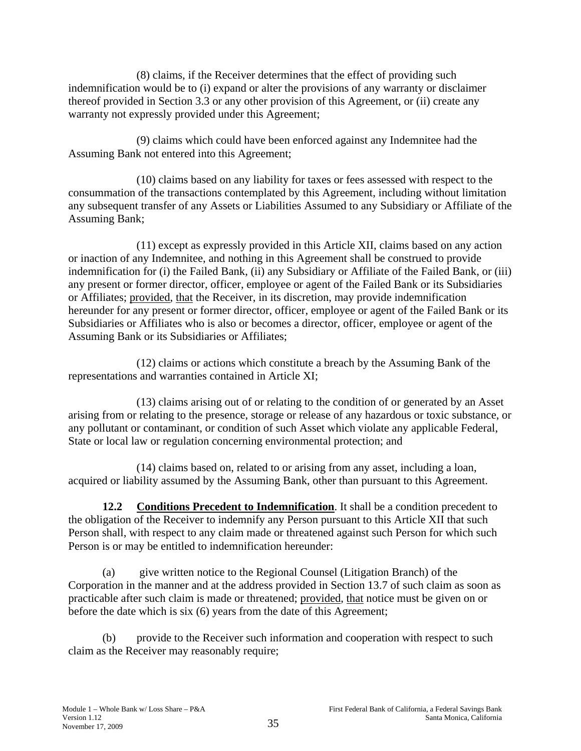(8) claims, if the Receiver determines that the effect of providing such indemnification would be to (i) expand or alter the provisions of any warranty or disclaimer thereof provided in Section 3.3 or any other provision of this Agreement, or (ii) create any warranty not expressly provided under this Agreement;

(9) claims which could have been enforced against any Indemnitee had the Assuming Bank not entered into this Agreement;

(10) claims based on any liability for taxes or fees assessed with respect to the consummation of the transactions contemplated by this Agreement, including without limitation any subsequent transfer of any Assets or Liabilities Assumed to any Subsidiary or Affiliate of the Assuming Bank;

(11) except as expressly provided in this Article XII, claims based on any action or inaction of any Indemnitee, and nothing in this Agreement shall be construed to provide indemnification for (i) the Failed Bank, (ii) any Subsidiary or Affiliate of the Failed Bank, or (iii) any present or former director, officer, employee or agent of the Failed Bank or its Subsidiaries or Affiliates; provided, that the Receiver, in its discretion, may provide indemnification hereunder for any present or former director, officer, employee or agent of the Failed Bank or its Subsidiaries or Affiliates who is also or becomes a director, officer, employee or agent of the Assuming Bank or its Subsidiaries or Affiliates;

(12) claims or actions which constitute a breach by the Assuming Bank of the representations and warranties contained in Article XI;

(13) claims arising out of or relating to the condition of or generated by an Asset arising from or relating to the presence, storage or release of any hazardous or toxic substance, or any pollutant or contaminant, or condition of such Asset which violate any applicable Federal, State or local law or regulation concerning environmental protection; and

(14) claims based on, related to or arising from any asset, including a loan, acquired or liability assumed by the Assuming Bank, other than pursuant to this Agreement.

**12.2 Conditions Precedent to Indemnification**. It shall be a condition precedent to the obligation of the Receiver to indemnify any Person pursuant to this Article XII that such Person shall, with respect to any claim made or threatened against such Person for which such Person is or may be entitled to indemnification hereunder:

(a) give written notice to the Regional Counsel (Litigation Branch) of the Corporation in the manner and at the address provided in Section 13.7 of such claim as soon as practicable after such claim is made or threatened; provided, that notice must be given on or before the date which is six (6) years from the date of this Agreement;

(b) provide to the Receiver such information and cooperation with respect to such claim as the Receiver may reasonably require;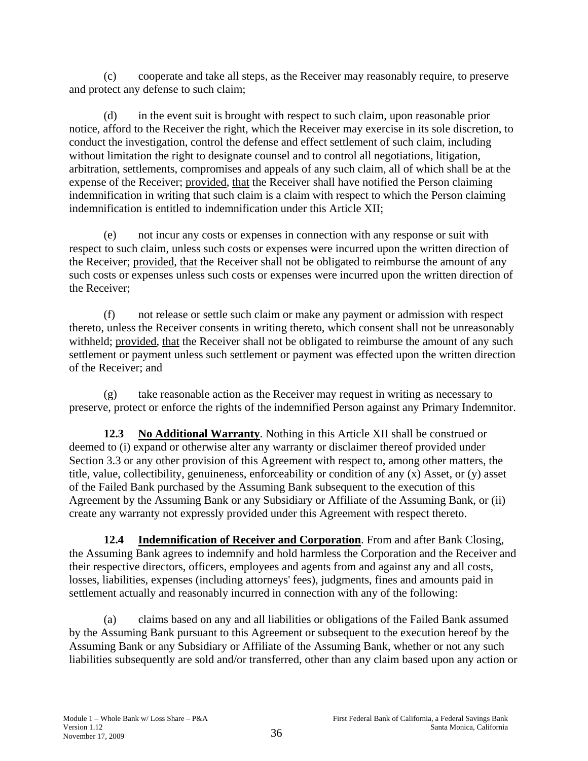(c) cooperate and take all steps, as the Receiver may reasonably require, to preserve and protect any defense to such claim;

(d) in the event suit is brought with respect to such claim, upon reasonable prior notice, afford to the Receiver the right, which the Receiver may exercise in its sole discretion, to conduct the investigation, control the defense and effect settlement of such claim, including without limitation the right to designate counsel and to control all negotiations, litigation, arbitration, settlements, compromises and appeals of any such claim, all of which shall be at the expense of the Receiver; provided, that the Receiver shall have notified the Person claiming indemnification in writing that such claim is a claim with respect to which the Person claiming indemnification is entitled to indemnification under this Article XII;

(e) not incur any costs or expenses in connection with any response or suit with respect to such claim, unless such costs or expenses were incurred upon the written direction of the Receiver; provided, that the Receiver shall not be obligated to reimburse the amount of any such costs or expenses unless such costs or expenses were incurred upon the written direction of the Receiver;

(f) not release or settle such claim or make any payment or admission with respect thereto, unless the Receiver consents in writing thereto, which consent shall not be unreasonably withheld; provided, that the Receiver shall not be obligated to reimburse the amount of any such settlement or payment unless such settlement or payment was effected upon the written direction of the Receiver; and

(g) take reasonable action as the Receiver may request in writing as necessary to preserve, protect or enforce the rights of the indemnified Person against any Primary Indemnitor.

**12.3 No Additional Warranty**. Nothing in this Article XII shall be construed or deemed to (i) expand or otherwise alter any warranty or disclaimer thereof provided under Section 3.3 or any other provision of this Agreement with respect to, among other matters, the title, value, collectibility, genuineness, enforceability or condition of any (x) Asset, or (y) asset of the Failed Bank purchased by the Assuming Bank subsequent to the execution of this Agreement by the Assuming Bank or any Subsidiary or Affiliate of the Assuming Bank, or (ii) create any warranty not expressly provided under this Agreement with respect thereto.

**12.4 Indemnification of Receiver and Corporation**. From and after Bank Closing, the Assuming Bank agrees to indemnify and hold harmless the Corporation and the Receiver and their respective directors, officers, employees and agents from and against any and all costs, losses, liabilities, expenses (including attorneys' fees), judgments, fines and amounts paid in settlement actually and reasonably incurred in connection with any of the following:

(a) claims based on any and all liabilities or obligations of the Failed Bank assumed by the Assuming Bank pursuant to this Agreement or subsequent to the execution hereof by the Assuming Bank or any Subsidiary or Affiliate of the Assuming Bank, whether or not any such liabilities subsequently are sold and/or transferred, other than any claim based upon any action or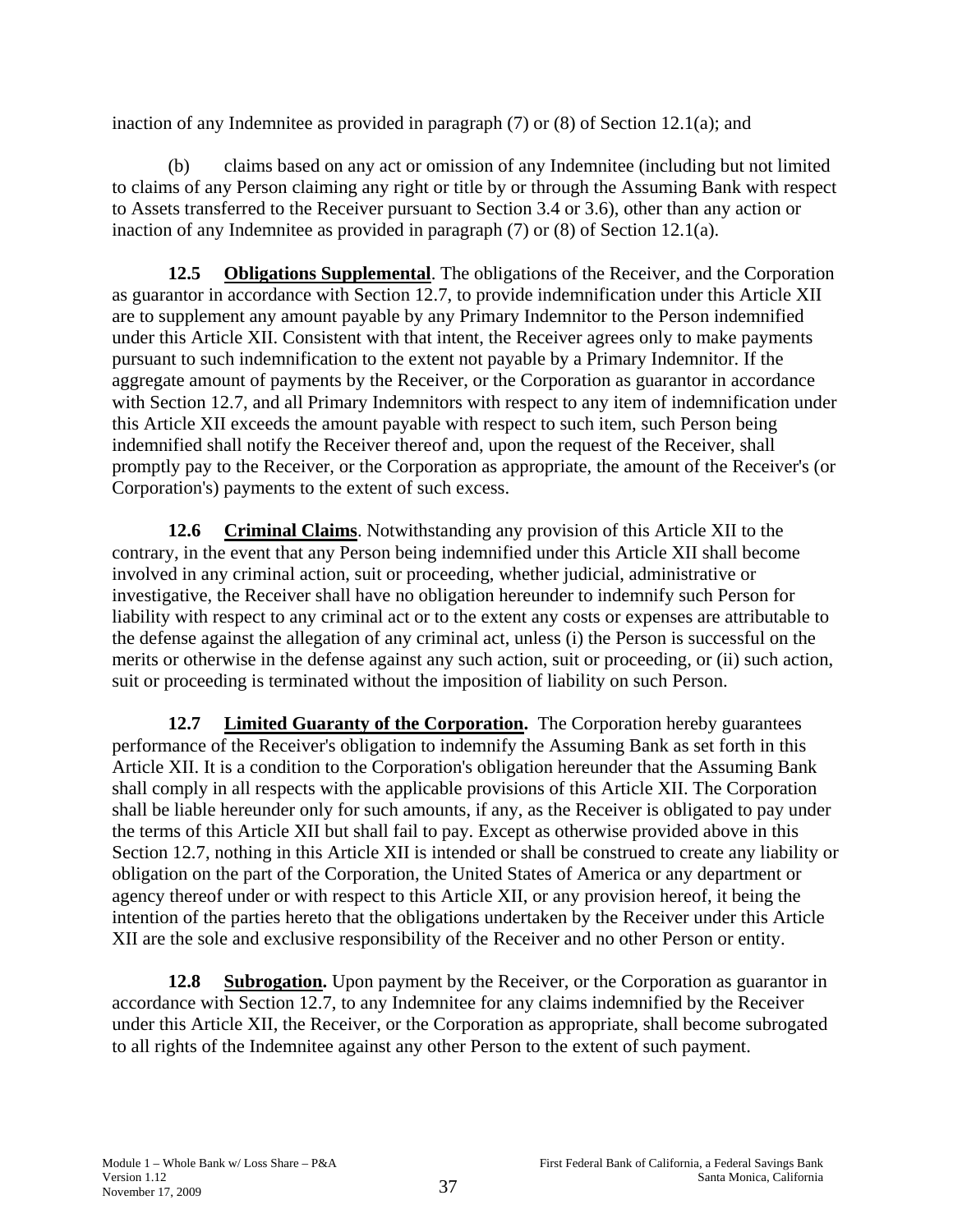inaction of any Indemnitee as provided in paragraph (7) or (8) of Section 12.1(a); and

(b) claims based on any act or omission of any Indemnitee (including but not limited to claims of any Person claiming any right or title by or through the Assuming Bank with respect to Assets transferred to the Receiver pursuant to Section 3.4 or 3.6), other than any action or inaction of any Indemnitee as provided in paragraph (7) or (8) of Section 12.1(a).

**12.5 Obligations Supplemental**. The obligations of the Receiver, and the Corporation as guarantor in accordance with Section 12.7, to provide indemnification under this Article XII are to supplement any amount payable by any Primary Indemnitor to the Person indemnified under this Article XII. Consistent with that intent, the Receiver agrees only to make payments pursuant to such indemnification to the extent not payable by a Primary Indemnitor. If the aggregate amount of payments by the Receiver, or the Corporation as guarantor in accordance with Section 12.7, and all Primary Indemnitors with respect to any item of indemnification under this Article XII exceeds the amount payable with respect to such item, such Person being indemnified shall notify the Receiver thereof and, upon the request of the Receiver, shall promptly pay to the Receiver, or the Corporation as appropriate, the amount of the Receiver's (or Corporation's) payments to the extent of such excess.

**12.6 Criminal Claims**. Notwithstanding any provision of this Article XII to the contrary, in the event that any Person being indemnified under this Article XII shall become involved in any criminal action, suit or proceeding, whether judicial, administrative or investigative, the Receiver shall have no obligation hereunder to indemnify such Person for liability with respect to any criminal act or to the extent any costs or expenses are attributable to the defense against the allegation of any criminal act, unless (i) the Person is successful on the merits or otherwise in the defense against any such action, suit or proceeding, or (ii) such action, suit or proceeding is terminated without the imposition of liability on such Person.

**12.7 Limited Guaranty of the Corporation.** The Corporation hereby guarantees performance of the Receiver's obligation to indemnify the Assuming Bank as set forth in this Article XII. It is a condition to the Corporation's obligation hereunder that the Assuming Bank shall comply in all respects with the applicable provisions of this Article XII. The Corporation shall be liable hereunder only for such amounts, if any, as the Receiver is obligated to pay under the terms of this Article XII but shall fail to pay. Except as otherwise provided above in this Section 12.7, nothing in this Article XII is intended or shall be construed to create any liability or obligation on the part of the Corporation, the United States of America or any department or agency thereof under or with respect to this Article XII, or any provision hereof, it being the intention of the parties hereto that the obligations undertaken by the Receiver under this Article XII are the sole and exclusive responsibility of the Receiver and no other Person or entity.

**12.8 Subrogation.** Upon payment by the Receiver, or the Corporation as guarantor in accordance with Section 12.7, to any Indemnitee for any claims indemnified by the Receiver under this Article XII, the Receiver, or the Corporation as appropriate, shall become subrogated to all rights of the Indemnitee against any other Person to the extent of such payment.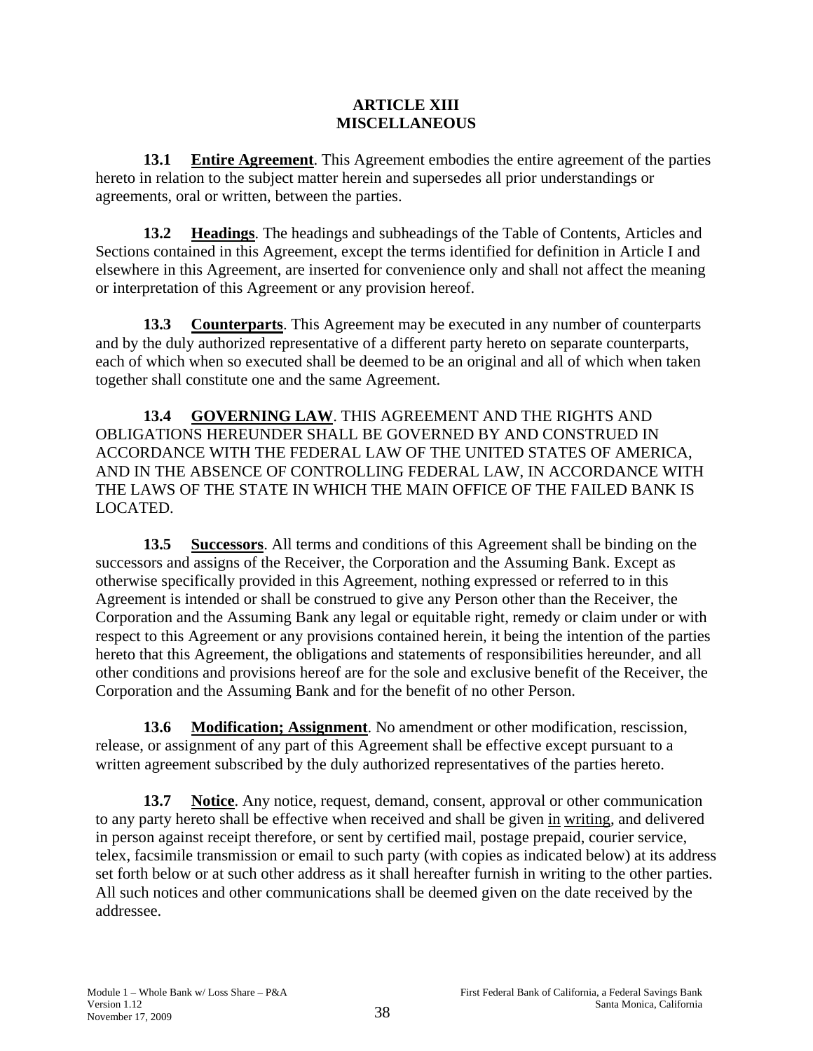# ARTICLE XIII
# MISCELLANEOUS

**13.1 Entire Agreement**. This Agreement embodies the entire agreement of the parties hereto in relation to the subject matter herein and supersedes all prior understandings or agreements, oral or written, between the parties.

**13.2 Headings**. The headings and subheadings of the Table of Contents, Articles and Sections contained in this Agreement, except the terms identified for definition in Article I and elsewhere in this Agreement, are inserted for convenience only and shall not affect the meaning or interpretation of this Agreement or any provision hereof.

**13.3 Counterparts**. This Agreement may be executed in any number of counterparts and by the duly authorized representative of a different party hereto on separate counterparts, each of which when so executed shall be deemed to be an original and all of which when taken together shall constitute one and the same Agreement.

**13.4 GOVERNING LAW**. THIS AGREEMENT AND THE RIGHTS AND OBLIGATIONS HEREUNDER SHALL BE GOVERNED BY AND CONSTRUED IN ACCORDANCE WITH THE FEDERAL LAW OF THE UNITED STATES OF AMERICA, AND IN THE ABSENCE OF CONTROLLING FEDERAL LAW, IN ACCORDANCE WITH THE LAWS OF THE STATE IN WHICH THE MAIN OFFICE OF THE FAILED BANK IS LOCATED.

**13.5 Successors**. All terms and conditions of this Agreement shall be binding on the successors and assigns of the Receiver, the Corporation and the Assuming Bank. Except as otherwise specifically provided in this Agreement, nothing expressed or referred to in this Agreement is intended or shall be construed to give any Person other than the Receiver, the Corporation and the Assuming Bank any legal or equitable right, remedy or claim under or with respect to this Agreement or any provisions contained herein, it being the intention of the parties hereto that this Agreement, the obligations and statements of responsibilities hereunder, and all other conditions and provisions hereof are for the sole and exclusive benefit of the Receiver, the Corporation and the Assuming Bank and for the benefit of no other Person.

**13.6 Modification; Assignment**. No amendment or other modification, rescission, release, or assignment of any part of this Agreement shall be effective except pursuant to a written agreement subscribed by the duly authorized representatives of the parties hereto.

**13.7 Notice**. Any notice, request, demand, consent, approval or other communication to any party hereto shall be effective when received and shall be given in writing, and delivered in person against receipt therefore, or sent by certified mail, postage prepaid, courier service, telex, facsimile transmission or email to such party (with copies as indicated below) at its address set forth below or at such other address as it shall hereafter furnish in writing to the other parties. All such notices and other communications shall be deemed given on the date received by the addressee.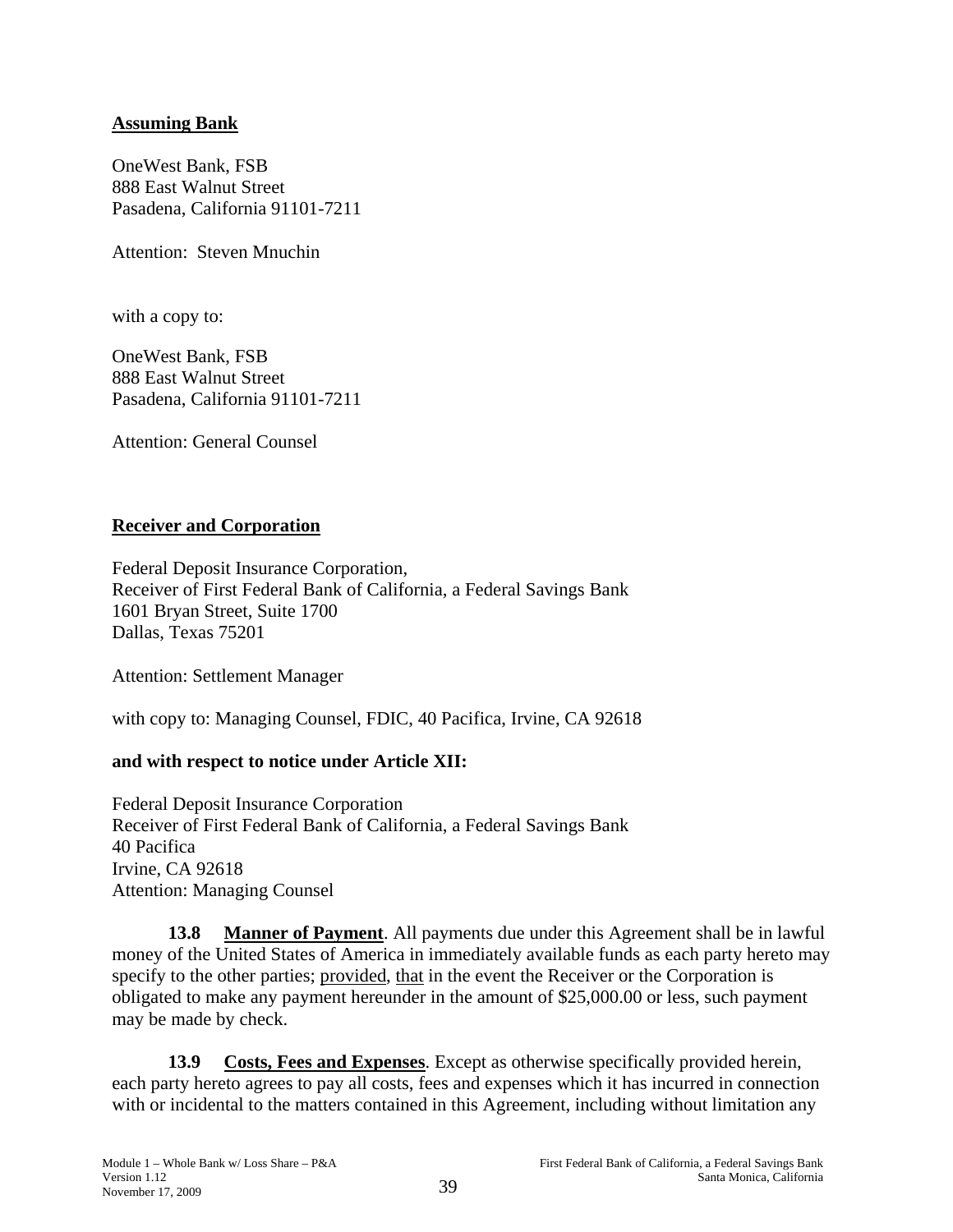**Assuming Bank**

OneWest Bank, FSB
888 East Walnut Street
Pasadena, California 91101-7211

Attention: Steven Mnuchin

with a copy to:

OneWest Bank, FSB
888 East Walnut Street
Pasadena, California 91101-7211

Attention: General Counsel

**Receiver and Corporation**

Federal Deposit Insurance Corporation,
Receiver of First Federal Bank of California, a Federal Savings Bank
1601 Bryan Street, Suite 1700
Dallas, Texas 75201

Attention: Settlement Manager

with copy to: Managing Counsel, FDIC, 40 Pacifica, Irvine, CA 92618

**and with respect to notice under Article XII:**

Federal Deposit Insurance Corporation
Receiver of First Federal Bank of California, a Federal Savings Bank
40 Pacifica
Irvine, CA 92618
Attention: Managing Counsel

**13.8 Manner of Payment**. All payments due under this Agreement shall be in lawful money of the United States of America in immediately available funds as each party hereto may specify to the other parties; provided, that in the event the Receiver or the Corporation is obligated to make any payment hereunder in the amount of $25,000.00 or less, such payment may be made by check.

**13.9 Costs, Fees and Expenses**. Except as otherwise specifically provided herein, each party hereto agrees to pay all costs, fees and expenses which it has incurred in connection with or incidental to the matters contained in this Agreement, including without limitation any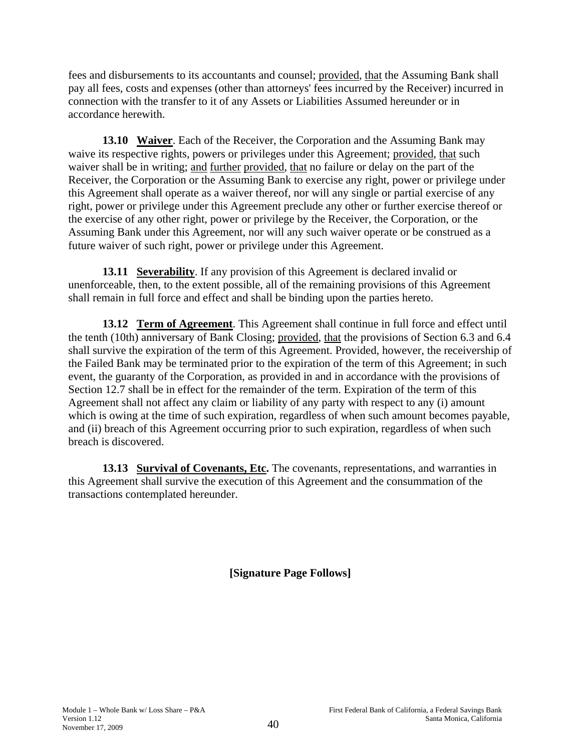fees and disbursements to its accountants and counsel; provided, that the Assuming Bank shall pay all fees, costs and expenses (other than attorneys' fees incurred by the Receiver) incurred in connection with the transfer to it of any Assets or Liabilities Assumed hereunder or in accordance herewith.

**13.10 Waiver**. Each of the Receiver, the Corporation and the Assuming Bank may waive its respective rights, powers or privileges under this Agreement; provided, that such waiver shall be in writing; and further provided, that no failure or delay on the part of the Receiver, the Corporation or the Assuming Bank to exercise any right, power or privilege under this Agreement shall operate as a waiver thereof, nor will any single or partial exercise of any right, power or privilege under this Agreement preclude any other or further exercise thereof or the exercise of any other right, power or privilege by the Receiver, the Corporation, or the Assuming Bank under this Agreement, nor will any such waiver operate or be construed as a future waiver of such right, power or privilege under this Agreement.

**13.11 Severability**. If any provision of this Agreement is declared invalid or unenforceable, then, to the extent possible, all of the remaining provisions of this Agreement shall remain in full force and effect and shall be binding upon the parties hereto.

**13.12 Term of Agreement**. This Agreement shall continue in full force and effect until the tenth (10th) anniversary of Bank Closing; provided, that the provisions of Section 6.3 and 6.4 shall survive the expiration of the term of this Agreement. Provided, however, the receivership of the Failed Bank may be terminated prior to the expiration of the term of this Agreement; in such event, the guaranty of the Corporation, as provided in and in accordance with the provisions of Section 12.7 shall be in effect for the remainder of the term. Expiration of the term of this Agreement shall not affect any claim or liability of any party with respect to any (i) amount which is owing at the time of such expiration, regardless of when such amount becomes payable, and (ii) breach of this Agreement occurring prior to such expiration, regardless of when such breach is discovered.

**13.13 Survival of Covenants, Etc.** The covenants, representations, and warranties in this Agreement shall survive the execution of this Agreement and the consummation of the transactions contemplated hereunder.

**[Signature Page Follows]**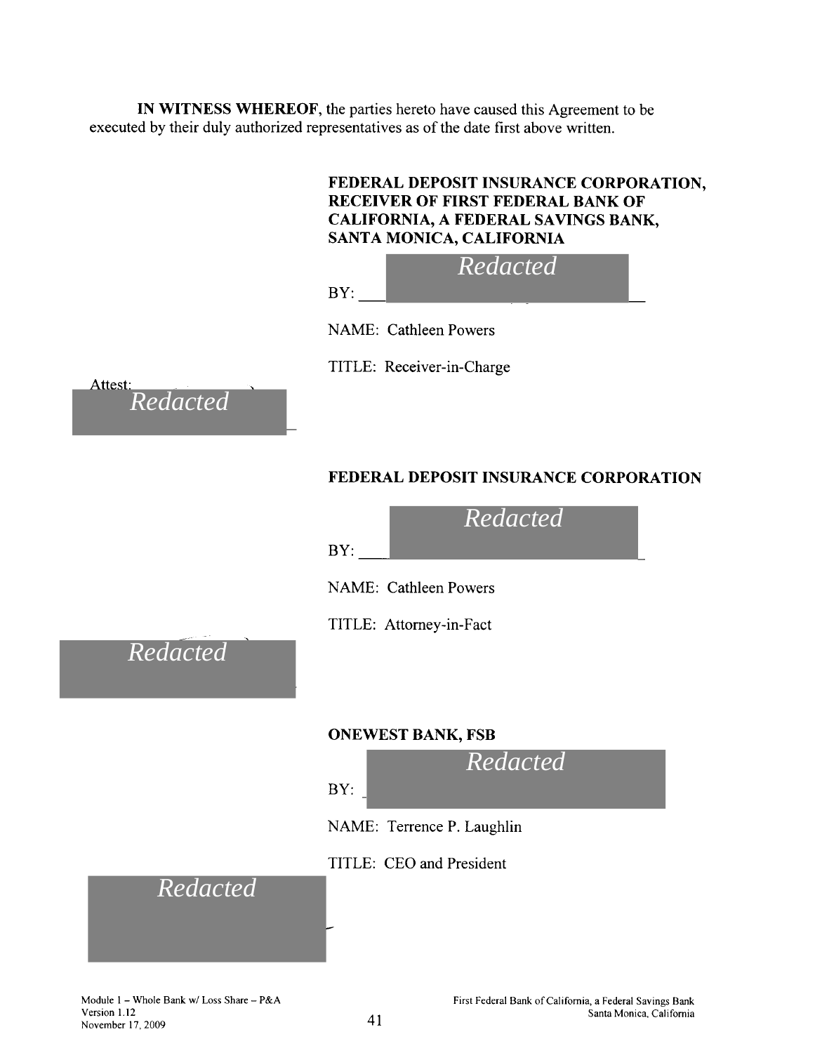**IN WITNESS WHEREOF**, the parties hereto have caused this Agreement to be executed by their duly authorized representatives as of the date first above written.

**FEDERAL DEPOSIT INSURANCE CORPORATION, RECEIVER OF FIRST FEDERAL BANK OF CALIFORNIA, A FEDERAL SAVINGS BANK, SANTA MONICA, CALIFORNIA**

BY: *Redacted*

NAME: Cathleen Powers

TITLE: Receiver-in-Charge

Attest:

*Redacted*

**FEDERAL DEPOSIT INSURANCE CORPORATION**

BY: *Redacted*

NAME: Cathleen Powers

TITLE: Attorney-in-Fact

*Redacted*

**ONEWEST BANK, FSB**

BY: *Redacted*

NAME: Terrence P. Laughlin

TITLE: CEO and President

*Redacted*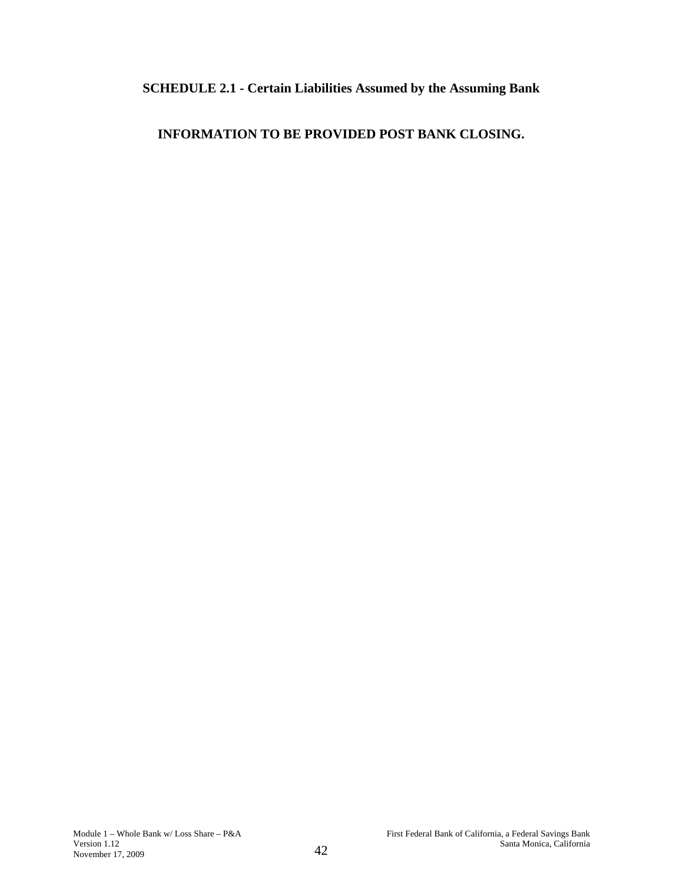## SCHEDULE 2.1 - Certain Liabilities Assumed by the Assuming Bank

**INFORMATION TO BE PROVIDED POST BANK CLOSING.**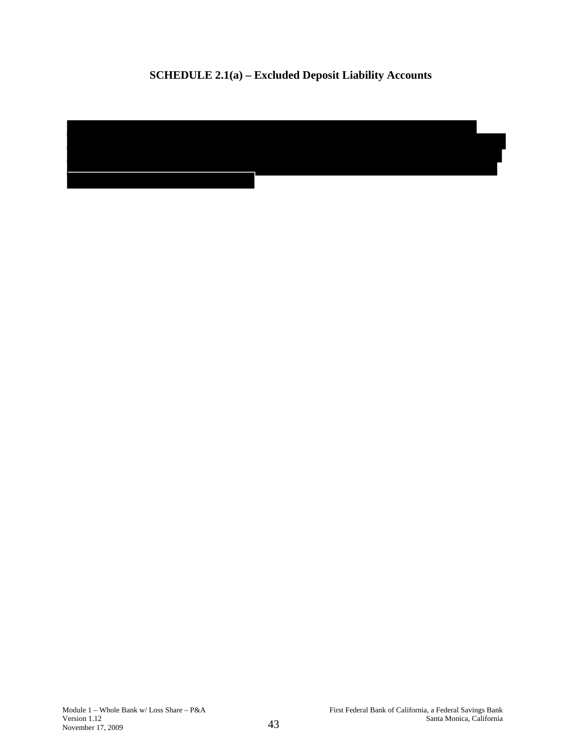**SCHEDULE 2.1(a) – Excluded Deposit Liability Accounts**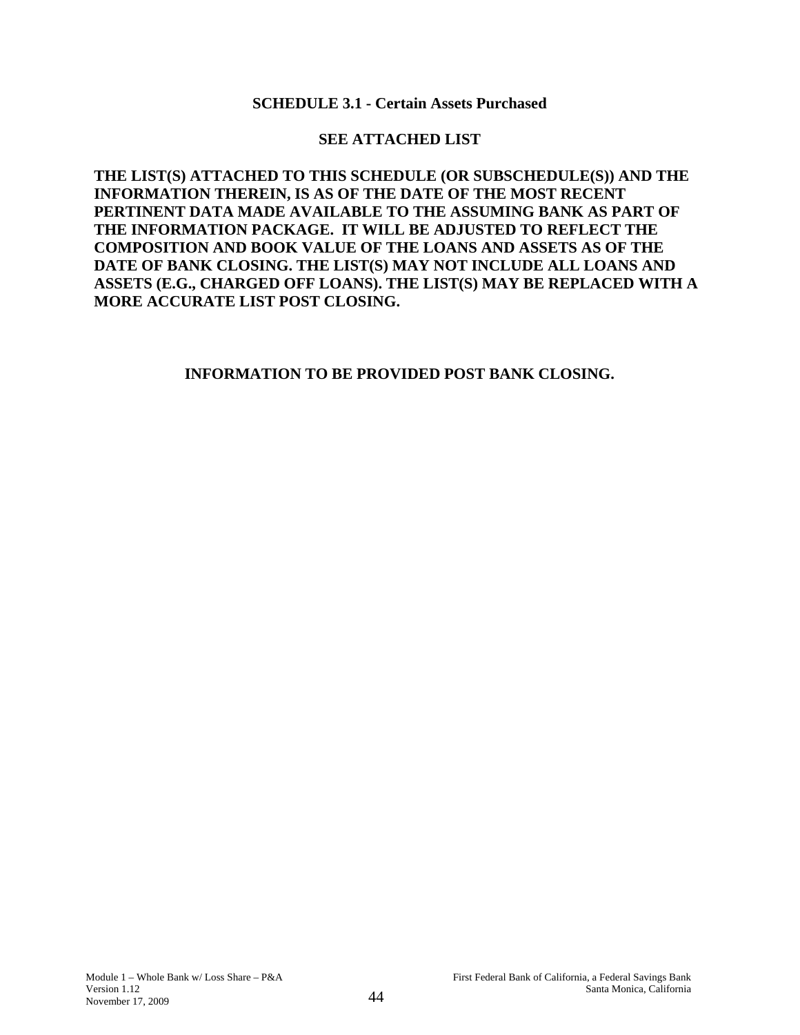## SCHEDULE 3.1 - Certain Assets Purchased

**SEE ATTACHED LIST**

**THE LIST(S) ATTACHED TO THIS SCHEDULE (OR SUBSCHEDULE(S)) AND THE INFORMATION THEREIN, IS AS OF THE DATE OF THE MOST RECENT PERTINENT DATA MADE AVAILABLE TO THE ASSUMING BANK AS PART OF THE INFORMATION PACKAGE. IT WILL BE ADJUSTED TO REFLECT THE COMPOSITION AND BOOK VALUE OF THE LOANS AND ASSETS AS OF THE DATE OF BANK CLOSING. THE LIST(S) MAY NOT INCLUDE ALL LOANS AND ASSETS (E.G., CHARGED OFF LOANS). THE LIST(S) MAY BE REPLACED WITH A MORE ACCURATE LIST POST CLOSING.**

**INFORMATION TO BE PROVIDED POST BANK CLOSING.**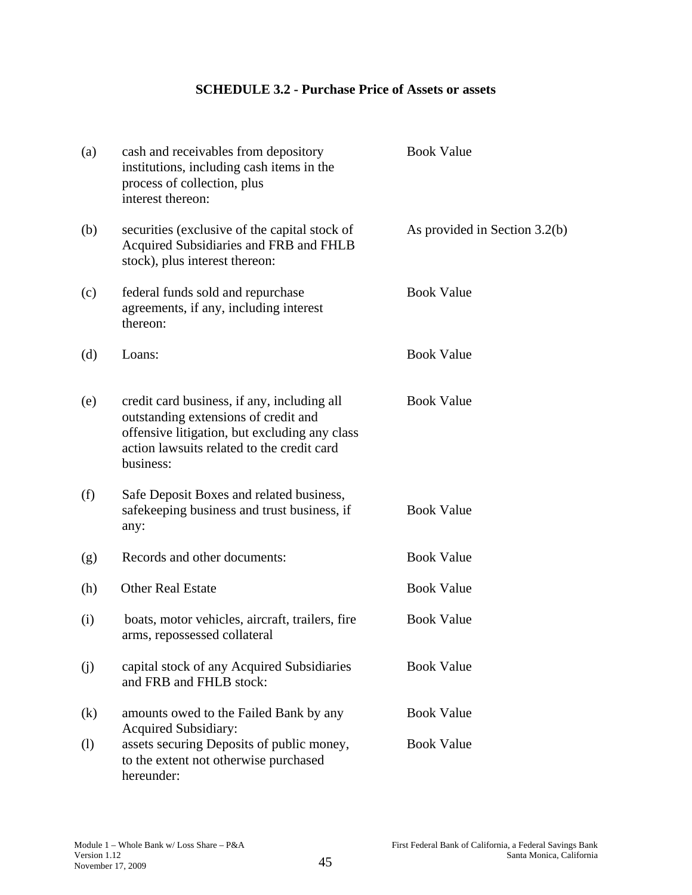## SCHEDULE 3.2 - Purchase Price of Assets or assets

| | | |
|---|---|---|
| (a) | cash and receivables from depository institutions, including cash items in the process of collection, plus interest thereon: | Book Value |
| (b) | securities (exclusive of the capital stock of Acquired Subsidiaries and FRB and FHLB stock), plus interest thereon: | As provided in Section 3.2(b) |
| (c) | federal funds sold and repurchase agreements, if any, including interest thereon: | Book Value |
| (d) | Loans: | Book Value |
| (e) | credit card business, if any, including all outstanding extensions of credit and offensive litigation, but excluding any class action lawsuits related to the credit card business: | Book Value |
| (f) | Safe Deposit Boxes and related business, safekeeping business and trust business, if any: | Book Value |
| (g) | Records and other documents: | Book Value |
| (h) | Other Real Estate | Book Value |
| (i) | boats, motor vehicles, aircraft, trailers, fire arms, repossessed collateral | Book Value |
| (j) | capital stock of any Acquired Subsidiaries and FRB and FHLB stock: | Book Value |
| (k) | amounts owed to the Failed Bank by any Acquired Subsidiary: | Book Value |
| (l) | assets securing Deposits of public money, to the extent not otherwise purchased hereunder: | Book Value |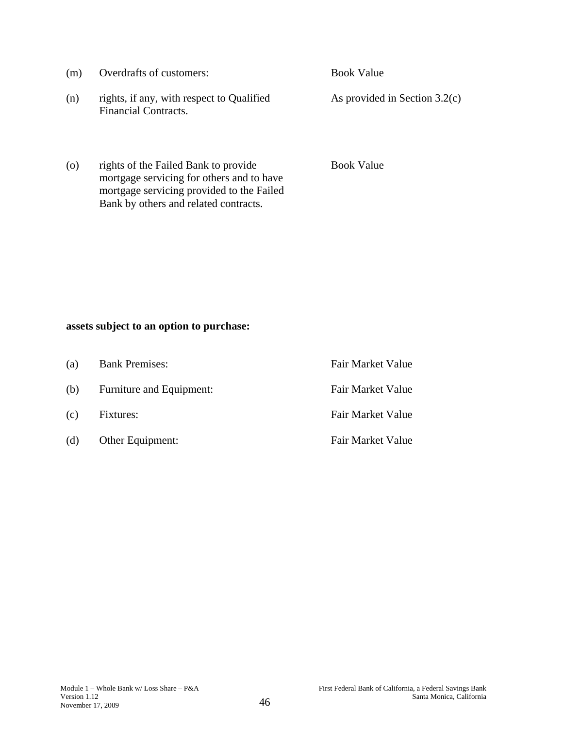| | | |
|---|---|---|
| (m) | Overdrafts of customers: | Book Value |
| (n) | rights, if any, with respect to Qualified Financial Contracts. | As provided in Section 3.2(c) |
| (o) | rights of the Failed Bank to provide mortgage servicing for others and to have mortgage servicing provided to the Failed Bank by others and related contracts. | Book Value |

**assets subject to an option to purchase:**

| | | |
|---|---|---|
| (a) | Bank Premises: | Fair Market Value |
| (b) | Furniture and Equipment: | Fair Market Value |
| (c) | Fixtures: | Fair Market Value |
| (d) | Other Equipment: | Fair Market Value |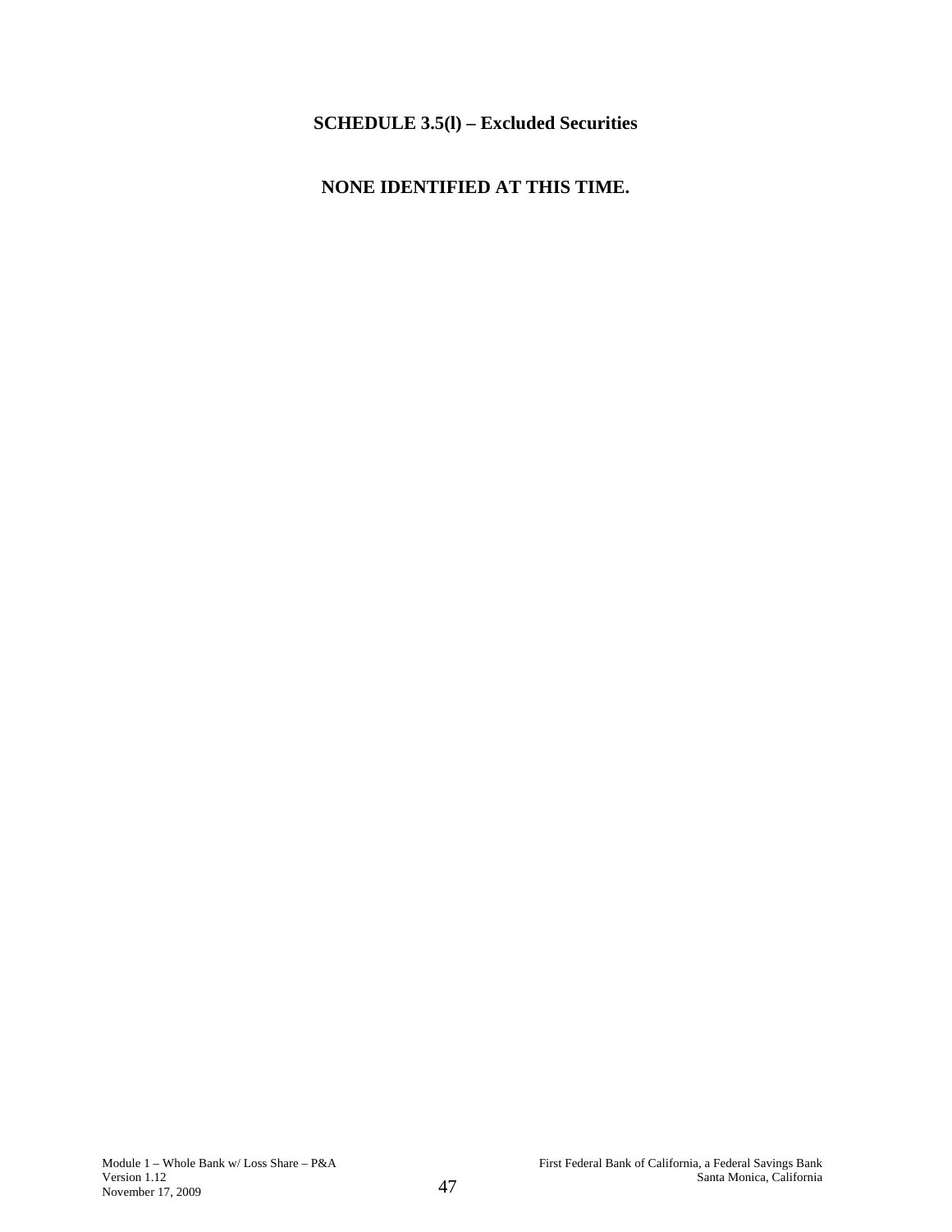## SCHEDULE 3.5(l) – Excluded Securities

**NONE IDENTIFIED AT THIS TIME.**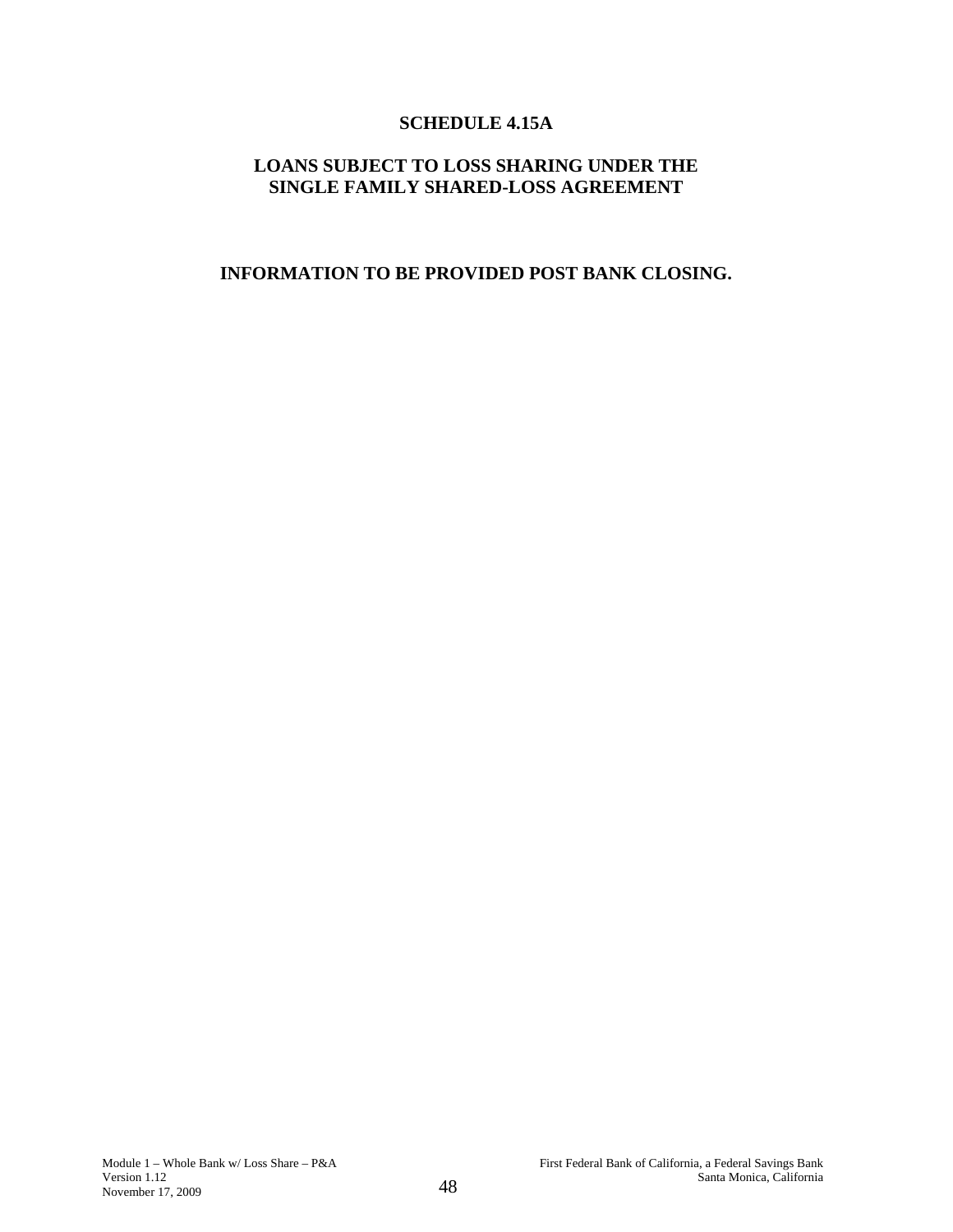# SCHEDULE 4.15A

## LOANS SUBJECT TO LOSS SHARING UNDER THE SINGLE FAMILY SHARED-LOSS AGREEMENT

**INFORMATION TO BE PROVIDED POST BANK CLOSING.**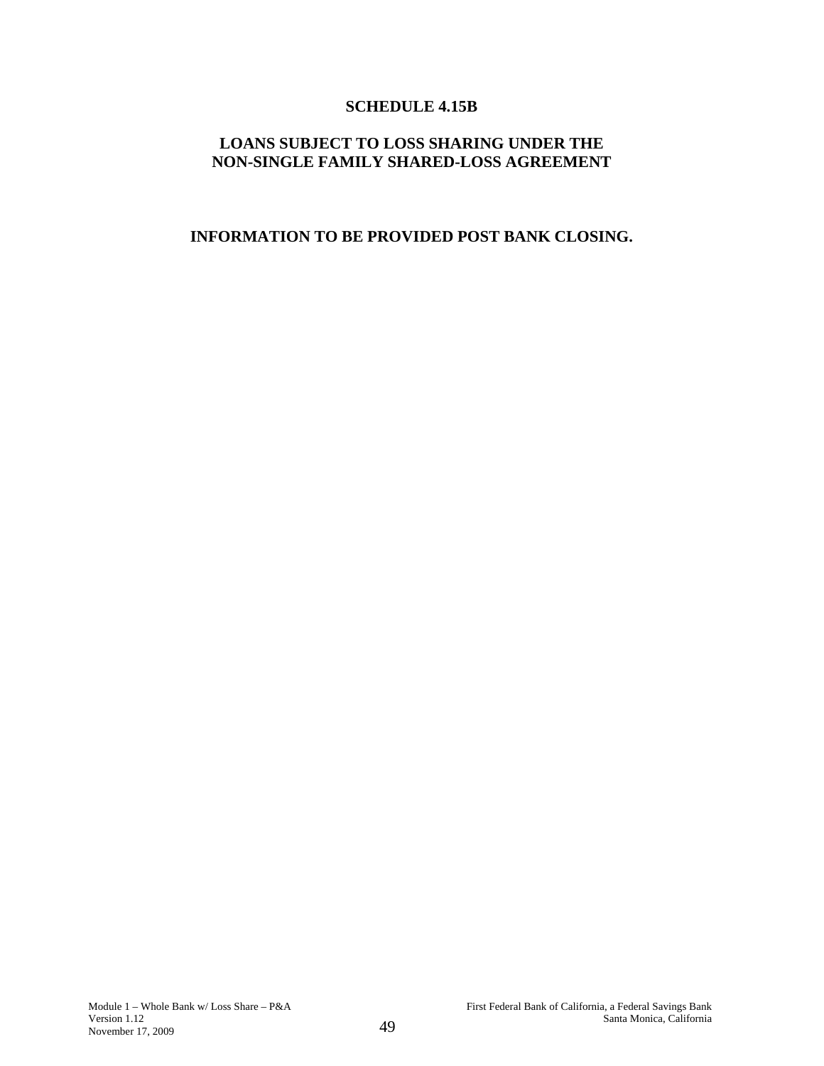# SCHEDULE 4.15B

## LOANS SUBJECT TO LOSS SHARING UNDER THE NON-SINGLE FAMILY SHARED-LOSS AGREEMENT

**INFORMATION TO BE PROVIDED POST BANK CLOSING.**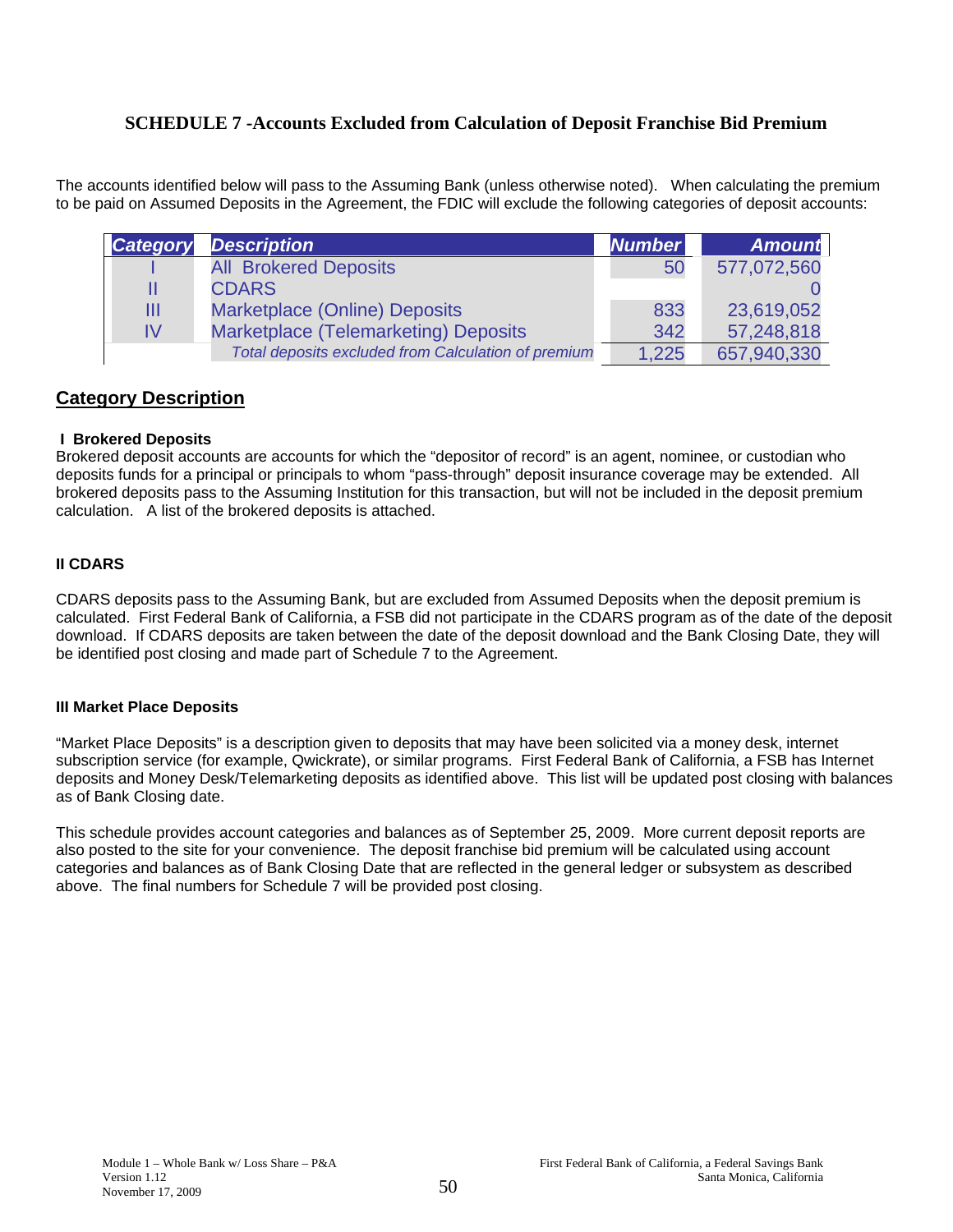## SCHEDULE 7 -Accounts Excluded from Calculation of Deposit Franchise Bid Premium

The accounts identified below will pass to the Assuming Bank (unless otherwise noted). When calculating the premium to be paid on Assumed Deposits in the Agreement, the FDIC will exclude the following categories of deposit accounts:

| *Category* | *Description* | *Number* | *Amount* |
|---|---|---|---|
| I | All Brokered Deposits | 50 | 577,072,560 |
| II | CDARS | | 0 |
| III | Marketplace (Online) Deposits | 833 | 23,619,052 |
| IV | Marketplace (Telemarketing) Deposits | 342 | 57,248,818 |
| | *Total deposits excluded from Calculation of premium* | 1,225 | 657,940,330 |

## Category Description

**I Brokered Deposits**
Brokered deposit accounts are accounts for which the "depositor of record" is an agent, nominee, or custodian who deposits funds for a principal or principals to whom "pass-through" deposit insurance coverage may be extended. All brokered deposits pass to the Assuming Institution for this transaction, but will not be included in the deposit premium calculation. A list of the brokered deposits is attached.

**II CDARS**

CDARS deposits pass to the Assuming Bank, but are excluded from Assumed Deposits when the deposit premium is calculated. First Federal Bank of California, a FSB did not participate in the CDARS program as of the date of the deposit download. If CDARS deposits are taken between the date of the deposit download and the Bank Closing Date, they will be identified post closing and made part of Schedule 7 to the Agreement.

**III Market Place Deposits**

"Market Place Deposits" is a description given to deposits that may have been solicited via a money desk, internet subscription service (for example, Qwickrate), or similar programs. First Federal Bank of California, a FSB has Internet deposits and Money Desk/Telemarketing deposits as identified above. This list will be updated post closing with balances as of Bank Closing date.

This schedule provides account categories and balances as of September 25, 2009. More current deposit reports are also posted to the site for your convenience. The deposit franchise bid premium will be calculated using account categories and balances as of Bank Closing Date that are reflected in the general ledger or subsystem as described above. The final numbers for Schedule 7 will be provided post closing.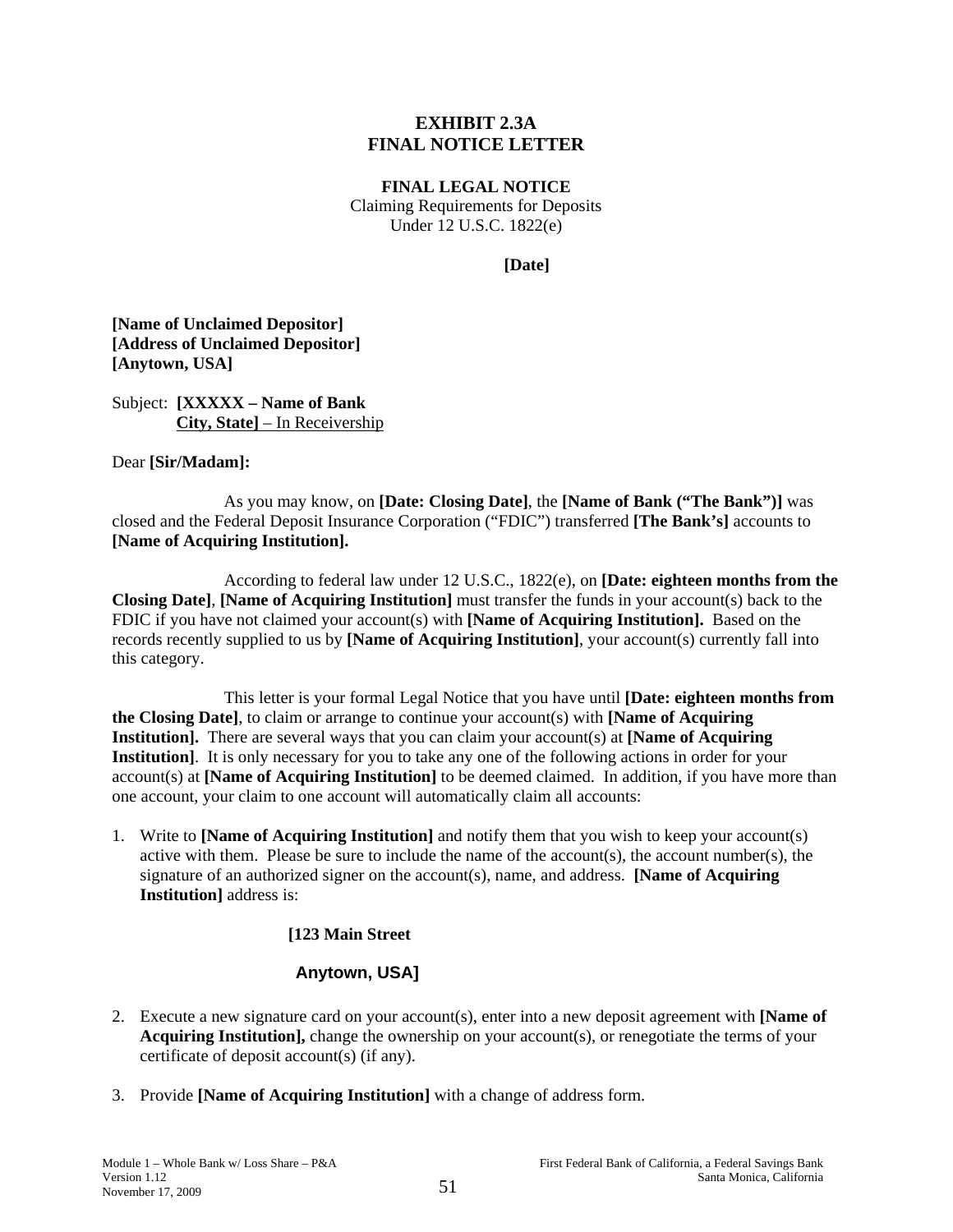# EXHIBIT 2.3A
# FINAL NOTICE LETTER

**FINAL LEGAL NOTICE**
Claiming Requirements for Deposits
Under 12 U.S.C. 1822(e)

**[Date]**

**[Name of Unclaimed Depositor]**
**[Address of Unclaimed Depositor]**
**[Anytown, USA]**

Subject: **[XXXXX – Name of Bank**
**City, State]** – In Receivership

Dear **[Sir/Madam]:**

As you may know, on **[Date: Closing Date]**, the **[Name of Bank ("The Bank")]** was closed and the Federal Deposit Insurance Corporation ("FDIC") transferred **[The Bank's]** accounts to **[Name of Acquiring Institution].**

According to federal law under 12 U.S.C., 1822(e), on **[Date: eighteen months from the Closing Date]**, **[Name of Acquiring Institution]** must transfer the funds in your account(s) back to the FDIC if you have not claimed your account(s) with **[Name of Acquiring Institution].** Based on the records recently supplied to us by **[Name of Acquiring Institution]**, your account(s) currently fall into this category.

This letter is your formal Legal Notice that you have until **[Date: eighteen months from the Closing Date]**, to claim or arrange to continue your account(s) with **[Name of Acquiring Institution].** There are several ways that you can claim your account(s) at **[Name of Acquiring Institution]**. It is only necessary for you to take any one of the following actions in order for your account(s) at **[Name of Acquiring Institution]** to be deemed claimed. In addition, if you have more than one account, your claim to one account will automatically claim all accounts:

1. Write to **[Name of Acquiring Institution]** and notify them that you wish to keep your account(s) active with them. Please be sure to include the name of the account(s), the account number(s), the signature of an authorized signer on the account(s), name, and address. **[Name of Acquiring Institution]** address is:

   **[123 Main Street**

   **Anytown, USA]**

2. Execute a new signature card on your account(s), enter into a new deposit agreement with **[Name of Acquiring Institution],** change the ownership on your account(s), or renegotiate the terms of your certificate of deposit account(s) (if any).

3. Provide **[Name of Acquiring Institution]** with a change of address form.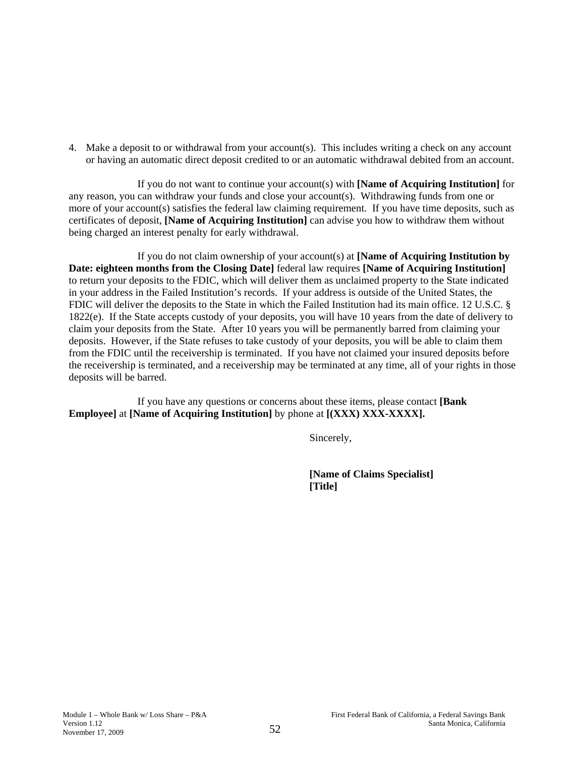4. Make a deposit to or withdrawal from your account(s). This includes writing a check on any account or having an automatic direct deposit credited to or an automatic withdrawal debited from an account.

If you do not want to continue your account(s) with **[Name of Acquiring Institution]** for any reason, you can withdraw your funds and close your account(s). Withdrawing funds from one or more of your account(s) satisfies the federal law claiming requirement. If you have time deposits, such as certificates of deposit, **[Name of Acquiring Institution]** can advise you how to withdraw them without being charged an interest penalty for early withdrawal.

If you do not claim ownership of your account(s) at **[Name of Acquiring Institution by Date: eighteen months from the Closing Date]** federal law requires **[Name of Acquiring Institution]** to return your deposits to the FDIC, which will deliver them as unclaimed property to the State indicated in your address in the Failed Institution's records. If your address is outside of the United States, the FDIC will deliver the deposits to the State in which the Failed Institution had its main office. 12 U.S.C. § 1822(e). If the State accepts custody of your deposits, you will have 10 years from the date of delivery to claim your deposits from the State. After 10 years you will be permanently barred from claiming your deposits. However, if the State refuses to take custody of your deposits, you will be able to claim them from the FDIC until the receivership is terminated. If you have not claimed your insured deposits before the receivership is terminated, and a receivership may be terminated at any time, all of your rights in those deposits will be barred.

If you have any questions or concerns about these items, please contact **[Bank Employee]** at **[Name of Acquiring Institution]** by phone at **[(XXX) XXX-XXXX].**

Sincerely,

**[Name of Claims Specialist]**
**[Title]**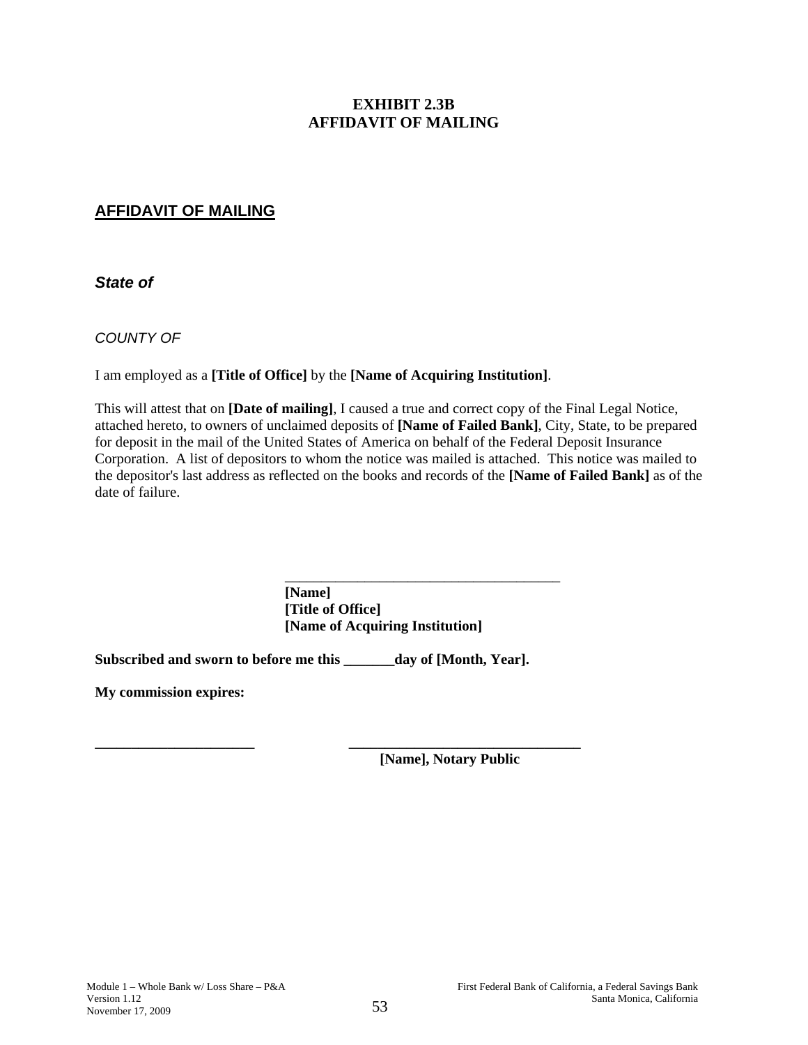# EXHIBIT 2.3B
# AFFIDAVIT OF MAILING

## AFFIDAVIT OF MAILING

***State of***

*COUNTY OF*

I am employed as a **[Title of Office]** by the **[Name of Acquiring Institution]**.

This will attest that on **[Date of mailing]**, I caused a true and correct copy of the Final Legal Notice, attached hereto, to owners of unclaimed deposits of **[Name of Failed Bank]**, City, State, to be prepared for deposit in the mail of the United States of America on behalf of the Federal Deposit Insurance Corporation. A list of depositors to whom the notice was mailed is attached. This notice was mailed to the depositor's last address as reflected on the books and records of the **[Name of Failed Bank]** as of the date of failure.

\_\_\_\_\_\_\_\_\_\_\_\_\_\_\_\_\_\_\_\_\_\_\_\_\_\_\_\_\_\_\_\_\_\_\_\_\_\_\_\_
**[Name]**
**[Title of Office]**
**[Name of Acquiring Institution]**

**Subscribed and sworn to before me this \_\_\_\_\_\_\_day of [Month, Year].**

**My commission expires:**

\_\_\_\_\_\_\_\_\_\_\_\_\_\_\_\_\_\_\_\_\_\_\_\_ \_\_\_\_\_\_\_\_\_\_\_\_\_\_\_\_\_\_\_\_\_\_\_\_\_\_\_\_\_\_\_\_\_\_\_
**[Name], Notary Public**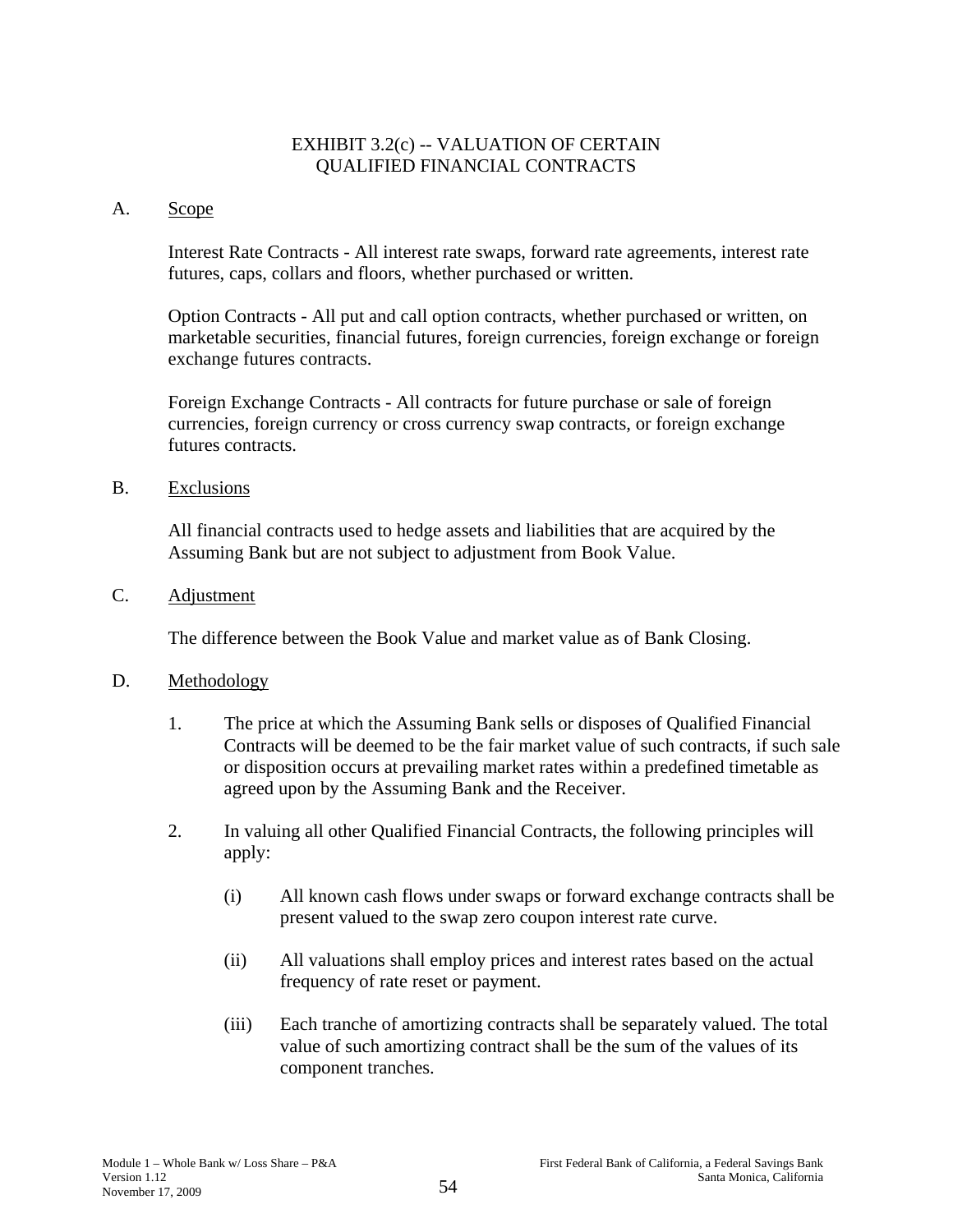# EXHIBIT 3.2(c) -- VALUATION OF CERTAIN QUALIFIED FINANCIAL CONTRACTS

A. Scope

Interest Rate Contracts - All interest rate swaps, forward rate agreements, interest rate futures, caps, collars and floors, whether purchased or written.

Option Contracts - All put and call option contracts, whether purchased or written, on marketable securities, financial futures, foreign currencies, foreign exchange or foreign exchange futures contracts.

Foreign Exchange Contracts - All contracts for future purchase or sale of foreign currencies, foreign currency or cross currency swap contracts, or foreign exchange futures contracts.

B. Exclusions

All financial contracts used to hedge assets and liabilities that are acquired by the Assuming Bank but are not subject to adjustment from Book Value.

C. Adjustment

The difference between the Book Value and market value as of Bank Closing.

D. Methodology

1. The price at which the Assuming Bank sells or disposes of Qualified Financial Contracts will be deemed to be the fair market value of such contracts, if such sale or disposition occurs at prevailing market rates within a predefined timetable as agreed upon by the Assuming Bank and the Receiver.

2. In valuing all other Qualified Financial Contracts, the following principles will apply:

   (i) All known cash flows under swaps or forward exchange contracts shall be present valued to the swap zero coupon interest rate curve.

   (ii) All valuations shall employ prices and interest rates based on the actual frequency of rate reset or payment.

   (iii) Each tranche of amortizing contracts shall be separately valued. The total value of such amortizing contract shall be the sum of the values of its component tranches.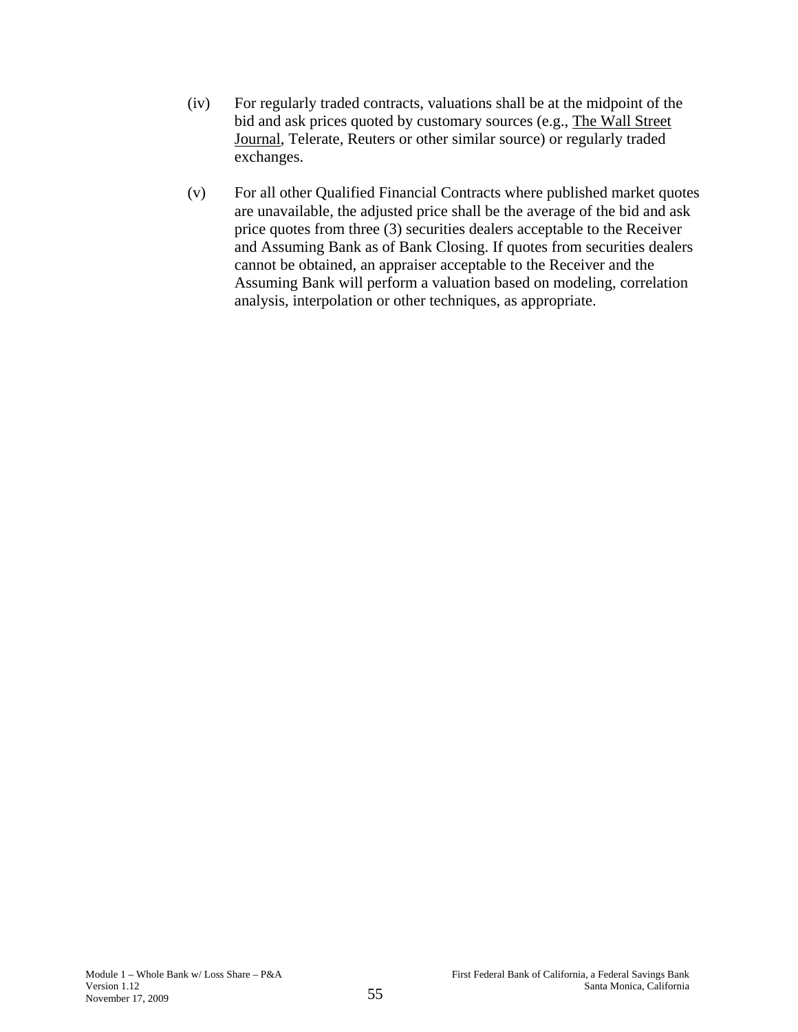(iv) For regularly traded contracts, valuations shall be at the midpoint of the bid and ask prices quoted by customary sources (e.g., The Wall Street Journal, Telerate, Reuters or other similar source) or regularly traded exchanges.

(v) For all other Qualified Financial Contracts where published market quotes are unavailable, the adjusted price shall be the average of the bid and ask price quotes from three (3) securities dealers acceptable to the Receiver and Assuming Bank as of Bank Closing. If quotes from securities dealers cannot be obtained, an appraiser acceptable to the Receiver and the Assuming Bank will perform a valuation based on modeling, correlation analysis, interpolation or other techniques, as appropriate.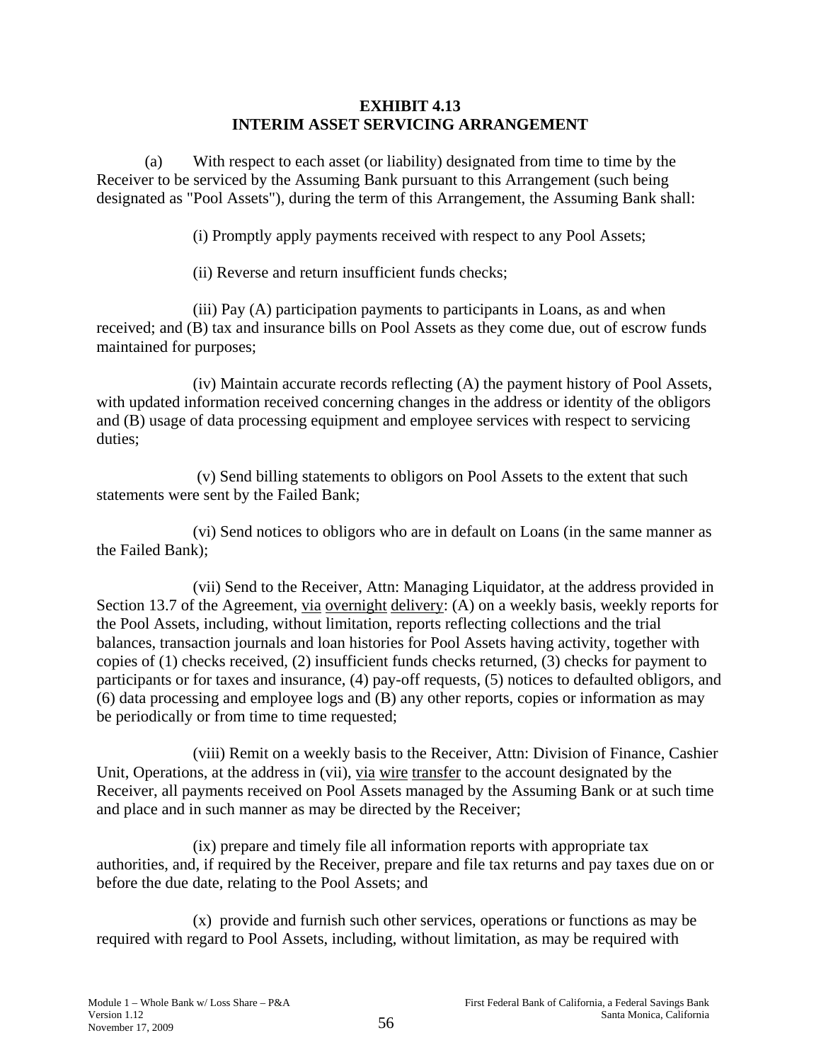# EXHIBIT 4.13
# INTERIM ASSET SERVICING ARRANGEMENT

(a) With respect to each asset (or liability) designated from time to time by the Receiver to be serviced by the Assuming Bank pursuant to this Arrangement (such being designated as "Pool Assets"), during the term of this Arrangement, the Assuming Bank shall:

(i) Promptly apply payments received with respect to any Pool Assets;

(ii) Reverse and return insufficient funds checks;

(iii) Pay (A) participation payments to participants in Loans, as and when received; and (B) tax and insurance bills on Pool Assets as they come due, out of escrow funds maintained for purposes;

(iv) Maintain accurate records reflecting (A) the payment history of Pool Assets, with updated information received concerning changes in the address or identity of the obligors and (B) usage of data processing equipment and employee services with respect to servicing duties;

(v) Send billing statements to obligors on Pool Assets to the extent that such statements were sent by the Failed Bank;

(vi) Send notices to obligors who are in default on Loans (in the same manner as the Failed Bank);

(vii) Send to the Receiver, Attn: Managing Liquidator, at the address provided in Section 13.7 of the Agreement, via overnight delivery: (A) on a weekly basis, weekly reports for the Pool Assets, including, without limitation, reports reflecting collections and the trial balances, transaction journals and loan histories for Pool Assets having activity, together with copies of (1) checks received, (2) insufficient funds checks returned, (3) checks for payment to participants or for taxes and insurance, (4) pay-off requests, (5) notices to defaulted obligors, and (6) data processing and employee logs and (B) any other reports, copies or information as may be periodically or from time to time requested;

(viii) Remit on a weekly basis to the Receiver, Attn: Division of Finance, Cashier Unit, Operations, at the address in (vii), via wire transfer to the account designated by the Receiver, all payments received on Pool Assets managed by the Assuming Bank or at such time and place and in such manner as may be directed by the Receiver;

(ix) prepare and timely file all information reports with appropriate tax authorities, and, if required by the Receiver, prepare and file tax returns and pay taxes due on or before the due date, relating to the Pool Assets; and

(x) provide and furnish such other services, operations or functions as may be required with regard to Pool Assets, including, without limitation, as may be required with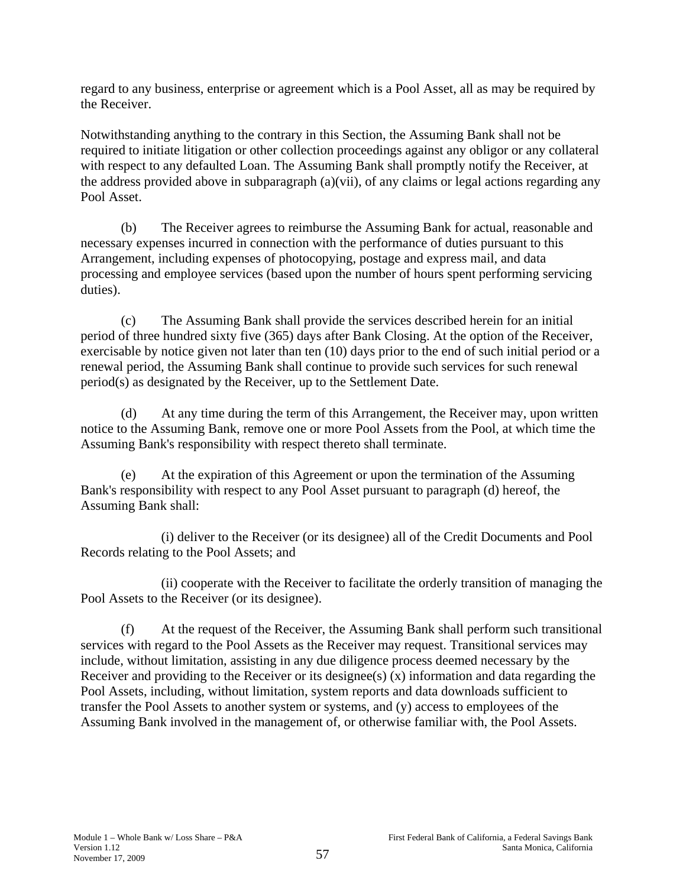regard to any business, enterprise or agreement which is a Pool Asset, all as may be required by the Receiver.

Notwithstanding anything to the contrary in this Section, the Assuming Bank shall not be required to initiate litigation or other collection proceedings against any obligor or any collateral with respect to any defaulted Loan. The Assuming Bank shall promptly notify the Receiver, at the address provided above in subparagraph (a)(vii), of any claims or legal actions regarding any Pool Asset.

(b) The Receiver agrees to reimburse the Assuming Bank for actual, reasonable and necessary expenses incurred in connection with the performance of duties pursuant to this Arrangement, including expenses of photocopying, postage and express mail, and data processing and employee services (based upon the number of hours spent performing servicing duties).

(c) The Assuming Bank shall provide the services described herein for an initial period of three hundred sixty five (365) days after Bank Closing. At the option of the Receiver, exercisable by notice given not later than ten (10) days prior to the end of such initial period or a renewal period, the Assuming Bank shall continue to provide such services for such renewal period(s) as designated by the Receiver, up to the Settlement Date.

(d) At any time during the term of this Arrangement, the Receiver may, upon written notice to the Assuming Bank, remove one or more Pool Assets from the Pool, at which time the Assuming Bank's responsibility with respect thereto shall terminate.

(e) At the expiration of this Agreement or upon the termination of the Assuming Bank's responsibility with respect to any Pool Asset pursuant to paragraph (d) hereof, the Assuming Bank shall:

(i) deliver to the Receiver (or its designee) all of the Credit Documents and Pool Records relating to the Pool Assets; and

(ii) cooperate with the Receiver to facilitate the orderly transition of managing the Pool Assets to the Receiver (or its designee).

(f) At the request of the Receiver, the Assuming Bank shall perform such transitional services with regard to the Pool Assets as the Receiver may request. Transitional services may include, without limitation, assisting in any due diligence process deemed necessary by the Receiver and providing to the Receiver or its designee(s) (x) information and data regarding the Pool Assets, including, without limitation, system reports and data downloads sufficient to transfer the Pool Assets to another system or systems, and (y) access to employees of the Assuming Bank involved in the management of, or otherwise familiar with, the Pool Assets.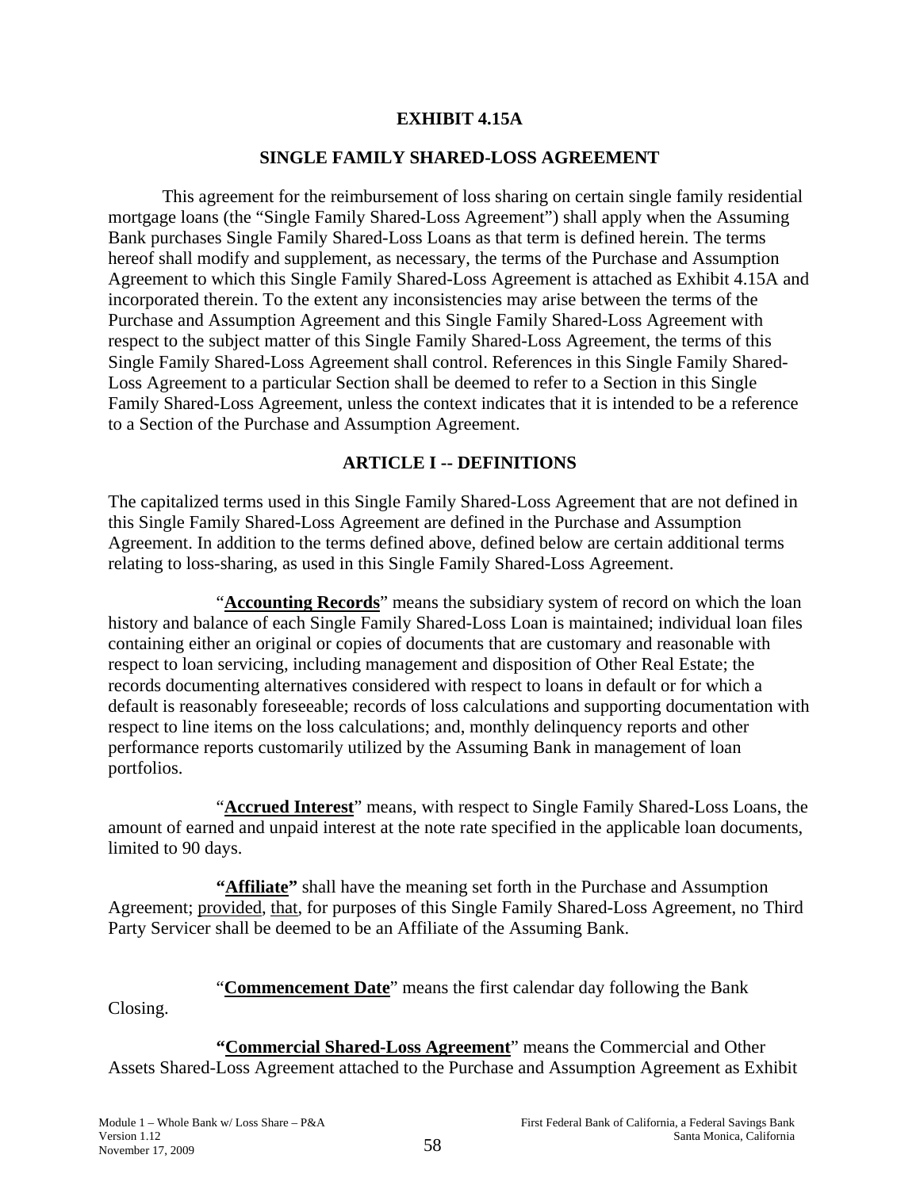# EXHIBIT 4.15A

## SINGLE FAMILY SHARED-LOSS AGREEMENT

This agreement for the reimbursement of loss sharing on certain single family residential mortgage loans (the "Single Family Shared-Loss Agreement") shall apply when the Assuming Bank purchases Single Family Shared-Loss Loans as that term is defined herein. The terms hereof shall modify and supplement, as necessary, the terms of the Purchase and Assumption Agreement to which this Single Family Shared-Loss Agreement is attached as Exhibit 4.15A and incorporated therein. To the extent any inconsistencies may arise between the terms of the Purchase and Assumption Agreement and this Single Family Shared-Loss Agreement with respect to the subject matter of this Single Family Shared-Loss Agreement, the terms of this Single Family Shared-Loss Agreement shall control. References in this Single Family Shared-Loss Agreement to a particular Section shall be deemed to refer to a Section in this Single Family Shared-Loss Agreement, unless the context indicates that it is intended to be a reference to a Section of the Purchase and Assumption Agreement.

## ARTICLE I -- DEFINITIONS

The capitalized terms used in this Single Family Shared-Loss Agreement that are not defined in this Single Family Shared-Loss Agreement are defined in the Purchase and Assumption Agreement. In addition to the terms defined above, defined below are certain additional terms relating to loss-sharing, as used in this Single Family Shared-Loss Agreement.

"**Accounting Records**" means the subsidiary system of record on which the loan history and balance of each Single Family Shared-Loss Loan is maintained; individual loan files containing either an original or copies of documents that are customary and reasonable with respect to loan servicing, including management and disposition of Other Real Estate; the records documenting alternatives considered with respect to loans in default or for which a default is reasonably foreseeable; records of loss calculations and supporting documentation with respect to line items on the loss calculations; and, monthly delinquency reports and other performance reports customarily utilized by the Assuming Bank in management of loan portfolios.

"**Accrued Interest**" means, with respect to Single Family Shared-Loss Loans, the amount of earned and unpaid interest at the note rate specified in the applicable loan documents, limited to 90 days.

**"Affiliate"** shall have the meaning set forth in the Purchase and Assumption Agreement; provided, that, for purposes of this Single Family Shared-Loss Agreement, no Third Party Servicer shall be deemed to be an Affiliate of the Assuming Bank.

"**Commencement Date**" means the first calendar day following the Bank Closing.

**"Commercial Shared-Loss Agreement"** means the Commercial and Other Assets Shared-Loss Agreement attached to the Purchase and Assumption Agreement as Exhibit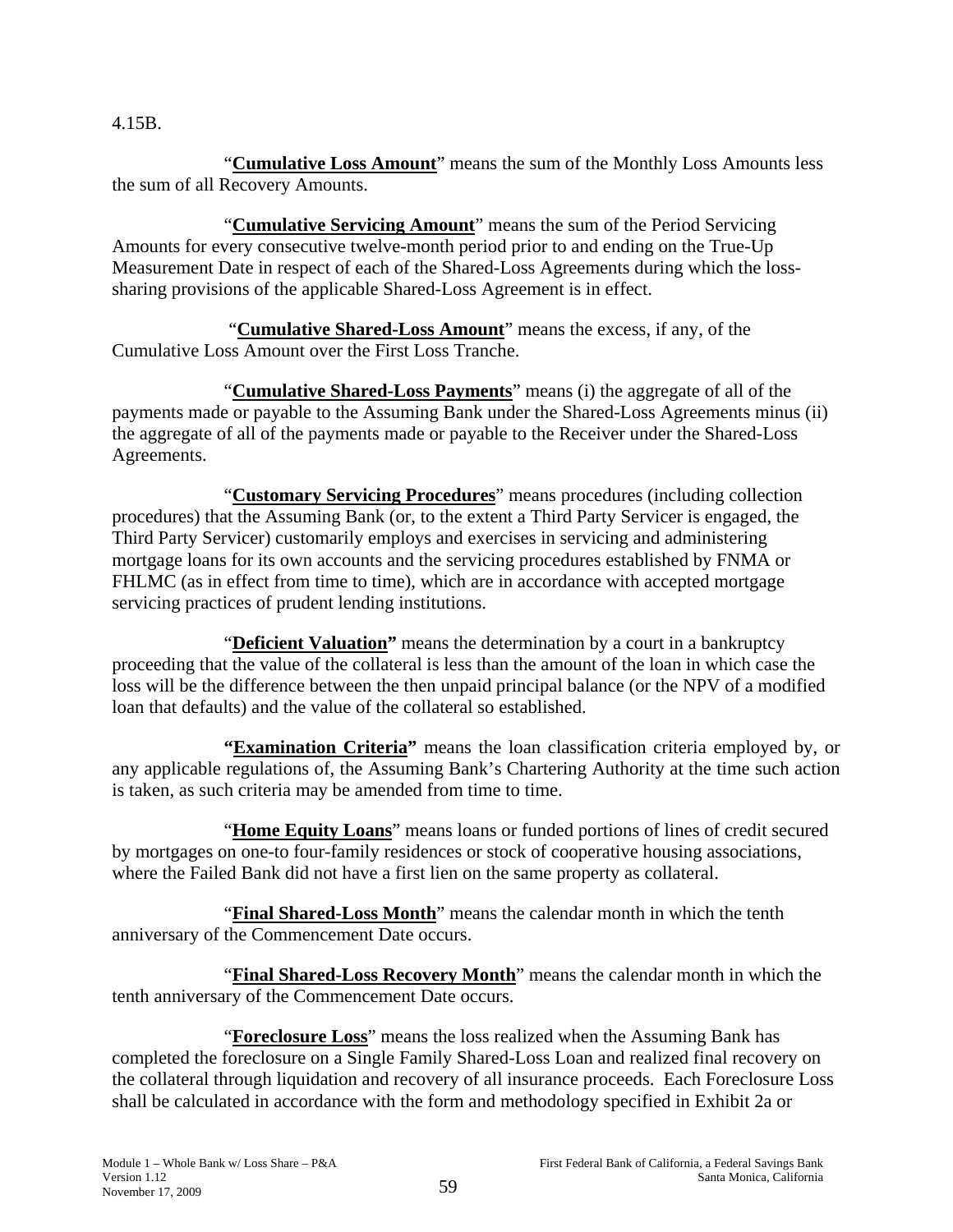4.15B.

"**Cumulative Loss Amount**" means the sum of the Monthly Loss Amounts less the sum of all Recovery Amounts.

"**Cumulative Servicing Amount**" means the sum of the Period Servicing Amounts for every consecutive twelve-month period prior to and ending on the True-Up Measurement Date in respect of each of the Shared-Loss Agreements during which the loss-sharing provisions of the applicable Shared-Loss Agreement is in effect.

"**Cumulative Shared-Loss Amount**" means the excess, if any, of the Cumulative Loss Amount over the First Loss Tranche.

"**Cumulative Shared-Loss Payments**" means (i) the aggregate of all of the payments made or payable to the Assuming Bank under the Shared-Loss Agreements minus (ii) the aggregate of all of the payments made or payable to the Receiver under the Shared-Loss Agreements.

"**Customary Servicing Procedures**" means procedures (including collection procedures) that the Assuming Bank (or, to the extent a Third Party Servicer is engaged, the Third Party Servicer) customarily employs and exercises in servicing and administering mortgage loans for its own accounts and the servicing procedures established by FNMA or FHLMC (as in effect from time to time), which are in accordance with accepted mortgage servicing practices of prudent lending institutions.

"**Deficient Valuation**" means the determination by a court in a bankruptcy proceeding that the value of the collateral is less than the amount of the loan in which case the loss will be the difference between the then unpaid principal balance (or the NPV of a modified loan that defaults) and the value of the collateral so established.

"**Examination Criteria**" means the loan classification criteria employed by, or any applicable regulations of, the Assuming Bank's Chartering Authority at the time such action is taken, as such criteria may be amended from time to time.

"**Home Equity Loans**" means loans or funded portions of lines of credit secured by mortgages on one-to four-family residences or stock of cooperative housing associations, where the Failed Bank did not have a first lien on the same property as collateral.

"**Final Shared-Loss Month**" means the calendar month in which the tenth anniversary of the Commencement Date occurs.

"**Final Shared-Loss Recovery Month**" means the calendar month in which the tenth anniversary of the Commencement Date occurs.

"**Foreclosure Loss**" means the loss realized when the Assuming Bank has completed the foreclosure on a Single Family Shared-Loss Loan and realized final recovery on the collateral through liquidation and recovery of all insurance proceeds. Each Foreclosure Loss shall be calculated in accordance with the form and methodology specified in Exhibit 2a or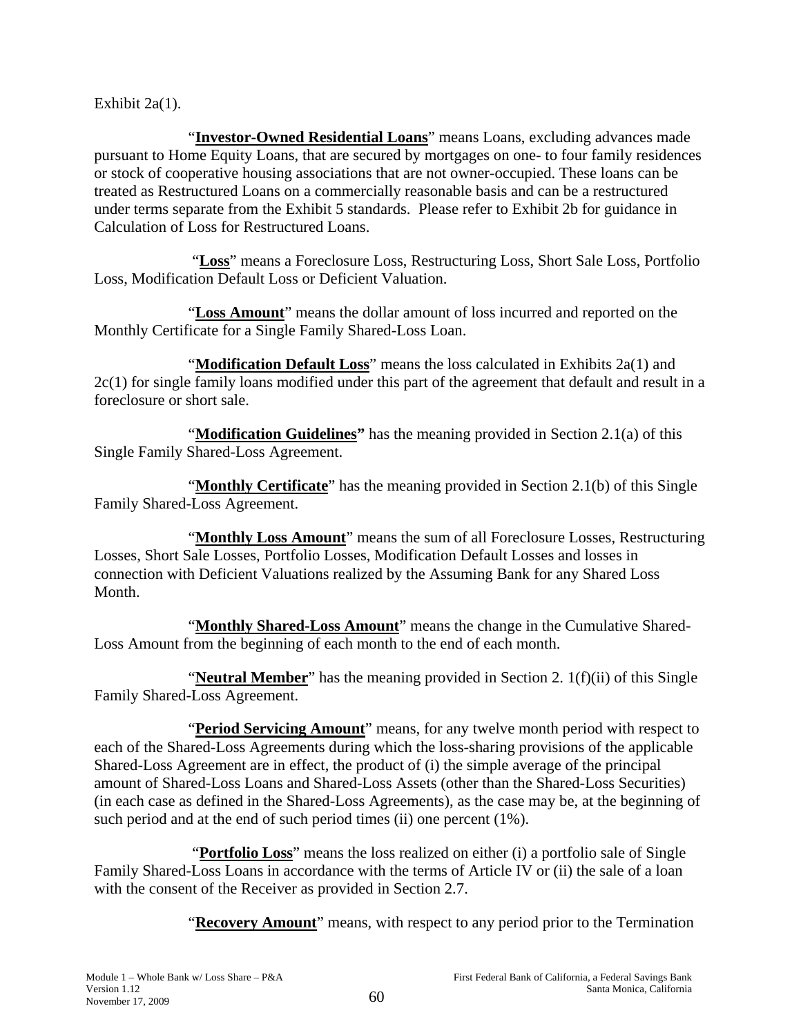Exhibit 2a(1).

"**Investor-Owned Residential Loans**" means Loans, excluding advances made pursuant to Home Equity Loans, that are secured by mortgages on one- to four family residences or stock of cooperative housing associations that are not owner-occupied. These loans can be treated as Restructured Loans on a commercially reasonable basis and can be a restructured under terms separate from the Exhibit 5 standards. Please refer to Exhibit 2b for guidance in Calculation of Loss for Restructured Loans.

"**Loss**" means a Foreclosure Loss, Restructuring Loss, Short Sale Loss, Portfolio Loss, Modification Default Loss or Deficient Valuation.

"**Loss Amount**" means the dollar amount of loss incurred and reported on the Monthly Certificate for a Single Family Shared-Loss Loan.

"**Modification Default Loss**" means the loss calculated in Exhibits 2a(1) and 2c(1) for single family loans modified under this part of the agreement that default and result in a foreclosure or short sale.

"**Modification Guidelines"** has the meaning provided in Section 2.1(a) of this Single Family Shared-Loss Agreement.

"**Monthly Certificate**" has the meaning provided in Section 2.1(b) of this Single Family Shared-Loss Agreement.

"**Monthly Loss Amount**" means the sum of all Foreclosure Losses, Restructuring Losses, Short Sale Losses, Portfolio Losses, Modification Default Losses and losses in connection with Deficient Valuations realized by the Assuming Bank for any Shared Loss Month.

"**Monthly Shared-Loss Amount**" means the change in the Cumulative Shared-Loss Amount from the beginning of each month to the end of each month.

"**Neutral Member**" has the meaning provided in Section 2. 1(f)(ii) of this Single Family Shared-Loss Agreement.

"**Period Servicing Amount**" means, for any twelve month period with respect to each of the Shared-Loss Agreements during which the loss-sharing provisions of the applicable Shared-Loss Agreement are in effect, the product of (i) the simple average of the principal amount of Shared-Loss Loans and Shared-Loss Assets (other than the Shared-Loss Securities) (in each case as defined in the Shared-Loss Agreements), as the case may be, at the beginning of such period and at the end of such period times (ii) one percent (1%).

"**Portfolio Loss**" means the loss realized on either (i) a portfolio sale of Single Family Shared-Loss Loans in accordance with the terms of Article IV or (ii) the sale of a loan with the consent of the Receiver as provided in Section 2.7.

"**Recovery Amount**" means, with respect to any period prior to the Termination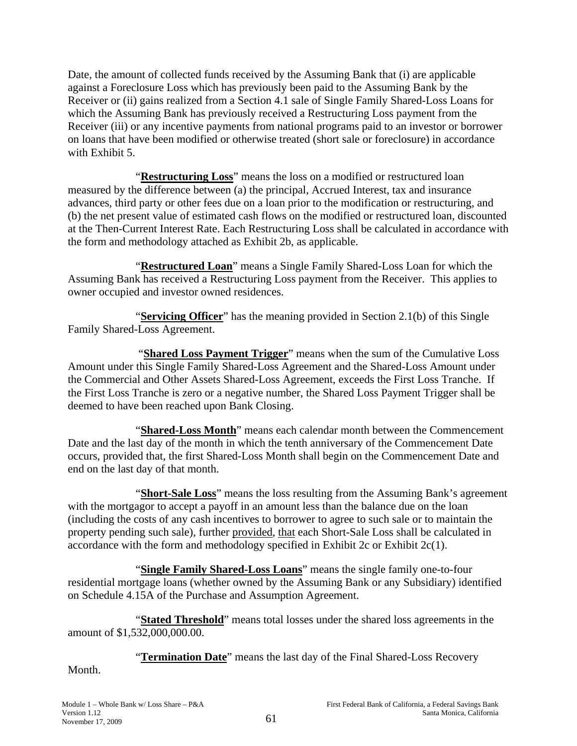Date, the amount of collected funds received by the Assuming Bank that (i) are applicable against a Foreclosure Loss which has previously been paid to the Assuming Bank by the Receiver or (ii) gains realized from a Section 4.1 sale of Single Family Shared-Loss Loans for which the Assuming Bank has previously received a Restructuring Loss payment from the Receiver (iii) or any incentive payments from national programs paid to an investor or borrower on loans that have been modified or otherwise treated (short sale or foreclosure) in accordance with Exhibit 5.

"**Restructuring Loss**" means the loss on a modified or restructured loan measured by the difference between (a) the principal, Accrued Interest, tax and insurance advances, third party or other fees due on a loan prior to the modification or restructuring, and (b) the net present value of estimated cash flows on the modified or restructured loan, discounted at the Then-Current Interest Rate. Each Restructuring Loss shall be calculated in accordance with the form and methodology attached as Exhibit 2b, as applicable.

"**Restructured Loan**" means a Single Family Shared-Loss Loan for which the Assuming Bank has received a Restructuring Loss payment from the Receiver. This applies to owner occupied and investor owned residences.

"**Servicing Officer**" has the meaning provided in Section 2.1(b) of this Single Family Shared-Loss Agreement.

"**Shared Loss Payment Trigger**" means when the sum of the Cumulative Loss Amount under this Single Family Shared-Loss Agreement and the Shared-Loss Amount under the Commercial and Other Assets Shared-Loss Agreement, exceeds the First Loss Tranche. If the First Loss Tranche is zero or a negative number, the Shared Loss Payment Trigger shall be deemed to have been reached upon Bank Closing.

"**Shared-Loss Month**" means each calendar month between the Commencement Date and the last day of the month in which the tenth anniversary of the Commencement Date occurs, provided that, the first Shared-Loss Month shall begin on the Commencement Date and end on the last day of that month.

"**Short-Sale Loss**" means the loss resulting from the Assuming Bank's agreement with the mortgagor to accept a payoff in an amount less than the balance due on the loan (including the costs of any cash incentives to borrower to agree to such sale or to maintain the property pending such sale), further provided, that each Short-Sale Loss shall be calculated in accordance with the form and methodology specified in Exhibit 2c or Exhibit 2c(1).

"**Single Family Shared-Loss Loans**" means the single family one-to-four residential mortgage loans (whether owned by the Assuming Bank or any Subsidiary) identified on Schedule 4.15A of the Purchase and Assumption Agreement.

"**Stated Threshold**" means total losses under the shared loss agreements in the amount of $1,532,000,000.00.

"**Termination Date**" means the last day of the Final Shared-Loss Recovery Month.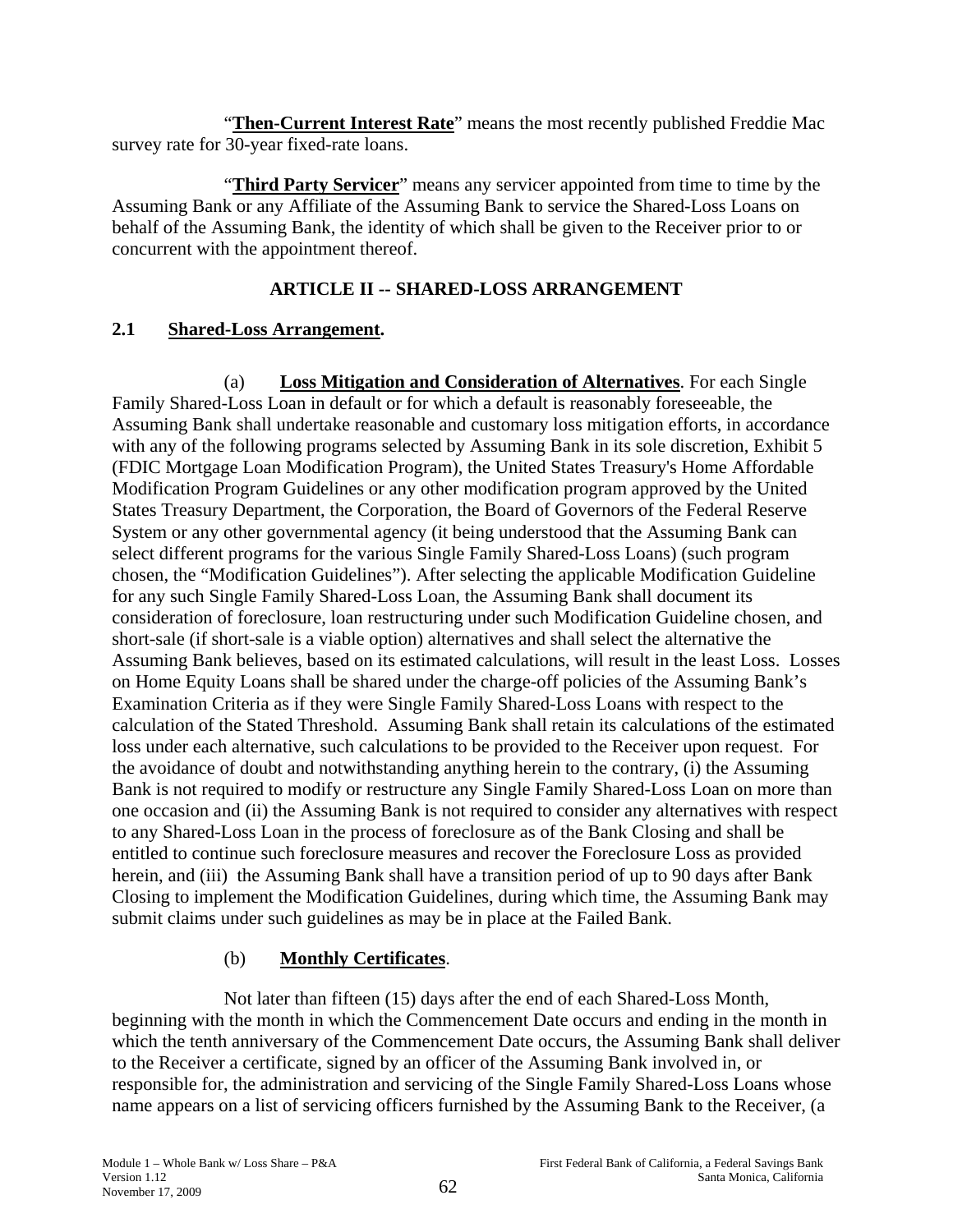"**Then-Current Interest Rate**" means the most recently published Freddie Mac survey rate for 30-year fixed-rate loans.

"**Third Party Servicer**" means any servicer appointed from time to time by the Assuming Bank or any Affiliate of the Assuming Bank to service the Shared-Loss Loans on behalf of the Assuming Bank, the identity of which shall be given to the Receiver prior to or concurrent with the appointment thereof.

## ARTICLE II -- SHARED-LOSS ARRANGEMENT

### 2.1 Shared-Loss Arrangement.

(a) **Loss Mitigation and Consideration of Alternatives**. For each Single Family Shared-Loss Loan in default or for which a default is reasonably foreseeable, the Assuming Bank shall undertake reasonable and customary loss mitigation efforts, in accordance with any of the following programs selected by Assuming Bank in its sole discretion, Exhibit 5 (FDIC Mortgage Loan Modification Program), the United States Treasury's Home Affordable Modification Program Guidelines or any other modification program approved by the United States Treasury Department, the Corporation, the Board of Governors of the Federal Reserve System or any other governmental agency (it being understood that the Assuming Bank can select different programs for the various Single Family Shared-Loss Loans) (such program chosen, the "Modification Guidelines"). After selecting the applicable Modification Guideline for any such Single Family Shared-Loss Loan, the Assuming Bank shall document its consideration of foreclosure, loan restructuring under such Modification Guideline chosen, and short-sale (if short-sale is a viable option) alternatives and shall select the alternative the Assuming Bank believes, based on its estimated calculations, will result in the least Loss. Losses on Home Equity Loans shall be shared under the charge-off policies of the Assuming Bank's Examination Criteria as if they were Single Family Shared-Loss Loans with respect to the calculation of the Stated Threshold. Assuming Bank shall retain its calculations of the estimated loss under each alternative, such calculations to be provided to the Receiver upon request. For the avoidance of doubt and notwithstanding anything herein to the contrary, (i) the Assuming Bank is not required to modify or restructure any Single Family Shared-Loss Loan on more than one occasion and (ii) the Assuming Bank is not required to consider any alternatives with respect to any Shared-Loss Loan in the process of foreclosure as of the Bank Closing and shall be entitled to continue such foreclosure measures and recover the Foreclosure Loss as provided herein, and (iii) the Assuming Bank shall have a transition period of up to 90 days after Bank Closing to implement the Modification Guidelines, during which time, the Assuming Bank may submit claims under such guidelines as may be in place at the Failed Bank.

(b) **Monthly Certificates**.

Not later than fifteen (15) days after the end of each Shared-Loss Month, beginning with the month in which the Commencement Date occurs and ending in the month in which the tenth anniversary of the Commencement Date occurs, the Assuming Bank shall deliver to the Receiver a certificate, signed by an officer of the Assuming Bank involved in, or responsible for, the administration and servicing of the Single Family Shared-Loss Loans whose name appears on a list of servicing officers furnished by the Assuming Bank to the Receiver, (a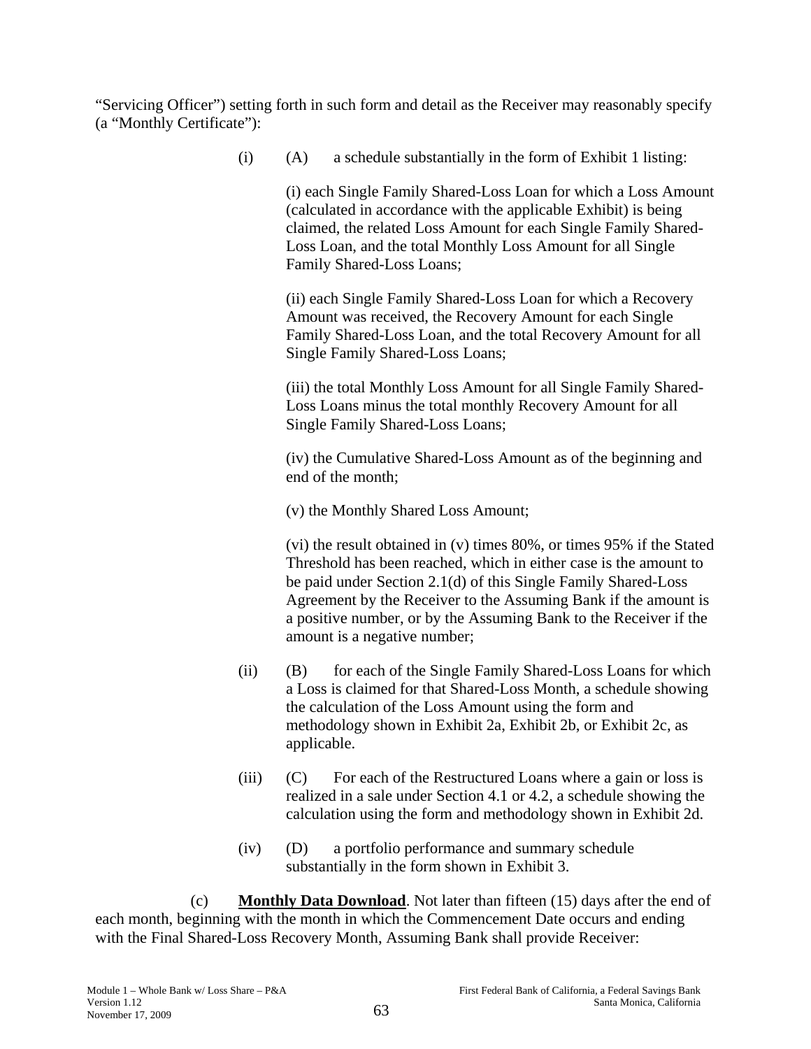"Servicing Officer") setting forth in such form and detail as the Receiver may reasonably specify (a "Monthly Certificate"):

(i) (A) a schedule substantially in the form of Exhibit 1 listing:

(i) each Single Family Shared-Loss Loan for which a Loss Amount (calculated in accordance with the applicable Exhibit) is being claimed, the related Loss Amount for each Single Family Shared-Loss Loan, and the total Monthly Loss Amount for all Single Family Shared-Loss Loans;

(ii) each Single Family Shared-Loss Loan for which a Recovery Amount was received, the Recovery Amount for each Single Family Shared-Loss Loan, and the total Recovery Amount for all Single Family Shared-Loss Loans;

(iii) the total Monthly Loss Amount for all Single Family Shared-Loss Loans minus the total monthly Recovery Amount for all Single Family Shared-Loss Loans;

(iv) the Cumulative Shared-Loss Amount as of the beginning and end of the month;

(v) the Monthly Shared Loss Amount;

(vi) the result obtained in (v) times 80%, or times 95% if the Stated Threshold has been reached, which in either case is the amount to be paid under Section 2.1(d) of this Single Family Shared-Loss Agreement by the Receiver to the Assuming Bank if the amount is a positive number, or by the Assuming Bank to the Receiver if the amount is a negative number;

(ii) (B) for each of the Single Family Shared-Loss Loans for which a Loss is claimed for that Shared-Loss Month, a schedule showing the calculation of the Loss Amount using the form and methodology shown in Exhibit 2a, Exhibit 2b, or Exhibit 2c, as applicable.

(iii) (C) For each of the Restructured Loans where a gain or loss is realized in a sale under Section 4.1 or 4.2, a schedule showing the calculation using the form and methodology shown in Exhibit 2d.

(iv) (D) a portfolio performance and summary schedule substantially in the form shown in Exhibit 3.

(c) **Monthly Data Download**. Not later than fifteen (15) days after the end of each month, beginning with the month in which the Commencement Date occurs and ending with the Final Shared-Loss Recovery Month, Assuming Bank shall provide Receiver: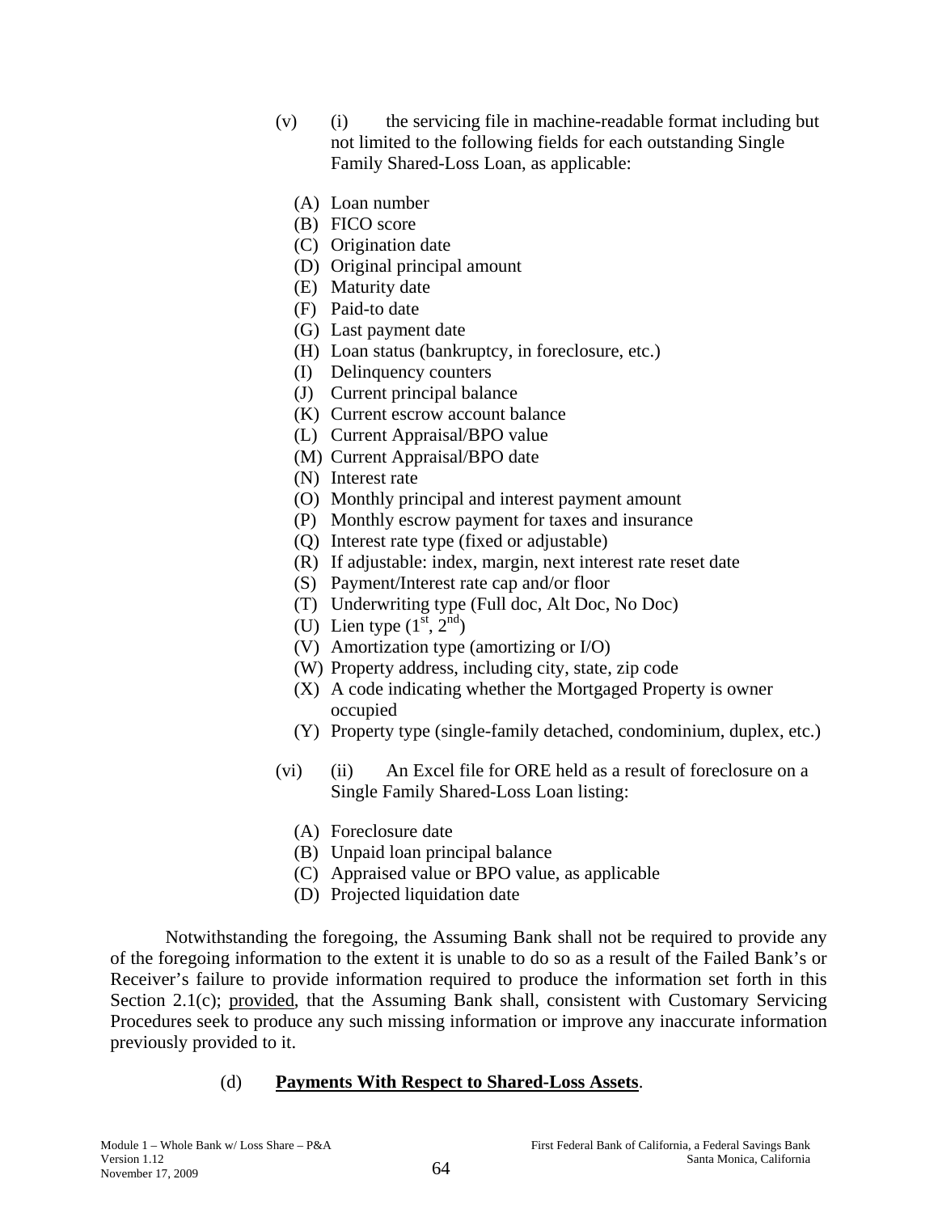(v) (i) the servicing file in machine-readable format including but not limited to the following fields for each outstanding Single Family Shared-Loss Loan, as applicable:

(A) Loan number
(B) FICO score
(C) Origination date
(D) Original principal amount
(E) Maturity date
(F) Paid-to date
(G) Last payment date
(H) Loan status (bankruptcy, in foreclosure, etc.)
(I) Delinquency counters
(J) Current principal balance
(K) Current escrow account balance
(L) Current Appraisal/BPO value
(M) Current Appraisal/BPO date
(N) Interest rate
(O) Monthly principal and interest payment amount
(P) Monthly escrow payment for taxes and insurance
(Q) Interest rate type (fixed or adjustable)
(R) If adjustable: index, margin, next interest rate reset date
(S) Payment/Interest rate cap and/or floor
(T) Underwriting type (Full doc, Alt Doc, No Doc)
(U) Lien type (1st, 2nd)
(V) Amortization type (amortizing or I/O)
(W) Property address, including city, state, zip code
(X) A code indicating whether the Mortgaged Property is owner occupied
(Y) Property type (single-family detached, condominium, duplex, etc.)

(vi) (ii) An Excel file for ORE held as a result of foreclosure on a Single Family Shared-Loss Loan listing:

(A) Foreclosure date
(B) Unpaid loan principal balance
(C) Appraised value or BPO value, as applicable
(D) Projected liquidation date

Notwithstanding the foregoing, the Assuming Bank shall not be required to provide any of the foregoing information to the extent it is unable to do so as a result of the Failed Bank's or Receiver's failure to provide information required to produce the information set forth in this Section 2.1(c); provided, that the Assuming Bank shall, consistent with Customary Servicing Procedures seek to produce any such missing information or improve any inaccurate information previously provided to it.

(d) **Payments With Respect to Shared-Loss Assets**.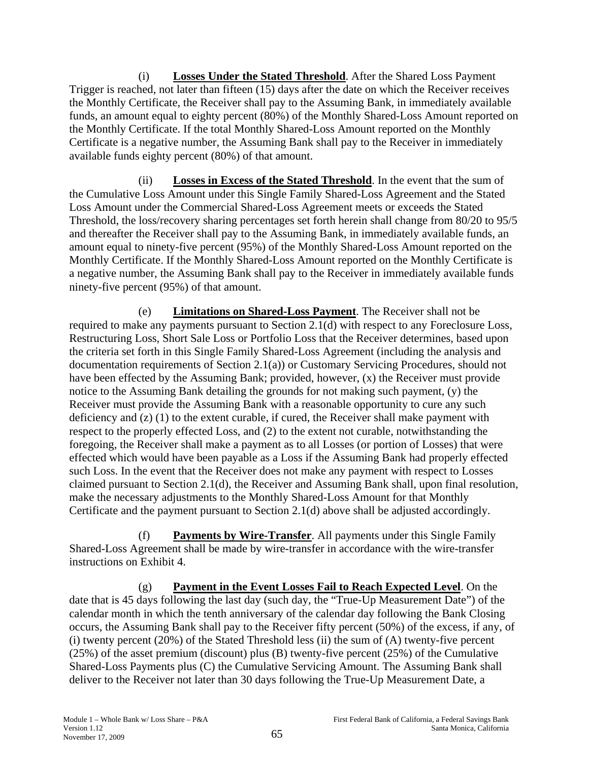(i) **Losses Under the Stated Threshold**. After the Shared Loss Payment Trigger is reached, not later than fifteen (15) days after the date on which the Receiver receives the Monthly Certificate, the Receiver shall pay to the Assuming Bank, in immediately available funds, an amount equal to eighty percent (80%) of the Monthly Shared-Loss Amount reported on the Monthly Certificate. If the total Monthly Shared-Loss Amount reported on the Monthly Certificate is a negative number, the Assuming Bank shall pay to the Receiver in immediately available funds eighty percent (80%) of that amount.

(ii) **Losses in Excess of the Stated Threshold**. In the event that the sum of the Cumulative Loss Amount under this Single Family Shared-Loss Agreement and the Stated Loss Amount under the Commercial Shared-Loss Agreement meets or exceeds the Stated Threshold, the loss/recovery sharing percentages set forth herein shall change from 80/20 to 95/5 and thereafter the Receiver shall pay to the Assuming Bank, in immediately available funds, an amount equal to ninety-five percent (95%) of the Monthly Shared-Loss Amount reported on the Monthly Certificate. If the Monthly Shared-Loss Amount reported on the Monthly Certificate is a negative number, the Assuming Bank shall pay to the Receiver in immediately available funds ninety-five percent (95%) of that amount.

(e) **Limitations on Shared-Loss Payment**. The Receiver shall not be required to make any payments pursuant to Section 2.1(d) with respect to any Foreclosure Loss, Restructuring Loss, Short Sale Loss or Portfolio Loss that the Receiver determines, based upon the criteria set forth in this Single Family Shared-Loss Agreement (including the analysis and documentation requirements of Section 2.1(a)) or Customary Servicing Procedures, should not have been effected by the Assuming Bank; provided, however, (x) the Receiver must provide notice to the Assuming Bank detailing the grounds for not making such payment, (y) the Receiver must provide the Assuming Bank with a reasonable opportunity to cure any such deficiency and (z) (1) to the extent curable, if cured, the Receiver shall make payment with respect to the properly effected Loss, and (2) to the extent not curable, notwithstanding the foregoing, the Receiver shall make a payment as to all Losses (or portion of Losses) that were effected which would have been payable as a Loss if the Assuming Bank had properly effected such Loss. In the event that the Receiver does not make any payment with respect to Losses claimed pursuant to Section 2.1(d), the Receiver and Assuming Bank shall, upon final resolution, make the necessary adjustments to the Monthly Shared-Loss Amount for that Monthly Certificate and the payment pursuant to Section 2.1(d) above shall be adjusted accordingly.

(f) **Payments by Wire-Transfer**. All payments under this Single Family Shared-Loss Agreement shall be made by wire-transfer in accordance with the wire-transfer instructions on Exhibit 4.

(g) **Payment in the Event Losses Fail to Reach Expected Level**. On the date that is 45 days following the last day (such day, the "True-Up Measurement Date") of the calendar month in which the tenth anniversary of the calendar day following the Bank Closing occurs, the Assuming Bank shall pay to the Receiver fifty percent (50%) of the excess, if any, of (i) twenty percent (20%) of the Stated Threshold less (ii) the sum of (A) twenty-five percent (25%) of the asset premium (discount) plus (B) twenty-five percent (25%) of the Cumulative Shared-Loss Payments plus (C) the Cumulative Servicing Amount. The Assuming Bank shall deliver to the Receiver not later than 30 days following the True-Up Measurement Date, a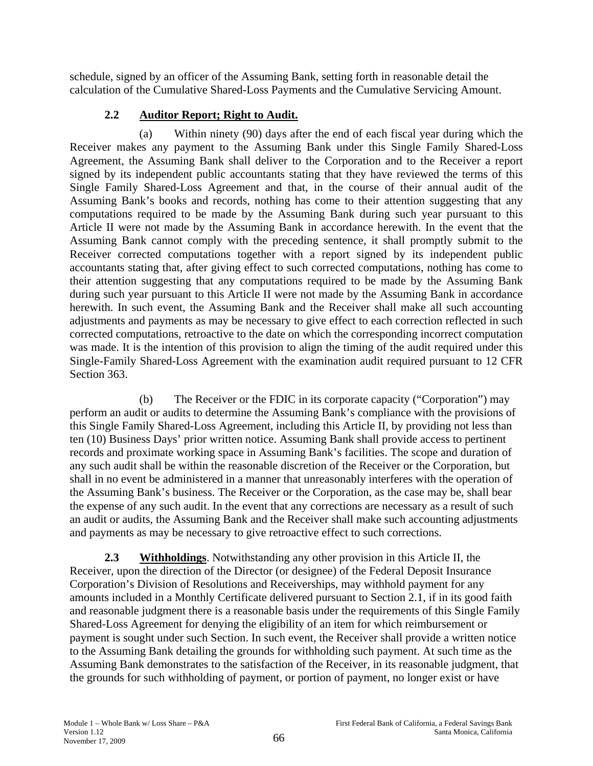schedule, signed by an officer of the Assuming Bank, setting forth in reasonable detail the calculation of the Cumulative Shared-Loss Payments and the Cumulative Servicing Amount.

### 2.2 Auditor Report; Right to Audit.

(a) Within ninety (90) days after the end of each fiscal year during which the Receiver makes any payment to the Assuming Bank under this Single Family Shared-Loss Agreement, the Assuming Bank shall deliver to the Corporation and to the Receiver a report signed by its independent public accountants stating that they have reviewed the terms of this Single Family Shared-Loss Agreement and that, in the course of their annual audit of the Assuming Bank's books and records, nothing has come to their attention suggesting that any computations required to be made by the Assuming Bank during such year pursuant to this Article II were not made by the Assuming Bank in accordance herewith. In the event that the Assuming Bank cannot comply with the preceding sentence, it shall promptly submit to the Receiver corrected computations together with a report signed by its independent public accountants stating that, after giving effect to such corrected computations, nothing has come to their attention suggesting that any computations required to be made by the Assuming Bank during such year pursuant to this Article II were not made by the Assuming Bank in accordance herewith. In such event, the Assuming Bank and the Receiver shall make all such accounting adjustments and payments as may be necessary to give effect to each correction reflected in such corrected computations, retroactive to the date on which the corresponding incorrect computation was made. It is the intention of this provision to align the timing of the audit required under this Single-Family Shared-Loss Agreement with the examination audit required pursuant to 12 CFR Section 363.

(b) The Receiver or the FDIC in its corporate capacity ("Corporation") may perform an audit or audits to determine the Assuming Bank's compliance with the provisions of this Single Family Shared-Loss Agreement, including this Article II, by providing not less than ten (10) Business Days' prior written notice. Assuming Bank shall provide access to pertinent records and proximate working space in Assuming Bank's facilities. The scope and duration of any such audit shall be within the reasonable discretion of the Receiver or the Corporation, but shall in no event be administered in a manner that unreasonably interferes with the operation of the Assuming Bank's business. The Receiver or the Corporation, as the case may be, shall bear the expense of any such audit. In the event that any corrections are necessary as a result of such an audit or audits, the Assuming Bank and the Receiver shall make such accounting adjustments and payments as may be necessary to give retroactive effect to such corrections.

**2.3 Withholdings**. Notwithstanding any other provision in this Article II, the Receiver, upon the direction of the Director (or designee) of the Federal Deposit Insurance Corporation's Division of Resolutions and Receiverships, may withhold payment for any amounts included in a Monthly Certificate delivered pursuant to Section 2.1, if in its good faith and reasonable judgment there is a reasonable basis under the requirements of this Single Family Shared-Loss Agreement for denying the eligibility of an item for which reimbursement or payment is sought under such Section. In such event, the Receiver shall provide a written notice to the Assuming Bank detailing the grounds for withholding such payment. At such time as the Assuming Bank demonstrates to the satisfaction of the Receiver, in its reasonable judgment, that the grounds for such withholding of payment, or portion of payment, no longer exist or have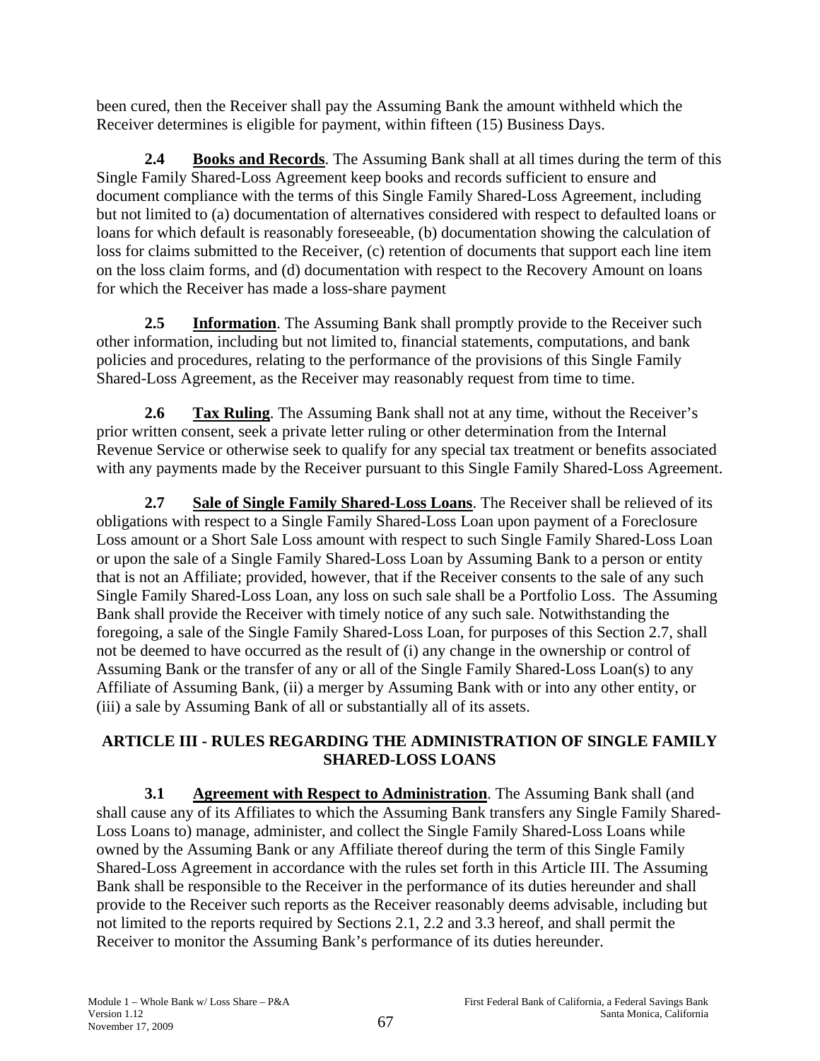been cured, then the Receiver shall pay the Assuming Bank the amount withheld which the Receiver determines is eligible for payment, within fifteen (15) Business Days.

**2.4 Books and Records**. The Assuming Bank shall at all times during the term of this Single Family Shared-Loss Agreement keep books and records sufficient to ensure and document compliance with the terms of this Single Family Shared-Loss Agreement, including but not limited to (a) documentation of alternatives considered with respect to defaulted loans or loans for which default is reasonably foreseeable, (b) documentation showing the calculation of loss for claims submitted to the Receiver, (c) retention of documents that support each line item on the loss claim forms, and (d) documentation with respect to the Recovery Amount on loans for which the Receiver has made a loss-share payment

**2.5 Information**. The Assuming Bank shall promptly provide to the Receiver such other information, including but not limited to, financial statements, computations, and bank policies and procedures, relating to the performance of the provisions of this Single Family Shared-Loss Agreement, as the Receiver may reasonably request from time to time.

**2.6 Tax Ruling**. The Assuming Bank shall not at any time, without the Receiver's prior written consent, seek a private letter ruling or other determination from the Internal Revenue Service or otherwise seek to qualify for any special tax treatment or benefits associated with any payments made by the Receiver pursuant to this Single Family Shared-Loss Agreement.

**2.7 Sale of Single Family Shared-Loss Loans**. The Receiver shall be relieved of its obligations with respect to a Single Family Shared-Loss Loan upon payment of a Foreclosure Loss amount or a Short Sale Loss amount with respect to such Single Family Shared-Loss Loan or upon the sale of a Single Family Shared-Loss Loan by Assuming Bank to a person or entity that is not an Affiliate; provided, however, that if the Receiver consents to the sale of any such Single Family Shared-Loss Loan, any loss on such sale shall be a Portfolio Loss. The Assuming Bank shall provide the Receiver with timely notice of any such sale. Notwithstanding the foregoing, a sale of the Single Family Shared-Loss Loan, for purposes of this Section 2.7, shall not be deemed to have occurred as the result of (i) any change in the ownership or control of Assuming Bank or the transfer of any or all of the Single Family Shared-Loss Loan(s) to any Affiliate of Assuming Bank, (ii) a merger by Assuming Bank with or into any other entity, or (iii) a sale by Assuming Bank of all or substantially all of its assets.

## ARTICLE III - RULES REGARDING THE ADMINISTRATION OF SINGLE FAMILY SHARED-LOSS LOANS

**3.1 Agreement with Respect to Administration**. The Assuming Bank shall (and shall cause any of its Affiliates to which the Assuming Bank transfers any Single Family Shared-Loss Loans to) manage, administer, and collect the Single Family Shared-Loss Loans while owned by the Assuming Bank or any Affiliate thereof during the term of this Single Family Shared-Loss Agreement in accordance with the rules set forth in this Article III. The Assuming Bank shall be responsible to the Receiver in the performance of its duties hereunder and shall provide to the Receiver such reports as the Receiver reasonably deems advisable, including but not limited to the reports required by Sections 2.1, 2.2 and 3.3 hereof, and shall permit the Receiver to monitor the Assuming Bank's performance of its duties hereunder.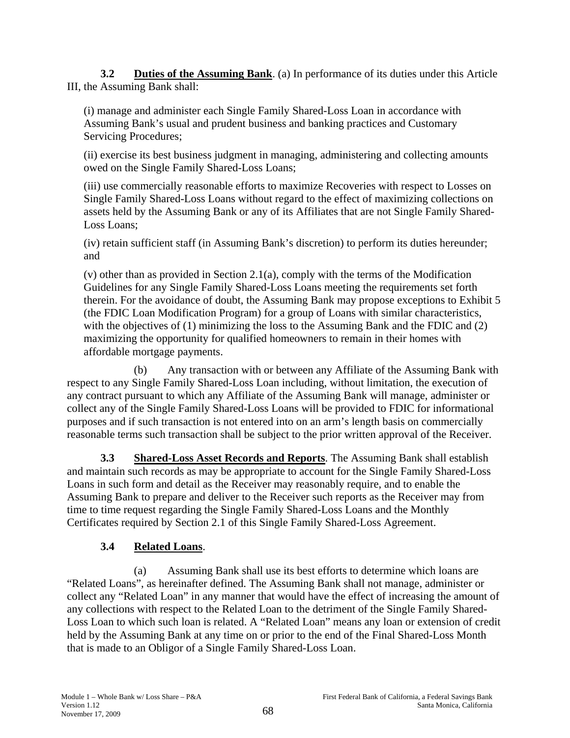**3.2 Duties of the Assuming Bank**. (a) In performance of its duties under this Article III, the Assuming Bank shall:

(i) manage and administer each Single Family Shared-Loss Loan in accordance with Assuming Bank's usual and prudent business and banking practices and Customary Servicing Procedures;

(ii) exercise its best business judgment in managing, administering and collecting amounts owed on the Single Family Shared-Loss Loans;

(iii) use commercially reasonable efforts to maximize Recoveries with respect to Losses on Single Family Shared-Loss Loans without regard to the effect of maximizing collections on assets held by the Assuming Bank or any of its Affiliates that are not Single Family Shared-Loss Loans;

(iv) retain sufficient staff (in Assuming Bank's discretion) to perform its duties hereunder; and

(v) other than as provided in Section 2.1(a), comply with the terms of the Modification Guidelines for any Single Family Shared-Loss Loans meeting the requirements set forth therein. For the avoidance of doubt, the Assuming Bank may propose exceptions to Exhibit 5 (the FDIC Loan Modification Program) for a group of Loans with similar characteristics, with the objectives of (1) minimizing the loss to the Assuming Bank and the FDIC and (2) maximizing the opportunity for qualified homeowners to remain in their homes with affordable mortgage payments.

(b) Any transaction with or between any Affiliate of the Assuming Bank with respect to any Single Family Shared-Loss Loan including, without limitation, the execution of any contract pursuant to which any Affiliate of the Assuming Bank will manage, administer or collect any of the Single Family Shared-Loss Loans will be provided to FDIC for informational purposes and if such transaction is not entered into on an arm's length basis on commercially reasonable terms such transaction shall be subject to the prior written approval of the Receiver.

**3.3 Shared-Loss Asset Records and Reports**. The Assuming Bank shall establish and maintain such records as may be appropriate to account for the Single Family Shared-Loss Loans in such form and detail as the Receiver may reasonably require, and to enable the Assuming Bank to prepare and deliver to the Receiver such reports as the Receiver may from time to time request regarding the Single Family Shared-Loss Loans and the Monthly Certificates required by Section 2.1 of this Single Family Shared-Loss Agreement.

**3.4 Related Loans**.

(a) Assuming Bank shall use its best efforts to determine which loans are "Related Loans", as hereinafter defined. The Assuming Bank shall not manage, administer or collect any "Related Loan" in any manner that would have the effect of increasing the amount of any collections with respect to the Related Loan to the detriment of the Single Family Shared-Loss Loan to which such loan is related. A "Related Loan" means any loan or extension of credit held by the Assuming Bank at any time on or prior to the end of the Final Shared-Loss Month that is made to an Obligor of a Single Family Shared-Loss Loan.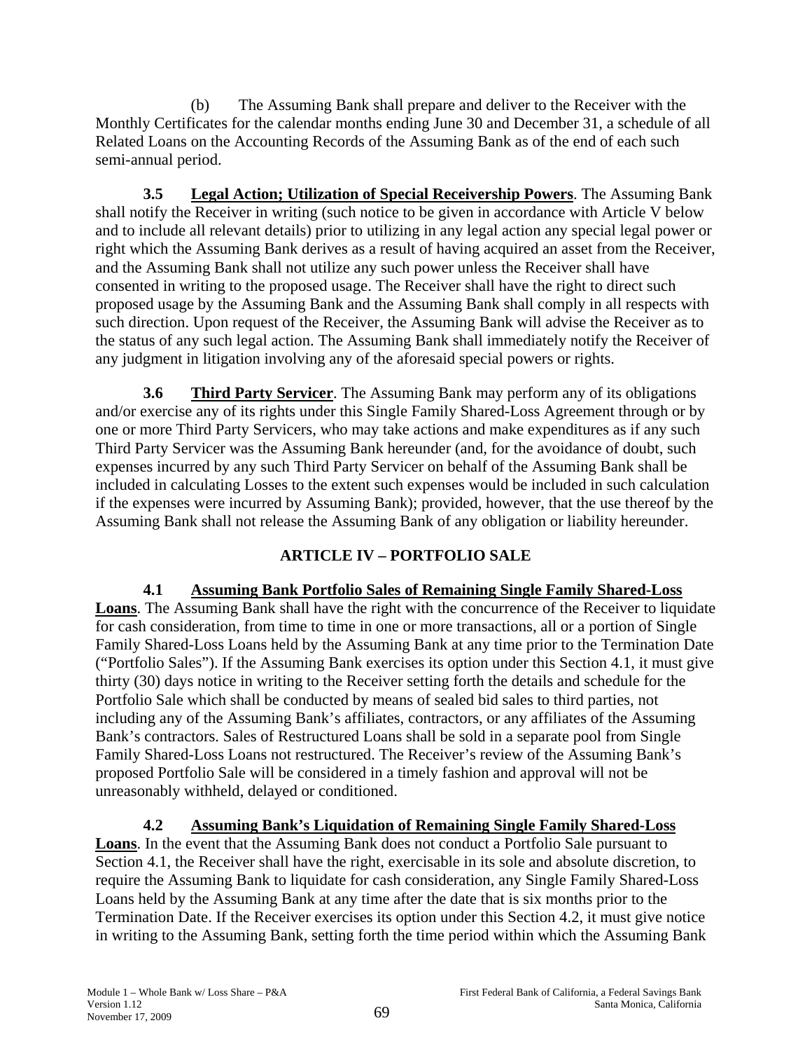(b) The Assuming Bank shall prepare and deliver to the Receiver with the Monthly Certificates for the calendar months ending June 30 and December 31, a schedule of all Related Loans on the Accounting Records of the Assuming Bank as of the end of each such semi-annual period.

**3.5 Legal Action; Utilization of Special Receivership Powers**. The Assuming Bank shall notify the Receiver in writing (such notice to be given in accordance with Article V below and to include all relevant details) prior to utilizing in any legal action any special legal power or right which the Assuming Bank derives as a result of having acquired an asset from the Receiver, and the Assuming Bank shall not utilize any such power unless the Receiver shall have consented in writing to the proposed usage. The Receiver shall have the right to direct such proposed usage by the Assuming Bank and the Assuming Bank shall comply in all respects with such direction. Upon request of the Receiver, the Assuming Bank will advise the Receiver as to the status of any such legal action. The Assuming Bank shall immediately notify the Receiver of any judgment in litigation involving any of the aforesaid special powers or rights.

**3.6 Third Party Servicer**. The Assuming Bank may perform any of its obligations and/or exercise any of its rights under this Single Family Shared-Loss Agreement through or by one or more Third Party Servicers, who may take actions and make expenditures as if any such Third Party Servicer was the Assuming Bank hereunder (and, for the avoidance of doubt, such expenses incurred by any such Third Party Servicer on behalf of the Assuming Bank shall be included in calculating Losses to the extent such expenses would be included in such calculation if the expenses were incurred by Assuming Bank); provided, however, that the use thereof by the Assuming Bank shall not release the Assuming Bank of any obligation or liability hereunder.

## ARTICLE IV – PORTFOLIO SALE

**4.1 Assuming Bank Portfolio Sales of Remaining Single Family Shared-Loss Loans**. The Assuming Bank shall have the right with the concurrence of the Receiver to liquidate for cash consideration, from time to time in one or more transactions, all or a portion of Single Family Shared-Loss Loans held by the Assuming Bank at any time prior to the Termination Date ("Portfolio Sales"). If the Assuming Bank exercises its option under this Section 4.1, it must give thirty (30) days notice in writing to the Receiver setting forth the details and schedule for the Portfolio Sale which shall be conducted by means of sealed bid sales to third parties, not including any of the Assuming Bank's affiliates, contractors, or any affiliates of the Assuming Bank's contractors. Sales of Restructured Loans shall be sold in a separate pool from Single Family Shared-Loss Loans not restructured. The Receiver's review of the Assuming Bank's proposed Portfolio Sale will be considered in a timely fashion and approval will not be unreasonably withheld, delayed or conditioned.

**4.2 Assuming Bank's Liquidation of Remaining Single Family Shared-Loss Loans**. In the event that the Assuming Bank does not conduct a Portfolio Sale pursuant to Section 4.1, the Receiver shall have the right, exercisable in its sole and absolute discretion, to require the Assuming Bank to liquidate for cash consideration, any Single Family Shared-Loss Loans held by the Assuming Bank at any time after the date that is six months prior to the Termination Date. If the Receiver exercises its option under this Section 4.2, it must give notice in writing to the Assuming Bank, setting forth the time period within which the Assuming Bank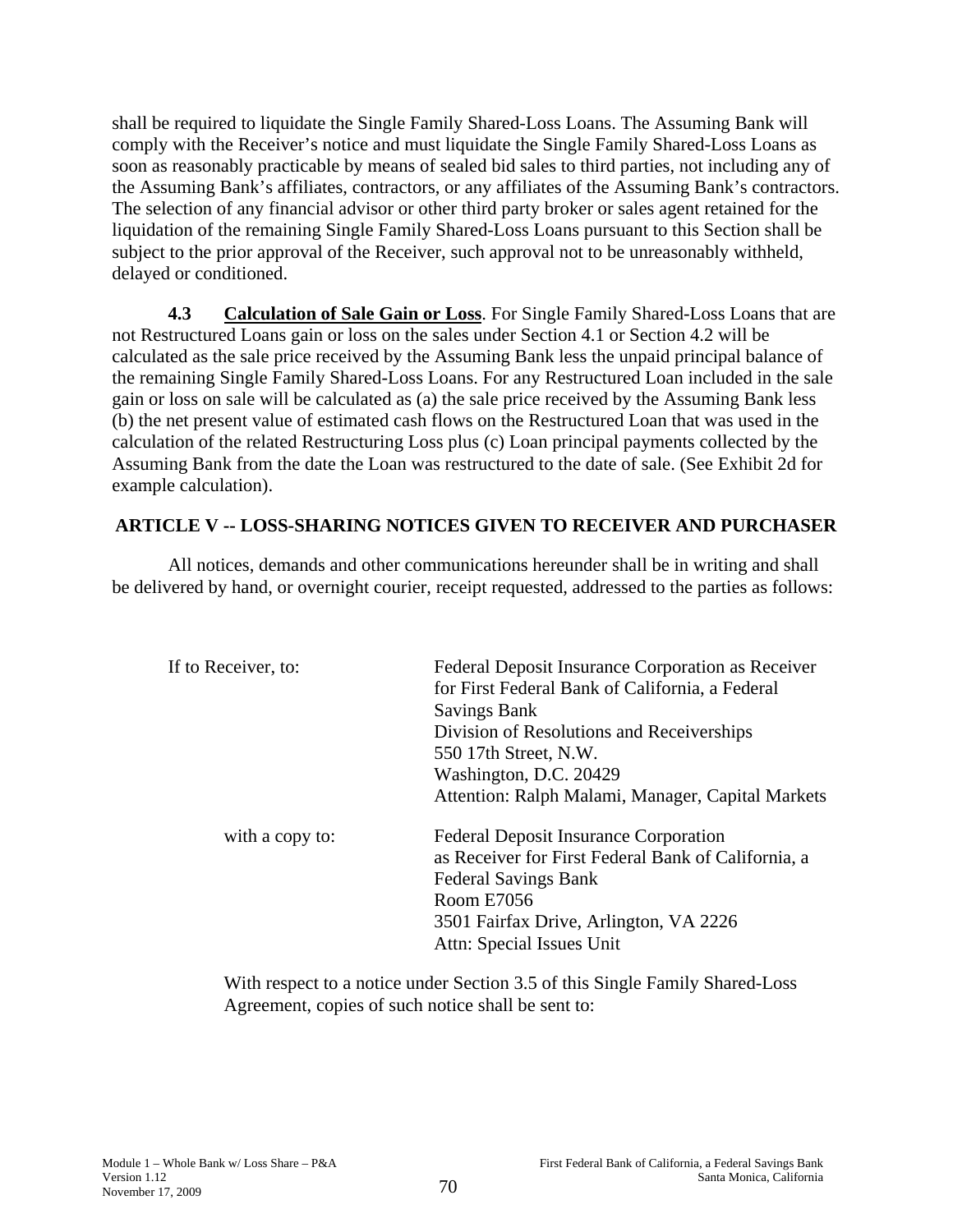shall be required to liquidate the Single Family Shared-Loss Loans. The Assuming Bank will comply with the Receiver's notice and must liquidate the Single Family Shared-Loss Loans as soon as reasonably practicable by means of sealed bid sales to third parties, not including any of the Assuming Bank's affiliates, contractors, or any affiliates of the Assuming Bank's contractors. The selection of any financial advisor or other third party broker or sales agent retained for the liquidation of the remaining Single Family Shared-Loss Loans pursuant to this Section shall be subject to the prior approval of the Receiver, such approval not to be unreasonably withheld, delayed or conditioned.

**4.3 Calculation of Sale Gain or Loss**. For Single Family Shared-Loss Loans that are not Restructured Loans gain or loss on the sales under Section 4.1 or Section 4.2 will be calculated as the sale price received by the Assuming Bank less the unpaid principal balance of the remaining Single Family Shared-Loss Loans. For any Restructured Loan included in the sale gain or loss on sale will be calculated as (a) the sale price received by the Assuming Bank less (b) the net present value of estimated cash flows on the Restructured Loan that was used in the calculation of the related Restructuring Loss plus (c) Loan principal payments collected by the Assuming Bank from the date the Loan was restructured to the date of sale. (See Exhibit 2d for example calculation).

## ARTICLE V -- LOSS-SHARING NOTICES GIVEN TO RECEIVER AND PURCHASER

All notices, demands and other communications hereunder shall be in writing and shall be delivered by hand, or overnight courier, receipt requested, addressed to the parties as follows:

If to Receiver, to:

Federal Deposit Insurance Corporation as Receiver for First Federal Bank of California, a Federal Savings Bank
Division of Resolutions and Receiverships
550 17th Street, N.W.
Washington, D.C. 20429
Attention: Ralph Malami, Manager, Capital Markets

with a copy to:

Federal Deposit Insurance Corporation
as Receiver for First Federal Bank of California, a Federal Savings Bank
Room E7056
3501 Fairfax Drive, Arlington, VA 2226
Attn: Special Issues Unit

With respect to a notice under Section 3.5 of this Single Family Shared-Loss Agreement, copies of such notice shall be sent to: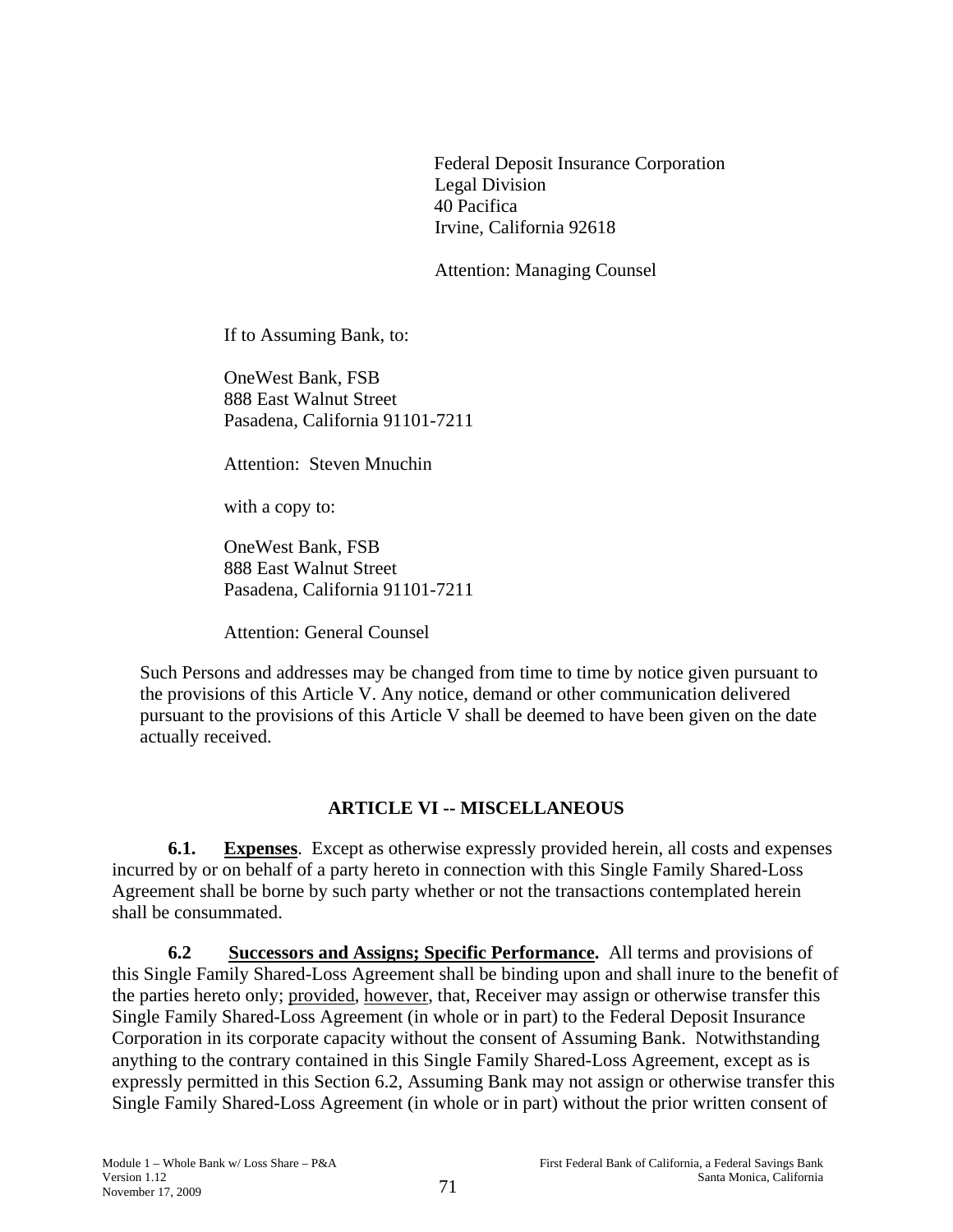Federal Deposit Insurance Corporation
Legal Division
40 Pacifica
Irvine, California 92618

Attention: Managing Counsel

If to Assuming Bank, to:

OneWest Bank, FSB
888 East Walnut Street
Pasadena, California 91101-7211

Attention: Steven Mnuchin

with a copy to:

OneWest Bank, FSB
888 East Walnut Street
Pasadena, California 91101-7211

Attention: General Counsel

Such Persons and addresses may be changed from time to time by notice given pursuant to the provisions of this Article V. Any notice, demand or other communication delivered pursuant to the provisions of this Article V shall be deemed to have been given on the date actually received.

## ARTICLE VI -- MISCELLANEOUS

**6.1. Expenses**. Except as otherwise expressly provided herein, all costs and expenses incurred by or on behalf of a party hereto in connection with this Single Family Shared-Loss Agreement shall be borne by such party whether or not the transactions contemplated herein shall be consummated.

**6.2 Successors and Assigns; Specific Performance.** All terms and provisions of this Single Family Shared-Loss Agreement shall be binding upon and shall inure to the benefit of the parties hereto only; provided, however, that, Receiver may assign or otherwise transfer this Single Family Shared-Loss Agreement (in whole or in part) to the Federal Deposit Insurance Corporation in its corporate capacity without the consent of Assuming Bank. Notwithstanding anything to the contrary contained in this Single Family Shared-Loss Agreement, except as is expressly permitted in this Section 6.2, Assuming Bank may not assign or otherwise transfer this Single Family Shared-Loss Agreement (in whole or in part) without the prior written consent of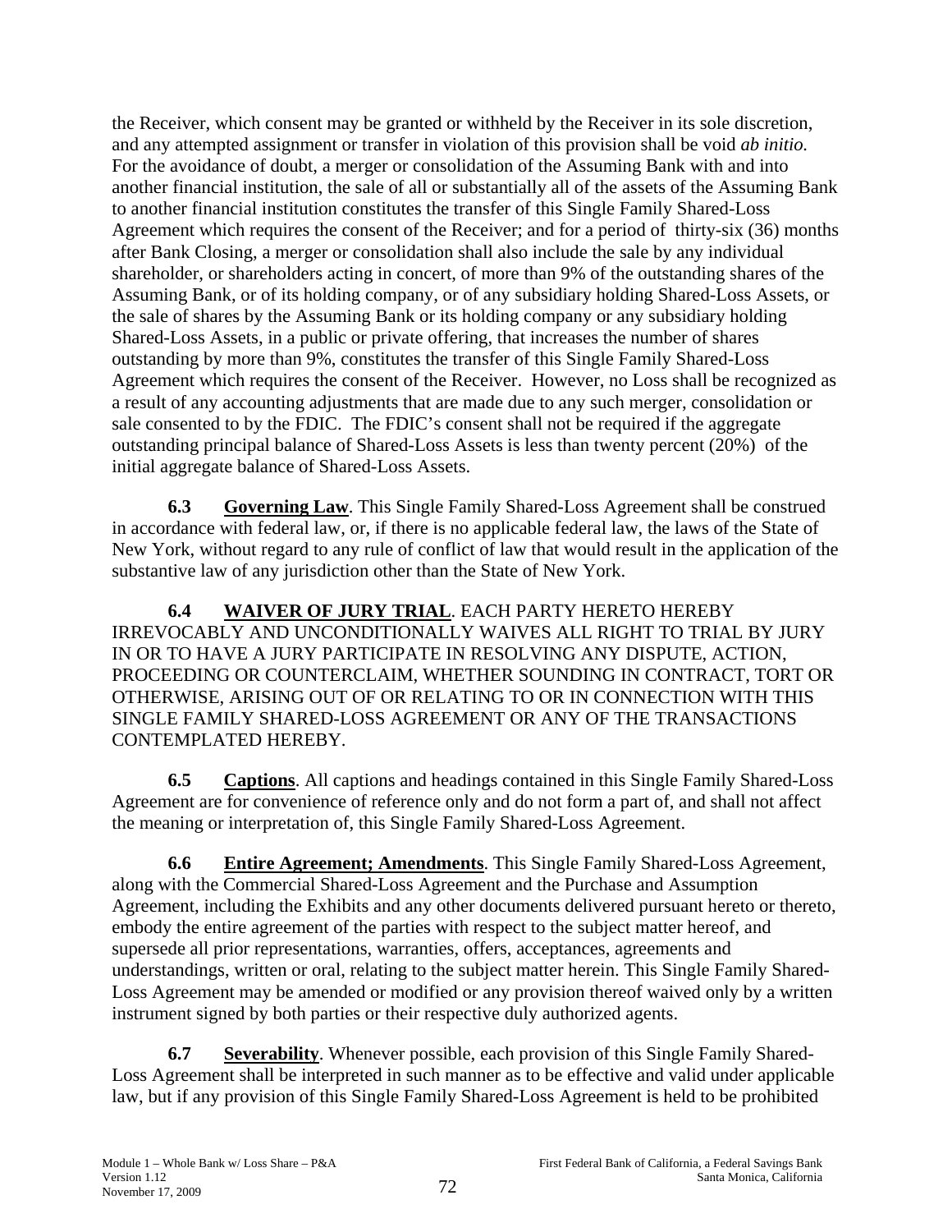the Receiver, which consent may be granted or withheld by the Receiver in its sole discretion, and any attempted assignment or transfer in violation of this provision shall be void *ab initio.* For the avoidance of doubt, a merger or consolidation of the Assuming Bank with and into another financial institution, the sale of all or substantially all of the assets of the Assuming Bank to another financial institution constitutes the transfer of this Single Family Shared-Loss Agreement which requires the consent of the Receiver; and for a period of thirty-six (36) months after Bank Closing, a merger or consolidation shall also include the sale by any individual shareholder, or shareholders acting in concert, of more than 9% of the outstanding shares of the Assuming Bank, or of its holding company, or of any subsidiary holding Shared-Loss Assets, or the sale of shares by the Assuming Bank or its holding company or any subsidiary holding Shared-Loss Assets, in a public or private offering, that increases the number of shares outstanding by more than 9%, constitutes the transfer of this Single Family Shared-Loss Agreement which requires the consent of the Receiver. However, no Loss shall be recognized as a result of any accounting adjustments that are made due to any such merger, consolidation or sale consented to by the FDIC. The FDIC's consent shall not be required if the aggregate outstanding principal balance of Shared-Loss Assets is less than twenty percent (20%) of the initial aggregate balance of Shared-Loss Assets.

**6.3** **Governing Law**. This Single Family Shared-Loss Agreement shall be construed in accordance with federal law, or, if there is no applicable federal law, the laws of the State of New York, without regard to any rule of conflict of law that would result in the application of the substantive law of any jurisdiction other than the State of New York.

**6.4** **WAIVER OF JURY TRIAL**. EACH PARTY HERETO HEREBY IRREVOCABLY AND UNCONDITIONALLY WAIVES ALL RIGHT TO TRIAL BY JURY IN OR TO HAVE A JURY PARTICIPATE IN RESOLVING ANY DISPUTE, ACTION, PROCEEDING OR COUNTERCLAIM, WHETHER SOUNDING IN CONTRACT, TORT OR OTHERWISE, ARISING OUT OF OR RELATING TO OR IN CONNECTION WITH THIS SINGLE FAMILY SHARED-LOSS AGREEMENT OR ANY OF THE TRANSACTIONS CONTEMPLATED HEREBY.

**6.5** **Captions**. All captions and headings contained in this Single Family Shared-Loss Agreement are for convenience of reference only and do not form a part of, and shall not affect the meaning or interpretation of, this Single Family Shared-Loss Agreement.

**6.6** **Entire Agreement; Amendments**. This Single Family Shared-Loss Agreement, along with the Commercial Shared-Loss Agreement and the Purchase and Assumption Agreement, including the Exhibits and any other documents delivered pursuant hereto or thereto, embody the entire agreement of the parties with respect to the subject matter hereof, and supersede all prior representations, warranties, offers, acceptances, agreements and understandings, written or oral, relating to the subject matter herein. This Single Family Shared-Loss Agreement may be amended or modified or any provision thereof waived only by a written instrument signed by both parties or their respective duly authorized agents.

**6.7** **Severability**. Whenever possible, each provision of this Single Family Shared-Loss Agreement shall be interpreted in such manner as to be effective and valid under applicable law, but if any provision of this Single Family Shared-Loss Agreement is held to be prohibited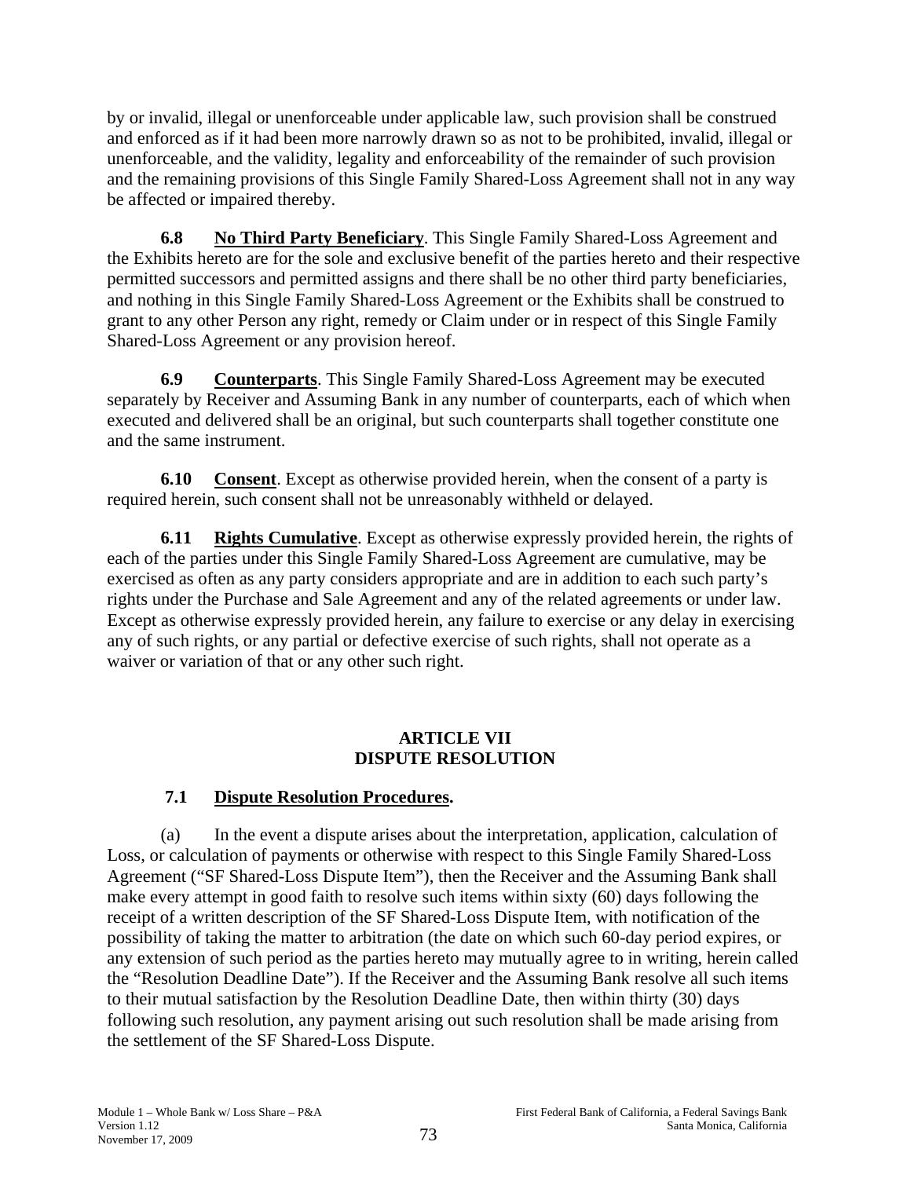by or invalid, illegal or unenforceable under applicable law, such provision shall be construed and enforced as if it had been more narrowly drawn so as not to be prohibited, invalid, illegal or unenforceable, and the validity, legality and enforceability of the remainder of such provision and the remaining provisions of this Single Family Shared-Loss Agreement shall not in any way be affected or impaired thereby.

**6.8 No Third Party Beneficiary**. This Single Family Shared-Loss Agreement and the Exhibits hereto are for the sole and exclusive benefit of the parties hereto and their respective permitted successors and permitted assigns and there shall be no other third party beneficiaries, and nothing in this Single Family Shared-Loss Agreement or the Exhibits shall be construed to grant to any other Person any right, remedy or Claim under or in respect of this Single Family Shared-Loss Agreement or any provision hereof.

**6.9 Counterparts**. This Single Family Shared-Loss Agreement may be executed separately by Receiver and Assuming Bank in any number of counterparts, each of which when executed and delivered shall be an original, but such counterparts shall together constitute one and the same instrument.

**6.10 Consent**. Except as otherwise provided herein, when the consent of a party is required herein, such consent shall not be unreasonably withheld or delayed.

**6.11 Rights Cumulative**. Except as otherwise expressly provided herein, the rights of each of the parties under this Single Family Shared-Loss Agreement are cumulative, may be exercised as often as any party considers appropriate and are in addition to each such party's rights under the Purchase and Sale Agreement and any of the related agreements or under law. Except as otherwise expressly provided herein, any failure to exercise or any delay in exercising any of such rights, or any partial or defective exercise of such rights, shall not operate as a waiver or variation of that or any other such right.

## ARTICLE VII
## DISPUTE RESOLUTION

**7.1 Dispute Resolution Procedures.**

(a) In the event a dispute arises about the interpretation, application, calculation of Loss, or calculation of payments or otherwise with respect to this Single Family Shared-Loss Agreement ("SF Shared-Loss Dispute Item"), then the Receiver and the Assuming Bank shall make every attempt in good faith to resolve such items within sixty (60) days following the receipt of a written description of the SF Shared-Loss Dispute Item, with notification of the possibility of taking the matter to arbitration (the date on which such 60-day period expires, or any extension of such period as the parties hereto may mutually agree to in writing, herein called the "Resolution Deadline Date"). If the Receiver and the Assuming Bank resolve all such items to their mutual satisfaction by the Resolution Deadline Date, then within thirty (30) days following such resolution, any payment arising out such resolution shall be made arising from the settlement of the SF Shared-Loss Dispute.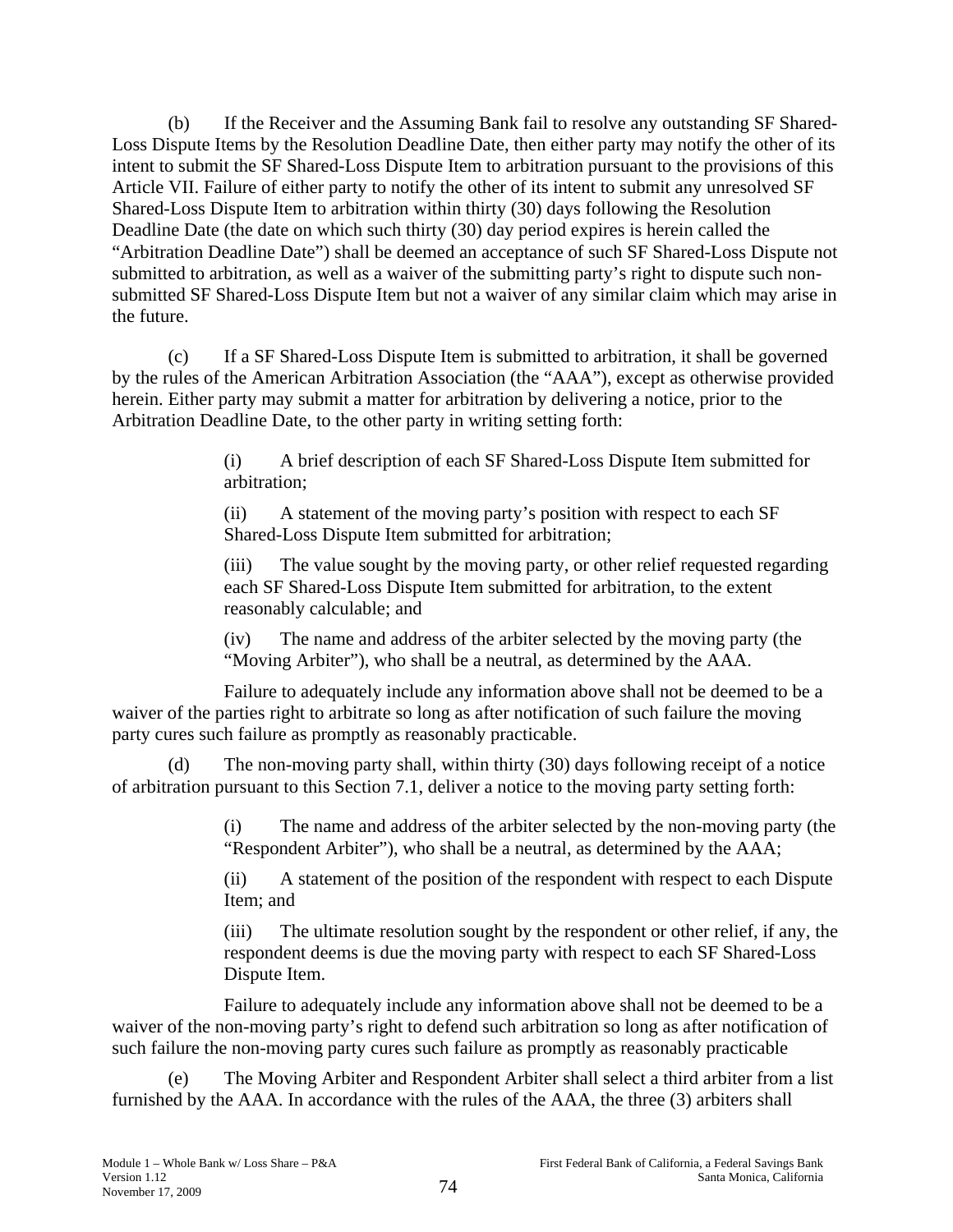(b) If the Receiver and the Assuming Bank fail to resolve any outstanding SF Shared-Loss Dispute Items by the Resolution Deadline Date, then either party may notify the other of its intent to submit the SF Shared-Loss Dispute Item to arbitration pursuant to the provisions of this Article VII. Failure of either party to notify the other of its intent to submit any unresolved SF Shared-Loss Dispute Item to arbitration within thirty (30) days following the Resolution Deadline Date (the date on which such thirty (30) day period expires is herein called the "Arbitration Deadline Date") shall be deemed an acceptance of such SF Shared-Loss Dispute not submitted to arbitration, as well as a waiver of the submitting party's right to dispute such non-submitted SF Shared-Loss Dispute Item but not a waiver of any similar claim which may arise in the future.

(c) If a SF Shared-Loss Dispute Item is submitted to arbitration, it shall be governed by the rules of the American Arbitration Association (the "AAA"), except as otherwise provided herein. Either party may submit a matter for arbitration by delivering a notice, prior to the Arbitration Deadline Date, to the other party in writing setting forth:

(i) A brief description of each SF Shared-Loss Dispute Item submitted for arbitration;

(ii) A statement of the moving party's position with respect to each SF Shared-Loss Dispute Item submitted for arbitration;

(iii) The value sought by the moving party, or other relief requested regarding each SF Shared-Loss Dispute Item submitted for arbitration, to the extent reasonably calculable; and

(iv) The name and address of the arbiter selected by the moving party (the "Moving Arbiter"), who shall be a neutral, as determined by the AAA.

Failure to adequately include any information above shall not be deemed to be a waiver of the parties right to arbitrate so long as after notification of such failure the moving party cures such failure as promptly as reasonably practicable.

(d) The non-moving party shall, within thirty (30) days following receipt of a notice of arbitration pursuant to this Section 7.1, deliver a notice to the moving party setting forth:

(i) The name and address of the arbiter selected by the non-moving party (the "Respondent Arbiter"), who shall be a neutral, as determined by the AAA;

(ii) A statement of the position of the respondent with respect to each Dispute Item; and

(iii) The ultimate resolution sought by the respondent or other relief, if any, the respondent deems is due the moving party with respect to each SF Shared-Loss Dispute Item.

Failure to adequately include any information above shall not be deemed to be a waiver of the non-moving party's right to defend such arbitration so long as after notification of such failure the non-moving party cures such failure as promptly as reasonably practicable

(e) The Moving Arbiter and Respondent Arbiter shall select a third arbiter from a list furnished by the AAA. In accordance with the rules of the AAA, the three (3) arbiters shall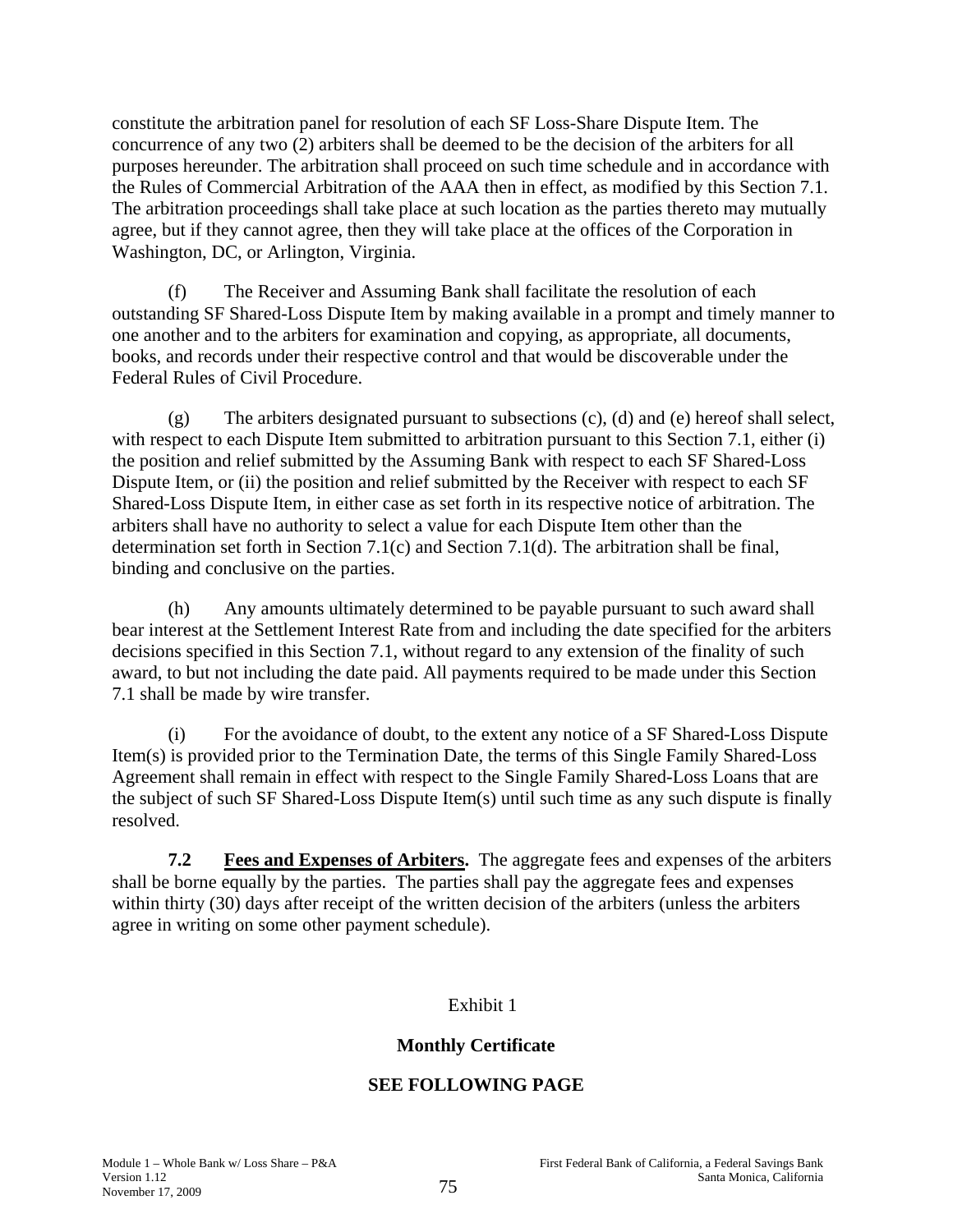constitute the arbitration panel for resolution of each SF Loss-Share Dispute Item. The concurrence of any two (2) arbiters shall be deemed to be the decision of the arbiters for all purposes hereunder. The arbitration shall proceed on such time schedule and in accordance with the Rules of Commercial Arbitration of the AAA then in effect, as modified by this Section 7.1. The arbitration proceedings shall take place at such location as the parties thereto may mutually agree, but if they cannot agree, then they will take place at the offices of the Corporation in Washington, DC, or Arlington, Virginia.

(f) The Receiver and Assuming Bank shall facilitate the resolution of each outstanding SF Shared-Loss Dispute Item by making available in a prompt and timely manner to one another and to the arbiters for examination and copying, as appropriate, all documents, books, and records under their respective control and that would be discoverable under the Federal Rules of Civil Procedure.

(g) The arbiters designated pursuant to subsections (c), (d) and (e) hereof shall select, with respect to each Dispute Item submitted to arbitration pursuant to this Section 7.1, either (i) the position and relief submitted by the Assuming Bank with respect to each SF Shared-Loss Dispute Item, or (ii) the position and relief submitted by the Receiver with respect to each SF Shared-Loss Dispute Item, in either case as set forth in its respective notice of arbitration. The arbiters shall have no authority to select a value for each Dispute Item other than the determination set forth in Section 7.1(c) and Section 7.1(d). The arbitration shall be final, binding and conclusive on the parties.

(h) Any amounts ultimately determined to be payable pursuant to such award shall bear interest at the Settlement Interest Rate from and including the date specified for the arbiters decisions specified in this Section 7.1, without regard to any extension of the finality of such award, to but not including the date paid. All payments required to be made under this Section 7.1 shall be made by wire transfer.

(i) For the avoidance of doubt, to the extent any notice of a SF Shared-Loss Dispute Item(s) is provided prior to the Termination Date, the terms of this Single Family Shared-Loss Agreement shall remain in effect with respect to the Single Family Shared-Loss Loans that are the subject of such SF Shared-Loss Dispute Item(s) until such time as any such dispute is finally resolved.

**7.2 Fees and Expenses of Arbiters.** The aggregate fees and expenses of the arbiters shall be borne equally by the parties. The parties shall pay the aggregate fees and expenses within thirty (30) days after receipt of the written decision of the arbiters (unless the arbiters agree in writing on some other payment schedule).

Exhibit 1

**Monthly Certificate**

**SEE FOLLOWING PAGE**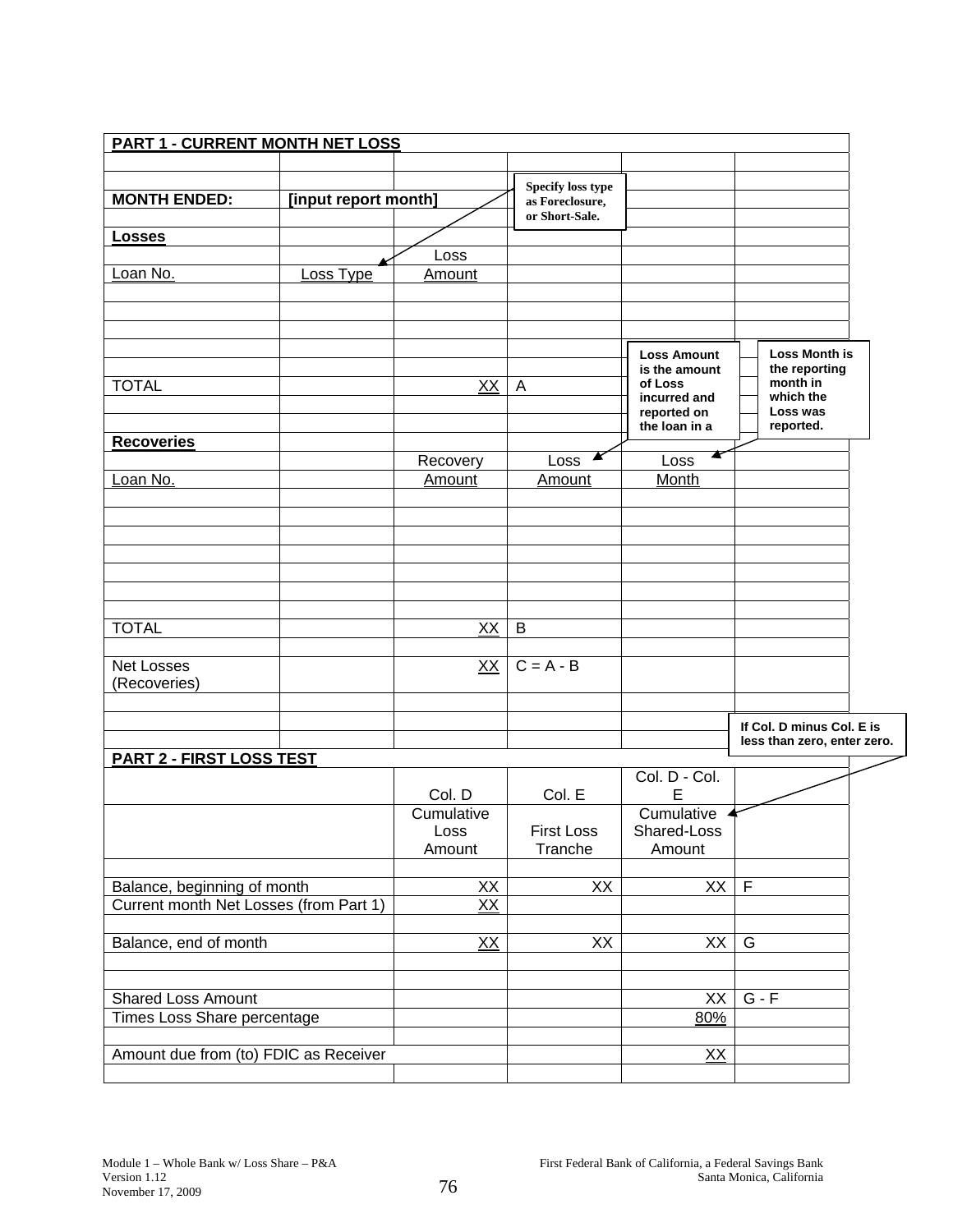**PART 1 - CURRENT MONTH NET LOSS**

| | | | | | |
|---|---|---|---|---|---|
| **MONTH ENDED:** | **[input report month]** | | | | |
| **Losses** | | | | | |
| | | Loss | | | |
| Loan No. | Loss Type | Amount | | | |
| | | | | | |
| | | | | | |
| | | | | | |
| TOTAL | | XX | A | | |
| | | | | | |
| **Recoveries** | | | | | |
| | | Recovery | Loss | Loss | |
| Loan No. | | Amount | Amount | Month | |
| | | | | | |
| | | | | | |
| TOTAL | | XX | B | | |
| | | | | | |
| Net Losses (Recoveries) | | XX | C = A - B | | |

Specify loss type as Foreclosure, or Short-Sale.

Loss Amount is the amount of Loss incurred and reported on the loan in a

Loss Month is the reporting month in which the Loss was reported.

If Col. D minus Col. E is less than zero, enter zero.

**PART 2 - FIRST LOSS TEST**

| | Col. D | Col. E | Col. D - Col. E | |
|---|---|---|---|---|
| | Cumulative Loss Amount | First Loss Tranche | Cumulative Shared-Loss Amount | |
| | | | | |
| Balance, beginning of month | XX | XX | XX | F |
| Current month Net Losses (from Part 1) | XX | | | |
| | | | | |
| Balance, end of month | XX | XX | XX | G |
| | | | | |
| Shared Loss Amount | | | XX | G - F |
| Times Loss Share percentage | | | 80% | |
| | | | | |
| Amount due from (to) FDIC as Receiver | | | XX | |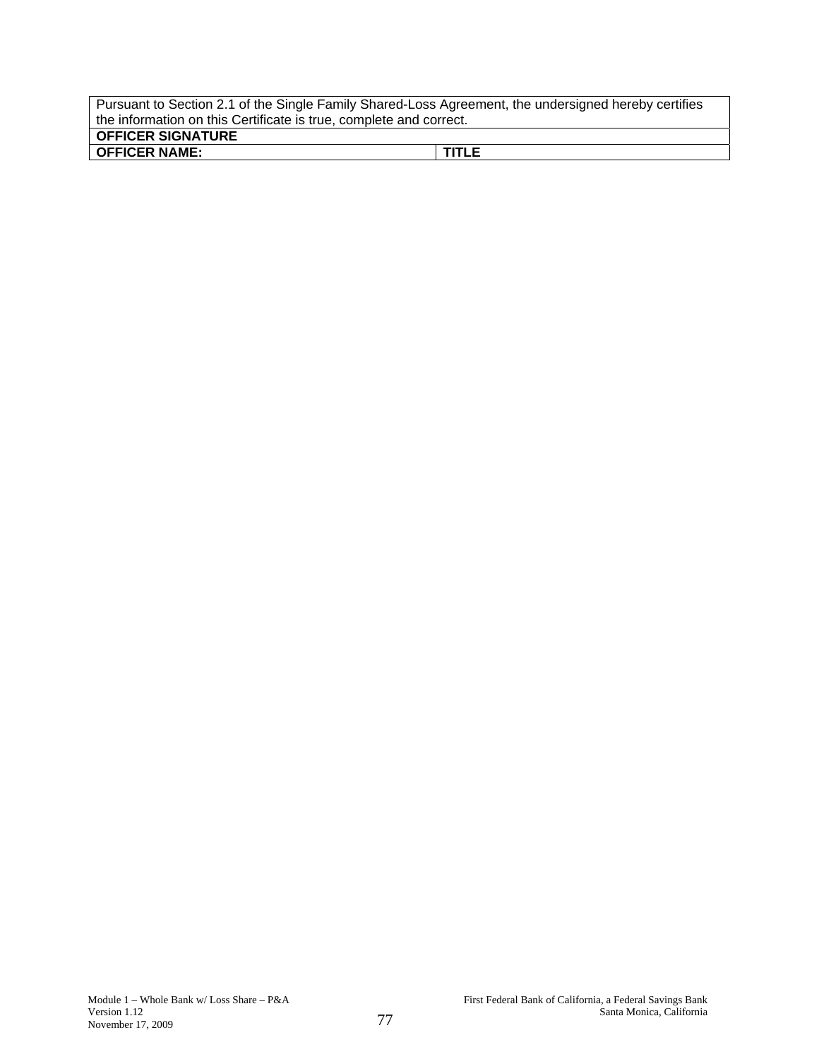| Pursuant to Section 2.1 of the Single Family Shared-Loss Agreement, the undersigned hereby certifies the information on this Certificate is true, complete and correct. | |
|---|---|
| **OFFICER SIGNATURE** | |
| **OFFICER NAME:** | **TITLE** |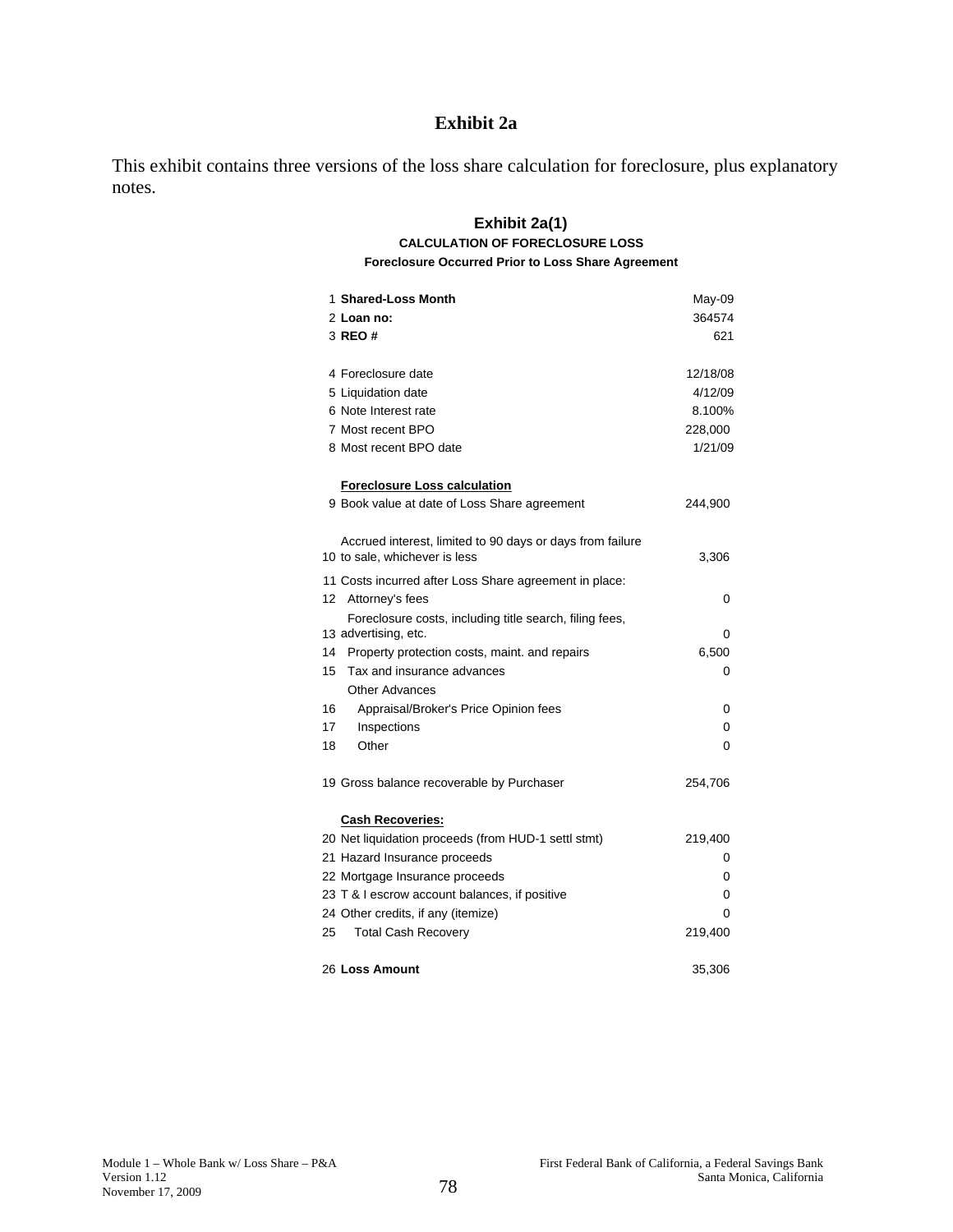# Exhibit 2a

This exhibit contains three versions of the loss share calculation for foreclosure, plus explanatory notes.

## Exhibit 2a(1)

### CALCULATION OF FORECLOSURE LOSS

#### Foreclosure Occurred Prior to Loss Share Agreement

| # | Item | Amount |
|---|---|---|
| 1 | **Shared-Loss Month** | May-09 |
| 2 | **Loan no:** | 364574 |
| 3 | **REO #** | 621 |
| | | |
| 4 | Foreclosure date | 12/18/08 |
| 5 | Liquidation date | 4/12/09 |
| 6 | Note Interest rate | 8.100% |
| 7 | Most recent BPO | 228,000 |
| 8 | Most recent BPO date | 1/21/09 |
| | | |
| | **Foreclosure Loss calculation** | |
| 9 | Book value at date of Loss Share agreement | 244,900 |
| | | |
| 10 | Accrued interest, limited to 90 days or days from failure to sale, whichever is less | 3,306 |
| 11 | Costs incurred after Loss Share agreement in place: | |
| 12 | Attorney's fees | 0 |
| 13 | Foreclosure costs, including title search, filing fees, advertising, etc. | 0 |
| 14 | Property protection costs, maint. and repairs | 6,500 |
| 15 | Tax and insurance advances | 0 |
| | Other Advances | |
| 16 | Appraisal/Broker's Price Opinion fees | 0 |
| 17 | Inspections | 0 |
| 18 | Other | 0 |
| | | |
| 19 | Gross balance recoverable by Purchaser | 254,706 |
| | | |
| | **Cash Recoveries:** | |
| 20 | Net liquidation proceeds (from HUD-1 settl stmt) | 219,400 |
| 21 | Hazard Insurance proceeds | 0 |
| 22 | Mortgage Insurance proceeds | 0 |
| 23 | T & I escrow account balances, if positive | 0 |
| 24 | Other credits, if any (itemize) | 0 |
| 25 | Total Cash Recovery | 219,400 |
| | | |
| 26 | **Loss Amount** | 35,306 |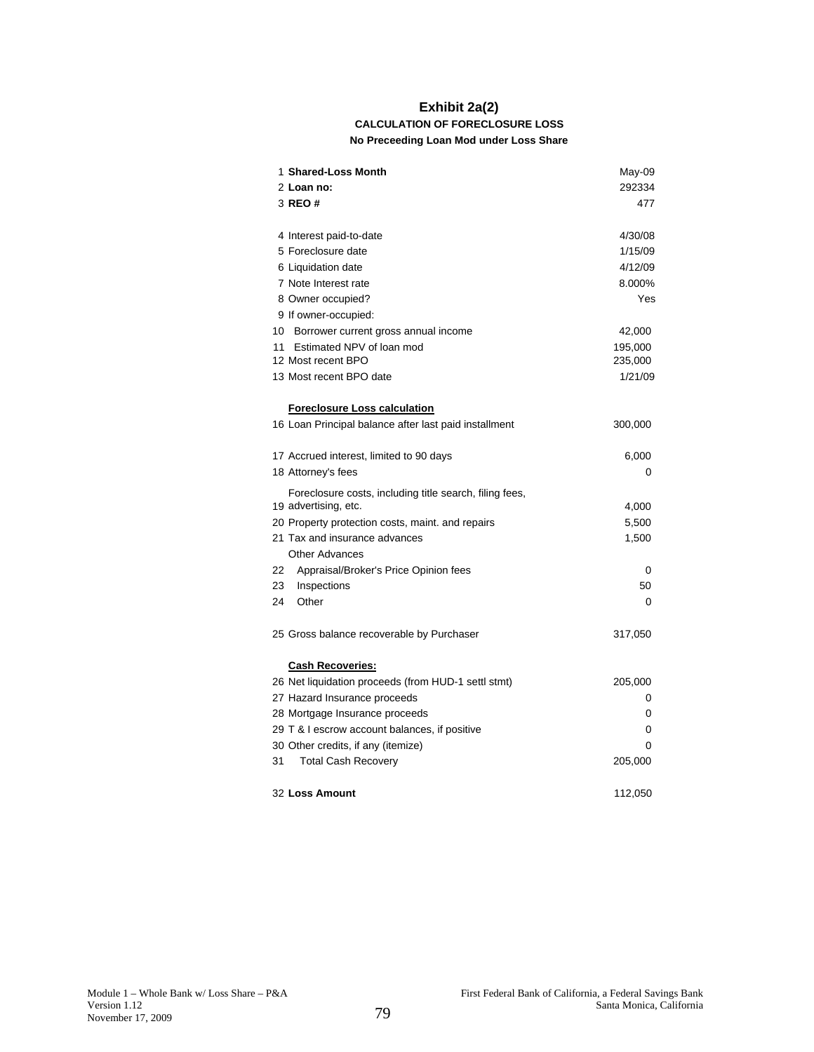# Exhibit 2a(2)

### CALCULATION OF FORECLOSURE LOSS

**No Preceeding Loan Mod under Loss Share**

| # | Item | Value |
|---|---|---|
| 1 | **Shared-Loss Month** | May-09 |
| 2 | **Loan no:** | 292334 |
| 3 | **REO #** | 477 |
| | | |
| 4 | Interest paid-to-date | 4/30/08 |
| 5 | Foreclosure date | 1/15/09 |
| 6 | Liquidation date | 4/12/09 |
| 7 | Note Interest rate | 8.000% |
| 8 | Owner occupied? | Yes |
| 9 | If owner-occupied: | |
| 10 | Borrower current gross annual income | 42,000 |
| 11 | Estimated NPV of loan mod | 195,000 |
| 12 | Most recent BPO | 235,000 |
| 13 | Most recent BPO date | 1/21/09 |
| | | |
| | **Foreclosure Loss calculation** | |
| 16 | Loan Principal balance after last paid installment | 300,000 |
| | | |
| 17 | Accrued interest, limited to 90 days | 6,000 |
| 18 | Attorney's fees | 0 |
| 19 | Foreclosure costs, including title search, filing fees, advertising, etc. | 4,000 |
| 20 | Property protection costs, maint. and repairs | 5,500 |
| 21 | Tax and insurance advances | 1,500 |
| | Other Advances | |
| 22 | Appraisal/Broker's Price Opinion fees | 0 |
| 23 | Inspections | 50 |
| 24 | Other | 0 |
| | | |
| 25 | Gross balance recoverable by Purchaser | 317,050 |
| | | |
| | **Cash Recoveries:** | |
| 26 | Net liquidation proceeds (from HUD-1 settl stmt) | 205,000 |
| 27 | Hazard Insurance proceeds | 0 |
| 28 | Mortgage Insurance proceeds | 0 |
| 29 | T & I escrow account balances, if positive | 0 |
| 30 | Other credits, if any (itemize) | 0 |
| 31 | Total Cash Recovery | 205,000 |
| | | |
| 32 | **Loss Amount** | 112,050 |

Module 1 – Whole Bank w/ Loss Share – P&A
Version 1.12
November 17, 2009

First Federal Bank of California, a Federal Savings Bank
Santa Monica, California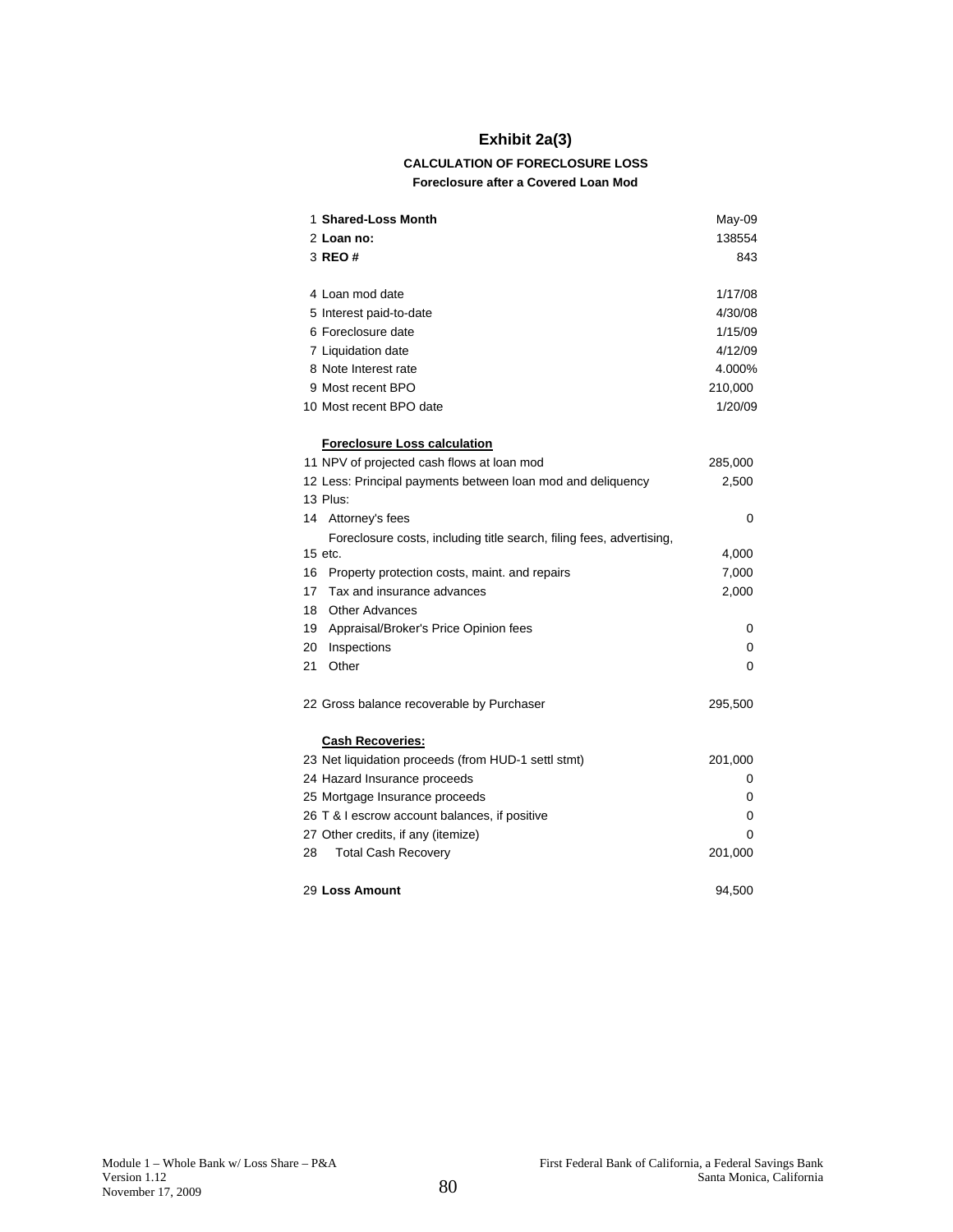# Exhibit 2a(3)

**CALCULATION OF FORECLOSURE LOSS**

**Foreclosure after a Covered Loan Mod**

| | | |
|---|---|---|
| 1 | **Shared-Loss Month** | May-09 |
| 2 | **Loan no:** | 138554 |
| 3 | **REO #** | 843 |
| | | |
| 4 | Loan mod date | 1/17/08 |
| 5 | Interest paid-to-date | 4/30/08 |
| 6 | Foreclosure date | 1/15/09 |
| 7 | Liquidation date | 4/12/09 |
| 8 | Note Interest rate | 4.000% |
| 9 | Most recent BPO | 210,000 |
| 10 | Most recent BPO date | 1/20/09 |
| | | |
| | **Foreclosure Loss calculation** | |
| 11 | NPV of projected cash flows at loan mod | 285,000 |
| 12 | Less: Principal payments between loan mod and deliquency | 2,500 |
| 13 | Plus: | |
| 14 | Attorney's fees | 0 |
| 15 | Foreclosure costs, including title search, filing fees, advertising, etc. | 4,000 |
| 16 | Property protection costs, maint. and repairs | 7,000 |
| 17 | Tax and insurance advances | 2,000 |
| 18 | Other Advances | |
| 19 | Appraisal/Broker's Price Opinion fees | 0 |
| 20 | Inspections | 0 |
| 21 | Other | 0 |
| | | |
| 22 | Gross balance recoverable by Purchaser | 295,500 |
| | | |
| | **Cash Recoveries:** | |
| 23 | Net liquidation proceeds (from HUD-1 settl stmt) | 201,000 |
| 24 | Hazard Insurance proceeds | 0 |
| 25 | Mortgage Insurance proceeds | 0 |
| 26 | T & I escrow account balances, if positive | 0 |
| 27 | Other credits, if any (itemize) | 0 |
| 28 | Total Cash Recovery | 201,000 |
| | | |
| 29 | **Loss Amount** | 94,500 |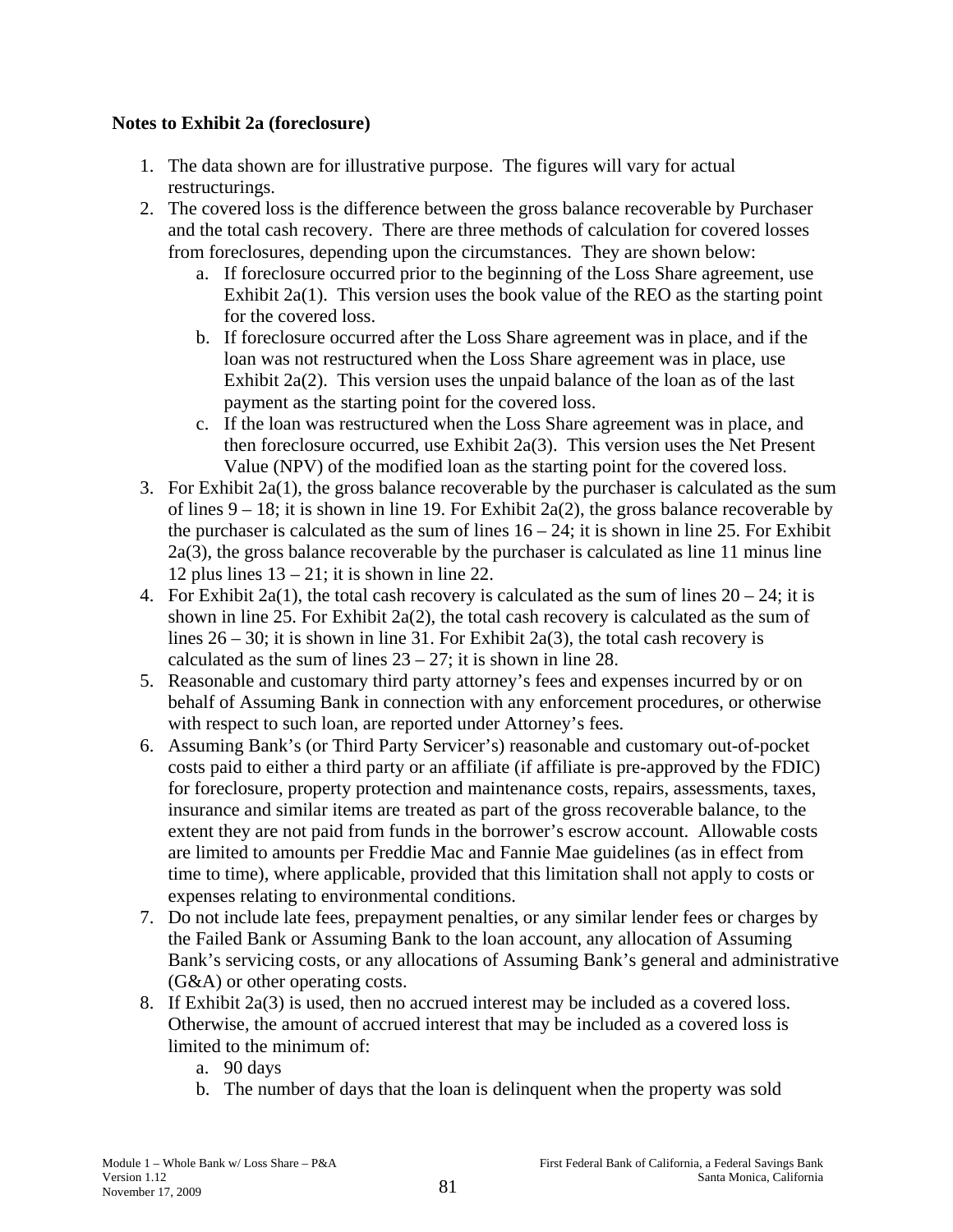**Notes to Exhibit 2a (foreclosure)**

1. The data shown are for illustrative purpose. The figures will vary for actual restructurings.
2. The covered loss is the difference between the gross balance recoverable by Purchaser and the total cash recovery. There are three methods of calculation for covered losses from foreclosures, depending upon the circumstances. They are shown below:
   a. If foreclosure occurred prior to the beginning of the Loss Share agreement, use Exhibit 2a(1). This version uses the book value of the REO as the starting point for the covered loss.
   b. If foreclosure occurred after the Loss Share agreement was in place, and if the loan was not restructured when the Loss Share agreement was in place, use Exhibit 2a(2). This version uses the unpaid balance of the loan as of the last payment as the starting point for the covered loss.
   c. If the loan was restructured when the Loss Share agreement was in place, and then foreclosure occurred, use Exhibit 2a(3). This version uses the Net Present Value (NPV) of the modified loan as the starting point for the covered loss.
3. For Exhibit 2a(1), the gross balance recoverable by the purchaser is calculated as the sum of lines 9 – 18; it is shown in line 19. For Exhibit 2a(2), the gross balance recoverable by the purchaser is calculated as the sum of lines 16 – 24; it is shown in line 25. For Exhibit 2a(3), the gross balance recoverable by the purchaser is calculated as line 11 minus line 12 plus lines 13 – 21; it is shown in line 22.
4. For Exhibit 2a(1), the total cash recovery is calculated as the sum of lines 20 – 24; it is shown in line 25. For Exhibit 2a(2), the total cash recovery is calculated as the sum of lines 26 – 30; it is shown in line 31. For Exhibit 2a(3), the total cash recovery is calculated as the sum of lines 23 – 27; it is shown in line 28.
5. Reasonable and customary third party attorney's fees and expenses incurred by or on behalf of Assuming Bank in connection with any enforcement procedures, or otherwise with respect to such loan, are reported under Attorney's fees.
6. Assuming Bank's (or Third Party Servicer's) reasonable and customary out-of-pocket costs paid to either a third party or an affiliate (if affiliate is pre-approved by the FDIC) for foreclosure, property protection and maintenance costs, repairs, assessments, taxes, insurance and similar items are treated as part of the gross recoverable balance, to the extent they are not paid from funds in the borrower's escrow account. Allowable costs are limited to amounts per Freddie Mac and Fannie Mae guidelines (as in effect from time to time), where applicable, provided that this limitation shall not apply to costs or expenses relating to environmental conditions.
7. Do not include late fees, prepayment penalties, or any similar lender fees or charges by the Failed Bank or Assuming Bank to the loan account, any allocation of Assuming Bank's servicing costs, or any allocations of Assuming Bank's general and administrative (G&A) or other operating costs.
8. If Exhibit 2a(3) is used, then no accrued interest may be included as a covered loss. Otherwise, the amount of accrued interest that may be included as a covered loss is limited to the minimum of:
   a. 90 days
   b. The number of days that the loan is delinquent when the property was sold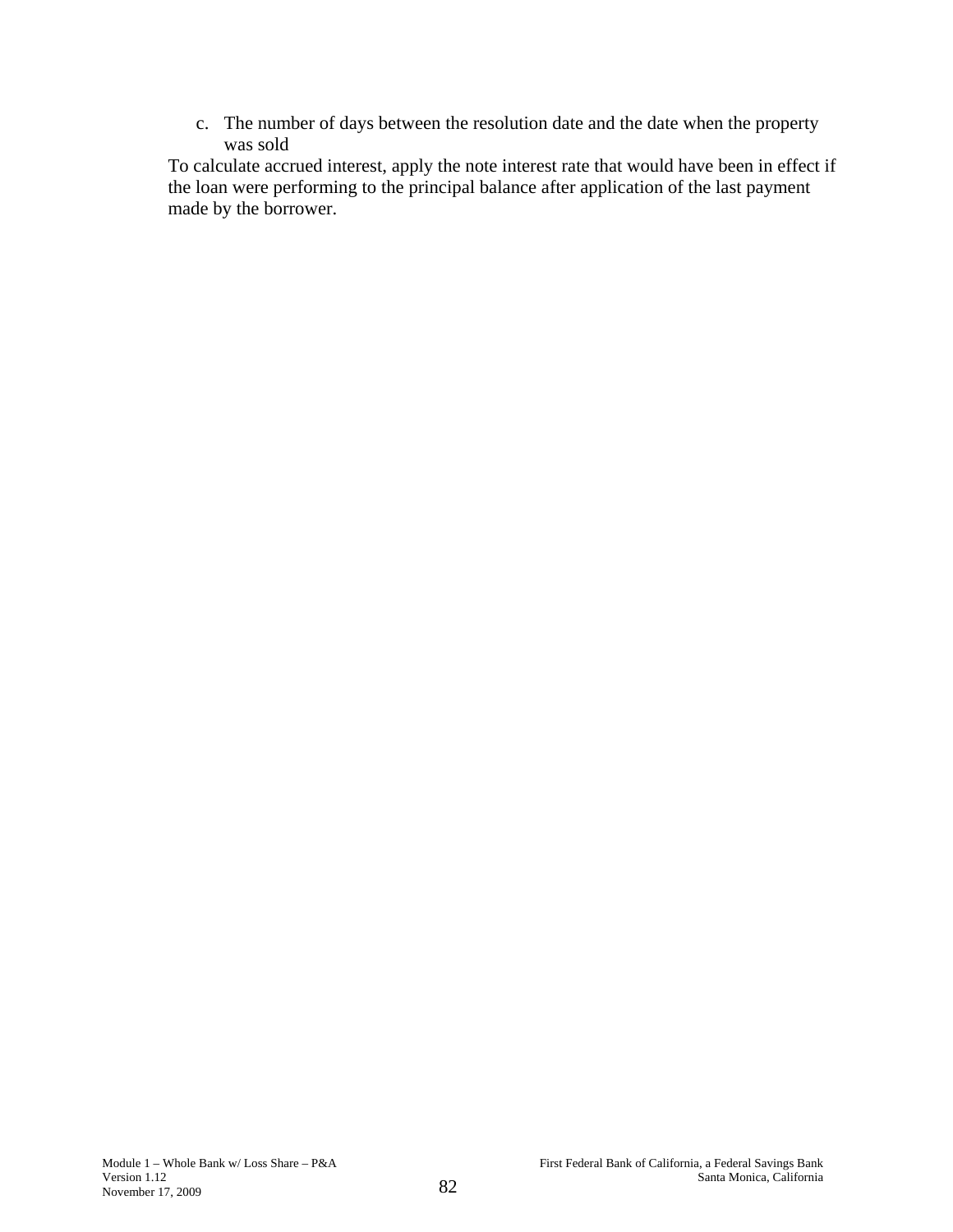c. The number of days between the resolution date and the date when the property was sold

To calculate accrued interest, apply the note interest rate that would have been in effect if the loan were performing to the principal balance after application of the last payment made by the borrower.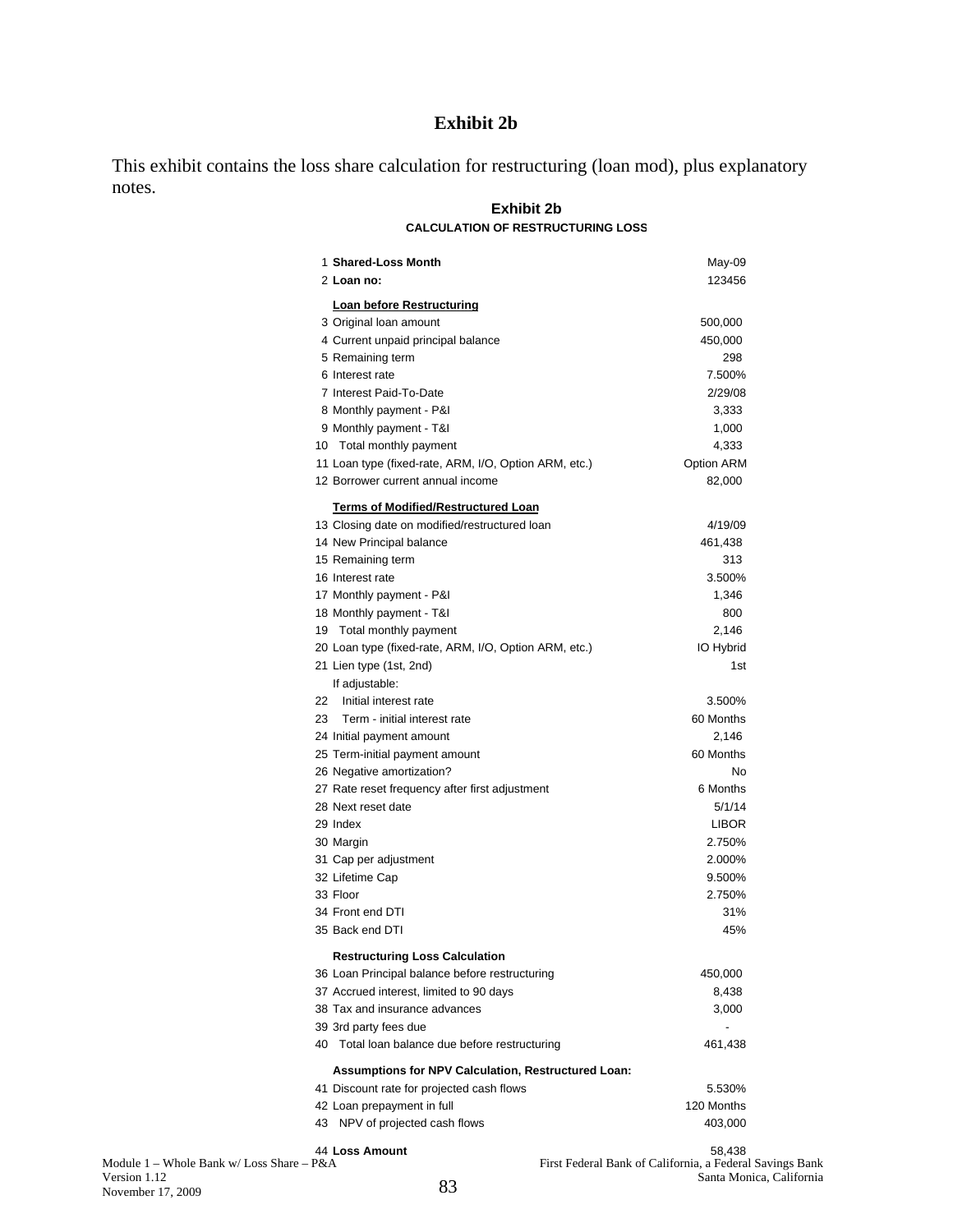# Exhibit 2b

This exhibit contains the loss share calculation for restructuring (loan mod), plus explanatory notes.

## Exhibit 2b

### CALCULATION OF RESTRUCTURING LOSS

| # | Item | Value |
|---|---|---|
| 1 | **Shared-Loss Month** | May-09 |
| 2 | **Loan no:** | 123456 |
| | **Loan before Restructuring** | |
| 3 | Original loan amount | 500,000 |
| 4 | Current unpaid principal balance | 450,000 |
| 5 | Remaining term | 298 |
| 6 | Interest rate | 7.500% |
| 7 | Interest Paid-To-Date | 2/29/08 |
| 8 | Monthly payment - P&I | 3,333 |
| 9 | Monthly payment - T&I | 1,000 |
| 10 | Total monthly payment | 4,333 |
| 11 | Loan type (fixed-rate, ARM, I/O, Option ARM, etc.) | Option ARM |
| 12 | Borrower current annual income | 82,000 |
| | **Terms of Modified/Restructured Loan** | |
| 13 | Closing date on modified/restructured loan | 4/19/09 |
| 14 | New Principal balance | 461,438 |
| 15 | Remaining term | 313 |
| 16 | Interest rate | 3.500% |
| 17 | Monthly payment - P&I | 1,346 |
| 18 | Monthly payment - T&I | 800 |
| 19 | Total monthly payment | 2,146 |
| 20 | Loan type (fixed-rate, ARM, I/O, Option ARM, etc.) | IO Hybrid |
| 21 | Lien type (1st, 2nd) | 1st |
| | If adjustable: | |
| 22 | Initial interest rate | 3.500% |
| 23 | Term - initial interest rate | 60 Months |
| 24 | Initial payment amount | 2,146 |
| 25 | Term-initial payment amount | 60 Months |
| 26 | Negative amortization? | No |
| 27 | Rate reset frequency after first adjustment | 6 Months |
| 28 | Next reset date | 5/1/14 |
| 29 | Index | LIBOR |
| 30 | Margin | 2.750% |
| 31 | Cap per adjustment | 2.000% |
| 32 | Lifetime Cap | 9.500% |
| 33 | Floor | 2.750% |
| 34 | Front end DTI | 31% |
| 35 | Back end DTI | 45% |
| | **Restructuring Loss Calculation** | |
| 36 | Loan Principal balance before restructuring | 450,000 |
| 37 | Accrued interest, limited to 90 days | 8,438 |
| 38 | Tax and insurance advances | 3,000 |
| 39 | 3rd party fees due | - |
| 40 | Total loan balance due before restructuring | 461,438 |
| | **Assumptions for NPV Calculation, Restructured Loan:** | |
| 41 | Discount rate for projected cash flows | 5.530% |
| 42 | Loan prepayment in full | 120 Months |
| 43 | NPV of projected cash flows | 403,000 |
| 44 | **Loss Amount** | 58,438 |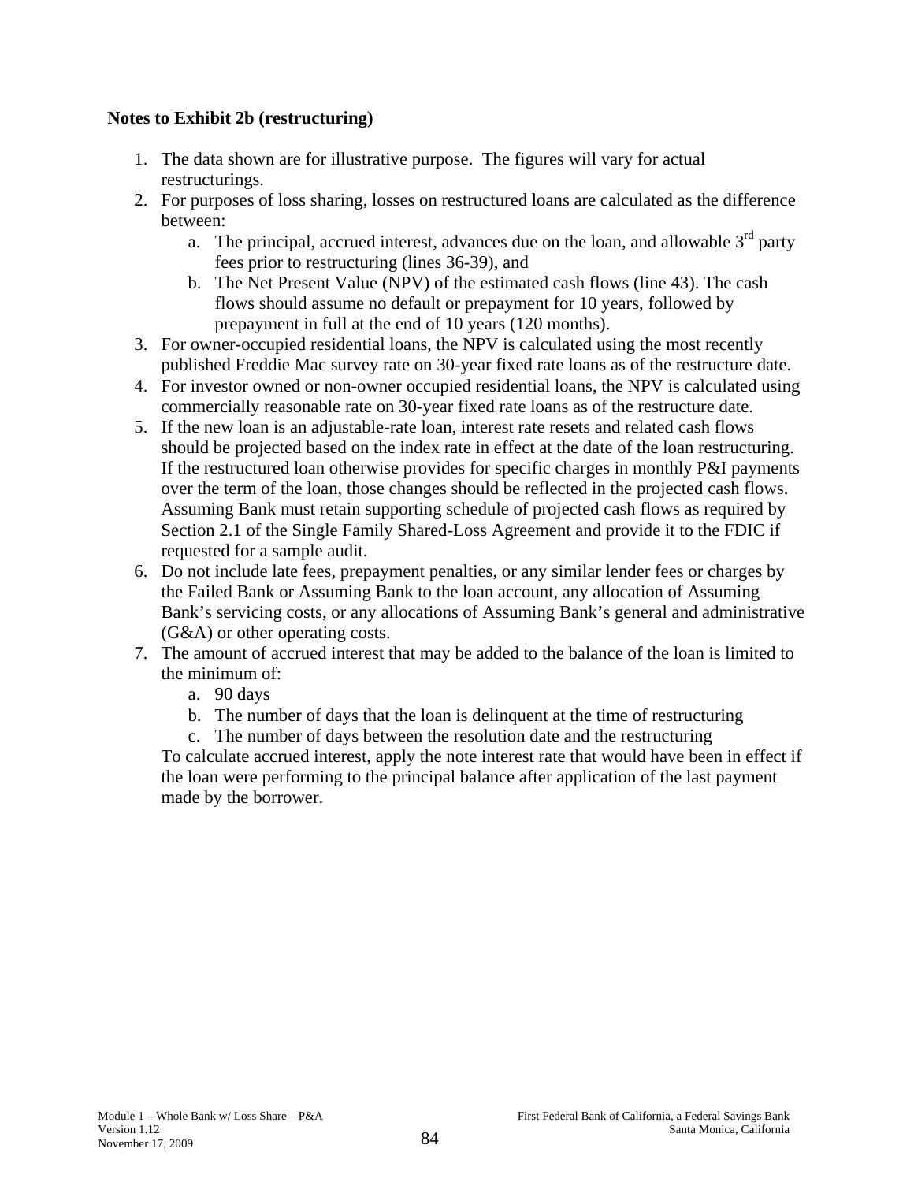**Notes to Exhibit 2b (restructuring)**

1. The data shown are for illustrative purpose. The figures will vary for actual restructurings.
2. For purposes of loss sharing, losses on restructured loans are calculated as the difference between:
   a. The principal, accrued interest, advances due on the loan, and allowable 3rd party fees prior to restructuring (lines 36-39), and
   b. The Net Present Value (NPV) of the estimated cash flows (line 43). The cash flows should assume no default or prepayment for 10 years, followed by prepayment in full at the end of 10 years (120 months).
3. For owner-occupied residential loans, the NPV is calculated using the most recently published Freddie Mac survey rate on 30-year fixed rate loans as of the restructure date.
4. For investor owned or non-owner occupied residential loans, the NPV is calculated using commercially reasonable rate on 30-year fixed rate loans as of the restructure date.
5. If the new loan is an adjustable-rate loan, interest rate resets and related cash flows should be projected based on the index rate in effect at the date of the loan restructuring. If the restructured loan otherwise provides for specific charges in monthly P&I payments over the term of the loan, those changes should be reflected in the projected cash flows. Assuming Bank must retain supporting schedule of projected cash flows as required by Section 2.1 of the Single Family Shared-Loss Agreement and provide it to the FDIC if requested for a sample audit.
6. Do not include late fees, prepayment penalties, or any similar lender fees or charges by the Failed Bank or Assuming Bank to the loan account, any allocation of Assuming Bank's servicing costs, or any allocations of Assuming Bank's general and administrative (G&A) or other operating costs.
7. The amount of accrued interest that may be added to the balance of the loan is limited to the minimum of:
   a. 90 days
   b. The number of days that the loan is delinquent at the time of restructuring
   c. The number of days between the resolution date and the restructuring

   To calculate accrued interest, apply the note interest rate that would have been in effect if the loan were performing to the principal balance after application of the last payment made by the borrower.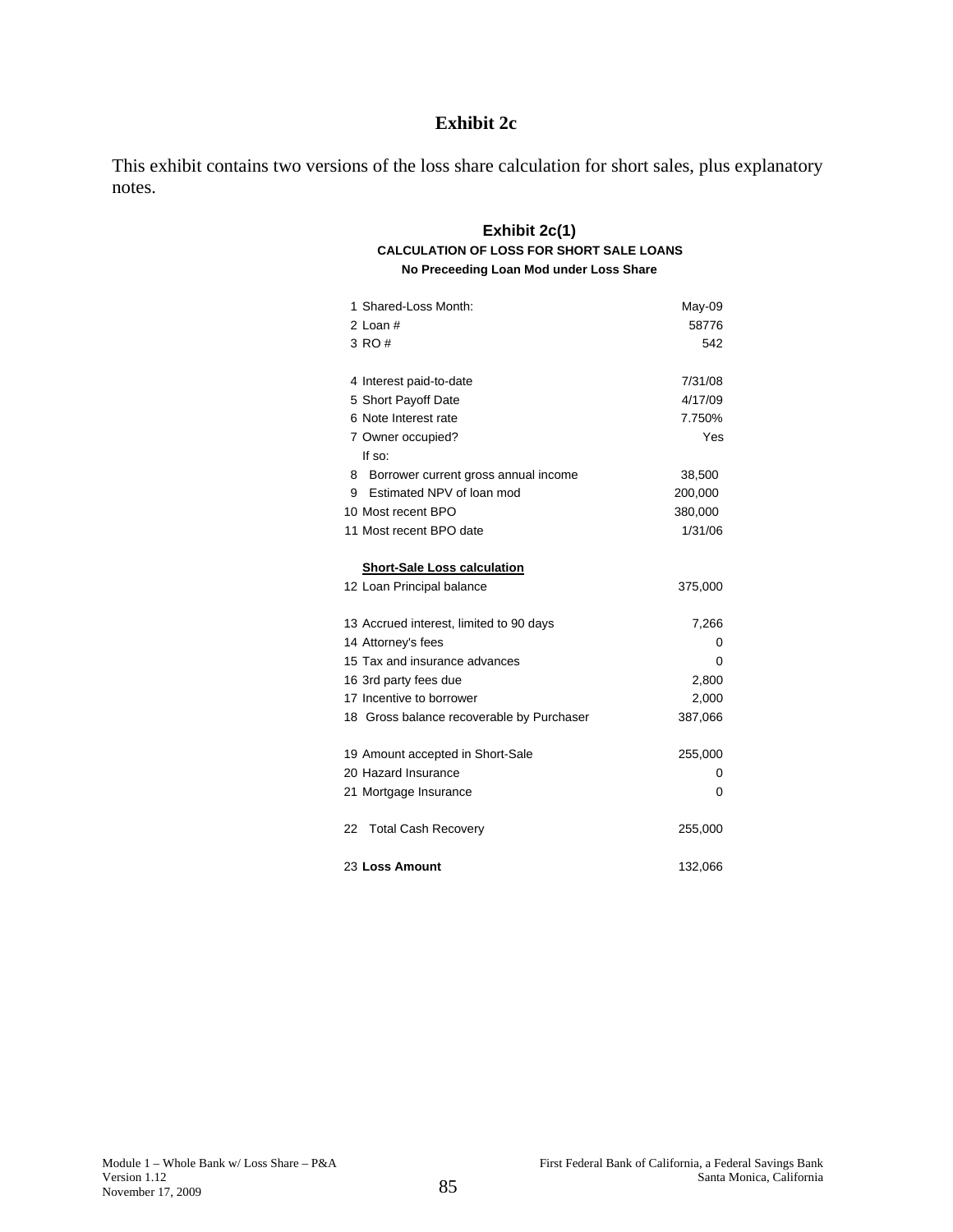# Exhibit 2c

This exhibit contains two versions of the loss share calculation for short sales, plus explanatory notes.

## Exhibit 2c(1)

**CALCULATION OF LOSS FOR SHORT SALE LOANS**

**No Preceeding Loan Mod under Loss Share**

| | | |
|---|---|---|
| 1 | Shared-Loss Month: | May-09 |
| 2 | Loan # | 58776 |
| 3 | RO # | 542 |
| | | |
| 4 | Interest paid-to-date | 7/31/08 |
| 5 | Short Payoff Date | 4/17/09 |
| 6 | Note Interest rate | 7.750% |
| 7 | Owner occupied? | Yes |
| | If so: | |
| 8 | Borrower current gross annual income | 38,500 |
| 9 | Estimated NPV of loan mod | 200,000 |
| 10 | Most recent BPO | 380,000 |
| 11 | Most recent BPO date | 1/31/06 |
| | | |
| | **Short-Sale Loss calculation** | |
| 12 | Loan Principal balance | 375,000 |
| | | |
| 13 | Accrued interest, limited to 90 days | 7,266 |
| 14 | Attorney's fees | 0 |
| 15 | Tax and insurance advances | 0 |
| 16 | 3rd party fees due | 2,800 |
| 17 | Incentive to borrower | 2,000 |
| 18 | Gross balance recoverable by Purchaser | 387,066 |
| | | |
| 19 | Amount accepted in Short-Sale | 255,000 |
| 20 | Hazard Insurance | 0 |
| 21 | Mortgage Insurance | 0 |
| | | |
| 22 | Total Cash Recovery | 255,000 |
| | | |
| 23 | **Loss Amount** | 132,066 |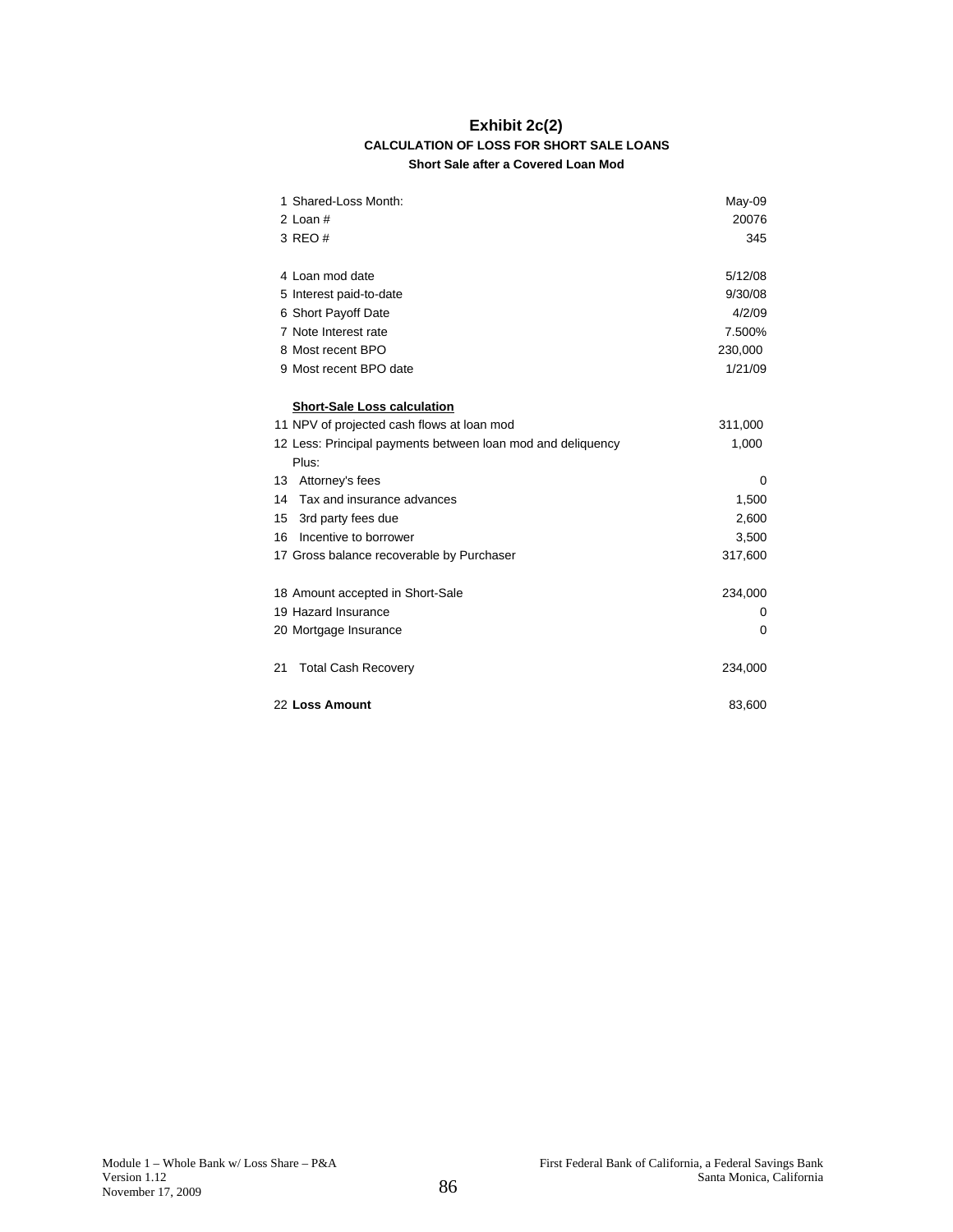# Exhibit 2c(2)

## CALCULATION OF LOSS FOR SHORT SALE LOANS

### Short Sale after a Covered Loan Mod

| | | |
|---|---|---|
| 1 | Shared-Loss Month: | May-09 |
| 2 | Loan # | 20076 |
| 3 | REO # | 345 |
| | | |
| 4 | Loan mod date | 5/12/08 |
| 5 | Interest paid-to-date | 9/30/08 |
| 6 | Short Payoff Date | 4/2/09 |
| 7 | Note Interest rate | 7.500% |
| 8 | Most recent BPO | 230,000 |
| 9 | Most recent BPO date | 1/21/09 |
| | | |
| | **Short-Sale Loss calculation** | |
| 11 | NPV of projected cash flows at loan mod | 311,000 |
| 12 | Less: Principal payments between loan mod and deliquency | 1,000 |
| | Plus: | |
| 13 | Attorney's fees | 0 |
| 14 | Tax and insurance advances | 1,500 |
| 15 | 3rd party fees due | 2,600 |
| 16 | Incentive to borrower | 3,500 |
| 17 | Gross balance recoverable by Purchaser | 317,600 |
| | | |
| 18 | Amount accepted in Short-Sale | 234,000 |
| 19 | Hazard Insurance | 0 |
| 20 | Mortgage Insurance | 0 |
| | | |
| 21 | Total Cash Recovery | 234,000 |
| | | |
| 22 | **Loss Amount** | 83,600 |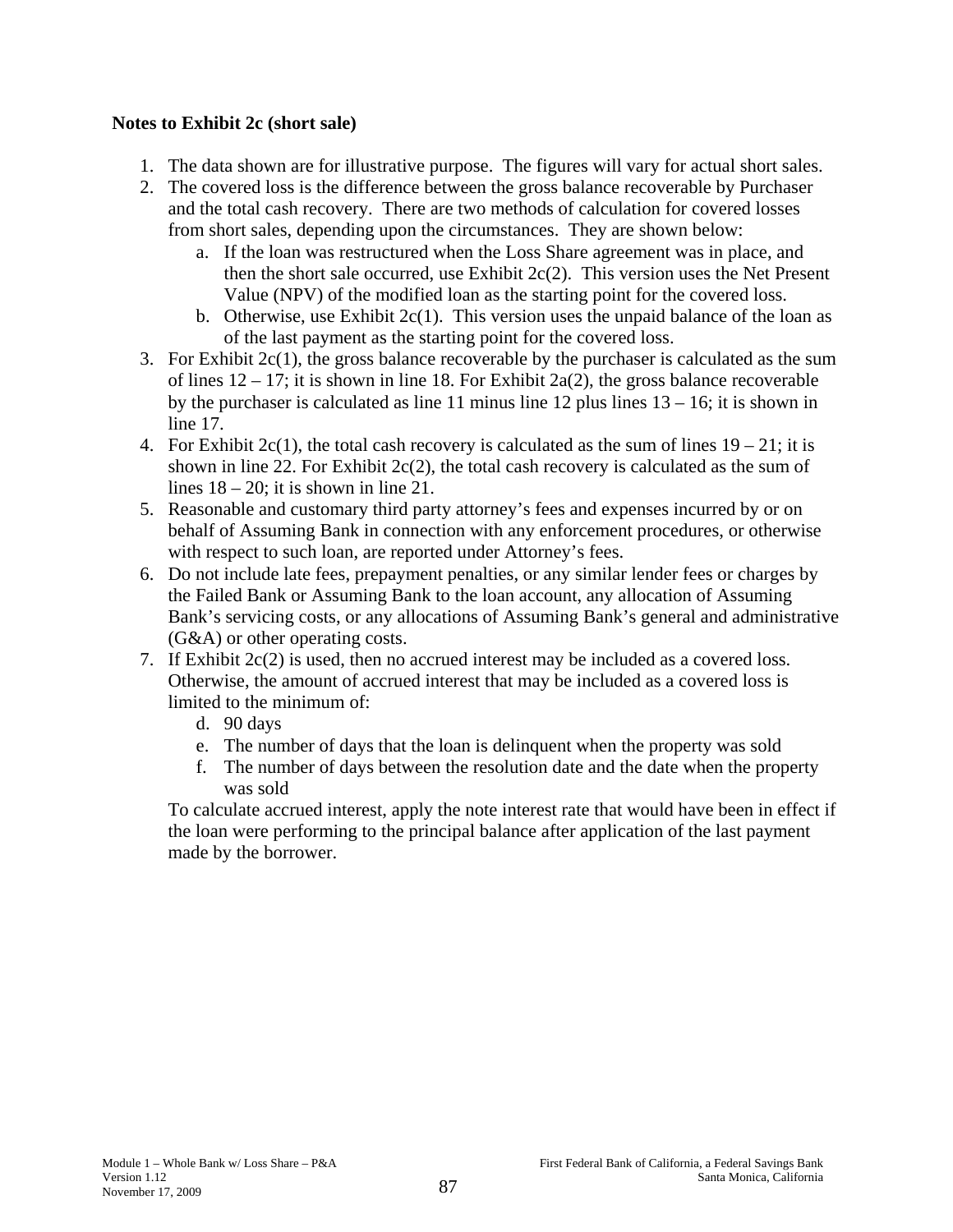**Notes to Exhibit 2c (short sale)**

1. The data shown are for illustrative purpose. The figures will vary for actual short sales.
2. The covered loss is the difference between the gross balance recoverable by Purchaser and the total cash recovery. There are two methods of calculation for covered losses from short sales, depending upon the circumstances. They are shown below:
    a. If the loan was restructured when the Loss Share agreement was in place, and then the short sale occurred, use Exhibit 2c(2). This version uses the Net Present Value (NPV) of the modified loan as the starting point for the covered loss.
    b. Otherwise, use Exhibit 2c(1). This version uses the unpaid balance of the loan as of the last payment as the starting point for the covered loss.
3. For Exhibit 2c(1), the gross balance recoverable by the purchaser is calculated as the sum of lines 12 – 17; it is shown in line 18. For Exhibit 2a(2), the gross balance recoverable by the purchaser is calculated as line 11 minus line 12 plus lines 13 – 16; it is shown in line 17.
4. For Exhibit 2c(1), the total cash recovery is calculated as the sum of lines 19 – 21; it is shown in line 22. For Exhibit 2c(2), the total cash recovery is calculated as the sum of lines 18 – 20; it is shown in line 21.
5. Reasonable and customary third party attorney's fees and expenses incurred by or on behalf of Assuming Bank in connection with any enforcement procedures, or otherwise with respect to such loan, are reported under Attorney's fees.
6. Do not include late fees, prepayment penalties, or any similar lender fees or charges by the Failed Bank or Assuming Bank to the loan account, any allocation of Assuming Bank's servicing costs, or any allocations of Assuming Bank's general and administrative (G&A) or other operating costs.
7. If Exhibit 2c(2) is used, then no accrued interest may be included as a covered loss. Otherwise, the amount of accrued interest that may be included as a covered loss is limited to the minimum of:
    d. 90 days
    e. The number of days that the loan is delinquent when the property was sold
    f. The number of days between the resolution date and the date when the property was sold

    To calculate accrued interest, apply the note interest rate that would have been in effect if the loan were performing to the principal balance after application of the last payment made by the borrower.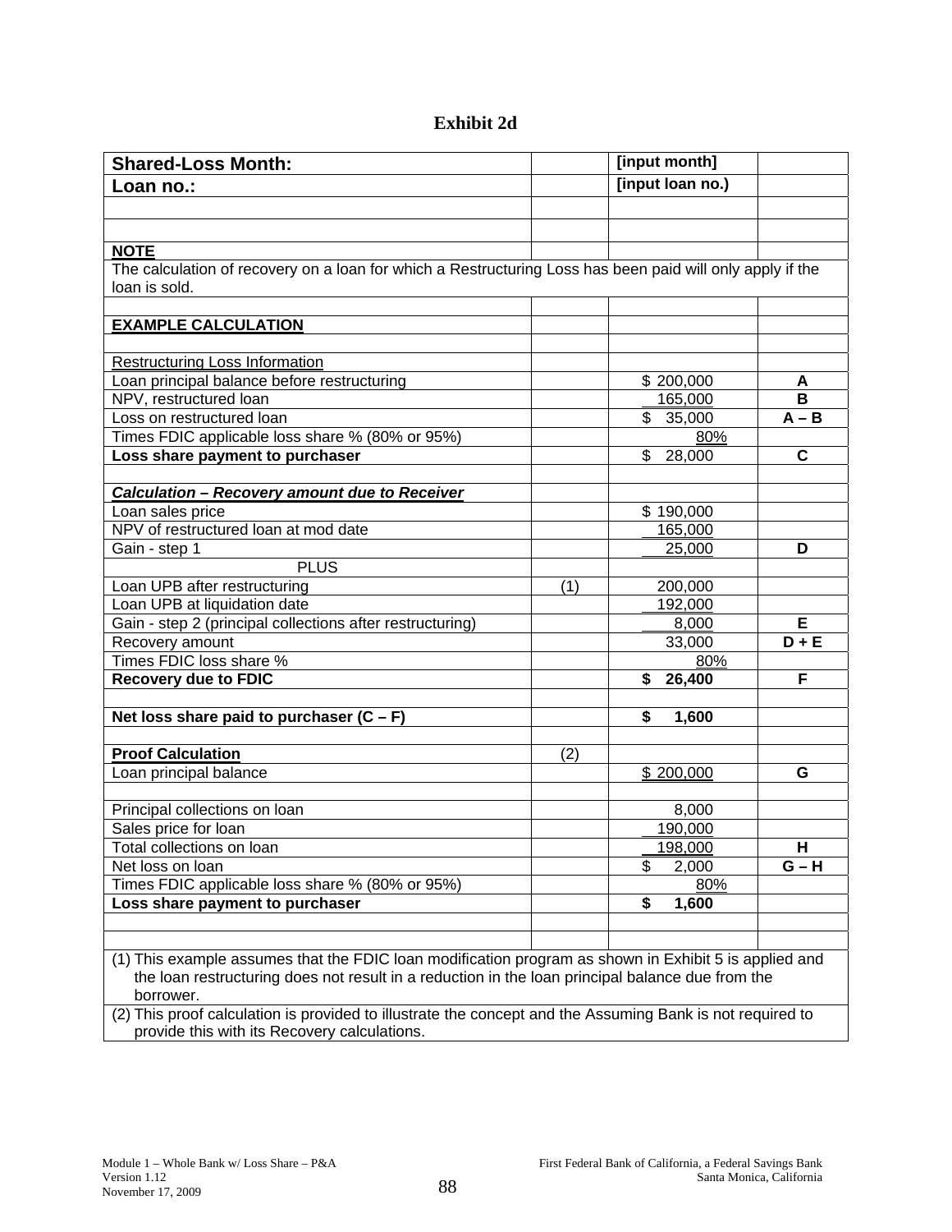# Exhibit 2d

| Shared-Loss Month: | | [input month] | |
|---|---|---|---|
| **Loan no.:** | | **[input loan no.)** | |
| | | | |
| | | | |
| **NOTE** | | | |
| The calculation of recovery on a loan for which a Restructuring Loss has been paid will only apply if the loan is sold. | | | |
| | | | |
| **EXAMPLE CALCULATION** | | | |
| | | | |
| Restructuring Loss Information | | | |
| Loan principal balance before restructuring | | $ 200,000 | **A** |
| NPV, restructured loan | | 165,000 | **B** |
| Loss on restructured loan | | $ 35,000 | **A – B** |
| Times FDIC applicable loss share % (80% or 95%) | | 80% | |
| **Loss share payment to purchaser** | | $ 28,000 | **C** |
| | | | |
| ***Calculation – Recovery amount due to Receiver*** | | | |
| Loan sales price | | $ 190,000 | |
| NPV of restructured loan at mod date | | 165,000 | |
| Gain - step 1 | | 25,000 | **D** |
| PLUS | | | |
| Loan UPB after restructuring | (1) | 200,000 | |
| Loan UPB at liquidation date | | 192,000 | |
| Gain - step 2 (principal collections after restructuring) | | 8,000 | **E** |
| Recovery amount | | 33,000 | **D + E** |
| Times FDIC loss share % | | 80% | |
| **Recovery due to FDIC** | | **$ 26,400** | **F** |
| | | | |
| **Net loss share paid to purchaser (C – F)** | | **$ 1,600** | |
| | | | |
| **Proof Calculation** | (2) | | |
| Loan principal balance | | $ 200,000 | **G** |
| | | | |
| Principal collections on loan | | 8,000 | |
| Sales price for loan | | 190,000 | |
| Total collections on loan | | 198,000 | **H** |
| Net loss on loan | | $ 2,000 | **G – H** |
| Times FDIC applicable loss share % (80% or 95%) | | 80% | |
| **Loss share payment to purchaser** | | **$ 1,600** | |

(1) This example assumes that the FDIC loan modification program as shown in Exhibit 5 is applied and the loan restructuring does not result in a reduction in the loan principal balance due from the borrower.

(2) This proof calculation is provided to illustrate the concept and the Assuming Bank is not required to provide this with its Recovery calculations.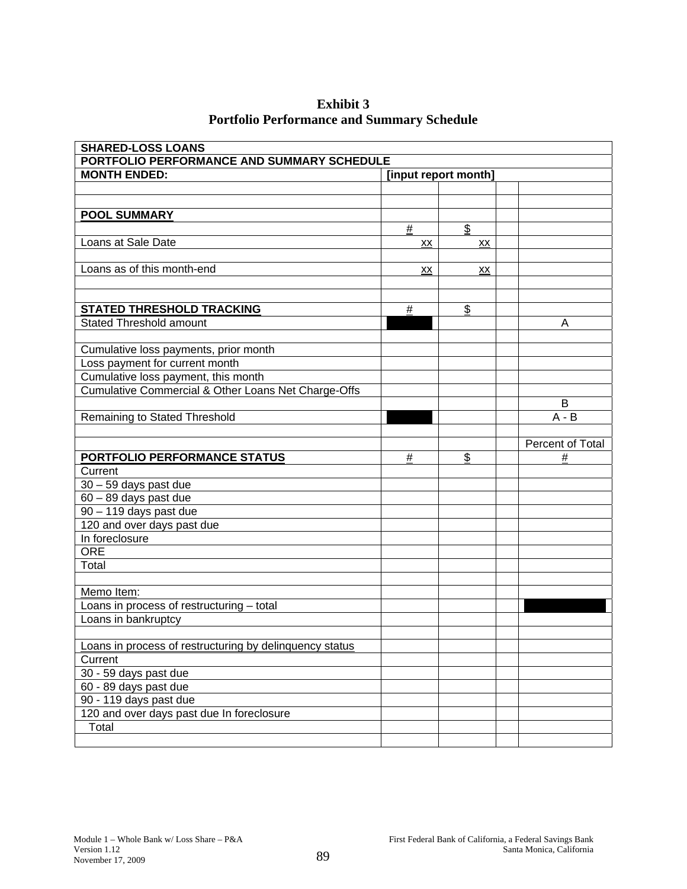**Exhibit 3**
**Portfolio Performance and Summary Schedule**

| **SHARED-LOSS LOANS** | | | | |
|---|---|---|---|---|
| **PORTFOLIO PERFORMANCE AND SUMMARY SCHEDULE** | | | | |
| **MONTH ENDED:** | **[input report month]** | | | |
| | | | | |
| | | | | |
| **POOL SUMMARY** | | | | |
| | # | $ | | |
| Loans at Sale Date | xx | xx | | |
| | | | | |
| Loans as of this month-end | xx | xx | | |
| | | | | |
| | | | | |
| **STATED THRESHOLD TRACKING** | # | $ | | |
| Stated Threshold amount | | | | A |
| | | | | |
| Cumulative loss payments, prior month | | | | |
| Loss payment for current month | | | | |
| Cumulative loss payment, this month | | | | |
| Cumulative Commercial & Other Loans Net Charge-Offs | | | | |
| | | | | B |
| Remaining to Stated Threshold | | | | A - B |
| | | | | |
| | | | | Percent of Total |
| **PORTFOLIO PERFORMANCE STATUS** | # | $ | | # |
| Current | | | | |
| 30 – 59 days past due | | | | |
| 60 – 89 days past due | | | | |
| 90 – 119 days past due | | | | |
| 120 and over days past due | | | | |
| In foreclosure | | | | |
| ORE | | | | |
| Total | | | | |
| | | | | |
| Memo Item: | | | | |
| Loans in process of restructuring – total | | | | |
| Loans in bankruptcy | | | | |
| | | | | |
| Loans in process of restructuring by delinquency status | | | | |
| Current | | | | |
| 30 - 59 days past due | | | | |
| 60 - 89 days past due | | | | |
| 90 - 119 days past due | | | | |
| 120 and over days past due In foreclosure | | | | |
| Total | | | | |
| | | | | |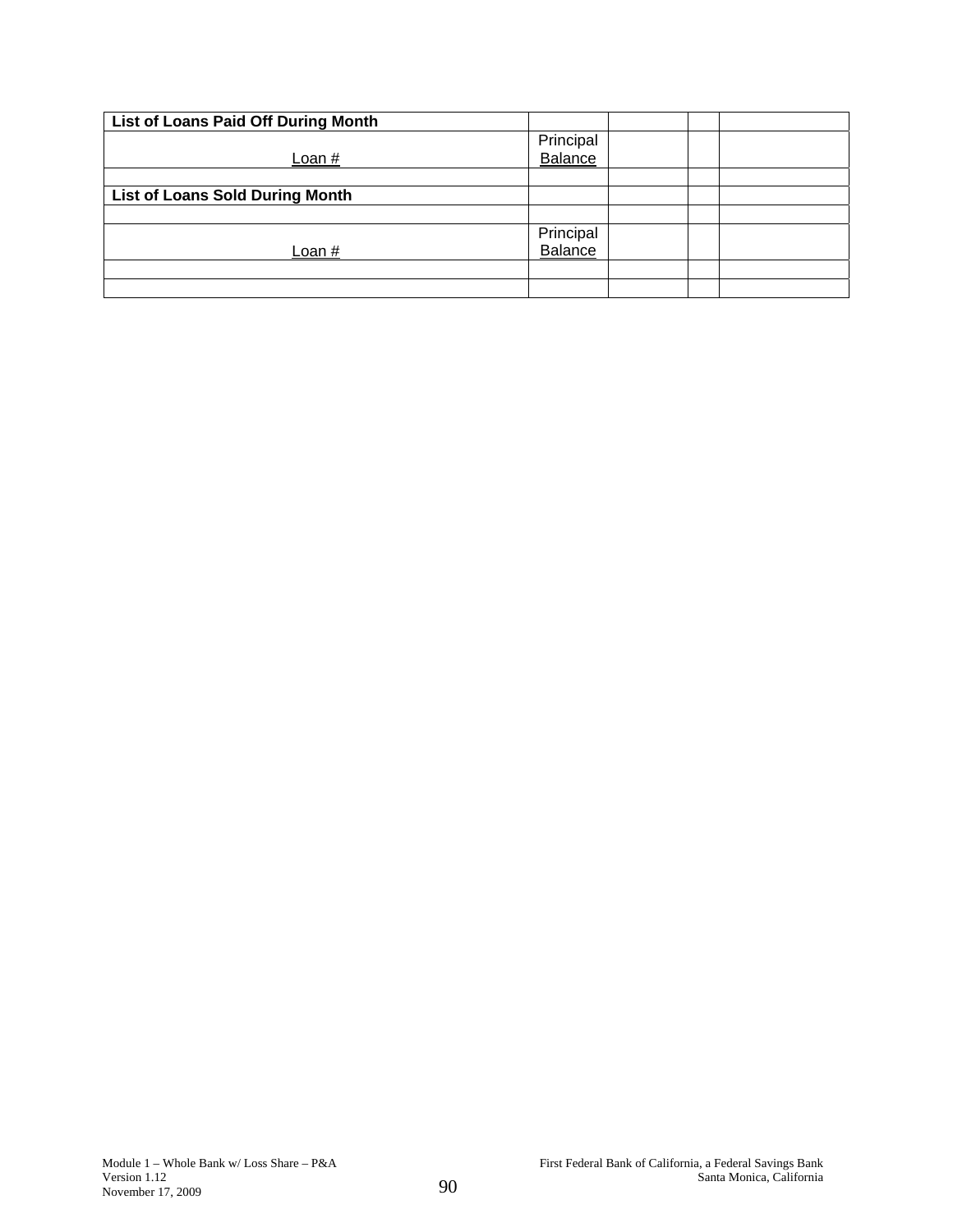| List of Loans Paid Off During Month | | | | |
|---|---|---|---|---|
| Loan # | Principal Balance | | | |
| | | | | |
| **List of Loans Sold During Month** | | | | |
| | | | | |
| Loan # | Principal Balance | | | |
| | | | | |
| | | | | |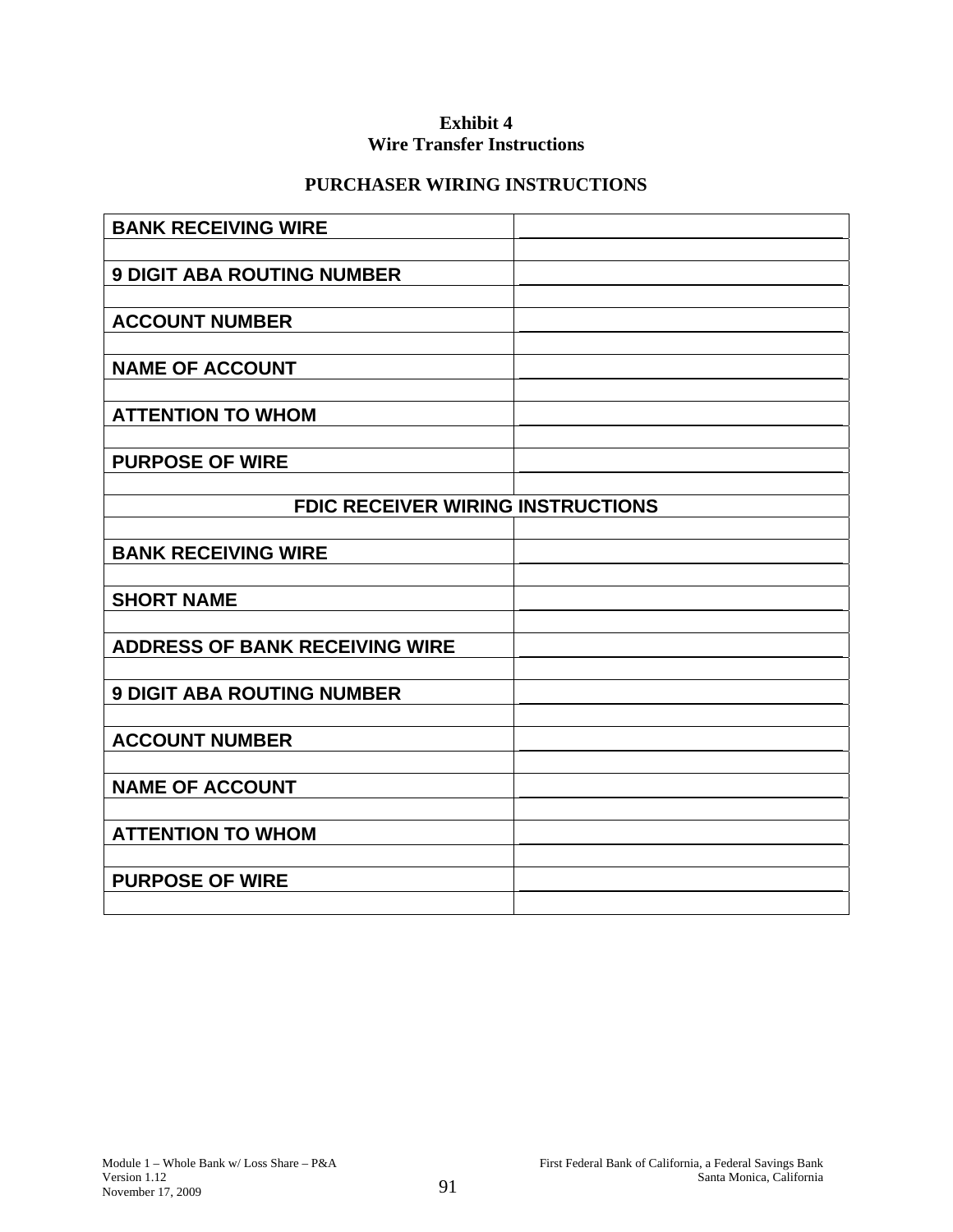**Exhibit 4**
**Wire Transfer Instructions**

**PURCHASER WIRING INSTRUCTIONS**

| | |
|---|---|
| **BANK RECEIVING WIRE** | ______________________________ |
| | |
| **9 DIGIT ABA ROUTING NUMBER** | ______________________________ |
| | |
| **ACCOUNT NUMBER** | ______________________________ |
| | |
| **NAME OF ACCOUNT** | ______________________________ |
| | |
| **ATTENTION TO WHOM** | ______________________________ |
| | |
| **PURPOSE OF WIRE** | ______________________________ |
| | |
| **FDIC RECEIVER WIRING INSTRUCTIONS** | |
| | |
| **BANK RECEIVING WIRE** | ______________________________ |
| | |
| **SHORT NAME** | ______________________________ |
| | |
| **ADDRESS OF BANK RECEIVING WIRE** | ______________________________ |
| | |
| **9 DIGIT ABA ROUTING NUMBER** | ______________________________ |
| | |
| **ACCOUNT NUMBER** | ______________________________ |
| | |
| **NAME OF ACCOUNT** | ______________________________ |
| | |
| **ATTENTION TO WHOM** | ______________________________ |
| | |
| **PURPOSE OF WIRE** | ______________________________ |
| | |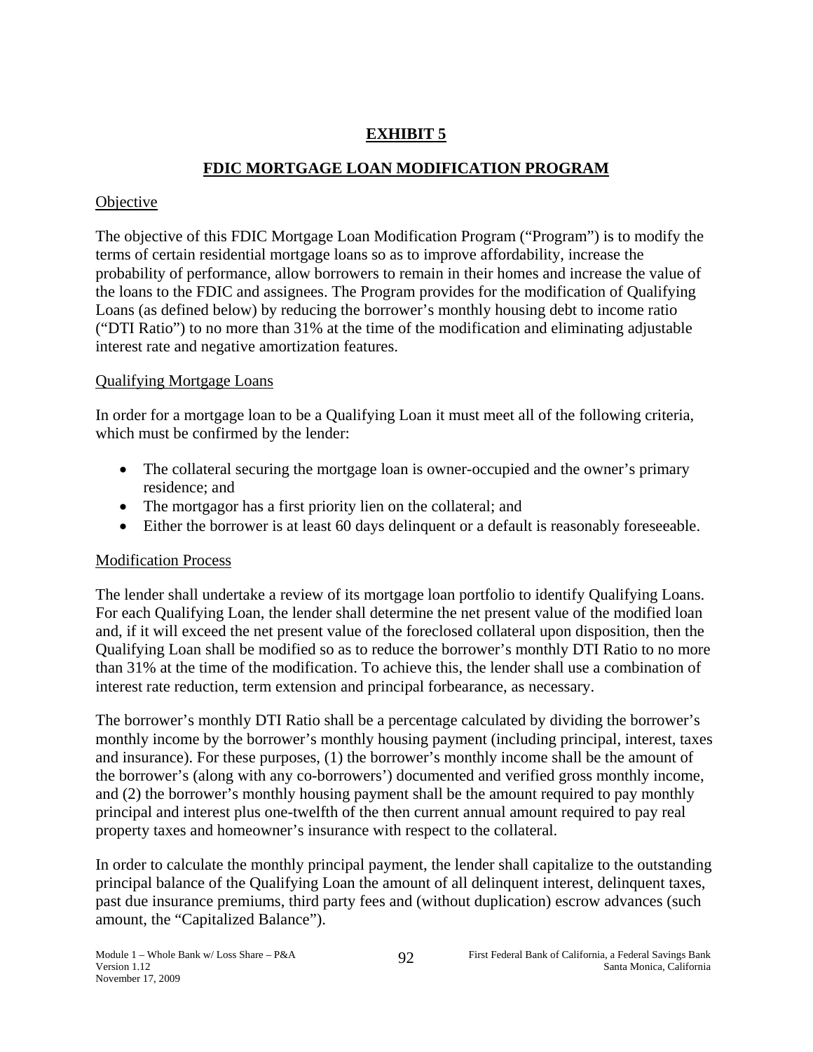# EXHIBIT 5

## FDIC MORTGAGE LOAN MODIFICATION PROGRAM

### Objective

The objective of this FDIC Mortgage Loan Modification Program ("Program") is to modify the terms of certain residential mortgage loans so as to improve affordability, increase the probability of performance, allow borrowers to remain in their homes and increase the value of the loans to the FDIC and assignees. The Program provides for the modification of Qualifying Loans (as defined below) by reducing the borrower's monthly housing debt to income ratio ("DTI Ratio") to no more than 31% at the time of the modification and eliminating adjustable interest rate and negative amortization features.

### Qualifying Mortgage Loans

In order for a mortgage loan to be a Qualifying Loan it must meet all of the following criteria, which must be confirmed by the lender:

- The collateral securing the mortgage loan is owner-occupied and the owner's primary residence; and
- The mortgagor has a first priority lien on the collateral; and
- Either the borrower is at least 60 days delinquent or a default is reasonably foreseeable.

### Modification Process

The lender shall undertake a review of its mortgage loan portfolio to identify Qualifying Loans. For each Qualifying Loan, the lender shall determine the net present value of the modified loan and, if it will exceed the net present value of the foreclosed collateral upon disposition, then the Qualifying Loan shall be modified so as to reduce the borrower's monthly DTI Ratio to no more than 31% at the time of the modification. To achieve this, the lender shall use a combination of interest rate reduction, term extension and principal forbearance, as necessary.

The borrower's monthly DTI Ratio shall be a percentage calculated by dividing the borrower's monthly income by the borrower's monthly housing payment (including principal, interest, taxes and insurance). For these purposes, (1) the borrower's monthly income shall be the amount of the borrower's (along with any co-borrowers') documented and verified gross monthly income, and (2) the borrower's monthly housing payment shall be the amount required to pay monthly principal and interest plus one-twelfth of the then current annual amount required to pay real property taxes and homeowner's insurance with respect to the collateral.

In order to calculate the monthly principal payment, the lender shall capitalize to the outstanding principal balance of the Qualifying Loan the amount of all delinquent interest, delinquent taxes, past due insurance premiums, third party fees and (without duplication) escrow advances (such amount, the "Capitalized Balance").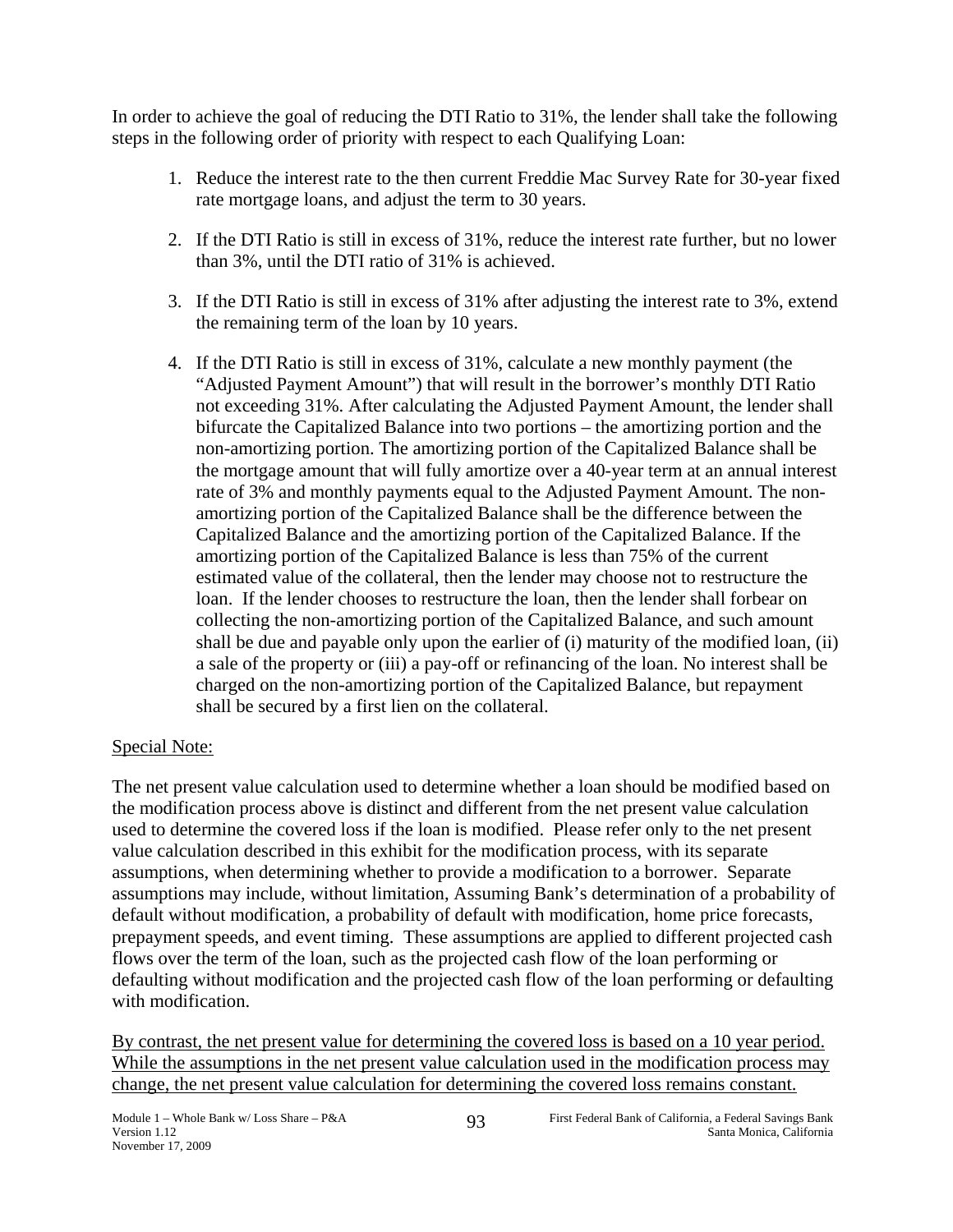In order to achieve the goal of reducing the DTI Ratio to 31%, the lender shall take the following steps in the following order of priority with respect to each Qualifying Loan:

1. Reduce the interest rate to the then current Freddie Mac Survey Rate for 30-year fixed rate mortgage loans, and adjust the term to 30 years.

2. If the DTI Ratio is still in excess of 31%, reduce the interest rate further, but no lower than 3%, until the DTI ratio of 31% is achieved.

3. If the DTI Ratio is still in excess of 31% after adjusting the interest rate to 3%, extend the remaining term of the loan by 10 years.

4. If the DTI Ratio is still in excess of 31%, calculate a new monthly payment (the "Adjusted Payment Amount") that will result in the borrower's monthly DTI Ratio not exceeding 31%. After calculating the Adjusted Payment Amount, the lender shall bifurcate the Capitalized Balance into two portions – the amortizing portion and the non-amortizing portion. The amortizing portion of the Capitalized Balance shall be the mortgage amount that will fully amortize over a 40-year term at an annual interest rate of 3% and monthly payments equal to the Adjusted Payment Amount. The non-amortizing portion of the Capitalized Balance shall be the difference between the Capitalized Balance and the amortizing portion of the Capitalized Balance. If the amortizing portion of the Capitalized Balance is less than 75% of the current estimated value of the collateral, then the lender may choose not to restructure the loan. If the lender chooses to restructure the loan, then the lender shall forbear on collecting the non-amortizing portion of the Capitalized Balance, and such amount shall be due and payable only upon the earlier of (i) maturity of the modified loan, (ii) a sale of the property or (iii) a pay-off or refinancing of the loan. No interest shall be charged on the non-amortizing portion of the Capitalized Balance, but repayment shall be secured by a first lien on the collateral.

Special Note:

The net present value calculation used to determine whether a loan should be modified based on the modification process above is distinct and different from the net present value calculation used to determine the covered loss if the loan is modified. Please refer only to the net present value calculation described in this exhibit for the modification process, with its separate assumptions, when determining whether to provide a modification to a borrower. Separate assumptions may include, without limitation, Assuming Bank's determination of a probability of default without modification, a probability of default with modification, home price forecasts, prepayment speeds, and event timing. These assumptions are applied to different projected cash flows over the term of the loan, such as the projected cash flow of the loan performing or defaulting without modification and the projected cash flow of the loan performing or defaulting with modification.

By contrast, the net present value for determining the covered loss is based on a 10 year period. While the assumptions in the net present value calculation used in the modification process may change, the net present value calculation for determining the covered loss remains constant.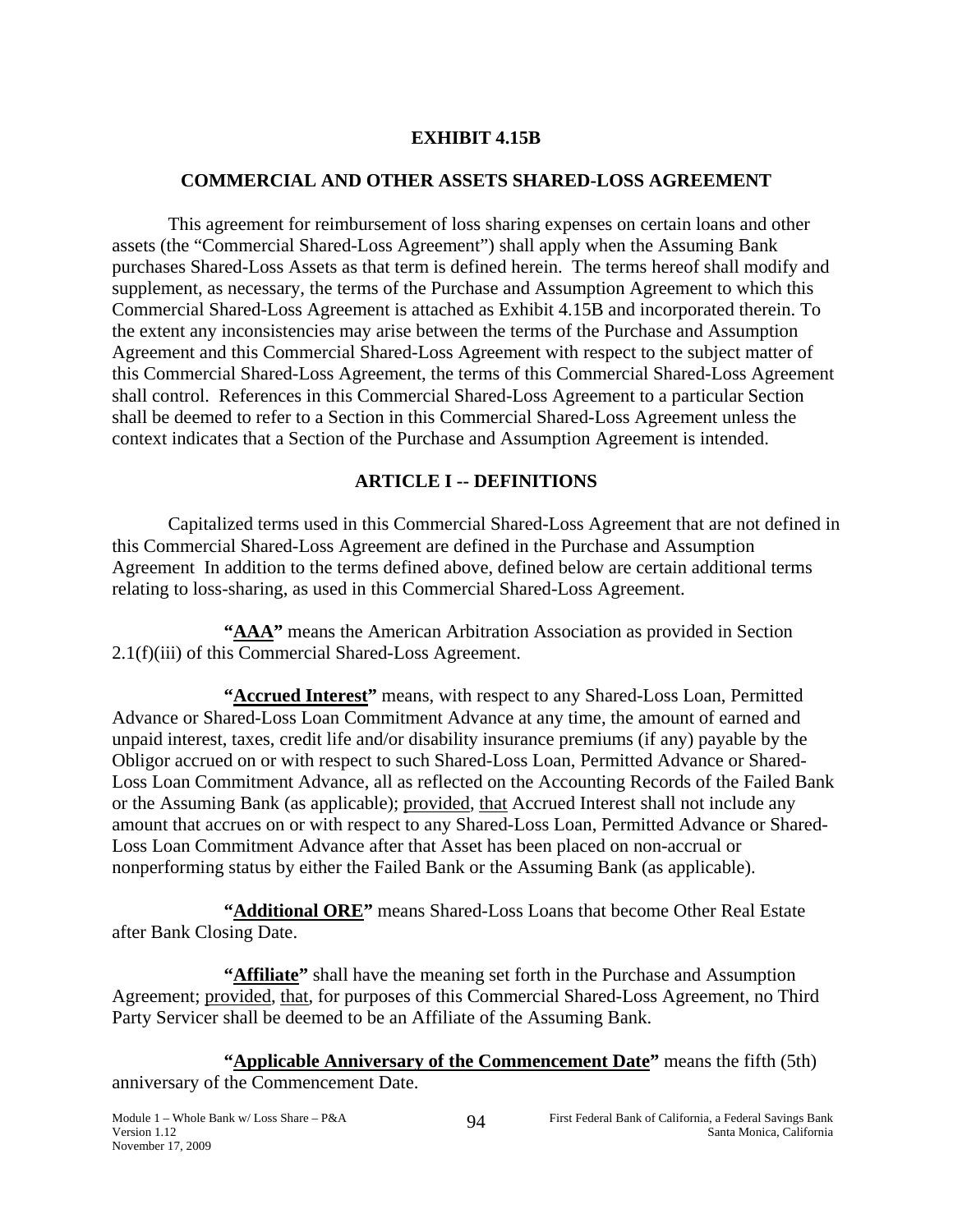**EXHIBIT 4.15B**

**COMMERCIAL AND OTHER ASSETS SHARED-LOSS AGREEMENT**

This agreement for reimbursement of loss sharing expenses on certain loans and other assets (the "Commercial Shared-Loss Agreement") shall apply when the Assuming Bank purchases Shared-Loss Assets as that term is defined herein. The terms hereof shall modify and supplement, as necessary, the terms of the Purchase and Assumption Agreement to which this Commercial Shared-Loss Agreement is attached as Exhibit 4.15B and incorporated therein. To the extent any inconsistencies may arise between the terms of the Purchase and Assumption Agreement and this Commercial Shared-Loss Agreement with respect to the subject matter of this Commercial Shared-Loss Agreement, the terms of this Commercial Shared-Loss Agreement shall control. References in this Commercial Shared-Loss Agreement to a particular Section shall be deemed to refer to a Section in this Commercial Shared-Loss Agreement unless the context indicates that a Section of the Purchase and Assumption Agreement is intended.

**ARTICLE I -- DEFINITIONS**

Capitalized terms used in this Commercial Shared-Loss Agreement that are not defined in this Commercial Shared-Loss Agreement are defined in the Purchase and Assumption Agreement In addition to the terms defined above, defined below are certain additional terms relating to loss-sharing, as used in this Commercial Shared-Loss Agreement.

**"AAA"** means the American Arbitration Association as provided in Section 2.1(f)(iii) of this Commercial Shared-Loss Agreement.

**"Accrued Interest"** means, with respect to any Shared-Loss Loan, Permitted Advance or Shared-Loss Loan Commitment Advance at any time, the amount of earned and unpaid interest, taxes, credit life and/or disability insurance premiums (if any) payable by the Obligor accrued on or with respect to such Shared-Loss Loan, Permitted Advance or Shared-Loss Loan Commitment Advance, all as reflected on the Accounting Records of the Failed Bank or the Assuming Bank (as applicable); provided, that Accrued Interest shall not include any amount that accrues on or with respect to any Shared-Loss Loan, Permitted Advance or Shared-Loss Loan Commitment Advance after that Asset has been placed on non-accrual or nonperforming status by either the Failed Bank or the Assuming Bank (as applicable).

**"Additional ORE"** means Shared-Loss Loans that become Other Real Estate after Bank Closing Date.

**"Affiliate"** shall have the meaning set forth in the Purchase and Assumption Agreement; provided, that, for purposes of this Commercial Shared-Loss Agreement, no Third Party Servicer shall be deemed to be an Affiliate of the Assuming Bank.

**"Applicable Anniversary of the Commencement Date"** means the fifth (5th) anniversary of the Commencement Date.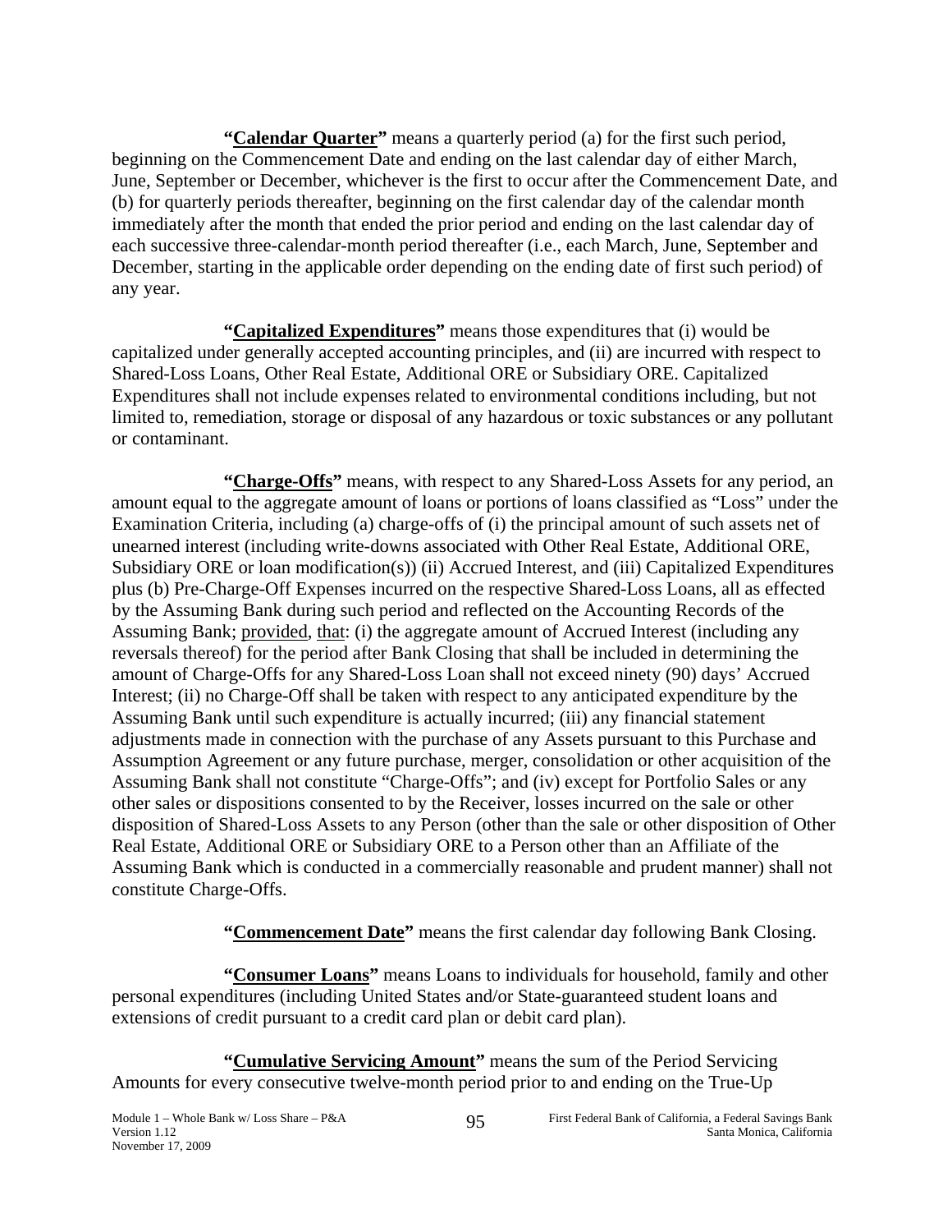**"<u>Calendar Quarter</u>"** means a quarterly period (a) for the first such period, beginning on the Commencement Date and ending on the last calendar day of either March, June, September or December, whichever is the first to occur after the Commencement Date, and (b) for quarterly periods thereafter, beginning on the first calendar day of the calendar month immediately after the month that ended the prior period and ending on the last calendar day of each successive three-calendar-month period thereafter (i.e., each March, June, September and December, starting in the applicable order depending on the ending date of first such period) of any year.

**"<u>Capitalized Expenditures</u>"** means those expenditures that (i) would be capitalized under generally accepted accounting principles, and (ii) are incurred with respect to Shared-Loss Loans, Other Real Estate, Additional ORE or Subsidiary ORE. Capitalized Expenditures shall not include expenses related to environmental conditions including, but not limited to, remediation, storage or disposal of any hazardous or toxic substances or any pollutant or contaminant.

**"<u>Charge-Offs</u>"** means, with respect to any Shared-Loss Assets for any period, an amount equal to the aggregate amount of loans or portions of loans classified as "Loss" under the Examination Criteria, including (a) charge-offs of (i) the principal amount of such assets net of unearned interest (including write-downs associated with Other Real Estate, Additional ORE, Subsidiary ORE or loan modification(s)) (ii) Accrued Interest, and (iii) Capitalized Expenditures plus (b) Pre-Charge-Off Expenses incurred on the respective Shared-Loss Loans, all as effected by the Assuming Bank during such period and reflected on the Accounting Records of the Assuming Bank; <u>provided</u>, <u>that</u>: (i) the aggregate amount of Accrued Interest (including any reversals thereof) for the period after Bank Closing that shall be included in determining the amount of Charge-Offs for any Shared-Loss Loan shall not exceed ninety (90) days' Accrued Interest; (ii) no Charge-Off shall be taken with respect to any anticipated expenditure by the Assuming Bank until such expenditure is actually incurred; (iii) any financial statement adjustments made in connection with the purchase of any Assets pursuant to this Purchase and Assumption Agreement or any future purchase, merger, consolidation or other acquisition of the Assuming Bank shall not constitute "Charge-Offs"; and (iv) except for Portfolio Sales or any other sales or dispositions consented to by the Receiver, losses incurred on the sale or other disposition of Shared-Loss Assets to any Person (other than the sale or other disposition of Other Real Estate, Additional ORE or Subsidiary ORE to a Person other than an Affiliate of the Assuming Bank which is conducted in a commercially reasonable and prudent manner) shall not constitute Charge-Offs.

**"<u>Commencement Date</u>"** means the first calendar day following Bank Closing.

**"<u>Consumer Loans</u>"** means Loans to individuals for household, family and other personal expenditures (including United States and/or State-guaranteed student loans and extensions of credit pursuant to a credit card plan or debit card plan).

**"<u>Cumulative Servicing Amount</u>"** means the sum of the Period Servicing Amounts for every consecutive twelve-month period prior to and ending on the True-Up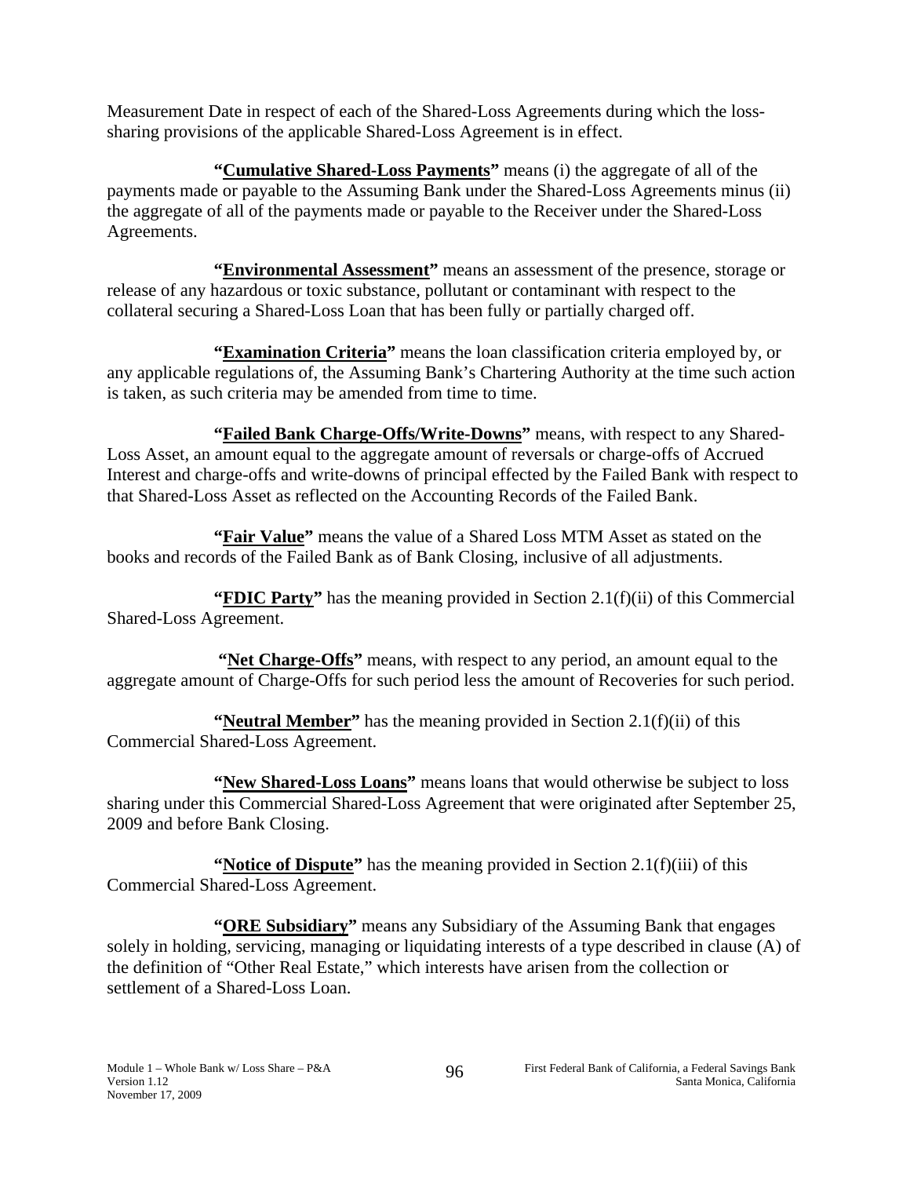Measurement Date in respect of each of the Shared-Loss Agreements during which the loss-sharing provisions of the applicable Shared-Loss Agreement is in effect.

**"Cumulative Shared-Loss Payments"** means (i) the aggregate of all of the payments made or payable to the Assuming Bank under the Shared-Loss Agreements minus (ii) the aggregate of all of the payments made or payable to the Receiver under the Shared-Loss Agreements.

**"Environmental Assessment"** means an assessment of the presence, storage or release of any hazardous or toxic substance, pollutant or contaminant with respect to the collateral securing a Shared-Loss Loan that has been fully or partially charged off.

**"Examination Criteria"** means the loan classification criteria employed by, or any applicable regulations of, the Assuming Bank's Chartering Authority at the time such action is taken, as such criteria may be amended from time to time.

**"Failed Bank Charge-Offs/Write-Downs"** means, with respect to any Shared-Loss Asset, an amount equal to the aggregate amount of reversals or charge-offs of Accrued Interest and charge-offs and write-downs of principal effected by the Failed Bank with respect to that Shared-Loss Asset as reflected on the Accounting Records of the Failed Bank.

**"Fair Value"** means the value of a Shared Loss MTM Asset as stated on the books and records of the Failed Bank as of Bank Closing, inclusive of all adjustments.

**"FDIC Party"** has the meaning provided in Section 2.1(f)(ii) of this Commercial Shared-Loss Agreement.

**"Net Charge-Offs"** means, with respect to any period, an amount equal to the aggregate amount of Charge-Offs for such period less the amount of Recoveries for such period.

**"Neutral Member"** has the meaning provided in Section 2.1(f)(ii) of this Commercial Shared-Loss Agreement.

**"New Shared-Loss Loans"** means loans that would otherwise be subject to loss sharing under this Commercial Shared-Loss Agreement that were originated after September 25, 2009 and before Bank Closing.

**"Notice of Dispute"** has the meaning provided in Section 2.1(f)(iii) of this Commercial Shared-Loss Agreement.

**"ORE Subsidiary"** means any Subsidiary of the Assuming Bank that engages solely in holding, servicing, managing or liquidating interests of a type described in clause (A) of the definition of "Other Real Estate," which interests have arisen from the collection or settlement of a Shared-Loss Loan.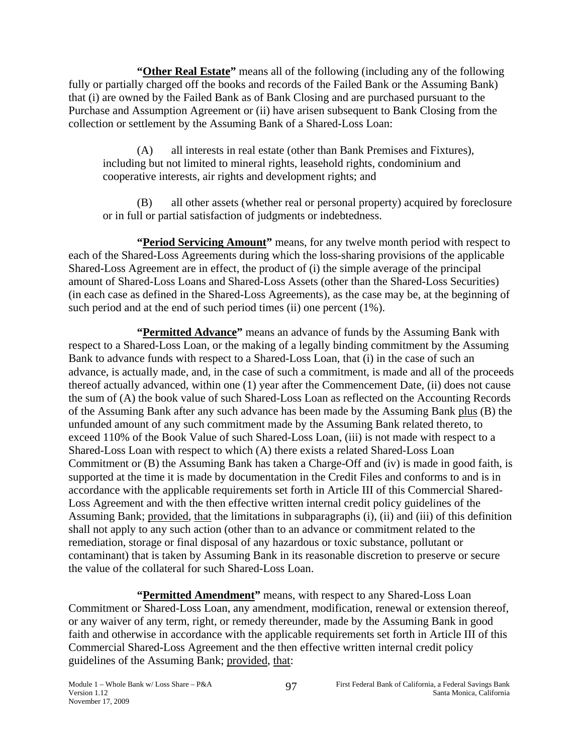**"Other Real Estate"** means all of the following (including any of the following fully or partially charged off the books and records of the Failed Bank or the Assuming Bank) that (i) are owned by the Failed Bank as of Bank Closing and are purchased pursuant to the Purchase and Assumption Agreement or (ii) have arisen subsequent to Bank Closing from the collection or settlement by the Assuming Bank of a Shared-Loss Loan:

(A) all interests in real estate (other than Bank Premises and Fixtures), including but not limited to mineral rights, leasehold rights, condominium and cooperative interests, air rights and development rights; and

(B) all other assets (whether real or personal property) acquired by foreclosure or in full or partial satisfaction of judgments or indebtedness.

**"Period Servicing Amount"** means, for any twelve month period with respect to each of the Shared-Loss Agreements during which the loss-sharing provisions of the applicable Shared-Loss Agreement are in effect, the product of (i) the simple average of the principal amount of Shared-Loss Loans and Shared-Loss Assets (other than the Shared-Loss Securities) (in each case as defined in the Shared-Loss Agreements), as the case may be, at the beginning of such period and at the end of such period times (ii) one percent (1%).

**"Permitted Advance"** means an advance of funds by the Assuming Bank with respect to a Shared-Loss Loan, or the making of a legally binding commitment by the Assuming Bank to advance funds with respect to a Shared-Loss Loan, that (i) in the case of such an advance, is actually made, and, in the case of such a commitment, is made and all of the proceeds thereof actually advanced, within one (1) year after the Commencement Date, (ii) does not cause the sum of (A) the book value of such Shared-Loss Loan as reflected on the Accounting Records of the Assuming Bank after any such advance has been made by the Assuming Bank plus (B) the unfunded amount of any such commitment made by the Assuming Bank related thereto, to exceed 110% of the Book Value of such Shared-Loss Loan, (iii) is not made with respect to a Shared-Loss Loan with respect to which (A) there exists a related Shared-Loss Loan Commitment or (B) the Assuming Bank has taken a Charge-Off and (iv) is made in good faith, is supported at the time it is made by documentation in the Credit Files and conforms to and is in accordance with the applicable requirements set forth in Article III of this Commercial Shared-Loss Agreement and with the then effective written internal credit policy guidelines of the Assuming Bank; provided, that the limitations in subparagraphs (i), (ii) and (iii) of this definition shall not apply to any such action (other than to an advance or commitment related to the remediation, storage or final disposal of any hazardous or toxic substance, pollutant or contaminant) that is taken by Assuming Bank in its reasonable discretion to preserve or secure the value of the collateral for such Shared-Loss Loan.

**"Permitted Amendment"** means, with respect to any Shared-Loss Loan Commitment or Shared-Loss Loan, any amendment, modification, renewal or extension thereof, or any waiver of any term, right, or remedy thereunder, made by the Assuming Bank in good faith and otherwise in accordance with the applicable requirements set forth in Article III of this Commercial Shared-Loss Agreement and the then effective written internal credit policy guidelines of the Assuming Bank; provided, that: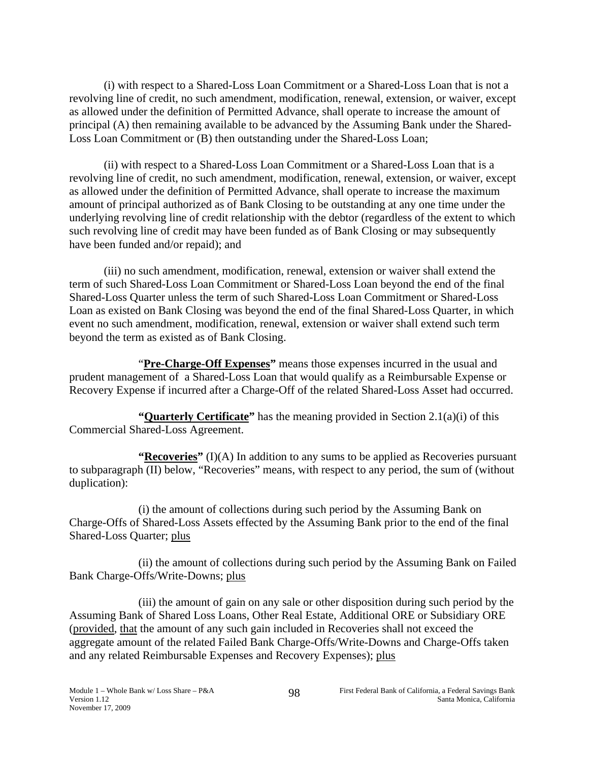(i) with respect to a Shared-Loss Loan Commitment or a Shared-Loss Loan that is not a revolving line of credit, no such amendment, modification, renewal, extension, or waiver, except as allowed under the definition of Permitted Advance, shall operate to increase the amount of principal (A) then remaining available to be advanced by the Assuming Bank under the Shared-Loss Loan Commitment or (B) then outstanding under the Shared-Loss Loan;

(ii) with respect to a Shared-Loss Loan Commitment or a Shared-Loss Loan that is a revolving line of credit, no such amendment, modification, renewal, extension, or waiver, except as allowed under the definition of Permitted Advance, shall operate to increase the maximum amount of principal authorized as of Bank Closing to be outstanding at any one time under the underlying revolving line of credit relationship with the debtor (regardless of the extent to which such revolving line of credit may have been funded as of Bank Closing or may subsequently have been funded and/or repaid); and

(iii) no such amendment, modification, renewal, extension or waiver shall extend the term of such Shared-Loss Loan Commitment or Shared-Loss Loan beyond the end of the final Shared-Loss Quarter unless the term of such Shared-Loss Loan Commitment or Shared-Loss Loan as existed on Bank Closing was beyond the end of the final Shared-Loss Quarter, in which event no such amendment, modification, renewal, extension or waiver shall extend such term beyond the term as existed as of Bank Closing.

"**Pre-Charge-Off Expenses**" means those expenses incurred in the usual and prudent management of a Shared-Loss Loan that would qualify as a Reimbursable Expense or Recovery Expense if incurred after a Charge-Off of the related Shared-Loss Asset had occurred.

**"Quarterly Certificate"** has the meaning provided in Section 2.1(a)(i) of this Commercial Shared-Loss Agreement.

**"Recoveries"** (I)(A) In addition to any sums to be applied as Recoveries pursuant to subparagraph (II) below, "Recoveries" means, with respect to any period, the sum of (without duplication):

(i) the amount of collections during such period by the Assuming Bank on Charge-Offs of Shared-Loss Assets effected by the Assuming Bank prior to the end of the final Shared-Loss Quarter; plus

(ii) the amount of collections during such period by the Assuming Bank on Failed Bank Charge-Offs/Write-Downs; plus

(iii) the amount of gain on any sale or other disposition during such period by the Assuming Bank of Shared Loss Loans, Other Real Estate, Additional ORE or Subsidiary ORE (provided, that the amount of any such gain included in Recoveries shall not exceed the aggregate amount of the related Failed Bank Charge-Offs/Write-Downs and Charge-Offs taken and any related Reimbursable Expenses and Recovery Expenses); plus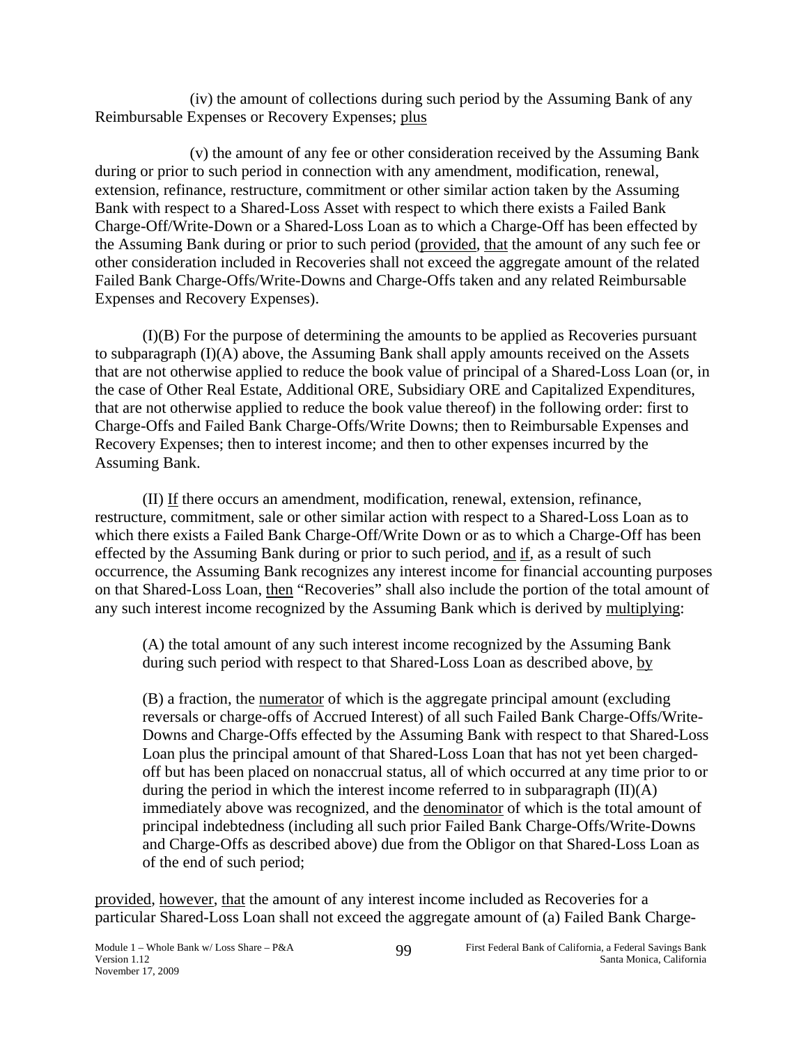(iv) the amount of collections during such period by the Assuming Bank of any Reimbursable Expenses or Recovery Expenses; plus

(v) the amount of any fee or other consideration received by the Assuming Bank during or prior to such period in connection with any amendment, modification, renewal, extension, refinance, restructure, commitment or other similar action taken by the Assuming Bank with respect to a Shared-Loss Asset with respect to which there exists a Failed Bank Charge-Off/Write-Down or a Shared-Loss Loan as to which a Charge-Off has been effected by the Assuming Bank during or prior to such period (provided, that the amount of any such fee or other consideration included in Recoveries shall not exceed the aggregate amount of the related Failed Bank Charge-Offs/Write-Downs and Charge-Offs taken and any related Reimbursable Expenses and Recovery Expenses).

(I)(B) For the purpose of determining the amounts to be applied as Recoveries pursuant to subparagraph (I)(A) above, the Assuming Bank shall apply amounts received on the Assets that are not otherwise applied to reduce the book value of principal of a Shared-Loss Loan (or, in the case of Other Real Estate, Additional ORE, Subsidiary ORE and Capitalized Expenditures, that are not otherwise applied to reduce the book value thereof) in the following order: first to Charge-Offs and Failed Bank Charge-Offs/Write Downs; then to Reimbursable Expenses and Recovery Expenses; then to interest income; and then to other expenses incurred by the Assuming Bank.

(II) If there occurs an amendment, modification, renewal, extension, refinance, restructure, commitment, sale or other similar action with respect to a Shared-Loss Loan as to which there exists a Failed Bank Charge-Off/Write Down or as to which a Charge-Off has been effected by the Assuming Bank during or prior to such period, and if, as a result of such occurrence, the Assuming Bank recognizes any interest income for financial accounting purposes on that Shared-Loss Loan, then "Recoveries" shall also include the portion of the total amount of any such interest income recognized by the Assuming Bank which is derived by multiplying:

> (A) the total amount of any such interest income recognized by the Assuming Bank during such period with respect to that Shared-Loss Loan as described above, by
>
> (B) a fraction, the numerator of which is the aggregate principal amount (excluding reversals or charge-offs of Accrued Interest) of all such Failed Bank Charge-Offs/Write-Downs and Charge-Offs effected by the Assuming Bank with respect to that Shared-Loss Loan plus the principal amount of that Shared-Loss Loan that has not yet been charged-off but has been placed on nonaccrual status, all of which occurred at any time prior to or during the period in which the interest income referred to in subparagraph (II)(A) immediately above was recognized, and the denominator of which is the total amount of principal indebtedness (including all such prior Failed Bank Charge-Offs/Write-Downs and Charge-Offs as described above) due from the Obligor on that Shared-Loss Loan as of the end of such period;

provided, however, that the amount of any interest income included as Recoveries for a particular Shared-Loss Loan shall not exceed the aggregate amount of (a) Failed Bank Charge-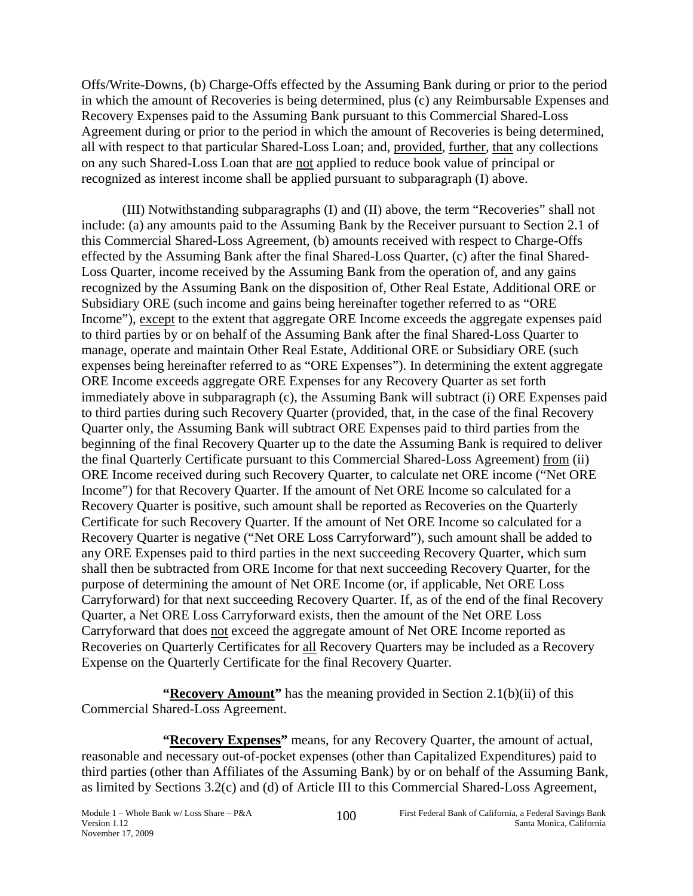Offs/Write-Downs, (b) Charge-Offs effected by the Assuming Bank during or prior to the period in which the amount of Recoveries is being determined, plus (c) any Reimbursable Expenses and Recovery Expenses paid to the Assuming Bank pursuant to this Commercial Shared-Loss Agreement during or prior to the period in which the amount of Recoveries is being determined, all with respect to that particular Shared-Loss Loan; and, provided, further, that any collections on any such Shared-Loss Loan that are not applied to reduce book value of principal or recognized as interest income shall be applied pursuant to subparagraph (I) above.

(III) Notwithstanding subparagraphs (I) and (II) above, the term "Recoveries" shall not include: (a) any amounts paid to the Assuming Bank by the Receiver pursuant to Section 2.1 of this Commercial Shared-Loss Agreement, (b) amounts received with respect to Charge-Offs effected by the Assuming Bank after the final Shared-Loss Quarter, (c) after the final Shared-Loss Quarter, income received by the Assuming Bank from the operation of, and any gains recognized by the Assuming Bank on the disposition of, Other Real Estate, Additional ORE or Subsidiary ORE (such income and gains being hereinafter together referred to as "ORE Income"), except to the extent that aggregate ORE Income exceeds the aggregate expenses paid to third parties by or on behalf of the Assuming Bank after the final Shared-Loss Quarter to manage, operate and maintain Other Real Estate, Additional ORE or Subsidiary ORE (such expenses being hereinafter referred to as "ORE Expenses"). In determining the extent aggregate ORE Income exceeds aggregate ORE Expenses for any Recovery Quarter as set forth immediately above in subparagraph (c), the Assuming Bank will subtract (i) ORE Expenses paid to third parties during such Recovery Quarter (provided, that, in the case of the final Recovery Quarter only, the Assuming Bank will subtract ORE Expenses paid to third parties from the beginning of the final Recovery Quarter up to the date the Assuming Bank is required to deliver the final Quarterly Certificate pursuant to this Commercial Shared-Loss Agreement) from (ii) ORE Income received during such Recovery Quarter, to calculate net ORE income ("Net ORE Income") for that Recovery Quarter. If the amount of Net ORE Income so calculated for a Recovery Quarter is positive, such amount shall be reported as Recoveries on the Quarterly Certificate for such Recovery Quarter. If the amount of Net ORE Income so calculated for a Recovery Quarter is negative ("Net ORE Loss Carryforward"), such amount shall be added to any ORE Expenses paid to third parties in the next succeeding Recovery Quarter, which sum shall then be subtracted from ORE Income for that next succeeding Recovery Quarter, for the purpose of determining the amount of Net ORE Income (or, if applicable, Net ORE Loss Carryforward) for that next succeeding Recovery Quarter. If, as of the end of the final Recovery Quarter, a Net ORE Loss Carryforward exists, then the amount of the Net ORE Loss Carryforward that does not exceed the aggregate amount of Net ORE Income reported as Recoveries on Quarterly Certificates for all Recovery Quarters may be included as a Recovery Expense on the Quarterly Certificate for the final Recovery Quarter.

**"Recovery Amount"** has the meaning provided in Section 2.1(b)(ii) of this Commercial Shared-Loss Agreement.

**"Recovery Expenses"** means, for any Recovery Quarter, the amount of actual, reasonable and necessary out-of-pocket expenses (other than Capitalized Expenditures) paid to third parties (other than Affiliates of the Assuming Bank) by or on behalf of the Assuming Bank, as limited by Sections 3.2(c) and (d) of Article III to this Commercial Shared-Loss Agreement,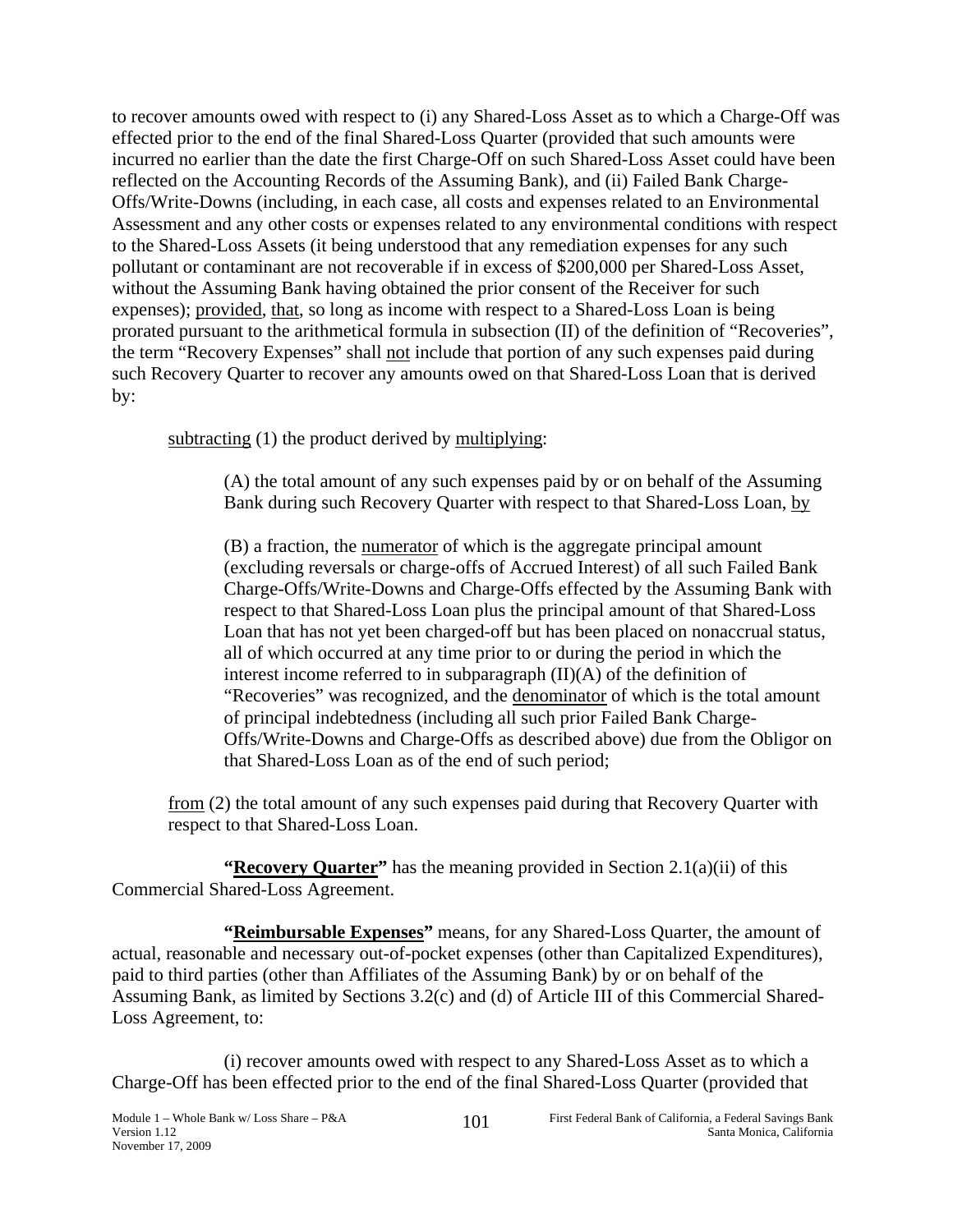to recover amounts owed with respect to (i) any Shared-Loss Asset as to which a Charge-Off was effected prior to the end of the final Shared-Loss Quarter (provided that such amounts were incurred no earlier than the date the first Charge-Off on such Shared-Loss Asset could have been reflected on the Accounting Records of the Assuming Bank), and (ii) Failed Bank Charge-Offs/Write-Downs (including, in each case, all costs and expenses related to an Environmental Assessment and any other costs or expenses related to any environmental conditions with respect to the Shared-Loss Assets (it being understood that any remediation expenses for any such pollutant or contaminant are not recoverable if in excess of $200,000 per Shared-Loss Asset, without the Assuming Bank having obtained the prior consent of the Receiver for such expenses); provided, that, so long as income with respect to a Shared-Loss Loan is being prorated pursuant to the arithmetical formula in subsection (II) of the definition of "Recoveries", the term "Recovery Expenses" shall not include that portion of any such expenses paid during such Recovery Quarter to recover any amounts owed on that Shared-Loss Loan that is derived by:

subtracting (1) the product derived by multiplying:

(A) the total amount of any such expenses paid by or on behalf of the Assuming Bank during such Recovery Quarter with respect to that Shared-Loss Loan, by

(B) a fraction, the numerator of which is the aggregate principal amount (excluding reversals or charge-offs of Accrued Interest) of all such Failed Bank Charge-Offs/Write-Downs and Charge-Offs effected by the Assuming Bank with respect to that Shared-Loss Loan plus the principal amount of that Shared-Loss Loan that has not yet been charged-off but has been placed on nonaccrual status, all of which occurred at any time prior to or during the period in which the interest income referred to in subparagraph (II)(A) of the definition of "Recoveries" was recognized, and the denominator of which is the total amount of principal indebtedness (including all such prior Failed Bank Charge-Offs/Write-Downs and Charge-Offs as described above) due from the Obligor on that Shared-Loss Loan as of the end of such period;

from (2) the total amount of any such expenses paid during that Recovery Quarter with respect to that Shared-Loss Loan.

**"Recovery Quarter"** has the meaning provided in Section 2.1(a)(ii) of this Commercial Shared-Loss Agreement.

**"Reimbursable Expenses"** means, for any Shared-Loss Quarter, the amount of actual, reasonable and necessary out-of-pocket expenses (other than Capitalized Expenditures), paid to third parties (other than Affiliates of the Assuming Bank) by or on behalf of the Assuming Bank, as limited by Sections 3.2(c) and (d) of Article III of this Commercial Shared-Loss Agreement, to:

(i) recover amounts owed with respect to any Shared-Loss Asset as to which a Charge-Off has been effected prior to the end of the final Shared-Loss Quarter (provided that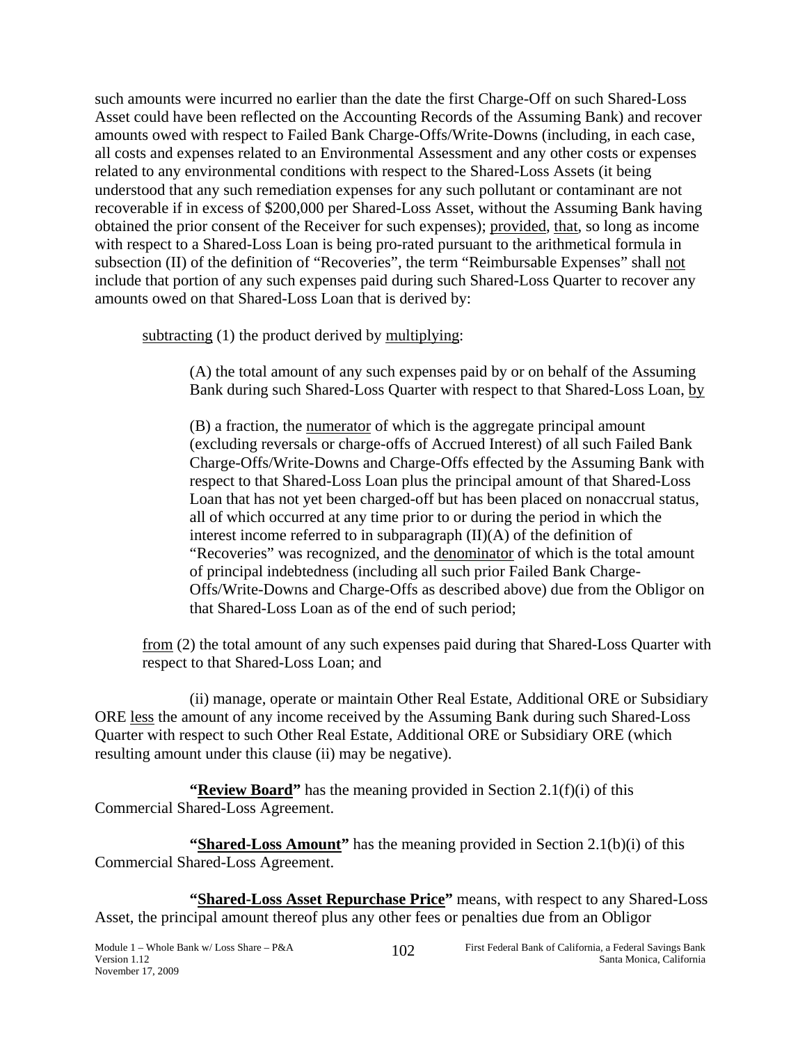such amounts were incurred no earlier than the date the first Charge-Off on such Shared-Loss Asset could have been reflected on the Accounting Records of the Assuming Bank) and recover amounts owed with respect to Failed Bank Charge-Offs/Write-Downs (including, in each case, all costs and expenses related to an Environmental Assessment and any other costs or expenses related to any environmental conditions with respect to the Shared-Loss Assets (it being understood that any such remediation expenses for any such pollutant or contaminant are not recoverable if in excess of $200,000 per Shared-Loss Asset, without the Assuming Bank having obtained the prior consent of the Receiver for such expenses); provided, that, so long as income with respect to a Shared-Loss Loan is being pro-rated pursuant to the arithmetical formula in subsection (II) of the definition of "Recoveries", the term "Reimbursable Expenses" shall not include that portion of any such expenses paid during such Shared-Loss Quarter to recover any amounts owed on that Shared-Loss Loan that is derived by:

subtracting (1) the product derived by multiplying:

(A) the total amount of any such expenses paid by or on behalf of the Assuming Bank during such Shared-Loss Quarter with respect to that Shared-Loss Loan, by

(B) a fraction, the numerator of which is the aggregate principal amount (excluding reversals or charge-offs of Accrued Interest) of all such Failed Bank Charge-Offs/Write-Downs and Charge-Offs effected by the Assuming Bank with respect to that Shared-Loss Loan plus the principal amount of that Shared-Loss Loan that has not yet been charged-off but has been placed on nonaccrual status, all of which occurred at any time prior to or during the period in which the interest income referred to in subparagraph (II)(A) of the definition of "Recoveries" was recognized, and the denominator of which is the total amount of principal indebtedness (including all such prior Failed Bank Charge-Offs/Write-Downs and Charge-Offs as described above) due from the Obligor on that Shared-Loss Loan as of the end of such period;

from (2) the total amount of any such expenses paid during that Shared-Loss Quarter with respect to that Shared-Loss Loan; and

(ii) manage, operate or maintain Other Real Estate, Additional ORE or Subsidiary ORE less the amount of any income received by the Assuming Bank during such Shared-Loss Quarter with respect to such Other Real Estate, Additional ORE or Subsidiary ORE (which resulting amount under this clause (ii) may be negative).

**"Review Board"** has the meaning provided in Section 2.1(f)(i) of this Commercial Shared-Loss Agreement.

**"Shared-Loss Amount"** has the meaning provided in Section 2.1(b)(i) of this Commercial Shared-Loss Agreement.

**"Shared-Loss Asset Repurchase Price"** means, with respect to any Shared-Loss Asset, the principal amount thereof plus any other fees or penalties due from an Obligor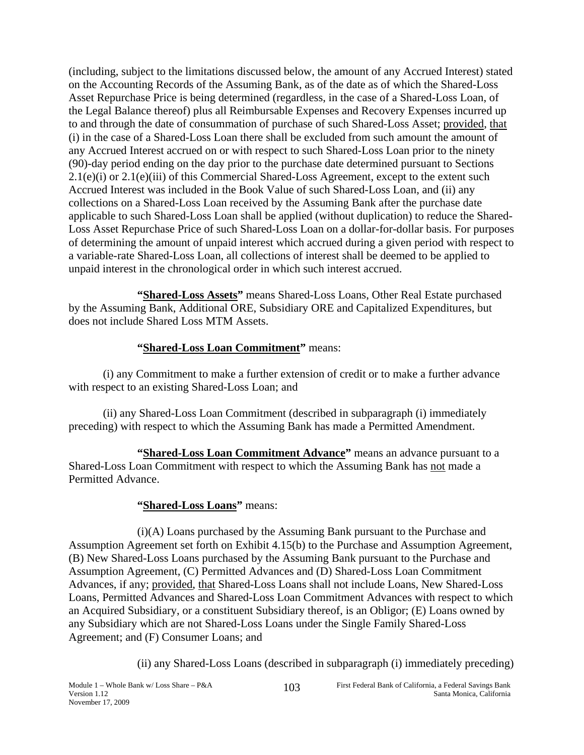(including, subject to the limitations discussed below, the amount of any Accrued Interest) stated on the Accounting Records of the Assuming Bank, as of the date as of which the Shared-Loss Asset Repurchase Price is being determined (regardless, in the case of a Shared-Loss Loan, of the Legal Balance thereof) plus all Reimbursable Expenses and Recovery Expenses incurred up to and through the date of consummation of purchase of such Shared-Loss Asset; provided, that (i) in the case of a Shared-Loss Loan there shall be excluded from such amount the amount of any Accrued Interest accrued on or with respect to such Shared-Loss Loan prior to the ninety (90)-day period ending on the day prior to the purchase date determined pursuant to Sections 2.1(e)(i) or 2.1(e)(iii) of this Commercial Shared-Loss Agreement, except to the extent such Accrued Interest was included in the Book Value of such Shared-Loss Loan, and (ii) any collections on a Shared-Loss Loan received by the Assuming Bank after the purchase date applicable to such Shared-Loss Loan shall be applied (without duplication) to reduce the Shared-Loss Asset Repurchase Price of such Shared-Loss Loan on a dollar-for-dollar basis. For purposes of determining the amount of unpaid interest which accrued during a given period with respect to a variable-rate Shared-Loss Loan, all collections of interest shall be deemed to be applied to unpaid interest in the chronological order in which such interest accrued.

**"Shared-Loss Assets"** means Shared-Loss Loans, Other Real Estate purchased by the Assuming Bank, Additional ORE, Subsidiary ORE and Capitalized Expenditures, but does not include Shared Loss MTM Assets.

**"Shared-Loss Loan Commitment"** means:

(i) any Commitment to make a further extension of credit or to make a further advance with respect to an existing Shared-Loss Loan; and

(ii) any Shared-Loss Loan Commitment (described in subparagraph (i) immediately preceding) with respect to which the Assuming Bank has made a Permitted Amendment.

**"Shared-Loss Loan Commitment Advance"** means an advance pursuant to a Shared-Loss Loan Commitment with respect to which the Assuming Bank has not made a Permitted Advance.

**"Shared-Loss Loans"** means:

(i)(A) Loans purchased by the Assuming Bank pursuant to the Purchase and Assumption Agreement set forth on Exhibit 4.15(b) to the Purchase and Assumption Agreement, (B) New Shared-Loss Loans purchased by the Assuming Bank pursuant to the Purchase and Assumption Agreement, (C) Permitted Advances and (D) Shared-Loss Loan Commitment Advances, if any; provided, that Shared-Loss Loans shall not include Loans, New Shared-Loss Loans, Permitted Advances and Shared-Loss Loan Commitment Advances with respect to which an Acquired Subsidiary, or a constituent Subsidiary thereof, is an Obligor; (E) Loans owned by any Subsidiary which are not Shared-Loss Loans under the Single Family Shared-Loss Agreement; and (F) Consumer Loans; and

(ii) any Shared-Loss Loans (described in subparagraph (i) immediately preceding)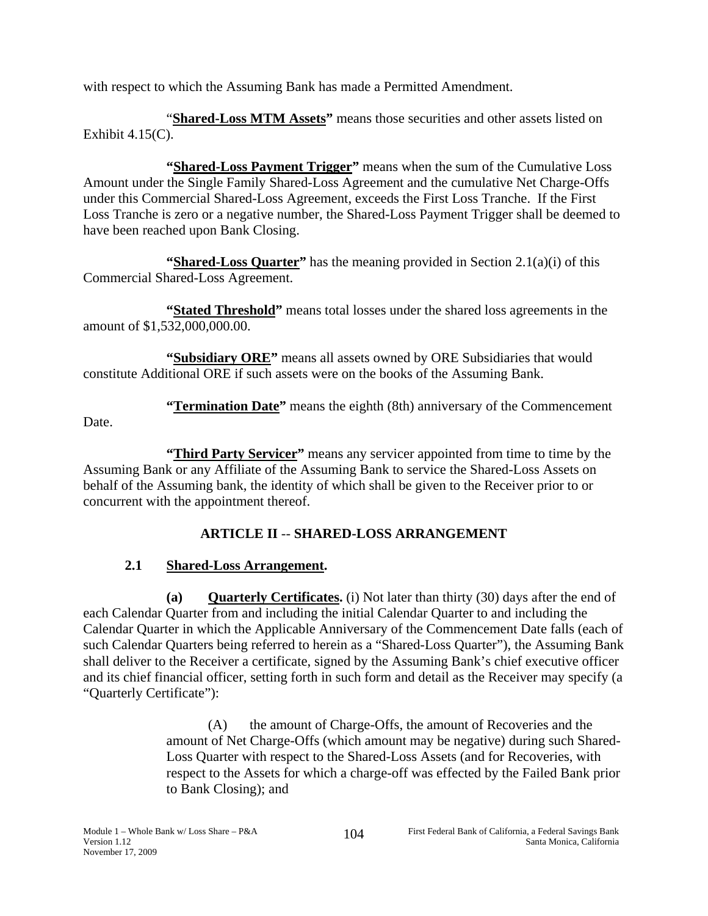with respect to which the Assuming Bank has made a Permitted Amendment.

"**Shared-Loss MTM Assets"** means those securities and other assets listed on Exhibit 4.15(C).

**"Shared-Loss Payment Trigger"** means when the sum of the Cumulative Loss Amount under the Single Family Shared-Loss Agreement and the cumulative Net Charge-Offs under this Commercial Shared-Loss Agreement, exceeds the First Loss Tranche. If the First Loss Tranche is zero or a negative number, the Shared-Loss Payment Trigger shall be deemed to have been reached upon Bank Closing.

**"Shared-Loss Quarter"** has the meaning provided in Section 2.1(a)(i) of this Commercial Shared-Loss Agreement.

**"Stated Threshold"** means total losses under the shared loss agreements in the amount of $1,532,000,000.00.

**"Subsidiary ORE"** means all assets owned by ORE Subsidiaries that would constitute Additional ORE if such assets were on the books of the Assuming Bank.

**"Termination Date"** means the eighth (8th) anniversary of the Commencement Date.

**"Third Party Servicer"** means any servicer appointed from time to time by the Assuming Bank or any Affiliate of the Assuming Bank to service the Shared-Loss Assets on behalf of the Assuming bank, the identity of which shall be given to the Receiver prior to or concurrent with the appointment thereof.

## ARTICLE II -- SHARED-LOSS ARRANGEMENT

### 2.1 Shared-Loss Arrangement.

**(a) Quarterly Certificates.** (i) Not later than thirty (30) days after the end of each Calendar Quarter from and including the initial Calendar Quarter to and including the Calendar Quarter in which the Applicable Anniversary of the Commencement Date falls (each of such Calendar Quarters being referred to herein as a "Shared-Loss Quarter"), the Assuming Bank shall deliver to the Receiver a certificate, signed by the Assuming Bank's chief executive officer and its chief financial officer, setting forth in such form and detail as the Receiver may specify (a "Quarterly Certificate"):

(A) the amount of Charge-Offs, the amount of Recoveries and the amount of Net Charge-Offs (which amount may be negative) during such Shared-Loss Quarter with respect to the Shared-Loss Assets (and for Recoveries, with respect to the Assets for which a charge-off was effected by the Failed Bank prior to Bank Closing); and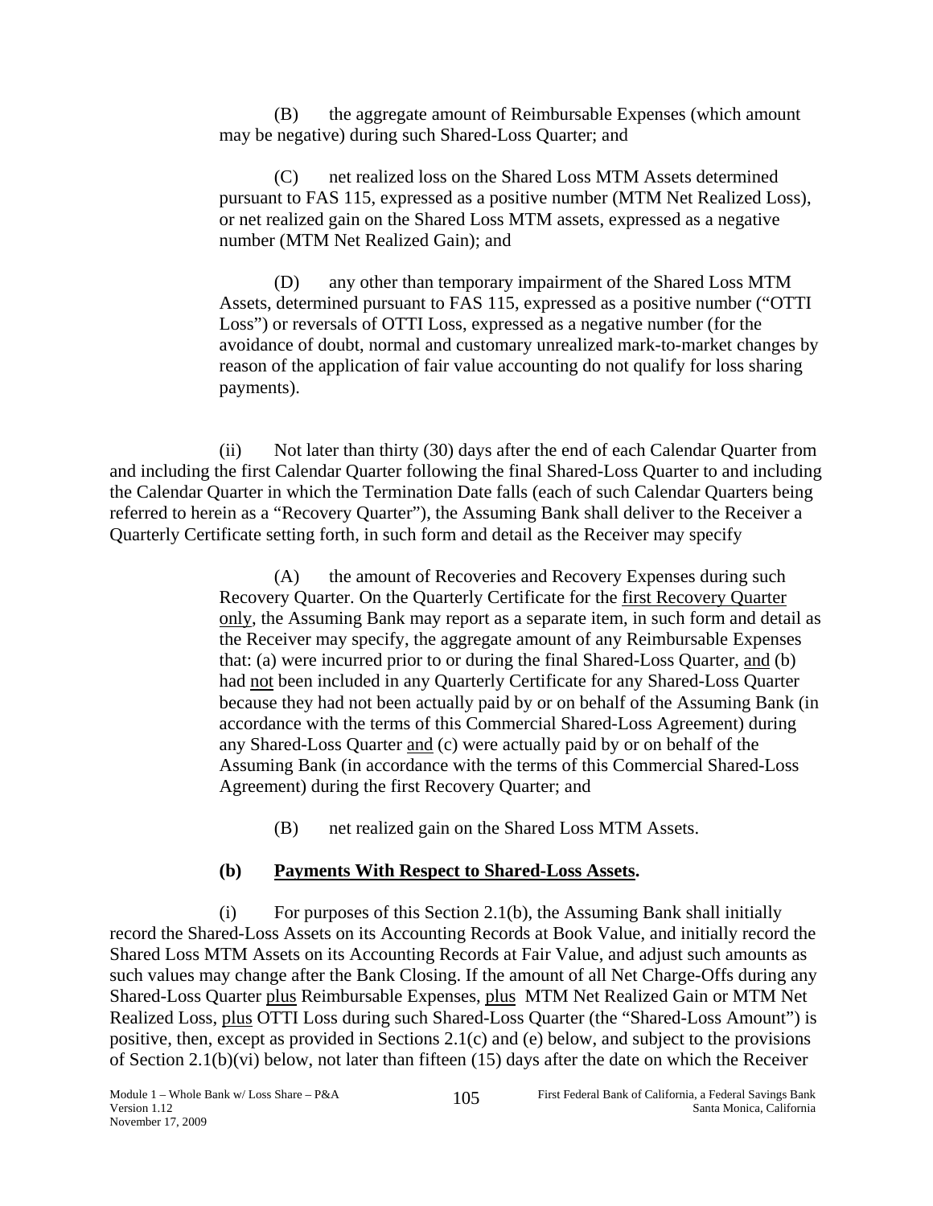(B) the aggregate amount of Reimbursable Expenses (which amount may be negative) during such Shared-Loss Quarter; and

(C) net realized loss on the Shared Loss MTM Assets determined pursuant to FAS 115, expressed as a positive number (MTM Net Realized Loss), or net realized gain on the Shared Loss MTM assets, expressed as a negative number (MTM Net Realized Gain); and

(D) any other than temporary impairment of the Shared Loss MTM Assets, determined pursuant to FAS 115, expressed as a positive number ("OTTI Loss") or reversals of OTTI Loss, expressed as a negative number (for the avoidance of doubt, normal and customary unrealized mark-to-market changes by reason of the application of fair value accounting do not qualify for loss sharing payments).

(ii) Not later than thirty (30) days after the end of each Calendar Quarter from and including the first Calendar Quarter following the final Shared-Loss Quarter to and including the Calendar Quarter in which the Termination Date falls (each of such Calendar Quarters being referred to herein as a "Recovery Quarter"), the Assuming Bank shall deliver to the Receiver a Quarterly Certificate setting forth, in such form and detail as the Receiver may specify

(A) the amount of Recoveries and Recovery Expenses during such Recovery Quarter. On the Quarterly Certificate for the first Recovery Quarter only, the Assuming Bank may report as a separate item, in such form and detail as the Receiver may specify, the aggregate amount of any Reimbursable Expenses that: (a) were incurred prior to or during the final Shared-Loss Quarter, and (b) had not been included in any Quarterly Certificate for any Shared-Loss Quarter because they had not been actually paid by or on behalf of the Assuming Bank (in accordance with the terms of this Commercial Shared-Loss Agreement) during any Shared-Loss Quarter and (c) were actually paid by or on behalf of the Assuming Bank (in accordance with the terms of this Commercial Shared-Loss Agreement) during the first Recovery Quarter; and

(B) net realized gain on the Shared Loss MTM Assets.

**(b) Payments With Respect to Shared-Loss Assets.**

(i) For purposes of this Section 2.1(b), the Assuming Bank shall initially record the Shared-Loss Assets on its Accounting Records at Book Value, and initially record the Shared Loss MTM Assets on its Accounting Records at Fair Value, and adjust such amounts as such values may change after the Bank Closing. If the amount of all Net Charge-Offs during any Shared-Loss Quarter plus Reimbursable Expenses, plus MTM Net Realized Gain or MTM Net Realized Loss, plus OTTI Loss during such Shared-Loss Quarter (the "Shared-Loss Amount") is positive, then, except as provided in Sections 2.1(c) and (e) below, and subject to the provisions of Section 2.1(b)(vi) below, not later than fifteen (15) days after the date on which the Receiver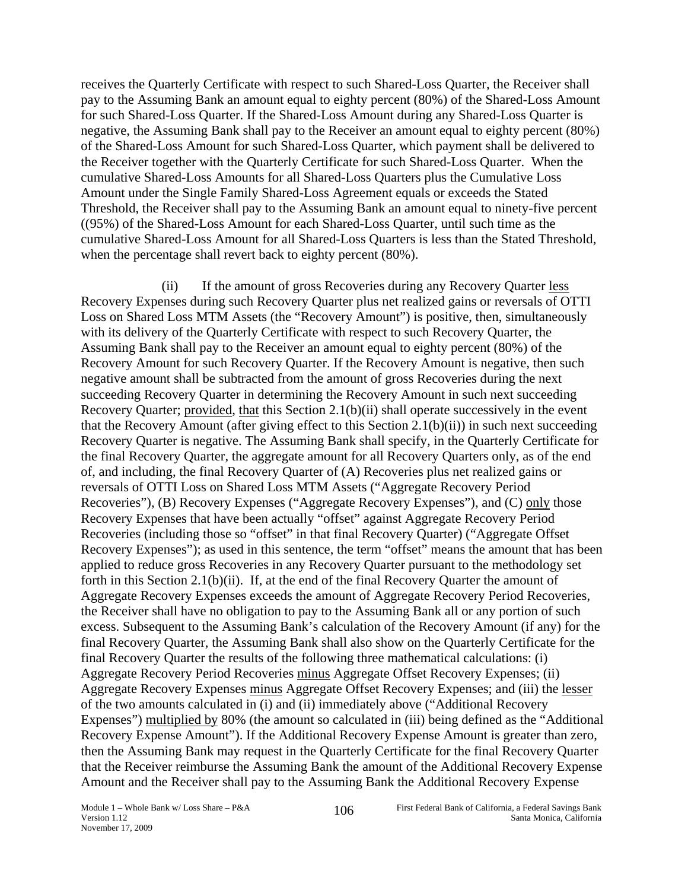receives the Quarterly Certificate with respect to such Shared-Loss Quarter, the Receiver shall pay to the Assuming Bank an amount equal to eighty percent (80%) of the Shared-Loss Amount for such Shared-Loss Quarter. If the Shared-Loss Amount during any Shared-Loss Quarter is negative, the Assuming Bank shall pay to the Receiver an amount equal to eighty percent (80%) of the Shared-Loss Amount for such Shared-Loss Quarter, which payment shall be delivered to the Receiver together with the Quarterly Certificate for such Shared-Loss Quarter. When the cumulative Shared-Loss Amounts for all Shared-Loss Quarters plus the Cumulative Loss Amount under the Single Family Shared-Loss Agreement equals or exceeds the Stated Threshold, the Receiver shall pay to the Assuming Bank an amount equal to ninety-five percent ((95%) of the Shared-Loss Amount for each Shared-Loss Quarter, until such time as the cumulative Shared-Loss Amount for all Shared-Loss Quarters is less than the Stated Threshold, when the percentage shall revert back to eighty percent (80%).

(ii) If the amount of gross Recoveries during any Recovery Quarter less Recovery Expenses during such Recovery Quarter plus net realized gains or reversals of OTTI Loss on Shared Loss MTM Assets (the "Recovery Amount") is positive, then, simultaneously with its delivery of the Quarterly Certificate with respect to such Recovery Quarter, the Assuming Bank shall pay to the Receiver an amount equal to eighty percent (80%) of the Recovery Amount for such Recovery Quarter. If the Recovery Amount is negative, then such negative amount shall be subtracted from the amount of gross Recoveries during the next succeeding Recovery Quarter in determining the Recovery Amount in such next succeeding Recovery Quarter; provided, that this Section 2.1(b)(ii) shall operate successively in the event that the Recovery Amount (after giving effect to this Section 2.1(b)(ii)) in such next succeeding Recovery Quarter is negative. The Assuming Bank shall specify, in the Quarterly Certificate for the final Recovery Quarter, the aggregate amount for all Recovery Quarters only, as of the end of, and including, the final Recovery Quarter of (A) Recoveries plus net realized gains or reversals of OTTI Loss on Shared Loss MTM Assets ("Aggregate Recovery Period Recoveries"), (B) Recovery Expenses ("Aggregate Recovery Expenses"), and (C) only those Recovery Expenses that have been actually "offset" against Aggregate Recovery Period Recoveries (including those so "offset" in that final Recovery Quarter) ("Aggregate Offset Recovery Expenses"); as used in this sentence, the term "offset" means the amount that has been applied to reduce gross Recoveries in any Recovery Quarter pursuant to the methodology set forth in this Section 2.1(b)(ii). If, at the end of the final Recovery Quarter the amount of Aggregate Recovery Expenses exceeds the amount of Aggregate Recovery Period Recoveries, the Receiver shall have no obligation to pay to the Assuming Bank all or any portion of such excess. Subsequent to the Assuming Bank's calculation of the Recovery Amount (if any) for the final Recovery Quarter, the Assuming Bank shall also show on the Quarterly Certificate for the final Recovery Quarter the results of the following three mathematical calculations: (i) Aggregate Recovery Period Recoveries minus Aggregate Offset Recovery Expenses; (ii) Aggregate Recovery Expenses minus Aggregate Offset Recovery Expenses; and (iii) the lesser of the two amounts calculated in (i) and (ii) immediately above ("Additional Recovery Expenses") multiplied by 80% (the amount so calculated in (iii) being defined as the "Additional Recovery Expense Amount"). If the Additional Recovery Expense Amount is greater than zero, then the Assuming Bank may request in the Quarterly Certificate for the final Recovery Quarter that the Receiver reimburse the Assuming Bank the amount of the Additional Recovery Expense Amount and the Receiver shall pay to the Assuming Bank the Additional Recovery Expense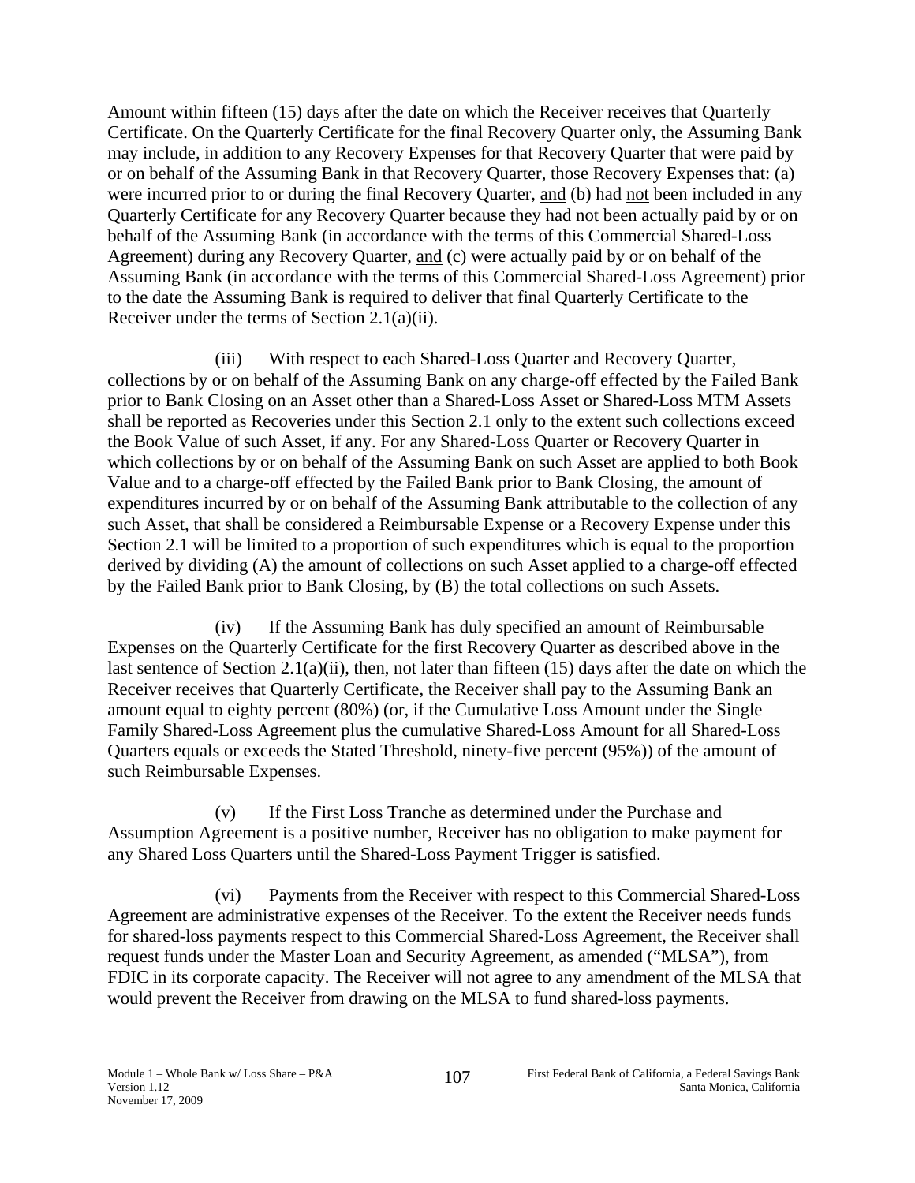Amount within fifteen (15) days after the date on which the Receiver receives that Quarterly Certificate. On the Quarterly Certificate for the final Recovery Quarter only, the Assuming Bank may include, in addition to any Recovery Expenses for that Recovery Quarter that were paid by or on behalf of the Assuming Bank in that Recovery Quarter, those Recovery Expenses that: (a) were incurred prior to or during the final Recovery Quarter, and (b) had not been included in any Quarterly Certificate for any Recovery Quarter because they had not been actually paid by or on behalf of the Assuming Bank (in accordance with the terms of this Commercial Shared-Loss Agreement) during any Recovery Quarter, and (c) were actually paid by or on behalf of the Assuming Bank (in accordance with the terms of this Commercial Shared-Loss Agreement) prior to the date the Assuming Bank is required to deliver that final Quarterly Certificate to the Receiver under the terms of Section 2.1(a)(ii).

(iii) With respect to each Shared-Loss Quarter and Recovery Quarter, collections by or on behalf of the Assuming Bank on any charge-off effected by the Failed Bank prior to Bank Closing on an Asset other than a Shared-Loss Asset or Shared-Loss MTM Assets shall be reported as Recoveries under this Section 2.1 only to the extent such collections exceed the Book Value of such Asset, if any. For any Shared-Loss Quarter or Recovery Quarter in which collections by or on behalf of the Assuming Bank on such Asset are applied to both Book Value and to a charge-off effected by the Failed Bank prior to Bank Closing, the amount of expenditures incurred by or on behalf of the Assuming Bank attributable to the collection of any such Asset, that shall be considered a Reimbursable Expense or a Recovery Expense under this Section 2.1 will be limited to a proportion of such expenditures which is equal to the proportion derived by dividing (A) the amount of collections on such Asset applied to a charge-off effected by the Failed Bank prior to Bank Closing, by (B) the total collections on such Assets.

(iv) If the Assuming Bank has duly specified an amount of Reimbursable Expenses on the Quarterly Certificate for the first Recovery Quarter as described above in the last sentence of Section 2.1(a)(ii), then, not later than fifteen (15) days after the date on which the Receiver receives that Quarterly Certificate, the Receiver shall pay to the Assuming Bank an amount equal to eighty percent (80%) (or, if the Cumulative Loss Amount under the Single Family Shared-Loss Agreement plus the cumulative Shared-Loss Amount for all Shared-Loss Quarters equals or exceeds the Stated Threshold, ninety-five percent (95%)) of the amount of such Reimbursable Expenses.

(v) If the First Loss Tranche as determined under the Purchase and Assumption Agreement is a positive number, Receiver has no obligation to make payment for any Shared Loss Quarters until the Shared-Loss Payment Trigger is satisfied.

(vi) Payments from the Receiver with respect to this Commercial Shared-Loss Agreement are administrative expenses of the Receiver. To the extent the Receiver needs funds for shared-loss payments respect to this Commercial Shared-Loss Agreement, the Receiver shall request funds under the Master Loan and Security Agreement, as amended ("MLSA"), from FDIC in its corporate capacity. The Receiver will not agree to any amendment of the MLSA that would prevent the Receiver from drawing on the MLSA to fund shared-loss payments.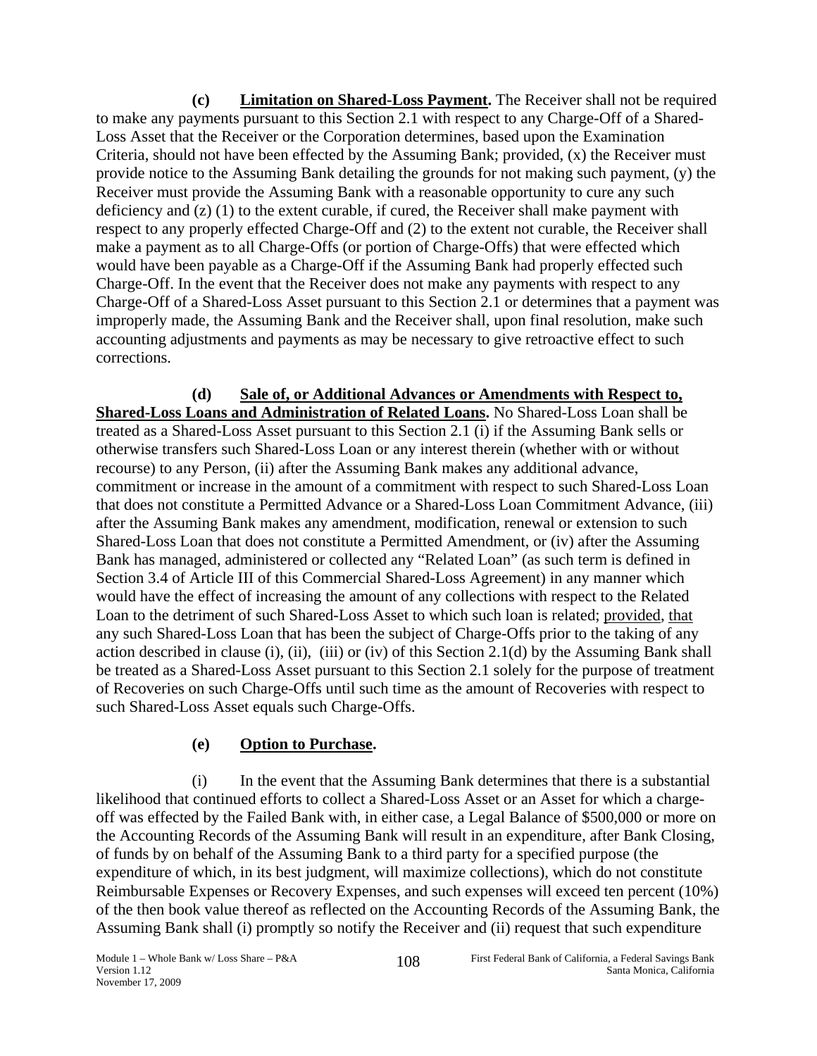**(c) Limitation on Shared-Loss Payment.** The Receiver shall not be required to make any payments pursuant to this Section 2.1 with respect to any Charge-Off of a Shared-Loss Asset that the Receiver or the Corporation determines, based upon the Examination Criteria, should not have been effected by the Assuming Bank; provided, (x) the Receiver must provide notice to the Assuming Bank detailing the grounds for not making such payment, (y) the Receiver must provide the Assuming Bank with a reasonable opportunity to cure any such deficiency and (z) (1) to the extent curable, if cured, the Receiver shall make payment with respect to any properly effected Charge-Off and (2) to the extent not curable, the Receiver shall make a payment as to all Charge-Offs (or portion of Charge-Offs) that were effected which would have been payable as a Charge-Off if the Assuming Bank had properly effected such Charge-Off. In the event that the Receiver does not make any payments with respect to any Charge-Off of a Shared-Loss Asset pursuant to this Section 2.1 or determines that a payment was improperly made, the Assuming Bank and the Receiver shall, upon final resolution, make such accounting adjustments and payments as may be necessary to give retroactive effect to such corrections.

**(d) Sale of, or Additional Advances or Amendments with Respect to, Shared-Loss Loans and Administration of Related Loans.** No Shared-Loss Loan shall be treated as a Shared-Loss Asset pursuant to this Section 2.1 (i) if the Assuming Bank sells or otherwise transfers such Shared-Loss Loan or any interest therein (whether with or without recourse) to any Person, (ii) after the Assuming Bank makes any additional advance, commitment or increase in the amount of a commitment with respect to such Shared-Loss Loan that does not constitute a Permitted Advance or a Shared-Loss Loan Commitment Advance, (iii) after the Assuming Bank makes any amendment, modification, renewal or extension to such Shared-Loss Loan that does not constitute a Permitted Amendment, or (iv) after the Assuming Bank has managed, administered or collected any "Related Loan" (as such term is defined in Section 3.4 of Article III of this Commercial Shared-Loss Agreement) in any manner which would have the effect of increasing the amount of any collections with respect to the Related Loan to the detriment of such Shared-Loss Asset to which such loan is related; provided, that any such Shared-Loss Loan that has been the subject of Charge-Offs prior to the taking of any action described in clause (i), (ii), (iii) or (iv) of this Section 2.1(d) by the Assuming Bank shall be treated as a Shared-Loss Asset pursuant to this Section 2.1 solely for the purpose of treatment of Recoveries on such Charge-Offs until such time as the amount of Recoveries with respect to such Shared-Loss Asset equals such Charge-Offs.

**(e) Option to Purchase.**

(i) In the event that the Assuming Bank determines that there is a substantial likelihood that continued efforts to collect a Shared-Loss Asset or an Asset for which a charge-off was effected by the Failed Bank with, in either case, a Legal Balance of $500,000 or more on the Accounting Records of the Assuming Bank will result in an expenditure, after Bank Closing, of funds by on behalf of the Assuming Bank to a third party for a specified purpose (the expenditure of which, in its best judgment, will maximize collections), which do not constitute Reimbursable Expenses or Recovery Expenses, and such expenses will exceed ten percent (10%) of the then book value thereof as reflected on the Accounting Records of the Assuming Bank, the Assuming Bank shall (i) promptly so notify the Receiver and (ii) request that such expenditure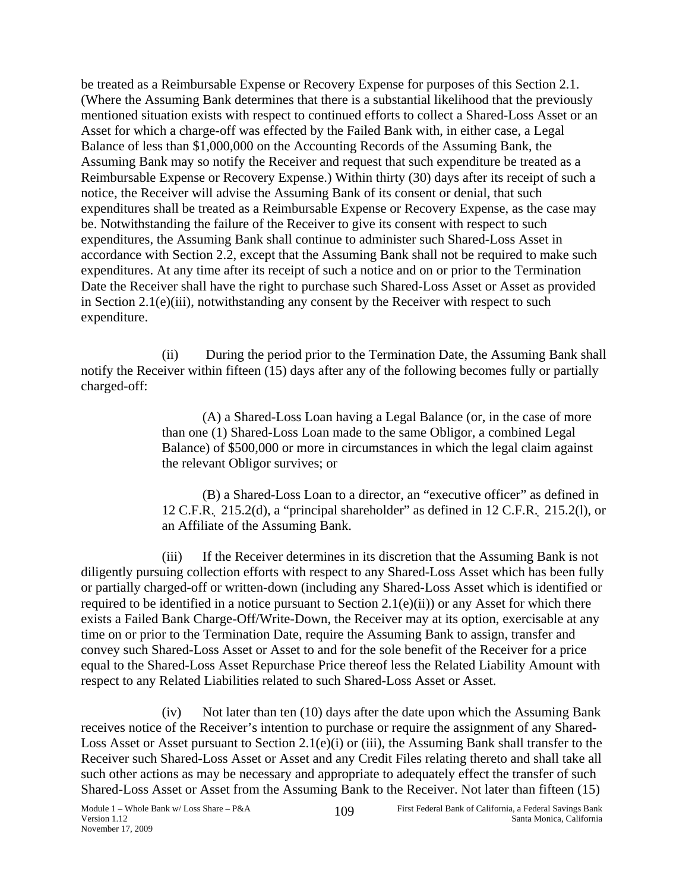be treated as a Reimbursable Expense or Recovery Expense for purposes of this Section 2.1. (Where the Assuming Bank determines that there is a substantial likelihood that the previously mentioned situation exists with respect to continued efforts to collect a Shared-Loss Asset or an Asset for which a charge-off was effected by the Failed Bank with, in either case, a Legal Balance of less than $1,000,000 on the Accounting Records of the Assuming Bank, the Assuming Bank may so notify the Receiver and request that such expenditure be treated as a Reimbursable Expense or Recovery Expense.) Within thirty (30) days after its receipt of such a notice, the Receiver will advise the Assuming Bank of its consent or denial, that such expenditures shall be treated as a Reimbursable Expense or Recovery Expense, as the case may be. Notwithstanding the failure of the Receiver to give its consent with respect to such expenditures, the Assuming Bank shall continue to administer such Shared-Loss Asset in accordance with Section 2.2, except that the Assuming Bank shall not be required to make such expenditures. At any time after its receipt of such a notice and on or prior to the Termination Date the Receiver shall have the right to purchase such Shared-Loss Asset or Asset as provided in Section 2.1(e)(iii), notwithstanding any consent by the Receiver with respect to such expenditure.

(ii) During the period prior to the Termination Date, the Assuming Bank shall notify the Receiver within fifteen (15) days after any of the following becomes fully or partially charged-off:

(A) a Shared-Loss Loan having a Legal Balance (or, in the case of more than one (1) Shared-Loss Loan made to the same Obligor, a combined Legal Balance) of $500,000 or more in circumstances in which the legal claim against the relevant Obligor survives; or

(B) a Shared-Loss Loan to a director, an "executive officer" as defined in 12 C.F.R. 215.2(d), a "principal shareholder" as defined in 12 C.F.R. 215.2(l), or an Affiliate of the Assuming Bank.

(iii) If the Receiver determines in its discretion that the Assuming Bank is not diligently pursuing collection efforts with respect to any Shared-Loss Asset which has been fully or partially charged-off or written-down (including any Shared-Loss Asset which is identified or required to be identified in a notice pursuant to Section 2.1(e)(ii)) or any Asset for which there exists a Failed Bank Charge-Off/Write-Down, the Receiver may at its option, exercisable at any time on or prior to the Termination Date, require the Assuming Bank to assign, transfer and convey such Shared-Loss Asset or Asset to and for the sole benefit of the Receiver for a price equal to the Shared-Loss Asset Repurchase Price thereof less the Related Liability Amount with respect to any Related Liabilities related to such Shared-Loss Asset or Asset.

(iv) Not later than ten (10) days after the date upon which the Assuming Bank receives notice of the Receiver's intention to purchase or require the assignment of any Shared-Loss Asset or Asset pursuant to Section 2.1(e)(i) or (iii), the Assuming Bank shall transfer to the Receiver such Shared-Loss Asset or Asset and any Credit Files relating thereto and shall take all such other actions as may be necessary and appropriate to adequately effect the transfer of such Shared-Loss Asset or Asset from the Assuming Bank to the Receiver. Not later than fifteen (15)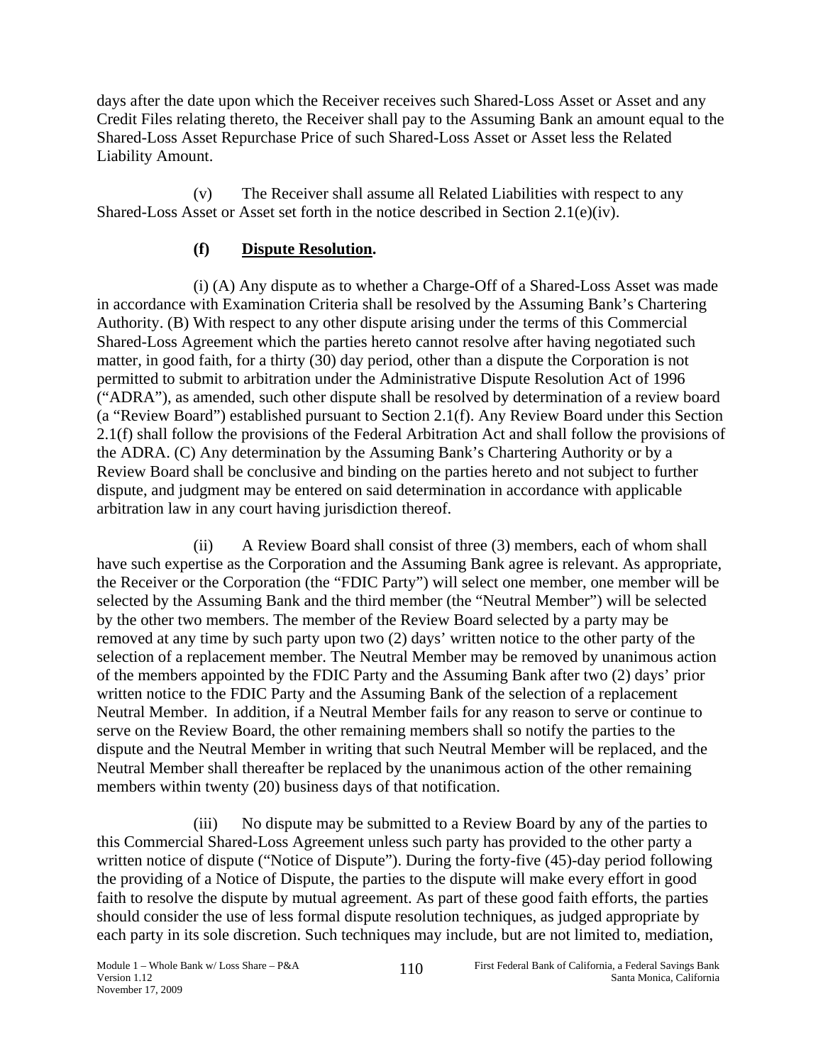days after the date upon which the Receiver receives such Shared-Loss Asset or Asset and any Credit Files relating thereto, the Receiver shall pay to the Assuming Bank an amount equal to the Shared-Loss Asset Repurchase Price of such Shared-Loss Asset or Asset less the Related Liability Amount.

(v) The Receiver shall assume all Related Liabilities with respect to any Shared-Loss Asset or Asset set forth in the notice described in Section 2.1(e)(iv).

**(f) Dispute Resolution.**

(i) (A) Any dispute as to whether a Charge-Off of a Shared-Loss Asset was made in accordance with Examination Criteria shall be resolved by the Assuming Bank's Chartering Authority. (B) With respect to any other dispute arising under the terms of this Commercial Shared-Loss Agreement which the parties hereto cannot resolve after having negotiated such matter, in good faith, for a thirty (30) day period, other than a dispute the Corporation is not permitted to submit to arbitration under the Administrative Dispute Resolution Act of 1996 ("ADRA"), as amended, such other dispute shall be resolved by determination of a review board (a "Review Board") established pursuant to Section 2.1(f). Any Review Board under this Section 2.1(f) shall follow the provisions of the Federal Arbitration Act and shall follow the provisions of the ADRA. (C) Any determination by the Assuming Bank's Chartering Authority or by a Review Board shall be conclusive and binding on the parties hereto and not subject to further dispute, and judgment may be entered on said determination in accordance with applicable arbitration law in any court having jurisdiction thereof.

(ii) A Review Board shall consist of three (3) members, each of whom shall have such expertise as the Corporation and the Assuming Bank agree is relevant. As appropriate, the Receiver or the Corporation (the "FDIC Party") will select one member, one member will be selected by the Assuming Bank and the third member (the "Neutral Member") will be selected by the other two members. The member of the Review Board selected by a party may be removed at any time by such party upon two (2) days' written notice to the other party of the selection of a replacement member. The Neutral Member may be removed by unanimous action of the members appointed by the FDIC Party and the Assuming Bank after two (2) days' prior written notice to the FDIC Party and the Assuming Bank of the selection of a replacement Neutral Member. In addition, if a Neutral Member fails for any reason to serve or continue to serve on the Review Board, the other remaining members shall so notify the parties to the dispute and the Neutral Member in writing that such Neutral Member will be replaced, and the Neutral Member shall thereafter be replaced by the unanimous action of the other remaining members within twenty (20) business days of that notification.

(iii) No dispute may be submitted to a Review Board by any of the parties to this Commercial Shared-Loss Agreement unless such party has provided to the other party a written notice of dispute ("Notice of Dispute"). During the forty-five (45)-day period following the providing of a Notice of Dispute, the parties to the dispute will make every effort in good faith to resolve the dispute by mutual agreement. As part of these good faith efforts, the parties should consider the use of less formal dispute resolution techniques, as judged appropriate by each party in its sole discretion. Such techniques may include, but are not limited to, mediation,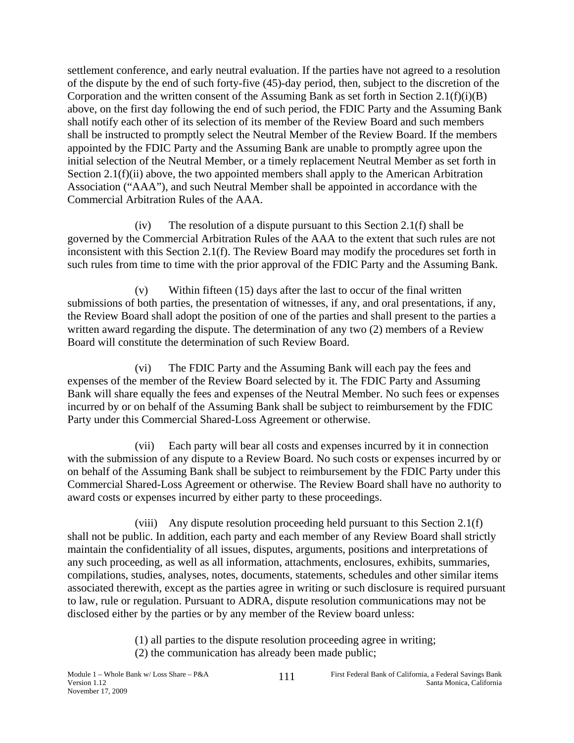settlement conference, and early neutral evaluation. If the parties have not agreed to a resolution of the dispute by the end of such forty-five (45)-day period, then, subject to the discretion of the Corporation and the written consent of the Assuming Bank as set forth in Section 2.1(f)(i)(B) above, on the first day following the end of such period, the FDIC Party and the Assuming Bank shall notify each other of its selection of its member of the Review Board and such members shall be instructed to promptly select the Neutral Member of the Review Board. If the members appointed by the FDIC Party and the Assuming Bank are unable to promptly agree upon the initial selection of the Neutral Member, or a timely replacement Neutral Member as set forth in Section 2.1(f)(ii) above, the two appointed members shall apply to the American Arbitration Association ("AAA"), and such Neutral Member shall be appointed in accordance with the Commercial Arbitration Rules of the AAA.

(iv) The resolution of a dispute pursuant to this Section 2.1(f) shall be governed by the Commercial Arbitration Rules of the AAA to the extent that such rules are not inconsistent with this Section 2.1(f). The Review Board may modify the procedures set forth in such rules from time to time with the prior approval of the FDIC Party and the Assuming Bank.

(v) Within fifteen (15) days after the last to occur of the final written submissions of both parties, the presentation of witnesses, if any, and oral presentations, if any, the Review Board shall adopt the position of one of the parties and shall present to the parties a written award regarding the dispute. The determination of any two (2) members of a Review Board will constitute the determination of such Review Board.

(vi) The FDIC Party and the Assuming Bank will each pay the fees and expenses of the member of the Review Board selected by it. The FDIC Party and Assuming Bank will share equally the fees and expenses of the Neutral Member. No such fees or expenses incurred by or on behalf of the Assuming Bank shall be subject to reimbursement by the FDIC Party under this Commercial Shared-Loss Agreement or otherwise.

(vii) Each party will bear all costs and expenses incurred by it in connection with the submission of any dispute to a Review Board. No such costs or expenses incurred by or on behalf of the Assuming Bank shall be subject to reimbursement by the FDIC Party under this Commercial Shared-Loss Agreement or otherwise. The Review Board shall have no authority to award costs or expenses incurred by either party to these proceedings.

(viii) Any dispute resolution proceeding held pursuant to this Section 2.1(f) shall not be public. In addition, each party and each member of any Review Board shall strictly maintain the confidentiality of all issues, disputes, arguments, positions and interpretations of any such proceeding, as well as all information, attachments, enclosures, exhibits, summaries, compilations, studies, analyses, notes, documents, statements, schedules and other similar items associated therewith, except as the parties agree in writing or such disclosure is required pursuant to law, rule or regulation. Pursuant to ADRA, dispute resolution communications may not be disclosed either by the parties or by any member of the Review board unless:

(1) all parties to the dispute resolution proceeding agree in writing;
(2) the communication has already been made public;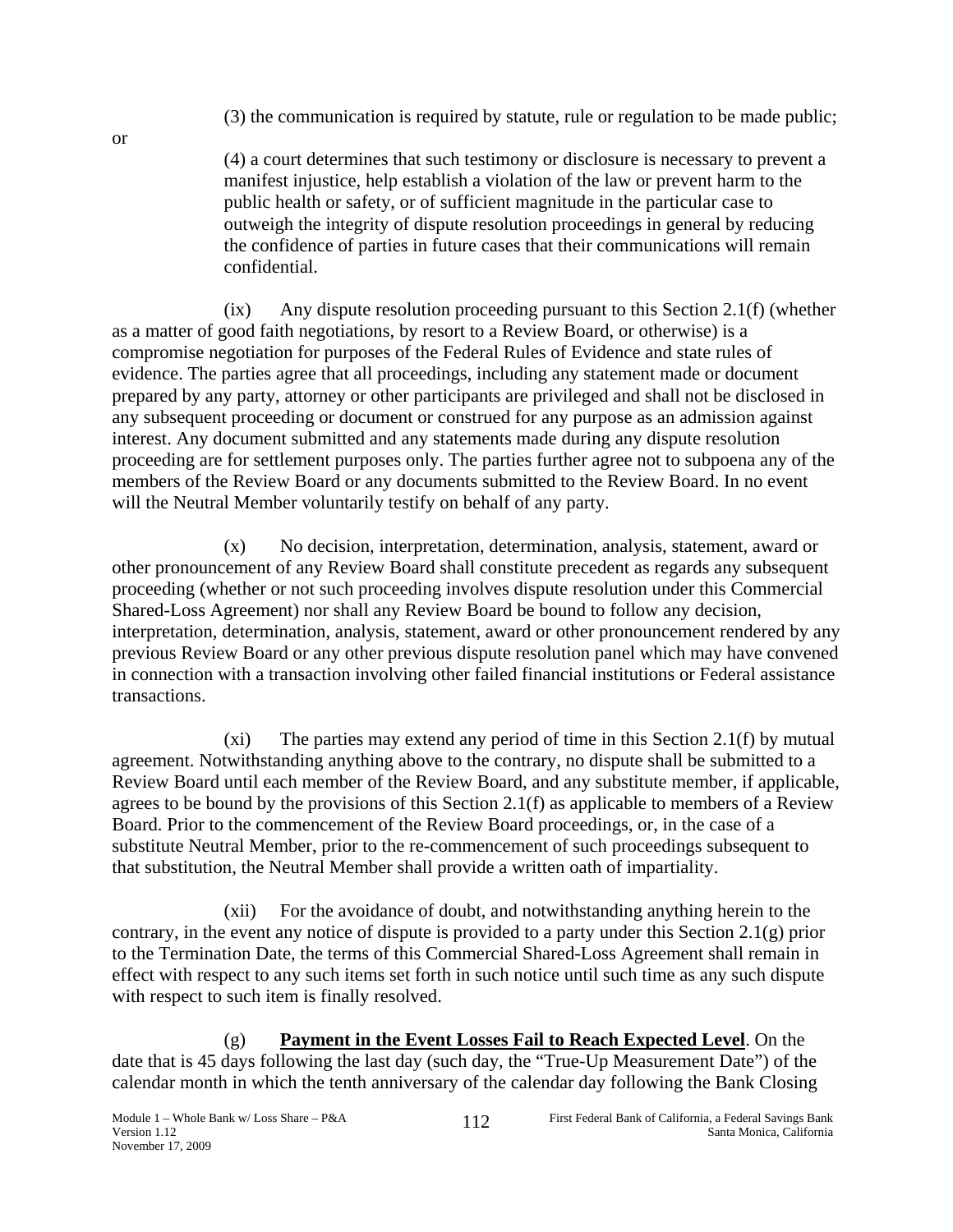(3) the communication is required by statute, rule or regulation to be made public; or

(4) a court determines that such testimony or disclosure is necessary to prevent a manifest injustice, help establish a violation of the law or prevent harm to the public health or safety, or of sufficient magnitude in the particular case to outweigh the integrity of dispute resolution proceedings in general by reducing the confidence of parties in future cases that their communications will remain confidential.

(ix) Any dispute resolution proceeding pursuant to this Section 2.1(f) (whether as a matter of good faith negotiations, by resort to a Review Board, or otherwise) is a compromise negotiation for purposes of the Federal Rules of Evidence and state rules of evidence. The parties agree that all proceedings, including any statement made or document prepared by any party, attorney or other participants are privileged and shall not be disclosed in any subsequent proceeding or document or construed for any purpose as an admission against interest. Any document submitted and any statements made during any dispute resolution proceeding are for settlement purposes only. The parties further agree not to subpoena any of the members of the Review Board or any documents submitted to the Review Board. In no event will the Neutral Member voluntarily testify on behalf of any party.

(x) No decision, interpretation, determination, analysis, statement, award or other pronouncement of any Review Board shall constitute precedent as regards any subsequent proceeding (whether or not such proceeding involves dispute resolution under this Commercial Shared-Loss Agreement) nor shall any Review Board be bound to follow any decision, interpretation, determination, analysis, statement, award or other pronouncement rendered by any previous Review Board or any other previous dispute resolution panel which may have convened in connection with a transaction involving other failed financial institutions or Federal assistance transactions.

(xi) The parties may extend any period of time in this Section 2.1(f) by mutual agreement. Notwithstanding anything above to the contrary, no dispute shall be submitted to a Review Board until each member of the Review Board, and any substitute member, if applicable, agrees to be bound by the provisions of this Section 2.1(f) as applicable to members of a Review Board. Prior to the commencement of the Review Board proceedings, or, in the case of a substitute Neutral Member, prior to the re-commencement of such proceedings subsequent to that substitution, the Neutral Member shall provide a written oath of impartiality.

(xii) For the avoidance of doubt, and notwithstanding anything herein to the contrary, in the event any notice of dispute is provided to a party under this Section 2.1(g) prior to the Termination Date, the terms of this Commercial Shared-Loss Agreement shall remain in effect with respect to any such items set forth in such notice until such time as any such dispute with respect to such item is finally resolved.

(g) **Payment in the Event Losses Fail to Reach Expected Level**. On the date that is 45 days following the last day (such day, the "True-Up Measurement Date") of the calendar month in which the tenth anniversary of the calendar day following the Bank Closing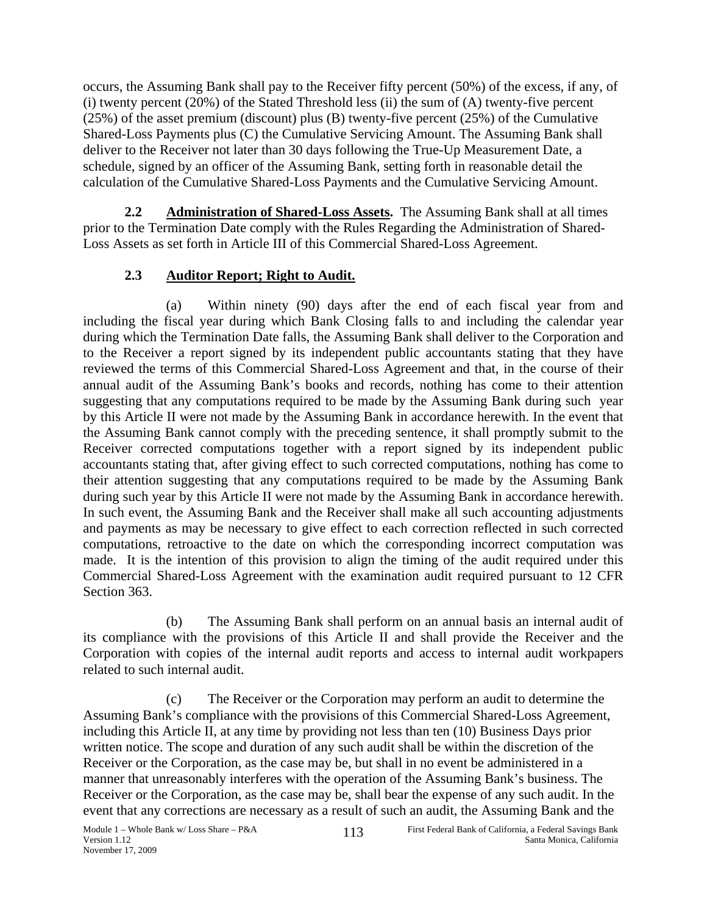occurs, the Assuming Bank shall pay to the Receiver fifty percent (50%) of the excess, if any, of (i) twenty percent (20%) of the Stated Threshold less (ii) the sum of (A) twenty-five percent (25%) of the asset premium (discount) plus (B) twenty-five percent (25%) of the Cumulative Shared-Loss Payments plus (C) the Cumulative Servicing Amount. The Assuming Bank shall deliver to the Receiver not later than 30 days following the True-Up Measurement Date, a schedule, signed by an officer of the Assuming Bank, setting forth in reasonable detail the calculation of the Cumulative Shared-Loss Payments and the Cumulative Servicing Amount.

**2.2 Administration of Shared-Loss Assets.** The Assuming Bank shall at all times prior to the Termination Date comply with the Rules Regarding the Administration of Shared-Loss Assets as set forth in Article III of this Commercial Shared-Loss Agreement.

**2.3 Auditor Report; Right to Audit.**

(a) Within ninety (90) days after the end of each fiscal year from and including the fiscal year during which Bank Closing falls to and including the calendar year during which the Termination Date falls, the Assuming Bank shall deliver to the Corporation and to the Receiver a report signed by its independent public accountants stating that they have reviewed the terms of this Commercial Shared-Loss Agreement and that, in the course of their annual audit of the Assuming Bank's books and records, nothing has come to their attention suggesting that any computations required to be made by the Assuming Bank during such year by this Article II were not made by the Assuming Bank in accordance herewith. In the event that the Assuming Bank cannot comply with the preceding sentence, it shall promptly submit to the Receiver corrected computations together with a report signed by its independent public accountants stating that, after giving effect to such corrected computations, nothing has come to their attention suggesting that any computations required to be made by the Assuming Bank during such year by this Article II were not made by the Assuming Bank in accordance herewith. In such event, the Assuming Bank and the Receiver shall make all such accounting adjustments and payments as may be necessary to give effect to each correction reflected in such corrected computations, retroactive to the date on which the corresponding incorrect computation was made. It is the intention of this provision to align the timing of the audit required under this Commercial Shared-Loss Agreement with the examination audit required pursuant to 12 CFR Section 363.

(b) The Assuming Bank shall perform on an annual basis an internal audit of its compliance with the provisions of this Article II and shall provide the Receiver and the Corporation with copies of the internal audit reports and access to internal audit workpapers related to such internal audit.

(c) The Receiver or the Corporation may perform an audit to determine the Assuming Bank's compliance with the provisions of this Commercial Shared-Loss Agreement, including this Article II, at any time by providing not less than ten (10) Business Days prior written notice. The scope and duration of any such audit shall be within the discretion of the Receiver or the Corporation, as the case may be, but shall in no event be administered in a manner that unreasonably interferes with the operation of the Assuming Bank's business. The Receiver or the Corporation, as the case may be, shall bear the expense of any such audit. In the event that any corrections are necessary as a result of such an audit, the Assuming Bank and the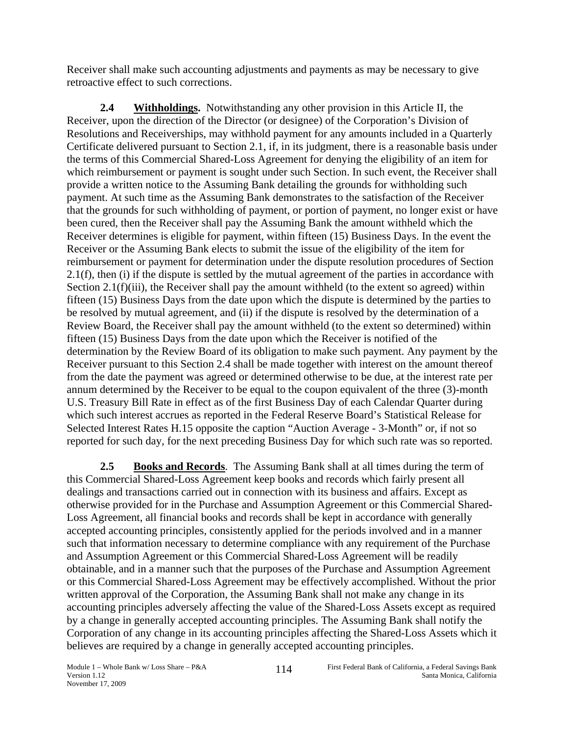Receiver shall make such accounting adjustments and payments as may be necessary to give retroactive effect to such corrections.

**2.4 Withholdings.** Notwithstanding any other provision in this Article II, the Receiver, upon the direction of the Director (or designee) of the Corporation's Division of Resolutions and Receiverships, may withhold payment for any amounts included in a Quarterly Certificate delivered pursuant to Section 2.1, if, in its judgment, there is a reasonable basis under the terms of this Commercial Shared-Loss Agreement for denying the eligibility of an item for which reimbursement or payment is sought under such Section. In such event, the Receiver shall provide a written notice to the Assuming Bank detailing the grounds for withholding such payment. At such time as the Assuming Bank demonstrates to the satisfaction of the Receiver that the grounds for such withholding of payment, or portion of payment, no longer exist or have been cured, then the Receiver shall pay the Assuming Bank the amount withheld which the Receiver determines is eligible for payment, within fifteen (15) Business Days. In the event the Receiver or the Assuming Bank elects to submit the issue of the eligibility of the item for reimbursement or payment for determination under the dispute resolution procedures of Section 2.1(f), then (i) if the dispute is settled by the mutual agreement of the parties in accordance with Section 2.1(f)(iii), the Receiver shall pay the amount withheld (to the extent so agreed) within fifteen (15) Business Days from the date upon which the dispute is determined by the parties to be resolved by mutual agreement, and (ii) if the dispute is resolved by the determination of a Review Board, the Receiver shall pay the amount withheld (to the extent so determined) within fifteen (15) Business Days from the date upon which the Receiver is notified of the determination by the Review Board of its obligation to make such payment. Any payment by the Receiver pursuant to this Section 2.4 shall be made together with interest on the amount thereof from the date the payment was agreed or determined otherwise to be due, at the interest rate per annum determined by the Receiver to be equal to the coupon equivalent of the three (3)-month U.S. Treasury Bill Rate in effect as of the first Business Day of each Calendar Quarter during which such interest accrues as reported in the Federal Reserve Board's Statistical Release for Selected Interest Rates H.15 opposite the caption "Auction Average - 3-Month" or, if not so reported for such day, for the next preceding Business Day for which such rate was so reported.

**2.5 Books and Records**. The Assuming Bank shall at all times during the term of this Commercial Shared-Loss Agreement keep books and records which fairly present all dealings and transactions carried out in connection with its business and affairs. Except as otherwise provided for in the Purchase and Assumption Agreement or this Commercial Shared-Loss Agreement, all financial books and records shall be kept in accordance with generally accepted accounting principles, consistently applied for the periods involved and in a manner such that information necessary to determine compliance with any requirement of the Purchase and Assumption Agreement or this Commercial Shared-Loss Agreement will be readily obtainable, and in a manner such that the purposes of the Purchase and Assumption Agreement or this Commercial Shared-Loss Agreement may be effectively accomplished. Without the prior written approval of the Corporation, the Assuming Bank shall not make any change in its accounting principles adversely affecting the value of the Shared-Loss Assets except as required by a change in generally accepted accounting principles. The Assuming Bank shall notify the Corporation of any change in its accounting principles affecting the Shared-Loss Assets which it believes are required by a change in generally accepted accounting principles.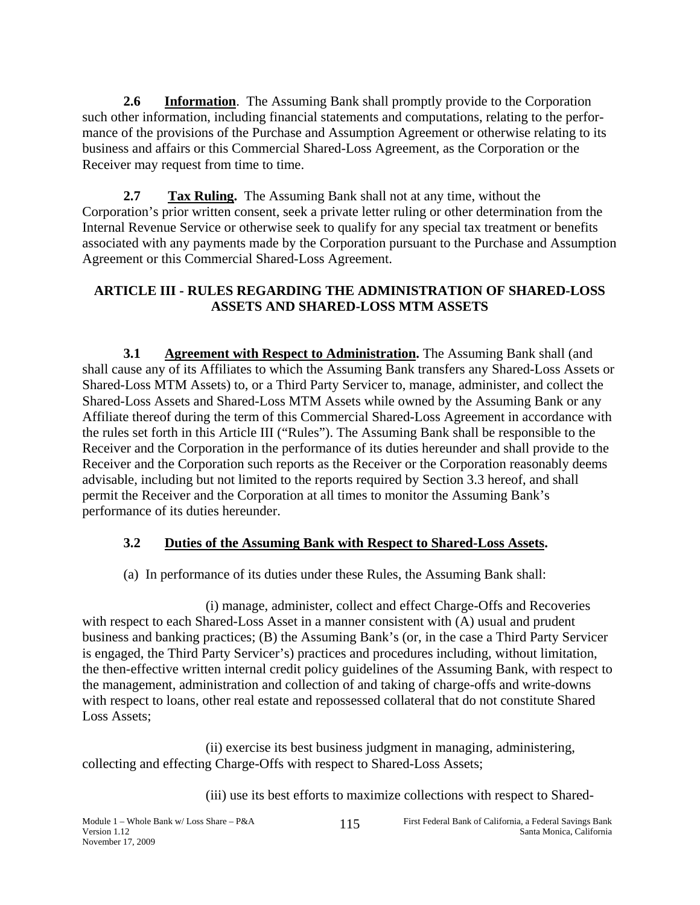**2.6 Information**. The Assuming Bank shall promptly provide to the Corporation such other information, including financial statements and computations, relating to the performance of the provisions of the Purchase and Assumption Agreement or otherwise relating to its business and affairs or this Commercial Shared-Loss Agreement, as the Corporation or the Receiver may request from time to time.

**2.7 Tax Ruling.** The Assuming Bank shall not at any time, without the Corporation's prior written consent, seek a private letter ruling or other determination from the Internal Revenue Service or otherwise seek to qualify for any special tax treatment or benefits associated with any payments made by the Corporation pursuant to the Purchase and Assumption Agreement or this Commercial Shared-Loss Agreement.

## ARTICLE III - RULES REGARDING THE ADMINISTRATION OF SHARED-LOSS ASSETS AND SHARED-LOSS MTM ASSETS

**3.1 Agreement with Respect to Administration.** The Assuming Bank shall (and shall cause any of its Affiliates to which the Assuming Bank transfers any Shared-Loss Assets or Shared-Loss MTM Assets) to, or a Third Party Servicer to, manage, administer, and collect the Shared-Loss Assets and Shared-Loss MTM Assets while owned by the Assuming Bank or any Affiliate thereof during the term of this Commercial Shared-Loss Agreement in accordance with the rules set forth in this Article III ("Rules"). The Assuming Bank shall be responsible to the Receiver and the Corporation in the performance of its duties hereunder and shall provide to the Receiver and the Corporation such reports as the Receiver or the Corporation reasonably deems advisable, including but not limited to the reports required by Section 3.3 hereof, and shall permit the Receiver and the Corporation at all times to monitor the Assuming Bank's performance of its duties hereunder.

**3.2 Duties of the Assuming Bank with Respect to Shared-Loss Assets.**

(a) In performance of its duties under these Rules, the Assuming Bank shall:

(i) manage, administer, collect and effect Charge-Offs and Recoveries with respect to each Shared-Loss Asset in a manner consistent with (A) usual and prudent business and banking practices; (B) the Assuming Bank's (or, in the case a Third Party Servicer is engaged, the Third Party Servicer's) practices and procedures including, without limitation, the then-effective written internal credit policy guidelines of the Assuming Bank, with respect to the management, administration and collection of and taking of charge-offs and write-downs with respect to loans, other real estate and repossessed collateral that do not constitute Shared Loss Assets;

(ii) exercise its best business judgment in managing, administering, collecting and effecting Charge-Offs with respect to Shared-Loss Assets;

(iii) use its best efforts to maximize collections with respect to Shared-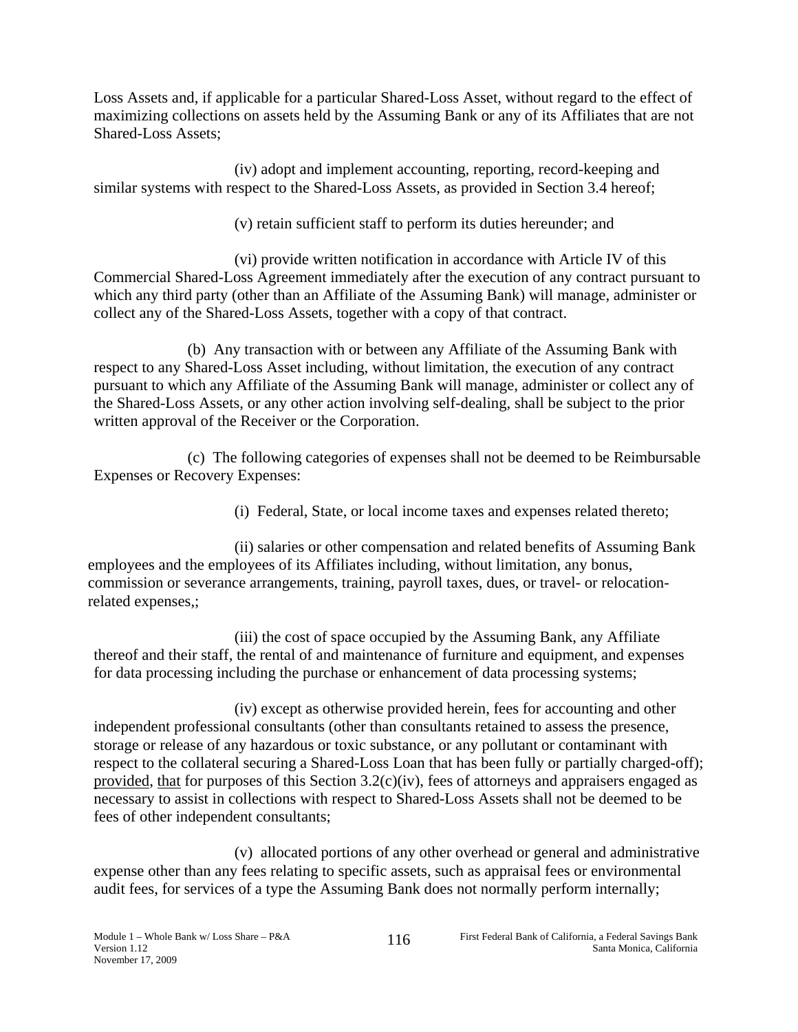Loss Assets and, if applicable for a particular Shared-Loss Asset, without regard to the effect of maximizing collections on assets held by the Assuming Bank or any of its Affiliates that are not Shared-Loss Assets;

(iv) adopt and implement accounting, reporting, record-keeping and similar systems with respect to the Shared-Loss Assets, as provided in Section 3.4 hereof;

(v) retain sufficient staff to perform its duties hereunder; and

(vi) provide written notification in accordance with Article IV of this Commercial Shared-Loss Agreement immediately after the execution of any contract pursuant to which any third party (other than an Affiliate of the Assuming Bank) will manage, administer or collect any of the Shared-Loss Assets, together with a copy of that contract.

(b) Any transaction with or between any Affiliate of the Assuming Bank with respect to any Shared-Loss Asset including, without limitation, the execution of any contract pursuant to which any Affiliate of the Assuming Bank will manage, administer or collect any of the Shared-Loss Assets, or any other action involving self-dealing, shall be subject to the prior written approval of the Receiver or the Corporation.

(c) The following categories of expenses shall not be deemed to be Reimbursable Expenses or Recovery Expenses:

(i) Federal, State, or local income taxes and expenses related thereto;

(ii) salaries or other compensation and related benefits of Assuming Bank employees and the employees of its Affiliates including, without limitation, any bonus, commission or severance arrangements, training, payroll taxes, dues, or travel- or relocation-related expenses,;

(iii) the cost of space occupied by the Assuming Bank, any Affiliate thereof and their staff, the rental of and maintenance of furniture and equipment, and expenses for data processing including the purchase or enhancement of data processing systems;

(iv) except as otherwise provided herein, fees for accounting and other independent professional consultants (other than consultants retained to assess the presence, storage or release of any hazardous or toxic substance, or any pollutant or contaminant with respect to the collateral securing a Shared-Loss Loan that has been fully or partially charged-off); provided, that for purposes of this Section 3.2(c)(iv), fees of attorneys and appraisers engaged as necessary to assist in collections with respect to Shared-Loss Assets shall not be deemed to be fees of other independent consultants;

(v) allocated portions of any other overhead or general and administrative expense other than any fees relating to specific assets, such as appraisal fees or environmental audit fees, for services of a type the Assuming Bank does not normally perform internally;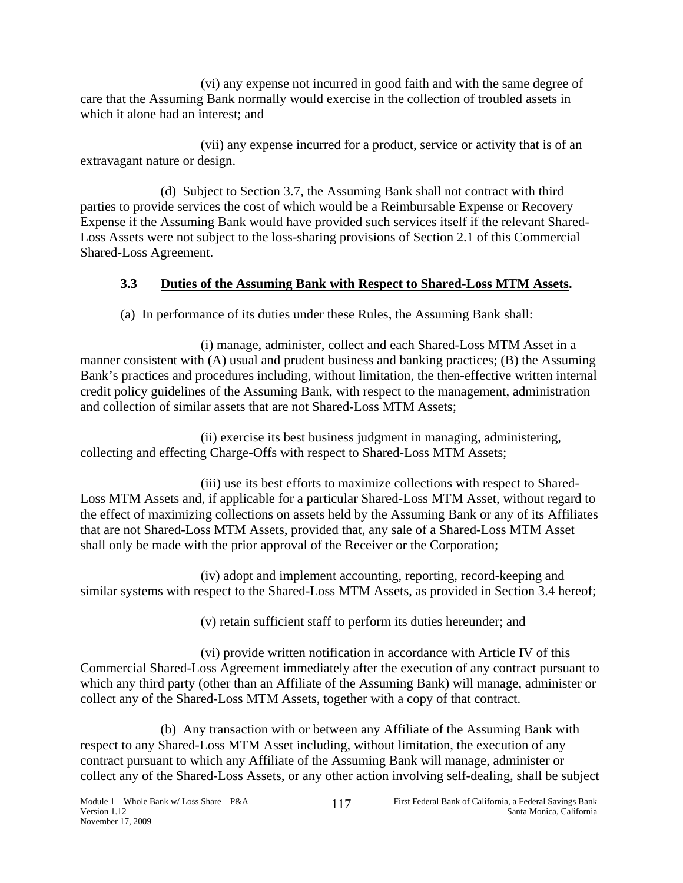(vi) any expense not incurred in good faith and with the same degree of care that the Assuming Bank normally would exercise in the collection of troubled assets in which it alone had an interest; and

(vii) any expense incurred for a product, service or activity that is of an extravagant nature or design.

(d) Subject to Section 3.7, the Assuming Bank shall not contract with third parties to provide services the cost of which would be a Reimbursable Expense or Recovery Expense if the Assuming Bank would have provided such services itself if the relevant Shared-Loss Assets were not subject to the loss-sharing provisions of Section 2.1 of this Commercial Shared-Loss Agreement.

### 3.3 **Duties of the Assuming Bank with Respect to Shared-Loss MTM Assets.**

(a) In performance of its duties under these Rules, the Assuming Bank shall:

(i) manage, administer, collect and each Shared-Loss MTM Asset in a manner consistent with (A) usual and prudent business and banking practices; (B) the Assuming Bank's practices and procedures including, without limitation, the then-effective written internal credit policy guidelines of the Assuming Bank, with respect to the management, administration and collection of similar assets that are not Shared-Loss MTM Assets;

(ii) exercise its best business judgment in managing, administering, collecting and effecting Charge-Offs with respect to Shared-Loss MTM Assets;

(iii) use its best efforts to maximize collections with respect to Shared-Loss MTM Assets and, if applicable for a particular Shared-Loss MTM Asset, without regard to the effect of maximizing collections on assets held by the Assuming Bank or any of its Affiliates that are not Shared-Loss MTM Assets, provided that, any sale of a Shared-Loss MTM Asset shall only be made with the prior approval of the Receiver or the Corporation;

(iv) adopt and implement accounting, reporting, record-keeping and similar systems with respect to the Shared-Loss MTM Assets, as provided in Section 3.4 hereof;

(v) retain sufficient staff to perform its duties hereunder; and

(vi) provide written notification in accordance with Article IV of this Commercial Shared-Loss Agreement immediately after the execution of any contract pursuant to which any third party (other than an Affiliate of the Assuming Bank) will manage, administer or collect any of the Shared-Loss MTM Assets, together with a copy of that contract.

(b) Any transaction with or between any Affiliate of the Assuming Bank with respect to any Shared-Loss MTM Asset including, without limitation, the execution of any contract pursuant to which any Affiliate of the Assuming Bank will manage, administer or collect any of the Shared-Loss Assets, or any other action involving self-dealing, shall be subject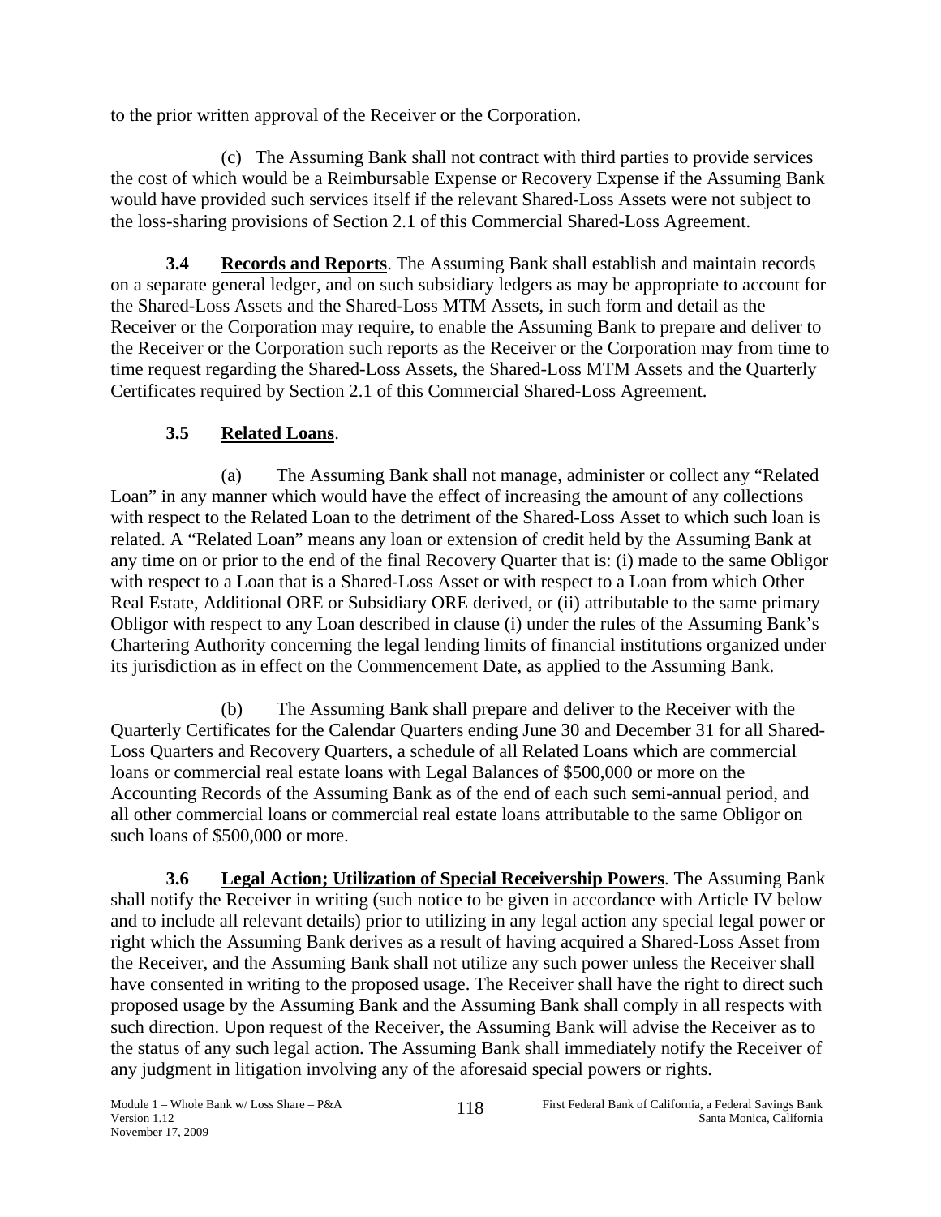to the prior written approval of the Receiver or the Corporation.

(c) The Assuming Bank shall not contract with third parties to provide services the cost of which would be a Reimbursable Expense or Recovery Expense if the Assuming Bank would have provided such services itself if the relevant Shared-Loss Assets were not subject to the loss-sharing provisions of Section 2.1 of this Commercial Shared-Loss Agreement.

**3.4 Records and Reports**. The Assuming Bank shall establish and maintain records on a separate general ledger, and on such subsidiary ledgers as may be appropriate to account for the Shared-Loss Assets and the Shared-Loss MTM Assets, in such form and detail as the Receiver or the Corporation may require, to enable the Assuming Bank to prepare and deliver to the Receiver or the Corporation such reports as the Receiver or the Corporation may from time to time request regarding the Shared-Loss Assets, the Shared-Loss MTM Assets and the Quarterly Certificates required by Section 2.1 of this Commercial Shared-Loss Agreement.

## 3.5 Related Loans.

(a) The Assuming Bank shall not manage, administer or collect any "Related Loan" in any manner which would have the effect of increasing the amount of any collections with respect to the Related Loan to the detriment of the Shared-Loss Asset to which such loan is related. A "Related Loan" means any loan or extension of credit held by the Assuming Bank at any time on or prior to the end of the final Recovery Quarter that is: (i) made to the same Obligor with respect to a Loan that is a Shared-Loss Asset or with respect to a Loan from which Other Real Estate, Additional ORE or Subsidiary ORE derived, or (ii) attributable to the same primary Obligor with respect to any Loan described in clause (i) under the rules of the Assuming Bank's Chartering Authority concerning the legal lending limits of financial institutions organized under its jurisdiction as in effect on the Commencement Date, as applied to the Assuming Bank.

(b) The Assuming Bank shall prepare and deliver to the Receiver with the Quarterly Certificates for the Calendar Quarters ending June 30 and December 31 for all Shared-Loss Quarters and Recovery Quarters, a schedule of all Related Loans which are commercial loans or commercial real estate loans with Legal Balances of $500,000 or more on the Accounting Records of the Assuming Bank as of the end of each such semi-annual period, and all other commercial loans or commercial real estate loans attributable to the same Obligor on such loans of $500,000 or more.

**3.6 Legal Action; Utilization of Special Receivership Powers**. The Assuming Bank shall notify the Receiver in writing (such notice to be given in accordance with Article IV below and to include all relevant details) prior to utilizing in any legal action any special legal power or right which the Assuming Bank derives as a result of having acquired a Shared-Loss Asset from the Receiver, and the Assuming Bank shall not utilize any such power unless the Receiver shall have consented in writing to the proposed usage. The Receiver shall have the right to direct such proposed usage by the Assuming Bank and the Assuming Bank shall comply in all respects with such direction. Upon request of the Receiver, the Assuming Bank will advise the Receiver as to the status of any such legal action. The Assuming Bank shall immediately notify the Receiver of any judgment in litigation involving any of the aforesaid special powers or rights.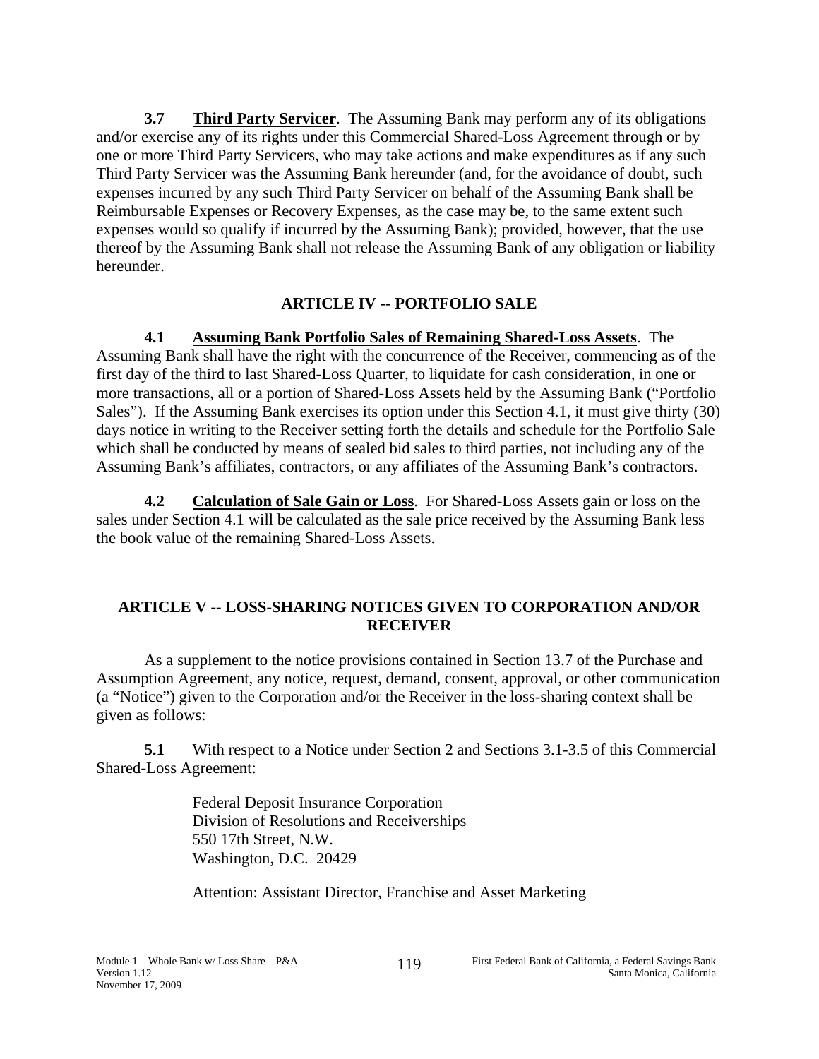**3.7 <u>Third Party Servicer</u>**. The Assuming Bank may perform any of its obligations and/or exercise any of its rights under this Commercial Shared-Loss Agreement through or by one or more Third Party Servicers, who may take actions and make expenditures as if any such Third Party Servicer was the Assuming Bank hereunder (and, for the avoidance of doubt, such expenses incurred by any such Third Party Servicer on behalf of the Assuming Bank shall be Reimbursable Expenses or Recovery Expenses, as the case may be, to the same extent such expenses would so qualify if incurred by the Assuming Bank); provided, however, that the use thereof by the Assuming Bank shall not release the Assuming Bank of any obligation or liability hereunder.

## ARTICLE IV -- PORTFOLIO SALE

**4.1 <u>Assuming Bank Portfolio Sales of Remaining Shared-Loss Assets</u>**. The Assuming Bank shall have the right with the concurrence of the Receiver, commencing as of the first day of the third to last Shared-Loss Quarter, to liquidate for cash consideration, in one or more transactions, all or a portion of Shared-Loss Assets held by the Assuming Bank ("Portfolio Sales"). If the Assuming Bank exercises its option under this Section 4.1, it must give thirty (30) days notice in writing to the Receiver setting forth the details and schedule for the Portfolio Sale which shall be conducted by means of sealed bid sales to third parties, not including any of the Assuming Bank's affiliates, contractors, or any affiliates of the Assuming Bank's contractors.

**4.2 <u>Calculation of Sale Gain or Loss</u>**. For Shared-Loss Assets gain or loss on the sales under Section 4.1 will be calculated as the sale price received by the Assuming Bank less the book value of the remaining Shared-Loss Assets.

## ARTICLE V -- LOSS-SHARING NOTICES GIVEN TO CORPORATION AND/OR RECEIVER

As a supplement to the notice provisions contained in Section 13.7 of the Purchase and Assumption Agreement, any notice, request, demand, consent, approval, or other communication (a "Notice") given to the Corporation and/or the Receiver in the loss-sharing context shall be given as follows:

**5.1** With respect to a Notice under Section 2 and Sections 3.1-3.5 of this Commercial Shared-Loss Agreement:

Federal Deposit Insurance Corporation
Division of Resolutions and Receiverships
550 17th Street, N.W.
Washington, D.C. 20429

Attention: Assistant Director, Franchise and Asset Marketing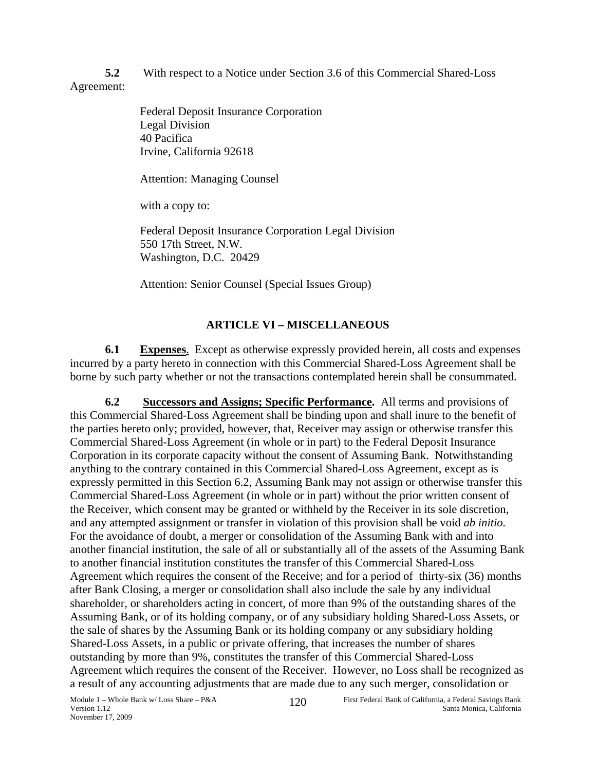**5.2** With respect to a Notice under Section 3.6 of this Commercial Shared-Loss Agreement:

Federal Deposit Insurance Corporation
Legal Division
40 Pacifica
Irvine, California 92618

Attention: Managing Counsel

with a copy to:

Federal Deposit Insurance Corporation Legal Division
550 17th Street, N.W.
Washington, D.C. 20429

Attention: Senior Counsel (Special Issues Group)

## ARTICLE VI – MISCELLANEOUS

**6.1 Expenses**. Except as otherwise expressly provided herein, all costs and expenses incurred by a party hereto in connection with this Commercial Shared-Loss Agreement shall be borne by such party whether or not the transactions contemplated herein shall be consummated.

**6.2 Successors and Assigns; Specific Performance.** All terms and provisions of this Commercial Shared-Loss Agreement shall be binding upon and shall inure to the benefit of the parties hereto only; provided, however, that, Receiver may assign or otherwise transfer this Commercial Shared-Loss Agreement (in whole or in part) to the Federal Deposit Insurance Corporation in its corporate capacity without the consent of Assuming Bank. Notwithstanding anything to the contrary contained in this Commercial Shared-Loss Agreement, except as is expressly permitted in this Section 6.2, Assuming Bank may not assign or otherwise transfer this Commercial Shared-Loss Agreement (in whole or in part) without the prior written consent of the Receiver, which consent may be granted or withheld by the Receiver in its sole discretion, and any attempted assignment or transfer in violation of this provision shall be void *ab initio.* For the avoidance of doubt, a merger or consolidation of the Assuming Bank with and into another financial institution, the sale of all or substantially all of the assets of the Assuming Bank to another financial institution constitutes the transfer of this Commercial Shared-Loss Agreement which requires the consent of the Receive; and for a period of thirty-six (36) months after Bank Closing, a merger or consolidation shall also include the sale by any individual shareholder, or shareholders acting in concert, of more than 9% of the outstanding shares of the Assuming Bank, or of its holding company, or of any subsidiary holding Shared-Loss Assets, or the sale of shares by the Assuming Bank or its holding company or any subsidiary holding Shared-Loss Assets, in a public or private offering, that increases the number of shares outstanding by more than 9%, constitutes the transfer of this Commercial Shared-Loss Agreement which requires the consent of the Receiver. However, no Loss shall be recognized as a result of any accounting adjustments that are made due to any such merger, consolidation or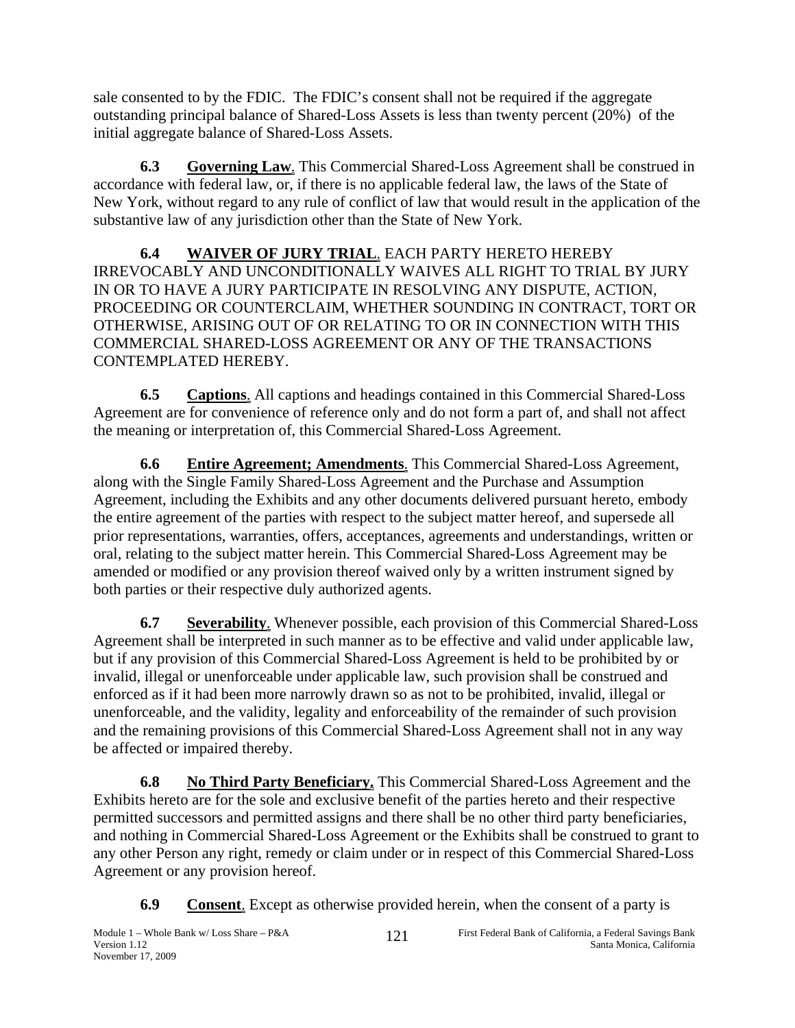sale consented to by the FDIC. The FDIC's consent shall not be required if the aggregate outstanding principal balance of Shared-Loss Assets is less than twenty percent (20%) of the initial aggregate balance of Shared-Loss Assets.

**6.3 Governing Law**. This Commercial Shared-Loss Agreement shall be construed in accordance with federal law, or, if there is no applicable federal law, the laws of the State of New York, without regard to any rule of conflict of law that would result in the application of the substantive law of any jurisdiction other than the State of New York.

**6.4 WAIVER OF JURY TRIAL**. EACH PARTY HERETO HEREBY IRREVOCABLY AND UNCONDITIONALLY WAIVES ALL RIGHT TO TRIAL BY JURY IN OR TO HAVE A JURY PARTICIPATE IN RESOLVING ANY DISPUTE, ACTION, PROCEEDING OR COUNTERCLAIM, WHETHER SOUNDING IN CONTRACT, TORT OR OTHERWISE, ARISING OUT OF OR RELATING TO OR IN CONNECTION WITH THIS COMMERCIAL SHARED-LOSS AGREEMENT OR ANY OF THE TRANSACTIONS CONTEMPLATED HEREBY.

**6.5 Captions**. All captions and headings contained in this Commercial Shared-Loss Agreement are for convenience of reference only and do not form a part of, and shall not affect the meaning or interpretation of, this Commercial Shared-Loss Agreement.

**6.6 Entire Agreement; Amendments**. This Commercial Shared-Loss Agreement, along with the Single Family Shared-Loss Agreement and the Purchase and Assumption Agreement, including the Exhibits and any other documents delivered pursuant hereto, embody the entire agreement of the parties with respect to the subject matter hereof, and supersede all prior representations, warranties, offers, acceptances, agreements and understandings, written or oral, relating to the subject matter herein. This Commercial Shared-Loss Agreement may be amended or modified or any provision thereof waived only by a written instrument signed by both parties or their respective duly authorized agents.

**6.7 Severability**. Whenever possible, each provision of this Commercial Shared-Loss Agreement shall be interpreted in such manner as to be effective and valid under applicable law, but if any provision of this Commercial Shared-Loss Agreement is held to be prohibited by or invalid, illegal or unenforceable under applicable law, such provision shall be construed and enforced as if it had been more narrowly drawn so as not to be prohibited, invalid, illegal or unenforceable, and the validity, legality and enforceability of the remainder of such provision and the remaining provisions of this Commercial Shared-Loss Agreement shall not in any way be affected or impaired thereby.

**6.8 No Third Party Beneficiary.** This Commercial Shared-Loss Agreement and the Exhibits hereto are for the sole and exclusive benefit of the parties hereto and their respective permitted successors and permitted assigns and there shall be no other third party beneficiaries, and nothing in Commercial Shared-Loss Agreement or the Exhibits shall be construed to grant to any other Person any right, remedy or claim under or in respect of this Commercial Shared-Loss Agreement or any provision hereof.

**6.9 Consent**. Except as otherwise provided herein, when the consent of a party is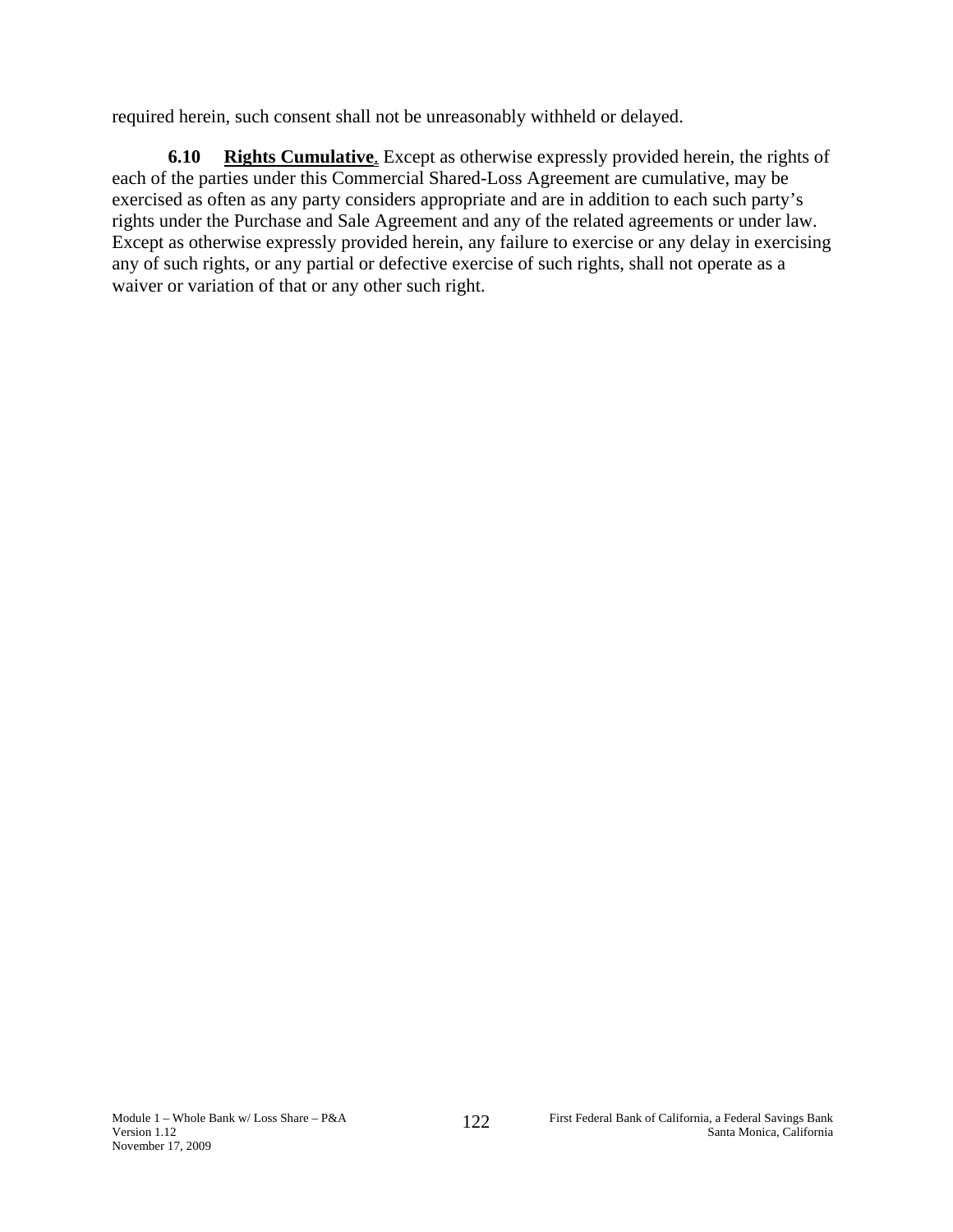required herein, such consent shall not be unreasonably withheld or delayed.

**6.10 Rights Cumulative**. Except as otherwise expressly provided herein, the rights of each of the parties under this Commercial Shared-Loss Agreement are cumulative, may be exercised as often as any party considers appropriate and are in addition to each such party's rights under the Purchase and Sale Agreement and any of the related agreements or under law. Except as otherwise expressly provided herein, any failure to exercise or any delay in exercising any of such rights, or any partial or defective exercise of such rights, shall not operate as a waiver or variation of that or any other such right.